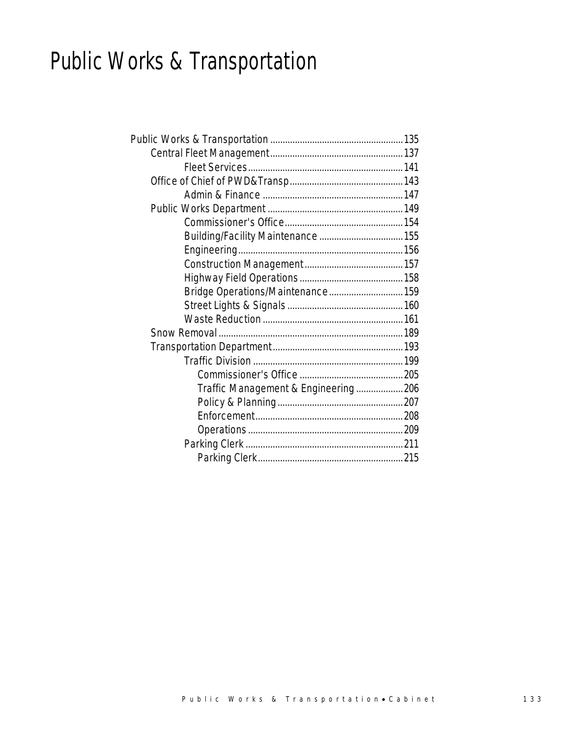# Public Works & Transportation

- Public Works & Transportation ..... 135
  - Central Fleet Management ..... 137
    - Fleet Services ..... 141
  - Office of Chief of PWD&Transp ..... 143
    - Admin & Finance ..... 147
  - Public Works Department ..... 149
    - Commissioner's Office ..... 154
    - Building/Facility Maintenance ..... 155
    - Engineering ..... 156
    - Construction Management ..... 157
    - Highway Field Operations ..... 158
    - Bridge Operations/Maintenance ..... 159
    - Street Lights & Signals ..... 160
    - Waste Reduction ..... 161
  - Snow Removal ..... 189
  - Transportation Department ..... 193
    - Traffic Division ..... 199
      - Commissioner's Office ..... 205
      - Traffic Management & Engineering ..... 206
      - Policy & Planning ..... 207
      - Enforcement ..... 208
      - Operations ..... 209
    - Parking Clerk ..... 211
      - Parking Clerk ..... 215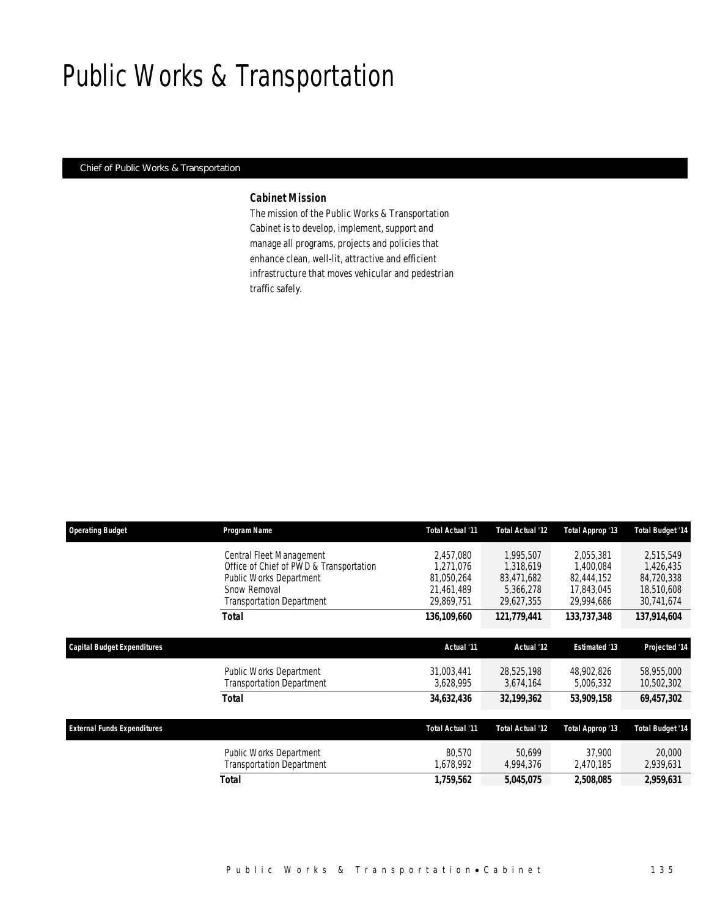# Public Works & Transportation

Chief of Public Works & Transportation

### *Cabinet Mission*

*The mission of the Public Works & Transportation Cabinet is to develop, implement, support and manage all programs, projects and policies that enhance clean, well-lit, attractive and efficient infrastructure that moves vehicular and pedestrian traffic safely.*

| Operating Budget | Program Name | Total Actual '11 | Total Actual '12 | Total Approp '13 | Total Budget '14 |
|---|---|---|---|---|---|
| | Central Fleet Management | 2,457,080 | 1,995,507 | 2,055,381 | 2,515,549 |
| | Office of Chief of PWD & Transportation | 1,271,076 | 1,318,619 | 1,400,084 | 1,426,435 |
| | Public Works Department | 81,050,264 | 83,471,682 | 82,444,152 | 84,720,338 |
| | Snow Removal | 21,461,489 | 5,366,278 | 17,843,045 | 18,510,608 |
| | Transportation Department | 29,869,751 | 29,627,355 | 29,994,686 | 30,741,674 |
| | **Total** | **136,109,660** | **121,779,441** | **133,737,348** | **137,914,604** |

| Capital Budget Expenditures | | Actual '11 | Actual '12 | Estimated '13 | Projected '14 |
|---|---|---|---|---|---|
| | Public Works Department | 31,003,441 | 28,525,198 | 48,902,826 | 58,955,000 |
| | Transportation Department | 3,628,995 | 3,674,164 | 5,006,332 | 10,502,302 |
| | **Total** | **34,632,436** | **32,199,362** | **53,909,158** | **69,457,302** |

| External Funds Expenditures | | Total Actual '11 | Total Actual '12 | Total Approp '13 | Total Budget '14 |
|---|---|---|---|---|---|
| | Public Works Department | 80,570 | 50,699 | 37,900 | 20,000 |
| | Transportation Department | 1,678,992 | 4,994,376 | 2,470,185 | 2,939,631 |
| | **Total** | **1,759,562** | **5,045,075** | **2,508,085** | **2,959,631** |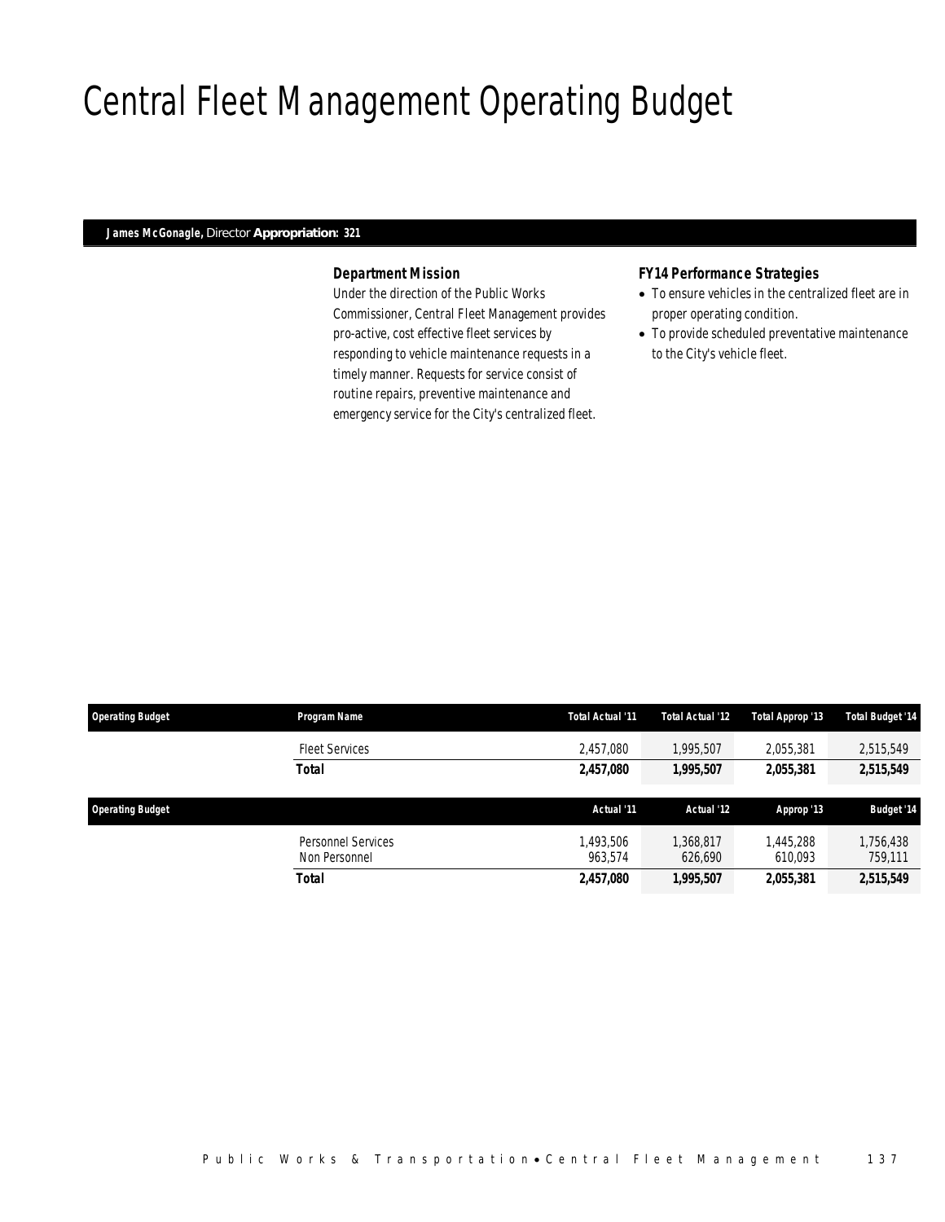# Central Fleet Management Operating Budget

**James McGonagle,** Director **Appropriation: 321**

### Department Mission

Under the direction of the Public Works Commissioner, Central Fleet Management provides pro-active, cost effective fleet services by responding to vehicle maintenance requests in a timely manner. Requests for service consist of routine repairs, preventive maintenance and emergency service for the City's centralized fleet.

### FY14 Performance Strategies

- To ensure vehicles in the centralized fleet are in proper operating condition.
- To provide scheduled preventative maintenance to the City's vehicle fleet.

| Operating Budget | Program Name | Total Actual '11 | Total Actual '12 | Total Approp '13 | Total Budget '14 |
|---|---|---|---|---|---|
| | Fleet Services | 2,457,080 | 1,995,507 | 2,055,381 | 2,515,549 |
| | **Total** | **2,457,080** | **1,995,507** | **2,055,381** | **2,515,549** |

| Operating Budget | | Actual '11 | Actual '12 | Approp '13 | Budget '14 |
|---|---|---|---|---|---|
| | Personnel Services | 1,493,506 | 1,368,817 | 1,445,288 | 1,756,438 |
| | Non Personnel | 963,574 | 626,690 | 610,093 | 759,111 |
| | **Total** | **2,457,080** | **1,995,507** | **2,055,381** | **2,515,549** |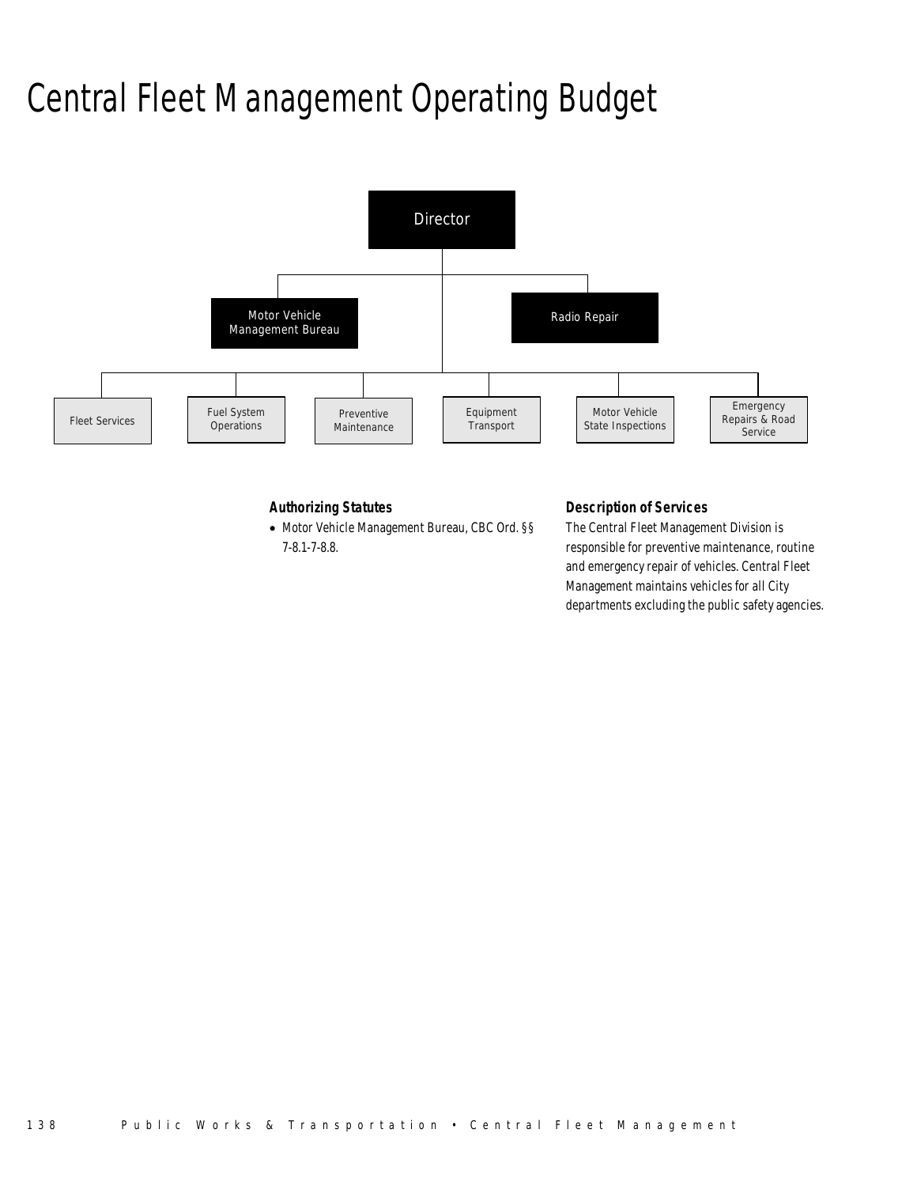# Central Fleet Management Operating Budget

Director

- Motor Vehicle Management Bureau
- Radio Repair
- Fleet Services
- Fuel System Operations
- Preventive Maintenance
- Equipment Transport
- Motor Vehicle State Inspections
- Emergency Repairs & Road Service

### Authorizing Statutes

- Motor Vehicle Management Bureau, CBC Ord. §§ 7-8.1-7-8.8.

### Description of Services

The Central Fleet Management Division is responsible for preventive maintenance, routine and emergency repair of vehicles. Central Fleet Management maintains vehicles for all City departments excluding the public safety agencies.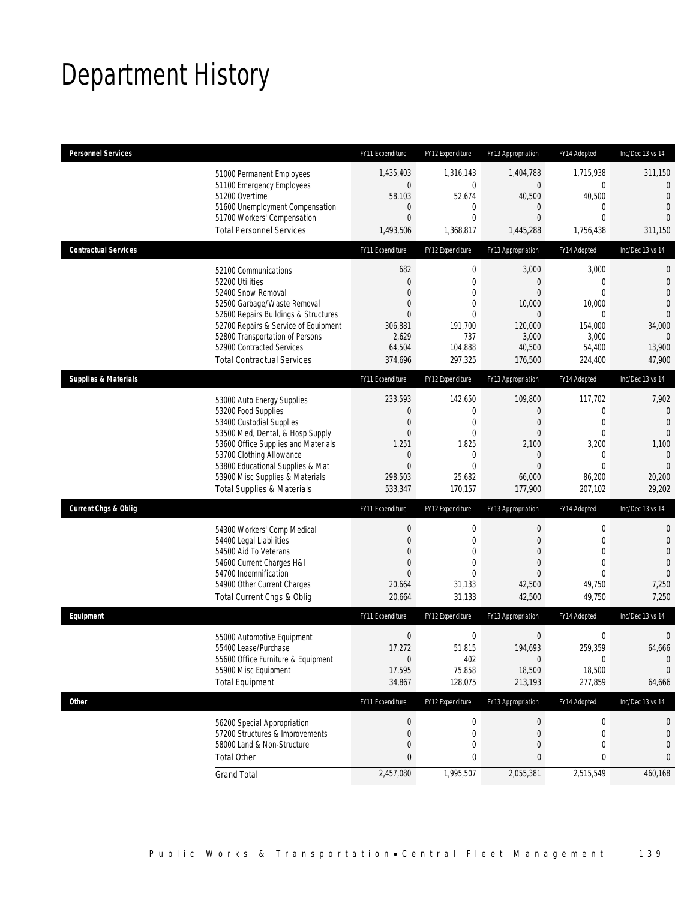# Department History

| Personnel Services | FY11 Expenditure | FY12 Expenditure | FY13 Appropriation | FY14 Adopted | Inc/Dec 13 vs 14 |
|---|---|---|---|---|---|
| 51000 Permanent Employees | 1,435,403 | 1,316,143 | 1,404,788 | 1,715,938 | 311,150 |
| 51100 Emergency Employees | 0 | 0 | 0 | 0 | 0 |
| 51200 Overtime | 58,103 | 52,674 | 40,500 | 40,500 | 0 |
| 51600 Unemployment Compensation | 0 | 0 | 0 | 0 | 0 |
| 51700 Workers' Compensation | 0 | 0 | 0 | 0 | 0 |
| Total Personnel Services | 1,493,506 | 1,368,817 | 1,445,288 | 1,756,438 | 311,150 |
| **Contractual Services** | FY11 Expenditure | FY12 Expenditure | FY13 Appropriation | FY14 Adopted | Inc/Dec 13 vs 14 |
| 52100 Communications | 682 | 0 | 3,000 | 3,000 | 0 |
| 52200 Utilities | 0 | 0 | 0 | 0 | 0 |
| 52400 Snow Removal | 0 | 0 | 0 | 0 | 0 |
| 52500 Garbage/Waste Removal | 0 | 0 | 10,000 | 10,000 | 0 |
| 52600 Repairs Buildings & Structures | 0 | 0 | 0 | 0 | 0 |
| 52700 Repairs & Service of Equipment | 306,881 | 191,700 | 120,000 | 154,000 | 34,000 |
| 52800 Transportation of Persons | 2,629 | 737 | 3,000 | 3,000 | 0 |
| 52900 Contracted Services | 64,504 | 104,888 | 40,500 | 54,400 | 13,900 |
| Total Contractual Services | 374,696 | 297,325 | 176,500 | 224,400 | 47,900 |
| **Supplies & Materials** | FY11 Expenditure | FY12 Expenditure | FY13 Appropriation | FY14 Adopted | Inc/Dec 13 vs 14 |
| 53000 Auto Energy Supplies | 233,593 | 142,650 | 109,800 | 117,702 | 7,902 |
| 53200 Food Supplies | 0 | 0 | 0 | 0 | 0 |
| 53400 Custodial Supplies | 0 | 0 | 0 | 0 | 0 |
| 53500 Med, Dental, & Hosp Supply | 0 | 0 | 0 | 0 | 0 |
| 53600 Office Supplies and Materials | 1,251 | 1,825 | 2,100 | 3,200 | 1,100 |
| 53700 Clothing Allowance | 0 | 0 | 0 | 0 | 0 |
| 53800 Educational Supplies & Mat | 0 | 0 | 0 | 0 | 0 |
| 53900 Misc Supplies & Materials | 298,503 | 25,682 | 66,000 | 86,200 | 20,200 |
| Total Supplies & Materials | 533,347 | 170,157 | 177,900 | 207,102 | 29,202 |
| **Current Chgs & Oblig** | FY11 Expenditure | FY12 Expenditure | FY13 Appropriation | FY14 Adopted | Inc/Dec 13 vs 14 |
| 54300 Workers' Comp Medical | 0 | 0 | 0 | 0 | 0 |
| 54400 Legal Liabilities | 0 | 0 | 0 | 0 | 0 |
| 54500 Aid To Veterans | 0 | 0 | 0 | 0 | 0 |
| 54600 Current Charges H&I | 0 | 0 | 0 | 0 | 0 |
| 54700 Indemnification | 0 | 0 | 0 | 0 | 0 |
| 54900 Other Current Charges | 20,664 | 31,133 | 42,500 | 49,750 | 7,250 |
| Total Current Chgs & Oblig | 20,664 | 31,133 | 42,500 | 49,750 | 7,250 |
| **Equipment** | FY11 Expenditure | FY12 Expenditure | FY13 Appropriation | FY14 Adopted | Inc/Dec 13 vs 14 |
| 55000 Automotive Equipment | 0 | 0 | 0 | 0 | 0 |
| 55400 Lease/Purchase | 17,272 | 51,815 | 194,693 | 259,359 | 64,666 |
| 55600 Office Furniture & Equipment | 0 | 402 | 0 | 0 | 0 |
| 55900 Misc Equipment | 17,595 | 75,858 | 18,500 | 18,500 | 0 |
| Total Equipment | 34,867 | 128,075 | 213,193 | 277,859 | 64,666 |
| **Other** | FY11 Expenditure | FY12 Expenditure | FY13 Appropriation | FY14 Adopted | Inc/Dec 13 vs 14 |
| 56200 Special Appropriation | 0 | 0 | 0 | 0 | 0 |
| 57200 Structures & Improvements | 0 | 0 | 0 | 0 | 0 |
| 58000 Land & Non-Structure | 0 | 0 | 0 | 0 | 0 |
| Total Other | 0 | 0 | 0 | 0 | 0 |
| Grand Total | 2,457,080 | 1,995,507 | 2,055,381 | 2,515,549 | 460,168 |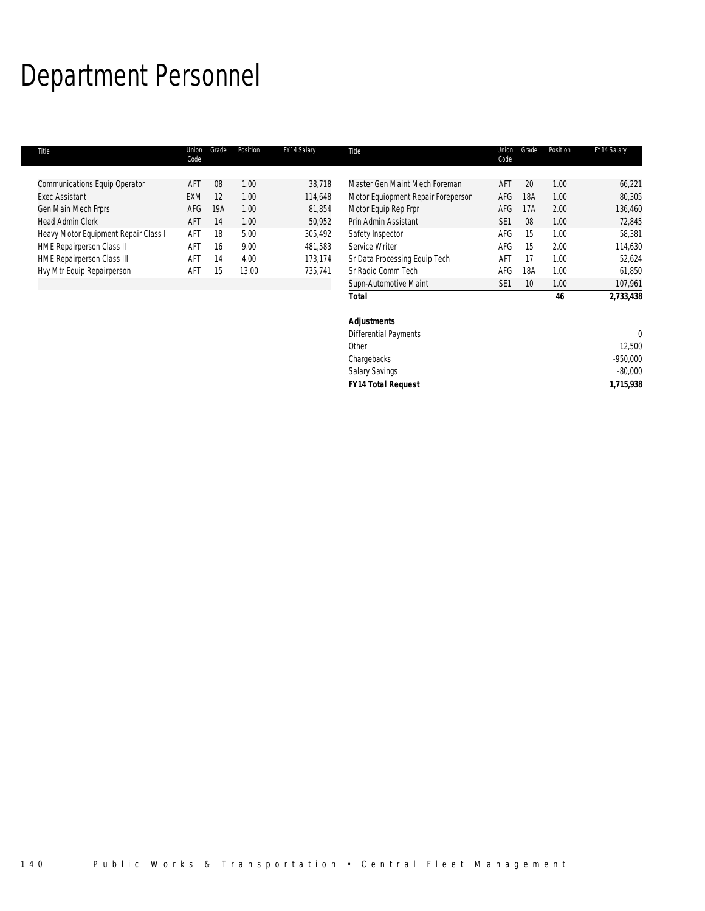# Department Personnel

| Title | Union Code | Grade | Position | FY14 Salary |
|---|---|---|---|---|
| Communications Equip Operator | AFT | 08 | 1.00 | 38,718 |
| Exec Assistant | EXM | 12 | 1.00 | 114,648 |
| Gen Main Mech Frprs | AFG | 19A | 1.00 | 81,854 |
| Head Admin Clerk | AFT | 14 | 1.00 | 50,952 |
| Heavy Motor Equipment Repair Class I | AFT | 18 | 5.00 | 305,492 |
| HME Repairperson Class II | AFT | 16 | 9.00 | 481,583 |
| HME Repairperson Class III | AFT | 14 | 4.00 | 173,174 |
| Hvy Mtr Equip Repairperson | AFT | 15 | 13.00 | 735,741 |
| Master Gen Maint Mech Foreman | AFT | 20 | 1.00 | 66,221 |
| Motor Equiopment Repair Foreperson | AFG | 18A | 1.00 | 80,305 |
| Motor Equip Rep Frpr | AFG | 17A | 2.00 | 136,460 |
| Prin Admin Assistant | SE1 | 08 | 1.00 | 72,845 |
| Safety Inspector | AFG | 15 | 1.00 | 58,381 |
| Service Writer | AFG | 15 | 2.00 | 114,630 |
| Sr Data Processing Equip Tech | AFT | 17 | 1.00 | 52,624 |
| Sr Radio Comm Tech | AFG | 18A | 1.00 | 61,850 |
| Supn-Automotive Maint | SE1 | 10 | 1.00 | 107,961 |
| **Total** | | | **46** | **2,733,438** |

| ***Adjustments*** | |
|---|---|
| Differential Payments | 0 |
| Other | 12,500 |
| Chargebacks | -950,000 |
| Salary Savings | -80,000 |
| ***FY14 Total Request*** | **1,715,938** |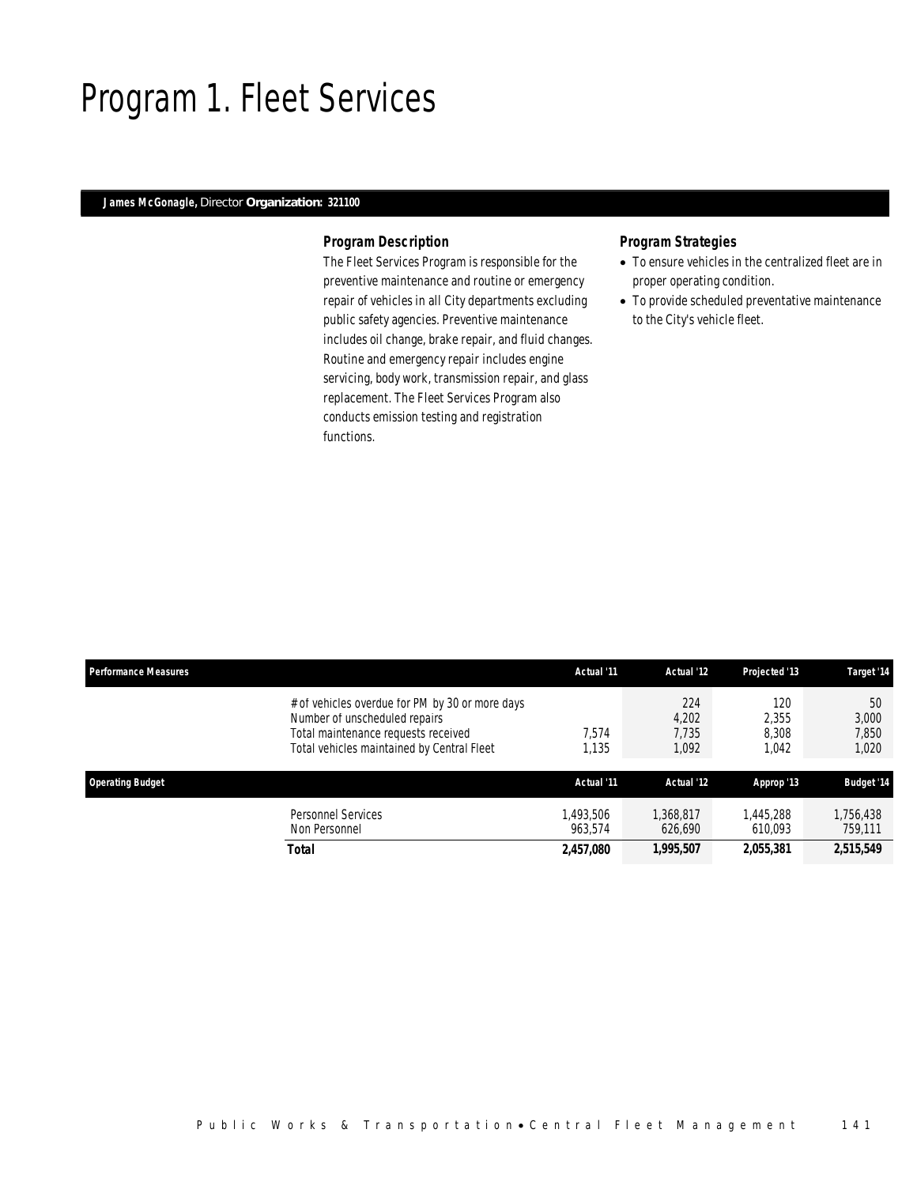# Program 1. Fleet Services

**James McGonagle,** Director **Organization: 321100**

### *Program Description*

The Fleet Services Program is responsible for the preventive maintenance and routine or emergency repair of vehicles in all City departments excluding public safety agencies. Preventive maintenance includes oil change, brake repair, and fluid changes. Routine and emergency repair includes engine servicing, body work, transmission repair, and glass replacement. The Fleet Services Program also conducts emission testing and registration functions.

### *Program Strategies*

- To ensure vehicles in the centralized fleet are in proper operating condition.
- To provide scheduled preventative maintenance to the City's vehicle fleet.

| Performance Measures | Actual '11 | Actual '12 | Projected '13 | Target '14 |
|---|---|---|---|---|
| # of vehicles overdue for PM by 30 or more days | | 224 | 120 | 50 |
| Number of unscheduled repairs | | 4,202 | 2,355 | 3,000 |
| Total maintenance requests received | 7,574 | 7,735 | 8,308 | 7,850 |
| Total vehicles maintained by Central Fleet | 1,135 | 1,092 | 1,042 | 1,020 |

| Operating Budget | Actual '11 | Actual '12 | Approp '13 | Budget '14 |
|---|---|---|---|---|
| Personnel Services | 1,493,506 | 1,368,817 | 1,445,288 | 1,756,438 |
| Non Personnel | 963,574 | 626,690 | 610,093 | 759,111 |
| **Total** | **2,457,080** | **1,995,507** | **2,055,381** | **2,515,549** |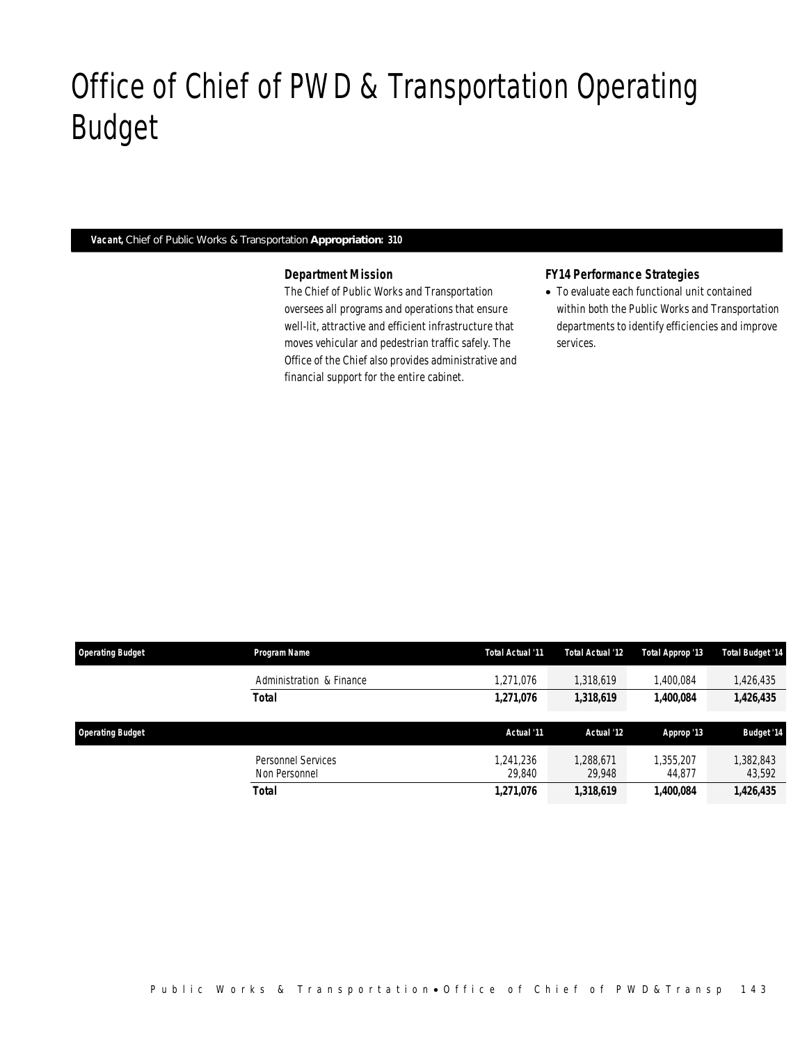# Office of Chief of PWD & Transportation Operating Budget

***Vacant,*** Chief of Public Works & Transportation **Appropriation: 310**

### *Department Mission*

*The Chief of Public Works and Transportation oversees all programs and operations that ensure well-lit, attractive and efficient infrastructure that moves vehicular and pedestrian traffic safely. The Office of the Chief also provides administrative and financial support for the entire cabinet.*

### *FY14 Performance Strategies*

- *To evaluate each functional unit contained within both the Public Works and Transportation departments to identify efficiencies and improve services.*

| Operating Budget | Program Name | Total Actual '11 | Total Actual '12 | Total Approp '13 | Total Budget '14 |
|---|---|---|---|---|---|
| | Administration & Finance | 1,271,076 | 1,318,619 | 1,400,084 | 1,426,435 |
| | **Total** | **1,271,076** | **1,318,619** | **1,400,084** | **1,426,435** |

| Operating Budget | | Actual '11 | Actual '12 | Approp '13 | Budget '14 |
|---|---|---|---|---|---|
| | Personnel Services | 1,241,236 | 1,288,671 | 1,355,207 | 1,382,843 |
| | Non Personnel | 29,840 | 29,948 | 44,877 | 43,592 |
| | **Total** | **1,271,076** | **1,318,619** | **1,400,084** | **1,426,435** |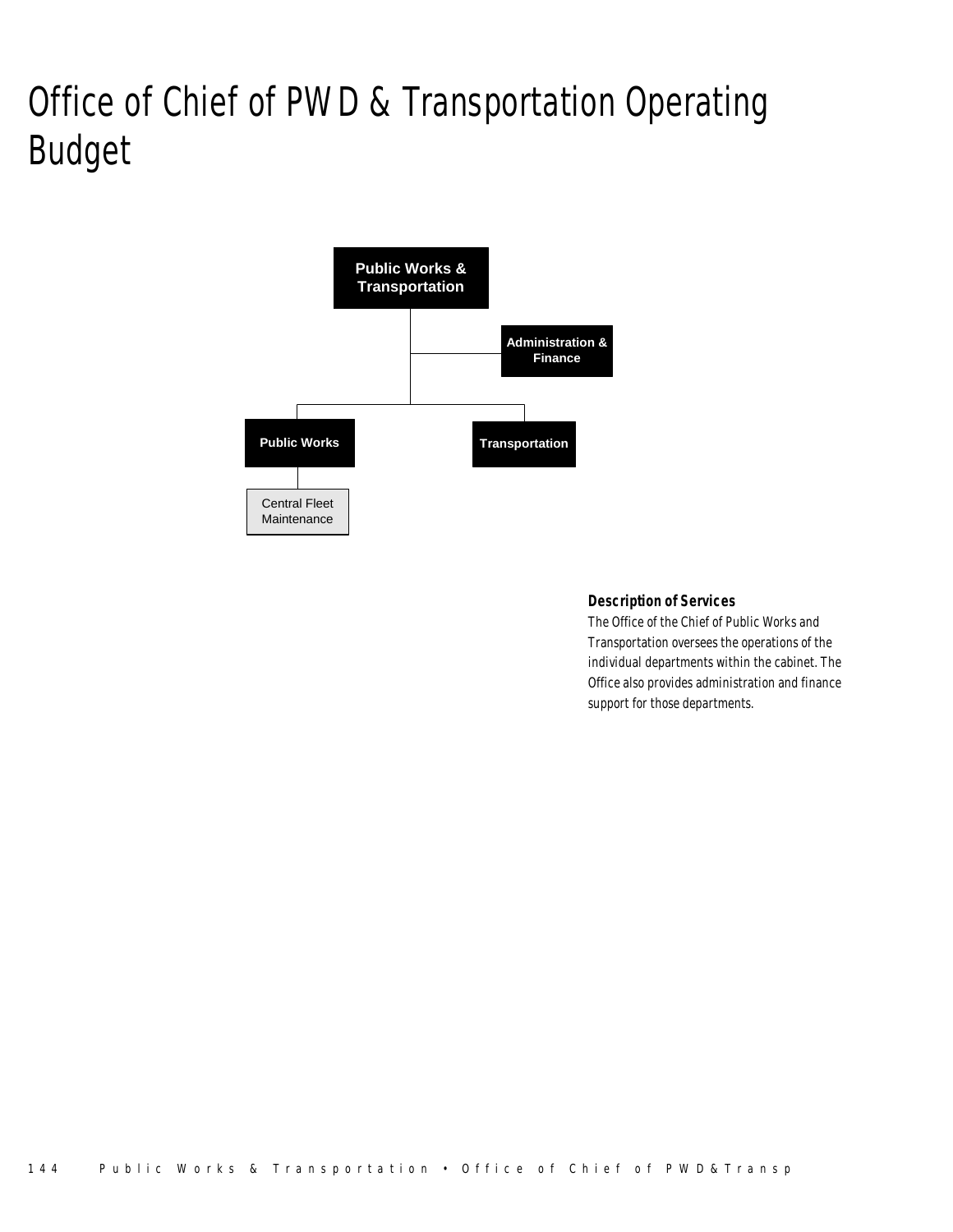# Office of Chief of PWD & Transportation Operating Budget

Public Works & Transportation

Administration & Finance

Public Works

Transportation

Central Fleet Maintenance

### *Description of Services*

*The Office of the Chief of Public Works and Transportation oversees the operations of the individual departments within the cabinet. The Office also provides administration and finance support for those departments.*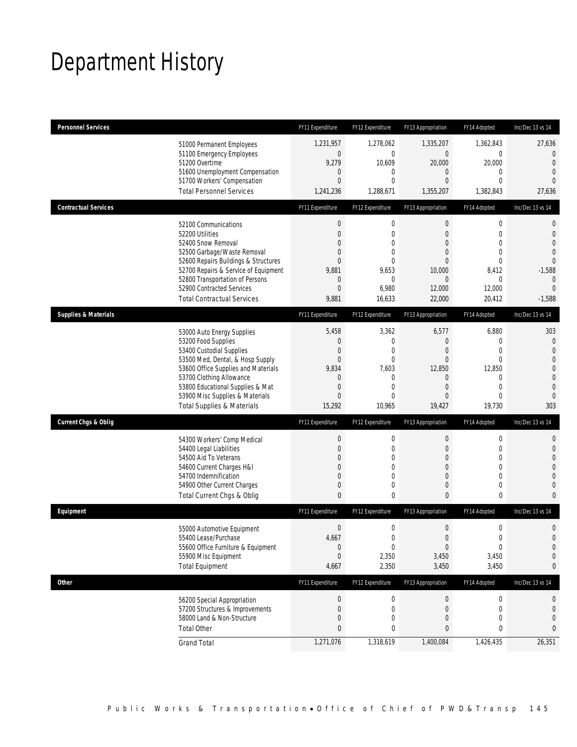# Department History

| Personnel Services | FY11 Expenditure | FY12 Expenditure | FY13 Appropriation | FY14 Adopted | Inc/Dec 13 vs 14 |
|---|---|---|---|---|---|
| 51000 Permanent Employees | 1,231,957 | 1,278,062 | 1,335,207 | 1,362,843 | 27,636 |
| 51100 Emergency Employees | 0 | 0 | 0 | 0 | 0 |
| 51200 Overtime | 9,279 | 10,609 | 20,000 | 20,000 | 0 |
| 51600 Unemployment Compensation | 0 | 0 | 0 | 0 | 0 |
| 51700 Workers' Compensation | 0 | 0 | 0 | 0 | 0 |
| Total Personnel Services | 1,241,236 | 1,288,671 | 1,355,207 | 1,382,843 | 27,636 |

| Contractual Services | FY11 Expenditure | FY12 Expenditure | FY13 Appropriation | FY14 Adopted | Inc/Dec 13 vs 14 |
|---|---|---|---|---|---|
| 52100 Communications | 0 | 0 | 0 | 0 | 0 |
| 52200 Utilities | 0 | 0 | 0 | 0 | 0 |
| 52400 Snow Removal | 0 | 0 | 0 | 0 | 0 |
| 52500 Garbage/Waste Removal | 0 | 0 | 0 | 0 | 0 |
| 52600 Repairs Buildings & Structures | 0 | 0 | 0 | 0 | 0 |
| 52700 Repairs & Service of Equipment | 9,881 | 9,653 | 10,000 | 8,412 | -1,588 |
| 52800 Transportation of Persons | 0 | 0 | 0 | 0 | 0 |
| 52900 Contracted Services | 0 | 6,980 | 12,000 | 12,000 | 0 |
| Total Contractual Services | 9,881 | 16,633 | 22,000 | 20,412 | -1,588 |

| Supplies & Materials | FY11 Expenditure | FY12 Expenditure | FY13 Appropriation | FY14 Adopted | Inc/Dec 13 vs 14 |
|---|---|---|---|---|---|
| 53000 Auto Energy Supplies | 5,458 | 3,362 | 6,577 | 6,880 | 303 |
| 53200 Food Supplies | 0 | 0 | 0 | 0 | 0 |
| 53400 Custodial Supplies | 0 | 0 | 0 | 0 | 0 |
| 53500 Med, Dental, & Hosp Supply | 0 | 0 | 0 | 0 | 0 |
| 53600 Office Supplies and Materials | 9,834 | 7,603 | 12,850 | 12,850 | 0 |
| 53700 Clothing Allowance | 0 | 0 | 0 | 0 | 0 |
| 53800 Educational Supplies & Mat | 0 | 0 | 0 | 0 | 0 |
| 53900 Misc Supplies & Materials | 0 | 0 | 0 | 0 | 0 |
| Total Supplies & Materials | 15,292 | 10,965 | 19,427 | 19,730 | 303 |

| Current Chgs & Oblig | FY11 Expenditure | FY12 Expenditure | FY13 Appropriation | FY14 Adopted | Inc/Dec 13 vs 14 |
|---|---|---|---|---|---|
| 54300 Workers' Comp Medical | 0 | 0 | 0 | 0 | 0 |
| 54400 Legal Liabilities | 0 | 0 | 0 | 0 | 0 |
| 54500 Aid To Veterans | 0 | 0 | 0 | 0 | 0 |
| 54600 Current Charges H&I | 0 | 0 | 0 | 0 | 0 |
| 54700 Indemnification | 0 | 0 | 0 | 0 | 0 |
| 54900 Other Current Charges | 0 | 0 | 0 | 0 | 0 |
| Total Current Chgs & Oblig | 0 | 0 | 0 | 0 | 0 |

| Equipment | FY11 Expenditure | FY12 Expenditure | FY13 Appropriation | FY14 Adopted | Inc/Dec 13 vs 14 |
|---|---|---|---|---|---|
| 55000 Automotive Equipment | 0 | 0 | 0 | 0 | 0 |
| 55400 Lease/Purchase | 4,667 | 0 | 0 | 0 | 0 |
| 55600 Office Furniture & Equipment | 0 | 0 | 0 | 0 | 0 |
| 55900 Misc Equipment | 0 | 2,350 | 3,450 | 3,450 | 0 |
| Total Equipment | 4,667 | 2,350 | 3,450 | 3,450 | 0 |

| Other | FY11 Expenditure | FY12 Expenditure | FY13 Appropriation | FY14 Adopted | Inc/Dec 13 vs 14 |
|---|---|---|---|---|---|
| 56200 Special Appropriation | 0 | 0 | 0 | 0 | 0 |
| 57200 Structures & Improvements | 0 | 0 | 0 | 0 | 0 |
| 58000 Land & Non-Structure | 0 | 0 | 0 | 0 | 0 |
| Total Other | 0 | 0 | 0 | 0 | 0 |
| Grand Total | 1,271,076 | 1,318,619 | 1,400,084 | 1,426,435 | 26,351 |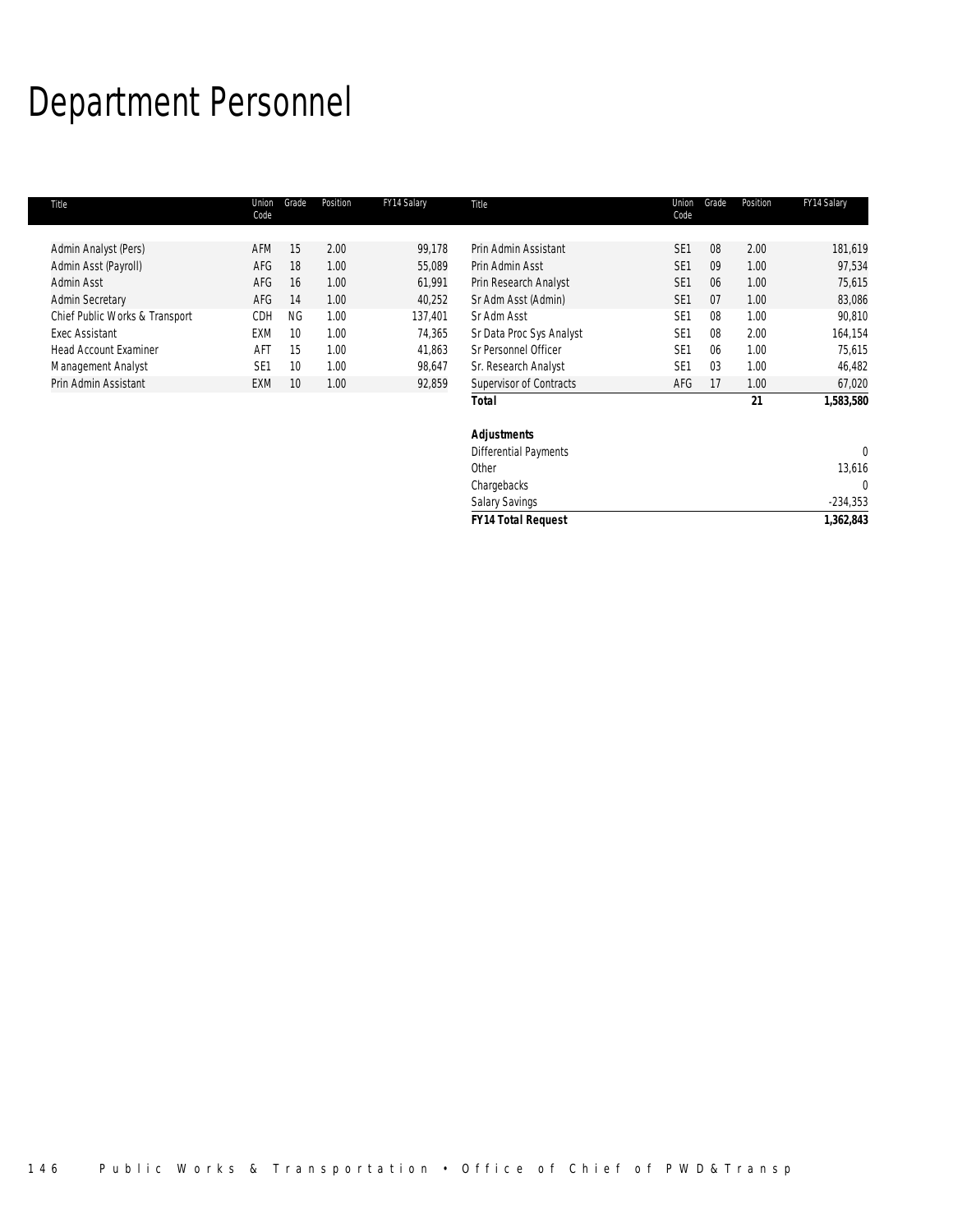# Department Personnel

| Title | Union Code | Grade | Position | FY14 Salary | Title | Union Code | Grade | Position | FY14 Salary |
|---|---|---|---|---|---|---|---|---|---|
| Admin Analyst (Pers) | AFM | 15 | 2.00 | 99,178 | Prin Admin Assistant | SE1 | 08 | 2.00 | 181,619 |
| Admin Asst (Payroll) | AFG | 18 | 1.00 | 55,089 | Prin Admin Asst | SE1 | 09 | 1.00 | 97,534 |
| Admin Asst | AFG | 16 | 1.00 | 61,991 | Prin Research Analyst | SE1 | 06 | 1.00 | 75,615 |
| Admin Secretary | AFG | 14 | 1.00 | 40,252 | Sr Adm Asst (Admin) | SE1 | 07 | 1.00 | 83,086 |
| Chief Public Works & Transport | CDH | NG | 1.00 | 137,401 | Sr Adm Asst | SE1 | 08 | 1.00 | 90,810 |
| Exec Assistant | EXM | 10 | 1.00 | 74,365 | Sr Data Proc Sys Analyst | SE1 | 08 | 2.00 | 164,154 |
| Head Account Examiner | AFT | 15 | 1.00 | 41,863 | Sr Personnel Officer | SE1 | 06 | 1.00 | 75,615 |
| Management Analyst | SE1 | 10 | 1.00 | 98,647 | Sr. Research Analyst | SE1 | 03 | 1.00 | 46,482 |
| Prin Admin Assistant | EXM | 10 | 1.00 | 92,859 | Supervisor of Contracts | AFG | 17 | 1.00 | 67,020 |
| | | | | | **Total** | | | **21** | **1,583,580** |
| | | | | | | | | | |
| | | | | | ***Adjustments*** | | | | |
| | | | | | Differential Payments | | | | 0 |
| | | | | | Other | | | | 13,616 |
| | | | | | Chargebacks | | | | 0 |
| | | | | | Salary Savings | | | | -234,353 |
| | | | | | ***FY14 Total Request*** | | | | **1,362,843** |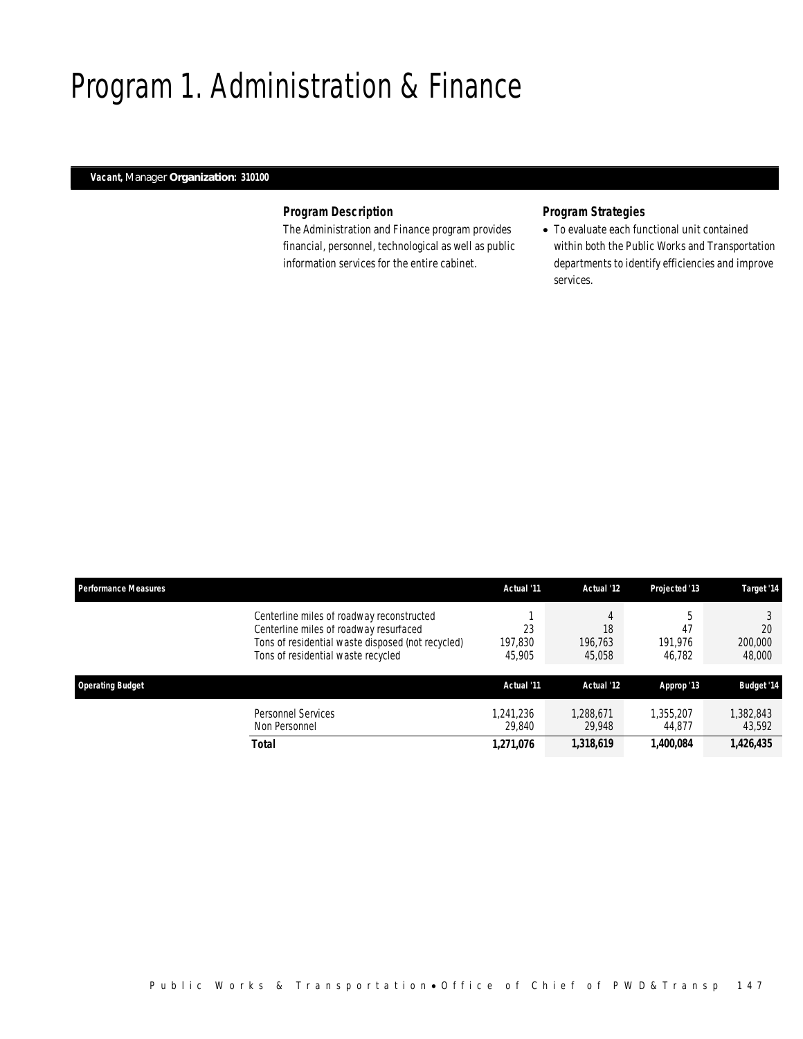# Program 1. Administration & Finance

***Vacant,*** Manager **Organization: 310100**

### *Program Description*

The Administration and Finance program provides financial, personnel, technological as well as public information services for the entire cabinet.

### *Program Strategies*

- To evaluate each functional unit contained within both the Public Works and Transportation departments to identify efficiencies and improve services.

| Performance Measures | Actual '11 | Actual '12 | Projected '13 | Target '14 |
|---|---|---|---|---|
| Centerline miles of roadway reconstructed | 1 | 4 | 5 | 3 |
| Centerline miles of roadway resurfaced | 23 | 18 | 47 | 20 |
| Tons of residential waste disposed (not recycled) | 197,830 | 196,763 | 191,976 | 200,000 |
| Tons of residential waste recycled | 45,905 | 45,058 | 46,782 | 48,000 |

| Operating Budget | Actual '11 | Actual '12 | Approp '13 | Budget '14 |
|---|---|---|---|---|
| Personnel Services | 1,241,236 | 1,288,671 | 1,355,207 | 1,382,843 |
| Non Personnel | 29,840 | 29,948 | 44,877 | 43,592 |
| **Total** | **1,271,076** | **1,318,619** | **1,400,084** | **1,426,435** |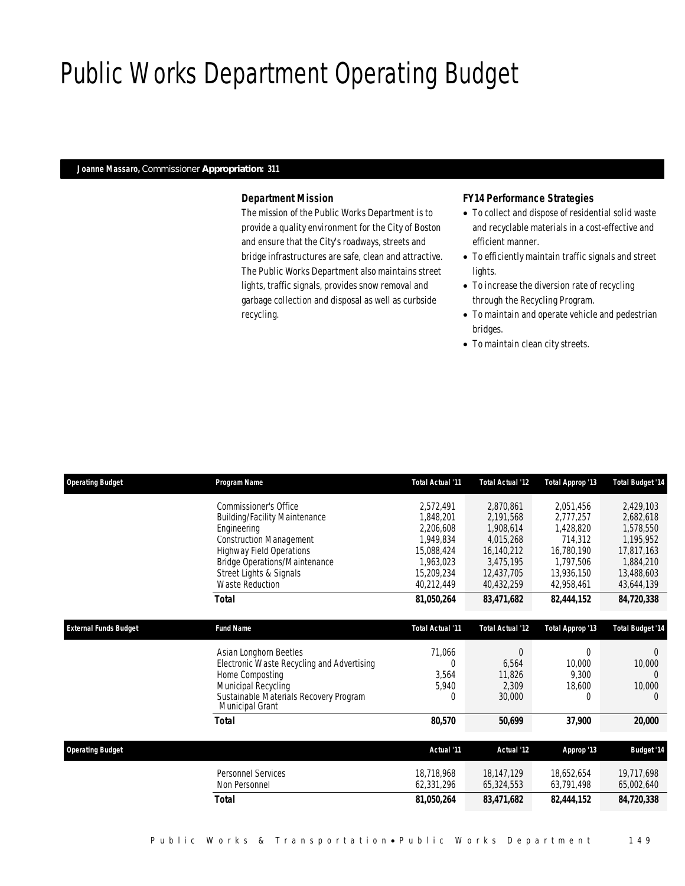# Public Works Department Operating Budget

**Joanne Massaro,** Commissioner **Appropriation: 311**

### *Department Mission*

The mission of the Public Works Department is to provide a quality environment for the City of Boston and ensure that the City's roadways, streets and bridge infrastructures are safe, clean and attractive. The Public Works Department also maintains street lights, traffic signals, provides snow removal and garbage collection and disposal as well as curbside recycling.

### *FY14 Performance Strategies*

- To collect and dispose of residential solid waste and recyclable materials in a cost-effective and efficient manner.
- To efficiently maintain traffic signals and street lights.
- To increase the diversion rate of recycling through the Recycling Program.
- To maintain and operate vehicle and pedestrian bridges.
- To maintain clean city streets.

| Operating Budget | Program Name | Total Actual '11 | Total Actual '12 | Total Approp '13 | Total Budget '14 |
|---|---|---|---|---|---|
| | Commissioner's Office | 2,572,491 | 2,870,861 | 2,051,456 | 2,429,103 |
| | Building/Facility Maintenance | 1,848,201 | 2,191,568 | 2,777,257 | 2,682,618 |
| | Engineering | 2,206,608 | 1,908,614 | 1,428,820 | 1,578,550 |
| | Construction Management | 1,949,834 | 4,015,268 | 714,312 | 1,195,952 |
| | Highway Field Operations | 15,088,424 | 16,140,212 | 16,780,190 | 17,817,163 |
| | Bridge Operations/Maintenance | 1,963,023 | 3,475,195 | 1,797,506 | 1,884,210 |
| | Street Lights & Signals | 15,209,234 | 12,437,705 | 13,936,150 | 13,488,603 |
| | Waste Reduction | 40,212,449 | 40,432,259 | 42,958,461 | 43,644,139 |
| | **Total** | **81,050,264** | **83,471,682** | **82,444,152** | **84,720,338** |

| External Funds Budget | Fund Name | Total Actual '11 | Total Actual '12 | Total Approp '13 | Total Budget '14 |
|---|---|---|---|---|---|
| | Asian Longhorn Beetles | 71,066 | 0 | 0 | 0 |
| | Electronic Waste Recycling and Advertising | 0 | 6,564 | 10,000 | 10,000 |
| | Home Composting | 3,564 | 11,826 | 9,300 | 0 |
| | Municipal Recycling | 5,940 | 2,309 | 18,600 | 10,000 |
| | Sustainable Materials Recovery Program Municipal Grant | 0 | 30,000 | 0 | 0 |
| | **Total** | **80,570** | **50,699** | **37,900** | **20,000** |

| Operating Budget | | Actual '11 | Actual '12 | Approp '13 | Budget '14 |
|---|---|---|---|---|---|
| | Personnel Services | 18,718,968 | 18,147,129 | 18,652,654 | 19,717,698 |
| | Non Personnel | 62,331,296 | 65,324,553 | 63,791,498 | 65,002,640 |
| | **Total** | **81,050,264** | **83,471,682** | **82,444,152** | **84,720,338** |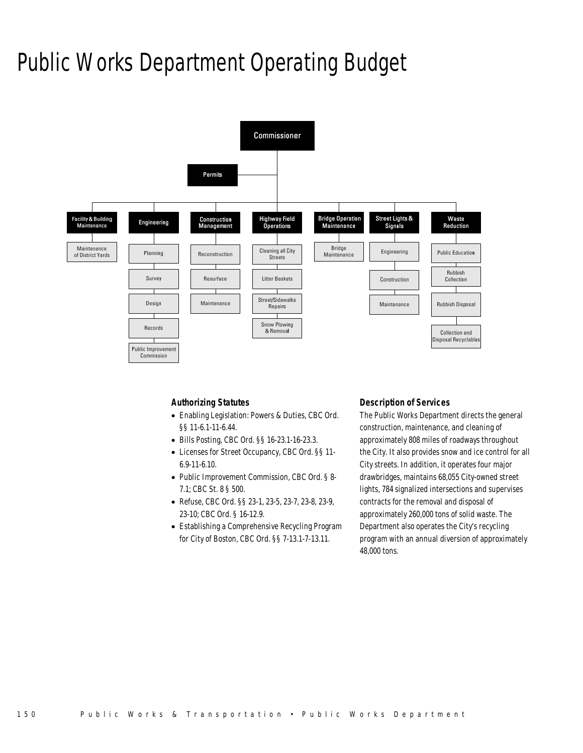# Public Works Department Operating Budget

Commissioner

Permits

- Facility & Building Maintenance
  - Maintenance of District Yards
- Engineering
  - Planning
  - Survey
  - Design
  - Records
  - Public Improvement Commission
- Construction Management
  - Reconstruction
  - Resurface
  - Maintenance
- Highway Field Operations
  - Cleaning all City Streets
  - Litter Baskets
  - Street/Sidewalks Repairs
  - Snow Plowing & Removal
- Bridge Operation Maintenance
  - Bridge Maintenance
- Street Lights & Signals
  - Engineering
  - Construction
  - Maintenance
- Waste Reduction
  - Public Education
  - Rubbish Collection
  - Rubbish Disposal
  - Collection and Disposal Recyclables

### Authorizing Statutes

- Enabling Legislation: Powers & Duties, CBC Ord. §§ 11-6.1-11-6.44.
- Bills Posting, CBC Ord. §§ 16-23.1-16-23.3.
- Licenses for Street Occupancy, CBC Ord. §§ 11-6.9-11-6.10.
- Public Improvement Commission, CBC Ord. § 8-7.1; CBC St. 8 § 500.
- Refuse, CBC Ord. §§ 23-1, 23-5, 23-7, 23-8, 23-9, 23-10; CBC Ord. § 16-12.9.
- Establishing a Comprehensive Recycling Program for City of Boston, CBC Ord. §§ 7-13.1-7-13.11.

### Description of Services

The Public Works Department directs the general construction, maintenance, and cleaning of approximately 808 miles of roadways throughout the City. It also provides snow and ice control for all City streets. In addition, it operates four major drawbridges, maintains 68,055 City-owned street lights, 784 signalized intersections and supervises contracts for the removal and disposal of approximately 260,000 tons of solid waste. The Department also operates the City's recycling program with an annual diversion of approximately 48,000 tons.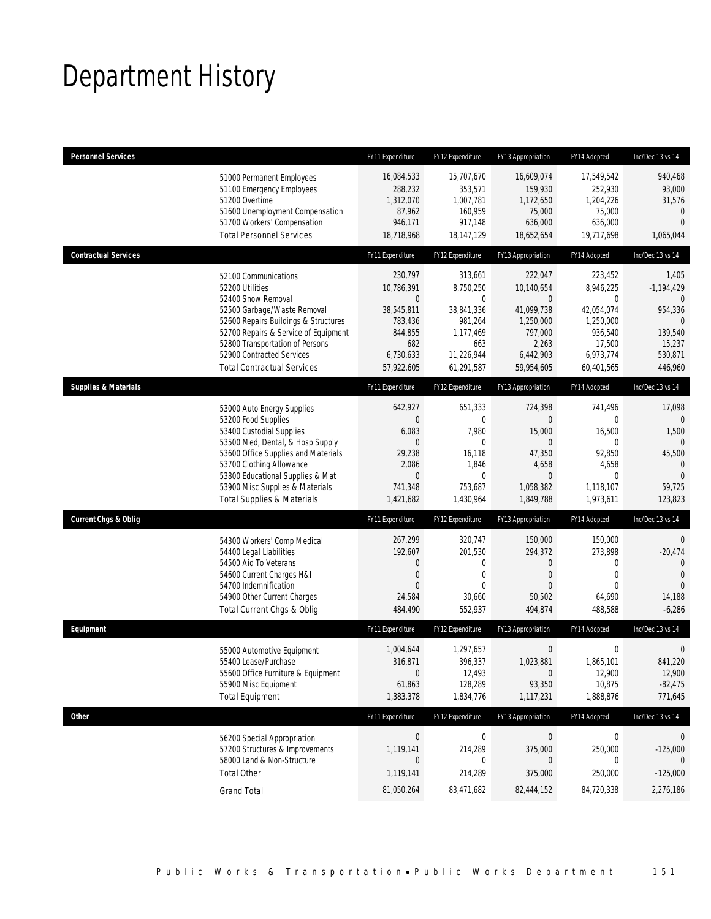# Department History

| Personnel Services | FY11 Expenditure | FY12 Expenditure | FY13 Appropriation | FY14 Adopted | Inc/Dec 13 vs 14 |
|---|---|---|---|---|---|
| 51000 Permanent Employees | 16,084,533 | 15,707,670 | 16,609,074 | 17,549,542 | 940,468 |
| 51100 Emergency Employees | 288,232 | 353,571 | 159,930 | 252,930 | 93,000 |
| 51200 Overtime | 1,312,070 | 1,007,781 | 1,172,650 | 1,204,226 | 31,576 |
| 51600 Unemployment Compensation | 87,962 | 160,959 | 75,000 | 75,000 | 0 |
| 51700 Workers' Compensation | 946,171 | 917,148 | 636,000 | 636,000 | 0 |
| Total Personnel Services | 18,718,968 | 18,147,129 | 18,652,654 | 19,717,698 | 1,065,044 |

| Contractual Services | FY11 Expenditure | FY12 Expenditure | FY13 Appropriation | FY14 Adopted | Inc/Dec 13 vs 14 |
|---|---|---|---|---|---|
| 52100 Communications | 230,797 | 313,661 | 222,047 | 223,452 | 1,405 |
| 52200 Utilities | 10,786,391 | 8,750,250 | 10,140,654 | 8,946,225 | -1,194,429 |
| 52400 Snow Removal | 0 | 0 | 0 | 0 | 0 |
| 52500 Garbage/Waste Removal | 38,545,811 | 38,841,336 | 41,099,738 | 42,054,074 | 954,336 |
| 52600 Repairs Buildings & Structures | 783,436 | 981,264 | 1,250,000 | 1,250,000 | 0 |
| 52700 Repairs & Service of Equipment | 844,855 | 1,177,469 | 797,000 | 936,540 | 139,540 |
| 52800 Transportation of Persons | 682 | 663 | 2,263 | 17,500 | 15,237 |
| 52900 Contracted Services | 6,730,633 | 11,226,944 | 6,442,903 | 6,973,774 | 530,871 |
| Total Contractual Services | 57,922,605 | 61,291,587 | 59,954,605 | 60,401,565 | 446,960 |

| Supplies & Materials | FY11 Expenditure | FY12 Expenditure | FY13 Appropriation | FY14 Adopted | Inc/Dec 13 vs 14 |
|---|---|---|---|---|---|
| 53000 Auto Energy Supplies | 642,927 | 651,333 | 724,398 | 741,496 | 17,098 |
| 53200 Food Supplies | 0 | 0 | 0 | 0 | 0 |
| 53400 Custodial Supplies | 6,083 | 7,980 | 15,000 | 16,500 | 1,500 |
| 53500 Med, Dental, & Hosp Supply | 0 | 0 | 0 | 0 | 0 |
| 53600 Office Supplies and Materials | 29,238 | 16,118 | 47,350 | 92,850 | 45,500 |
| 53700 Clothing Allowance | 2,086 | 1,846 | 4,658 | 4,658 | 0 |
| 53800 Educational Supplies & Mat | 0 | 0 | 0 | 0 | 0 |
| 53900 Misc Supplies & Materials | 741,348 | 753,687 | 1,058,382 | 1,118,107 | 59,725 |
| Total Supplies & Materials | 1,421,682 | 1,430,964 | 1,849,788 | 1,973,611 | 123,823 |

| Current Chgs & Oblig | FY11 Expenditure | FY12 Expenditure | FY13 Appropriation | FY14 Adopted | Inc/Dec 13 vs 14 |
|---|---|---|---|---|---|
| 54300 Workers' Comp Medical | 267,299 | 320,747 | 150,000 | 150,000 | 0 |
| 54400 Legal Liabilities | 192,607 | 201,530 | 294,372 | 273,898 | -20,474 |
| 54500 Aid To Veterans | 0 | 0 | 0 | 0 | 0 |
| 54600 Current Charges H&I | 0 | 0 | 0 | 0 | 0 |
| 54700 Indemnification | 0 | 0 | 0 | 0 | 0 |
| 54900 Other Current Charges | 24,584 | 30,660 | 50,502 | 64,690 | 14,188 |
| Total Current Chgs & Oblig | 484,490 | 552,937 | 494,874 | 488,588 | -6,286 |

| Equipment | FY11 Expenditure | FY12 Expenditure | FY13 Appropriation | FY14 Adopted | Inc/Dec 13 vs 14 |
|---|---|---|---|---|---|
| 55000 Automotive Equipment | 1,004,644 | 1,297,657 | 0 | 0 | 0 |
| 55400 Lease/Purchase | 316,871 | 396,337 | 1,023,881 | 1,865,101 | 841,220 |
| 55600 Office Furniture & Equipment | 0 | 12,493 | 0 | 12,900 | 12,900 |
| 55900 Misc Equipment | 61,863 | 128,289 | 93,350 | 10,875 | -82,475 |
| Total Equipment | 1,383,378 | 1,834,776 | 1,117,231 | 1,888,876 | 771,645 |

| Other | FY11 Expenditure | FY12 Expenditure | FY13 Appropriation | FY14 Adopted | Inc/Dec 13 vs 14 |
|---|---|---|---|---|---|
| 56200 Special Appropriation | 0 | 0 | 0 | 0 | 0 |
| 57200 Structures & Improvements | 1,119,141 | 214,289 | 375,000 | 250,000 | -125,000 |
| 58000 Land & Non-Structure | 0 | 0 | 0 | 0 | 0 |
| Total Other | 1,119,141 | 214,289 | 375,000 | 250,000 | -125,000 |
| Grand Total | 81,050,264 | 83,471,682 | 82,444,152 | 84,720,338 | 2,276,186 |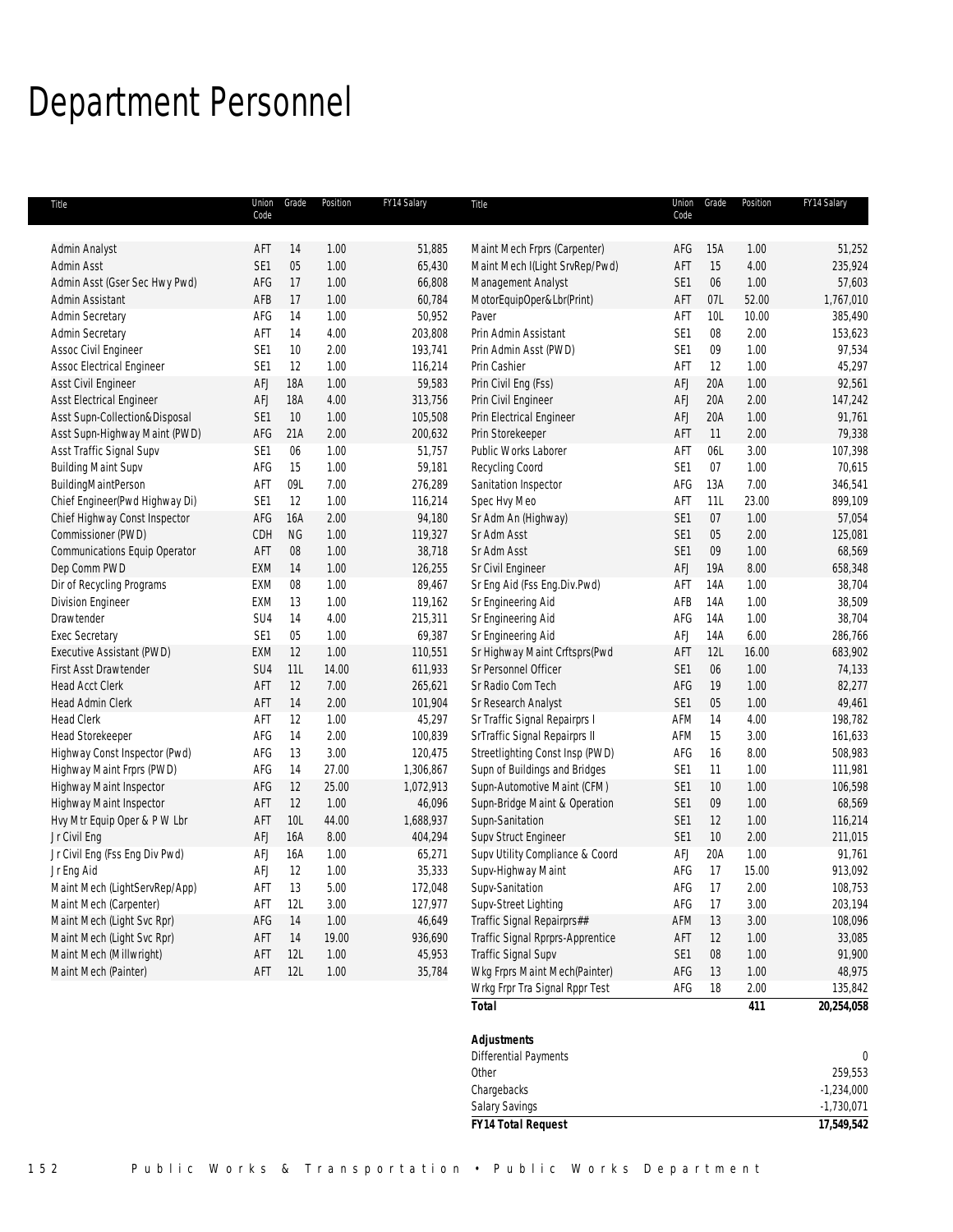# Department Personnel

| Title | Union Code | Grade | Position | FY14 Salary |
|---|---|---|---|---|
| Admin Analyst | AFT | 14 | 1.00 | 51,885 |
| Admin Asst | SE1 | 05 | 1.00 | 65,430 |
| Admin Asst (Gser Sec Hwy Pwd) | AFG | 17 | 1.00 | 66,808 |
| Admin Assistant | AFB | 17 | 1.00 | 60,784 |
| Admin Secretary | AFG | 14 | 1.00 | 50,952 |
| Admin Secretary | AFT | 14 | 4.00 | 203,808 |
| Assoc Civil Engineer | SE1 | 10 | 2.00 | 193,741 |
| Assoc Electrical Engineer | SE1 | 12 | 1.00 | 116,214 |
| Asst Civil Engineer | AFJ | 18A | 1.00 | 59,583 |
| Asst Electrical Engineer | AFJ | 18A | 4.00 | 313,756 |
| Asst Supn-Collection&Disposal | SE1 | 10 | 1.00 | 105,508 |
| Asst Supn-Highway Maint (PWD) | AFG | 21A | 2.00 | 200,632 |
| Asst Traffic Signal Supv | SE1 | 06 | 1.00 | 51,757 |
| Building Maint Supv | AFG | 15 | 1.00 | 59,181 |
| BuildingMaintPerson | AFT | 09L | 7.00 | 276,289 |
| Chief Engineer(Pwd Highway Di) | SE1 | 12 | 1.00 | 116,214 |
| Chief Highway Const Inspector | AFG | 16A | 2.00 | 94,180 |
| Commissioner (PWD) | CDH | NG | 1.00 | 119,327 |
| Communications Equip Operator | AFT | 08 | 1.00 | 38,718 |
| Dep Comm PWD | EXM | 14 | 1.00 | 126,255 |
| Dir of Recycling Programs | EXM | 08 | 1.00 | 89,467 |
| Division Engineer | EXM | 13 | 1.00 | 119,162 |
| Drawtender | SU4 | 14 | 4.00 | 215,311 |
| Exec Secretary | SE1 | 05 | 1.00 | 69,387 |
| Executive Assistant (PWD) | EXM | 12 | 1.00 | 110,551 |
| First Asst Drawtender | SU4 | 11L | 14.00 | 611,933 |
| Head Acct Clerk | AFT | 12 | 7.00 | 265,621 |
| Head Admin Clerk | AFT | 14 | 2.00 | 101,904 |
| Head Clerk | AFT | 12 | 1.00 | 45,297 |
| Head Storekeeper | AFG | 14 | 2.00 | 100,839 |
| Highway Const Inspector (Pwd) | AFG | 13 | 3.00 | 120,475 |
| Highway Maint Frprs (PWD) | AFG | 14 | 27.00 | 1,306,867 |
| Highway Maint Inspector | AFG | 12 | 25.00 | 1,072,913 |
| Highway Maint Inspector | AFT | 12 | 1.00 | 46,096 |
| Hvy Mtr Equip Oper & P W Lbr | AFT | 10L | 44.00 | 1,688,937 |
| Jr Civil Eng | AFJ | 16A | 8.00 | 404,294 |
| Jr Civil Eng (Fss Eng Div Pwd) | AFJ | 16A | 1.00 | 65,271 |
| Jr Eng Aid | AFJ | 12 | 1.00 | 35,333 |
| Maint Mech (LightServRep/App) | AFT | 13 | 5.00 | 172,048 |
| Maint Mech (Carpenter) | AFT | 12L | 3.00 | 127,977 |
| Maint Mech (Light Svc Rpr) | AFG | 14 | 1.00 | 46,649 |
| Maint Mech (Light Svc Rpr) | AFT | 14 | 19.00 | 936,690 |
| Maint Mech (Millwright) | AFT | 12L | 1.00 | 45,953 |
| Maint Mech (Painter) | AFT | 12L | 1.00 | 35,784 |
| Maint Mech Frprs (Carpenter) | AFG | 15A | 1.00 | 51,252 |
| Maint Mech I(Light SrvRep/Pwd) | AFT | 15 | 4.00 | 235,924 |
| Management Analyst | SE1 | 06 | 1.00 | 57,603 |
| MotorEquipOper&Lbr(Print) | AFT | 07L | 52.00 | 1,767,010 |
| Paver | AFT | 10L | 10.00 | 385,490 |
| Prin Admin Assistant | SE1 | 08 | 2.00 | 153,623 |
| Prin Admin Asst (PWD) | SE1 | 09 | 1.00 | 97,534 |
| Prin Cashier | AFT | 12 | 1.00 | 45,297 |
| Prin Civil Eng (Fss) | AFJ | 20A | 1.00 | 92,561 |
| Prin Civil Engineer | AFJ | 20A | 2.00 | 147,242 |
| Prin Electrical Engineer | AFJ | 20A | 1.00 | 91,761 |
| Prin Storekeeper | AFT | 11 | 2.00 | 79,338 |
| Public Works Laborer | AFT | 06L | 3.00 | 107,398 |
| Recycling Coord | SE1 | 07 | 1.00 | 70,615 |
| Sanitation Inspector | AFG | 13A | 7.00 | 346,541 |
| Spec Hvy Meo | AFT | 11L | 23.00 | 899,109 |
| Sr Adm An (Highway) | SE1 | 07 | 1.00 | 57,054 |
| Sr Adm Asst | SE1 | 05 | 2.00 | 125,081 |
| Sr Adm Asst | SE1 | 09 | 1.00 | 68,569 |
| Sr Civil Engineer | AFJ | 19A | 8.00 | 658,348 |
| Sr Eng Aid (Fss Eng.Div.Pwd) | AFT | 14A | 1.00 | 38,704 |
| Sr Engineering Aid | AFB | 14A | 1.00 | 38,509 |
| Sr Engineering Aid | AFG | 14A | 1.00 | 38,704 |
| Sr Engineering Aid | AFJ | 14A | 6.00 | 286,766 |
| Sr Highway Maint Crftsprs(Pwd | AFT | 12L | 16.00 | 683,902 |
| Sr Personnel Officer | SE1 | 06 | 1.00 | 74,133 |
| Sr Radio Com Tech | AFG | 19 | 1.00 | 82,277 |
| Sr Research Analyst | SE1 | 05 | 1.00 | 49,461 |
| Sr Traffic Signal Repairprs I | AFM | 14 | 4.00 | 198,782 |
| SrTraffic Signal Repairprs II | AFM | 15 | 3.00 | 161,633 |
| Streetlighting Const Insp (PWD) | AFG | 16 | 8.00 | 508,983 |
| Supn of Buildings and Bridges | SE1 | 11 | 1.00 | 111,981 |
| Supn-Automotive Maint (CFM) | SE1 | 10 | 1.00 | 106,598 |
| Supn-Bridge Maint & Operation | SE1 | 09 | 1.00 | 68,569 |
| Supn-Sanitation | SE1 | 12 | 1.00 | 116,214 |
| Supv Struct Engineer | SE1 | 10 | 2.00 | 211,015 |
| Supv Utility Compliance & Coord | AFJ | 20A | 1.00 | 91,761 |
| Supv-Highway Maint | AFG | 17 | 15.00 | 913,092 |
| Supv-Sanitation | AFG | 17 | 2.00 | 108,753 |
| Supv-Street Lighting | AFG | 17 | 3.00 | 203,194 |
| Traffic Signal Repairprs## | AFM | 13 | 3.00 | 108,096 |
| Traffic Signal Rprprs-Apprentice | AFT | 12 | 1.00 | 33,085 |
| Traffic Signal Supv | SE1 | 08 | 1.00 | 91,900 |
| Wkg Frprs Maint Mech(Painter) | AFG | 13 | 1.00 | 48,975 |
| Wrkg Frpr Tra Signal Rppr Test | AFG | 18 | 2.00 | 135,842 |
| **Total** | | | **411** | **20,254,058** |

| **Adjustments** | |
|---|---|
| Differential Payments | 0 |
| Other | 259,553 |
| Chargebacks | -1,234,000 |
| Salary Savings | -1,730,071 |
| **FY14 Total Request** | **17,549,542** |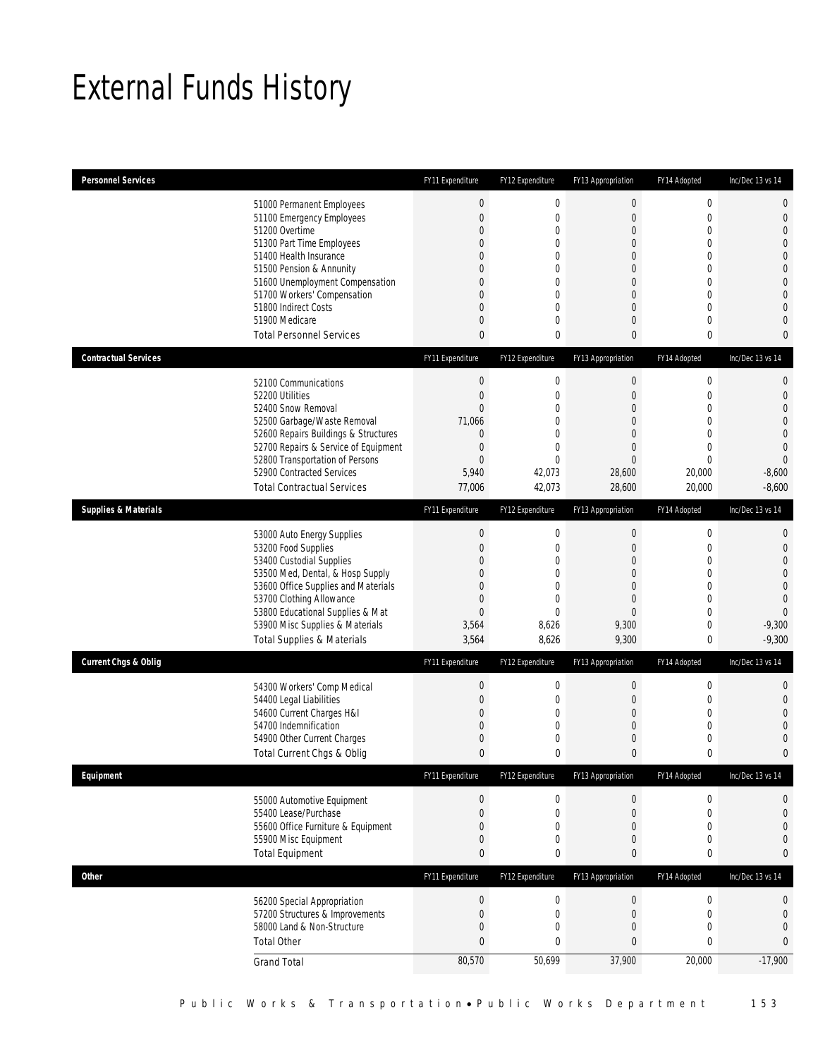# External Funds History

| Personnel Services | FY11 Expenditure | FY12 Expenditure | FY13 Appropriation | FY14 Adopted | Inc/Dec 13 vs 14 |
|---|---|---|---|---|---|
| 51000 Permanent Employees | 0 | 0 | 0 | 0 | 0 |
| 51100 Emergency Employees | 0 | 0 | 0 | 0 | 0 |
| 51200 Overtime | 0 | 0 | 0 | 0 | 0 |
| 51300 Part Time Employees | 0 | 0 | 0 | 0 | 0 |
| 51400 Health Insurance | 0 | 0 | 0 | 0 | 0 |
| 51500 Pension & Annunity | 0 | 0 | 0 | 0 | 0 |
| 51600 Unemployment Compensation | 0 | 0 | 0 | 0 | 0 |
| 51700 Workers' Compensation | 0 | 0 | 0 | 0 | 0 |
| 51800 Indirect Costs | 0 | 0 | 0 | 0 | 0 |
| 51900 Medicare | 0 | 0 | 0 | 0 | 0 |
| Total Personnel Services | 0 | 0 | 0 | 0 | 0 |

| Contractual Services | FY11 Expenditure | FY12 Expenditure | FY13 Appropriation | FY14 Adopted | Inc/Dec 13 vs 14 |
|---|---|---|---|---|---|
| 52100 Communications | 0 | 0 | 0 | 0 | 0 |
| 52200 Utilities | 0 | 0 | 0 | 0 | 0 |
| 52400 Snow Removal | 0 | 0 | 0 | 0 | 0 |
| 52500 Garbage/Waste Removal | 71,066 | 0 | 0 | 0 | 0 |
| 52600 Repairs Buildings & Structures | 0 | 0 | 0 | 0 | 0 |
| 52700 Repairs & Service of Equipment | 0 | 0 | 0 | 0 | 0 |
| 52800 Transportation of Persons | 0 | 0 | 0 | 0 | 0 |
| 52900 Contracted Services | 5,940 | 42,073 | 28,600 | 20,000 | -8,600 |
| Total Contractual Services | 77,006 | 42,073 | 28,600 | 20,000 | -8,600 |

| Supplies & Materials | FY11 Expenditure | FY12 Expenditure | FY13 Appropriation | FY14 Adopted | Inc/Dec 13 vs 14 |
|---|---|---|---|---|---|
| 53000 Auto Energy Supplies | 0 | 0 | 0 | 0 | 0 |
| 53200 Food Supplies | 0 | 0 | 0 | 0 | 0 |
| 53400 Custodial Supplies | 0 | 0 | 0 | 0 | 0 |
| 53500 Med, Dental, & Hosp Supply | 0 | 0 | 0 | 0 | 0 |
| 53600 Office Supplies and Materials | 0 | 0 | 0 | 0 | 0 |
| 53700 Clothing Allowance | 0 | 0 | 0 | 0 | 0 |
| 53800 Educational Supplies & Mat | 0 | 0 | 0 | 0 | 0 |
| 53900 Misc Supplies & Materials | 3,564 | 8,626 | 9,300 | 0 | -9,300 |
| Total Supplies & Materials | 3,564 | 8,626 | 9,300 | 0 | -9,300 |

| Current Chgs & Oblig | FY11 Expenditure | FY12 Expenditure | FY13 Appropriation | FY14 Adopted | Inc/Dec 13 vs 14 |
|---|---|---|---|---|---|
| 54300 Workers' Comp Medical | 0 | 0 | 0 | 0 | 0 |
| 54400 Legal Liabilities | 0 | 0 | 0 | 0 | 0 |
| 54600 Current Charges H&I | 0 | 0 | 0 | 0 | 0 |
| 54700 Indemnification | 0 | 0 | 0 | 0 | 0 |
| 54900 Other Current Charges | 0 | 0 | 0 | 0 | 0 |
| Total Current Chgs & Oblig | 0 | 0 | 0 | 0 | 0 |

| Equipment | FY11 Expenditure | FY12 Expenditure | FY13 Appropriation | FY14 Adopted | Inc/Dec 13 vs 14 |
|---|---|---|---|---|---|
| 55000 Automotive Equipment | 0 | 0 | 0 | 0 | 0 |
| 55400 Lease/Purchase | 0 | 0 | 0 | 0 | 0 |
| 55600 Office Furniture & Equipment | 0 | 0 | 0 | 0 | 0 |
| 55900 Misc Equipment | 0 | 0 | 0 | 0 | 0 |
| Total Equipment | 0 | 0 | 0 | 0 | 0 |

| Other | FY11 Expenditure | FY12 Expenditure | FY13 Appropriation | FY14 Adopted | Inc/Dec 13 vs 14 |
|---|---|---|---|---|---|
| 56200 Special Appropriation | 0 | 0 | 0 | 0 | 0 |
| 57200 Structures & Improvements | 0 | 0 | 0 | 0 | 0 |
| 58000 Land & Non-Structure | 0 | 0 | 0 | 0 | 0 |
| Total Other | 0 | 0 | 0 | 0 | 0 |
| Grand Total | 80,570 | 50,699 | 37,900 | 20,000 | -17,900 |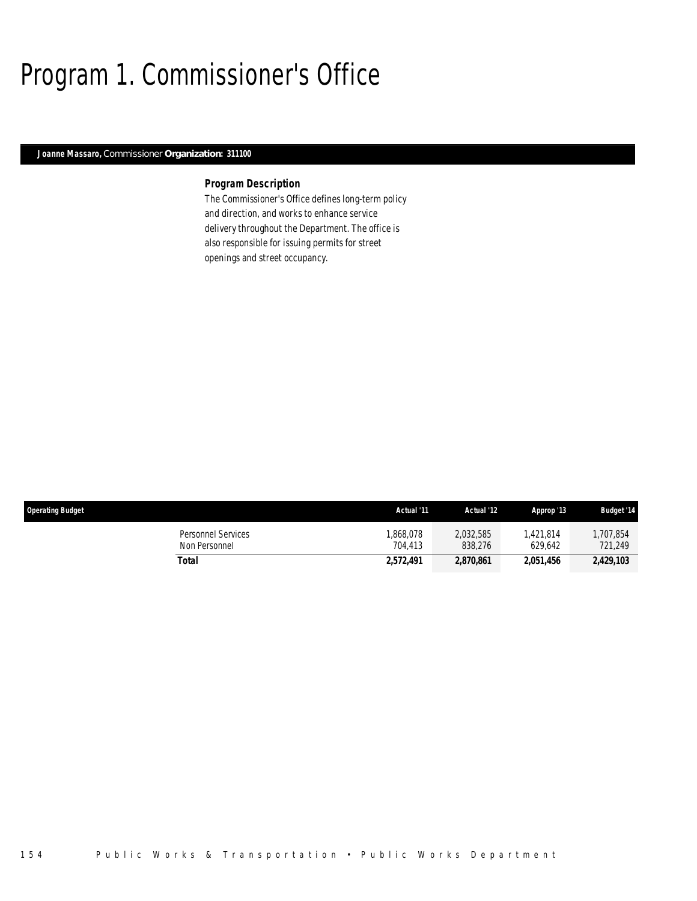# Program 1. Commissioner's Office

***Joanne Massaro,** Commissioner* ***Organization:* 311100**

### *Program Description*

The Commissioner's Office defines long-term policy and direction, and works to enhance service delivery throughout the Department. The office is also responsible for issuing permits for street openings and street occupancy.

| Operating Budget | | Actual '11 | Actual '12 | Approp '13 | Budget '14 |
|---|---|---|---|---|---|
| | Personnel Services | 1,868,078 | 2,032,585 | 1,421,814 | 1,707,854 |
| | Non Personnel | 704,413 | 838,276 | 629,642 | 721,249 |
| | **Total** | **2,572,491** | **2,870,861** | **2,051,456** | **2,429,103** |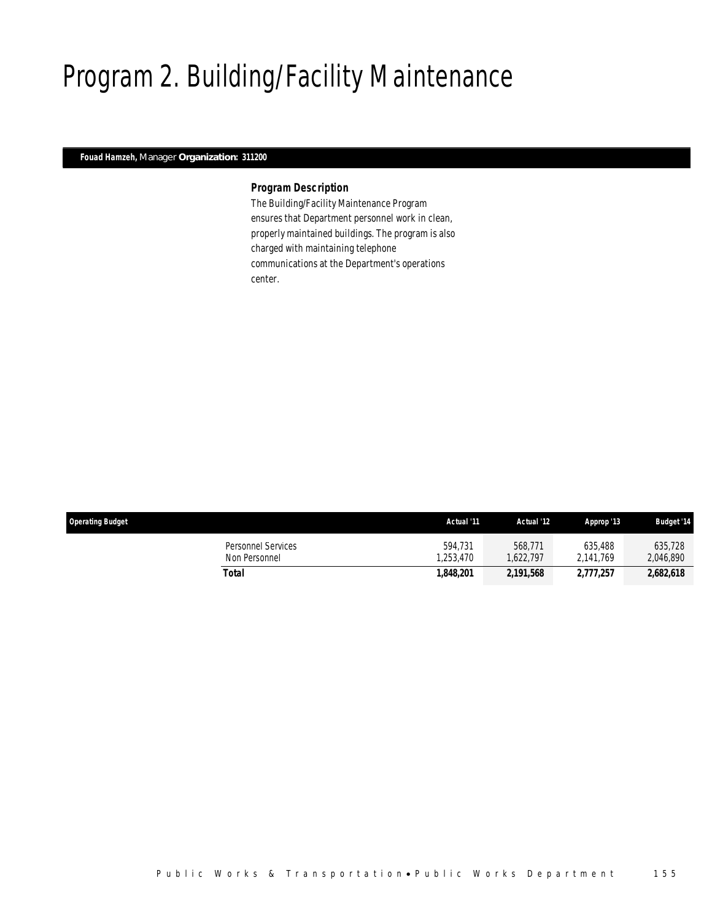# Program 2. Building/Facility Maintenance

**Fouad Hamzeh,** Manager **Organization: 311200**

### Program Description

The Building/Facility Maintenance Program ensures that Department personnel work in clean, properly maintained buildings. The program is also charged with maintaining telephone communications at the Department's operations center.

| Operating Budget | Actual '11 | Actual '12 | Approp '13 | Budget '14 |
|---|---|---|---|---|
| Personnel Services | 594,731 | 568,771 | 635,488 | 635,728 |
| Non Personnel | 1,253,470 | 1,622,797 | 2,141,769 | 2,046,890 |
| **Total** | **1,848,201** | **2,191,568** | **2,777,257** | **2,682,618** |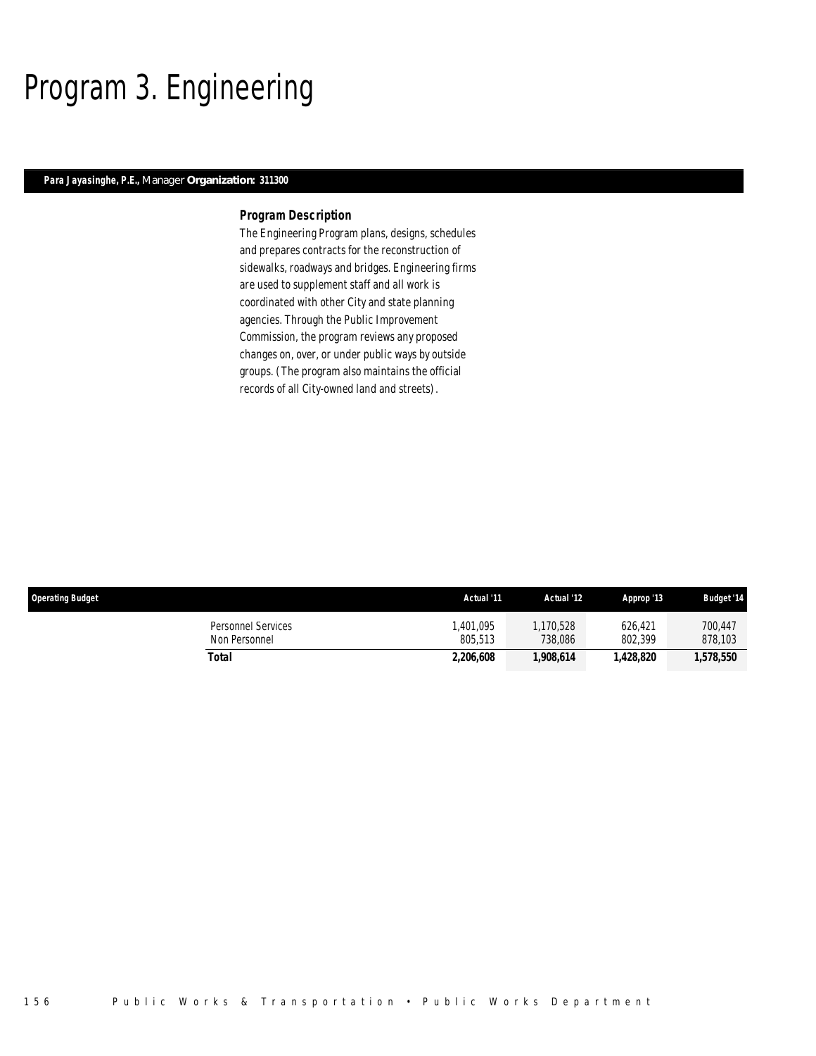# Program 3. Engineering

**Para Jayasinghe, P.E.,** Manager **Organization: 311300**

### Program Description

The Engineering Program plans, designs, schedules and prepares contracts for the reconstruction of sidewalks, roadways and bridges. Engineering firms are used to supplement staff and all work is coordinated with other City and state planning agencies. Through the Public Improvement Commission, the program reviews any proposed changes on, over, or under public ways by outside groups. (The program also maintains the official records of all City-owned land and streets).

| Operating Budget | Actual '11 | Actual '12 | Approp '13 | Budget '14 |
|---|---|---|---|---|
| Personnel Services | 1,401,095 | 1,170,528 | 626,421 | 700,447 |
| Non Personnel | 805,513 | 738,086 | 802,399 | 878,103 |
| **Total** | **2,206,608** | **1,908,614** | **1,428,820** | **1,578,550** |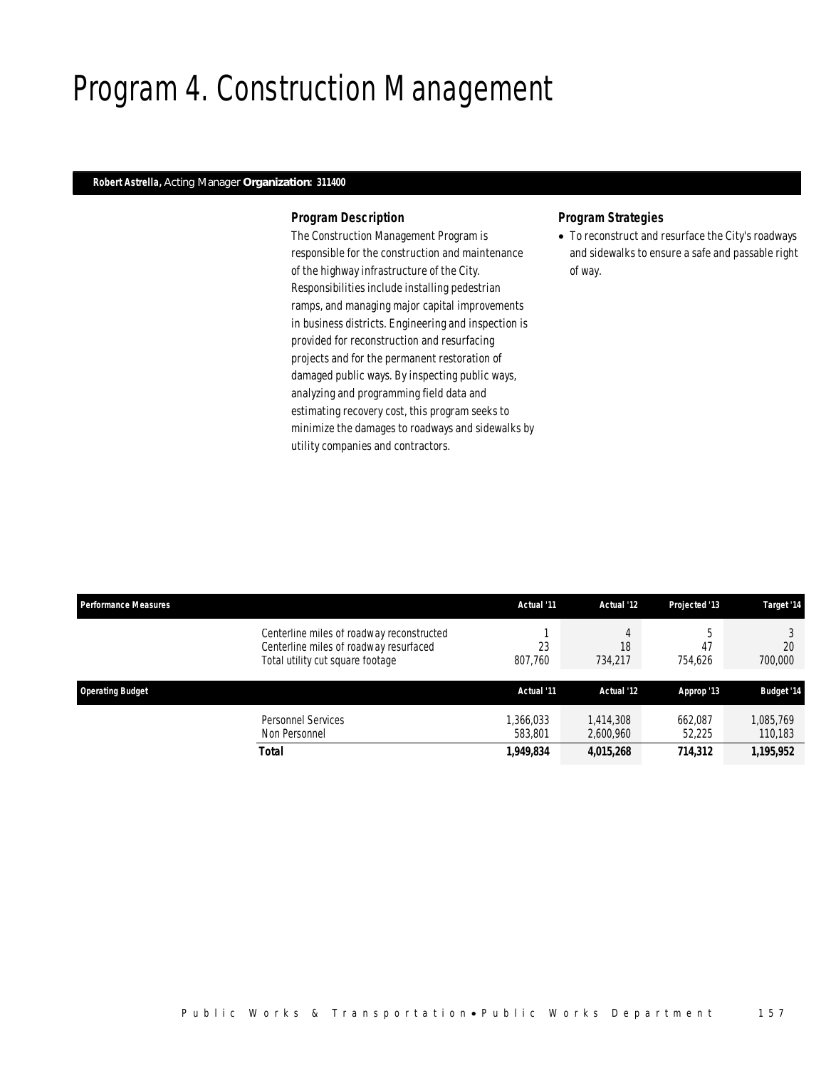# Program 4. Construction Management

**Robert Astrella,** Acting Manager **Organization: 311400**

### *Program Description*

The Construction Management Program is responsible for the construction and maintenance of the highway infrastructure of the City. Responsibilities include installing pedestrian ramps, and managing major capital improvements in business districts. Engineering and inspection is provided for reconstruction and resurfacing projects and for the permanent restoration of damaged public ways. By inspecting public ways, analyzing and programming field data and estimating recovery cost, this program seeks to minimize the damages to roadways and sidewalks by utility companies and contractors.

### *Program Strategies*

- To reconstruct and resurface the City's roadways and sidewalks to ensure a safe and passable right of way.

| Performance Measures | Actual '11 | Actual '12 | Projected '13 | Target '14 |
|---|---|---|---|---|
| Centerline miles of roadway reconstructed | 1 | 4 | 5 | 3 |
| Centerline miles of roadway resurfaced | 23 | 18 | 47 | 20 |
| Total utility cut square footage | 807,760 | 734,217 | 754,626 | 700,000 |

| Operating Budget | Actual '11 | Actual '12 | Approp '13 | Budget '14 |
|---|---|---|---|---|
| Personnel Services | 1,366,033 | 1,414,308 | 662,087 | 1,085,769 |
| Non Personnel | 583,801 | 2,600,960 | 52,225 | 110,183 |
| **Total** | **1,949,834** | **4,015,268** | **714,312** | **1,195,952** |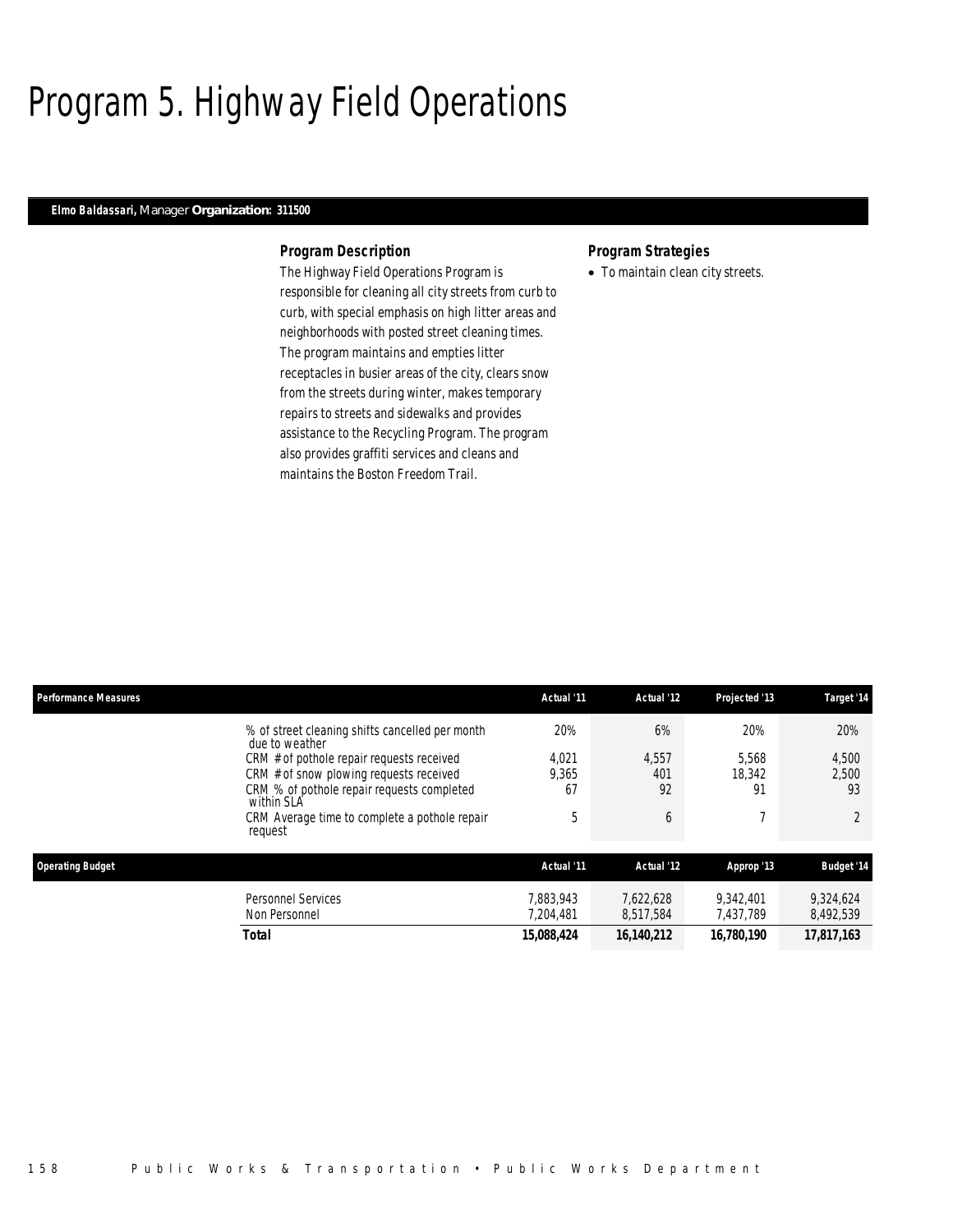# Program 5. Highway Field Operations

***Elmo Baldassari,*** *Manager* ***Organization: 311500***

### Program Description

The Highway Field Operations Program is responsible for cleaning all city streets from curb to curb, with special emphasis on high litter areas and neighborhoods with posted street cleaning times. The program maintains and empties litter receptacles in busier areas of the city, clears snow from the streets during winter, makes temporary repairs to streets and sidewalks and provides assistance to the Recycling Program. The program also provides graffiti services and cleans and maintains the Boston Freedom Trail.

### Program Strategies

- To maintain clean city streets.

| Performance Measures | Actual '11 | Actual '12 | Projected '13 | Target '14 |
|---|---|---|---|---|
| % of street cleaning shifts cancelled per month due to weather | 20% | 6% | 20% | 20% |
| CRM # of pothole repair requests received | 4,021 | 4,557 | 5,568 | 4,500 |
| CRM # of snow plowing requests received | 9,365 | 401 | 18,342 | 2,500 |
| CRM % of pothole repair requests completed within SLA | 67 | 92 | 91 | 93 |
| CRM Average time to complete a pothole repair request | 5 | 6 | 7 | 2 |

| Operating Budget | Actual '11 | Actual '12 | Approp '13 | Budget '14 |
|---|---|---|---|---|
| Personnel Services | 7,883,943 | 7,622,628 | 9,342,401 | 9,324,624 |
| Non Personnel | 7,204,481 | 8,517,584 | 7,437,789 | 8,492,539 |
| **Total** | **15,088,424** | **16,140,212** | **16,780,190** | **17,817,163** |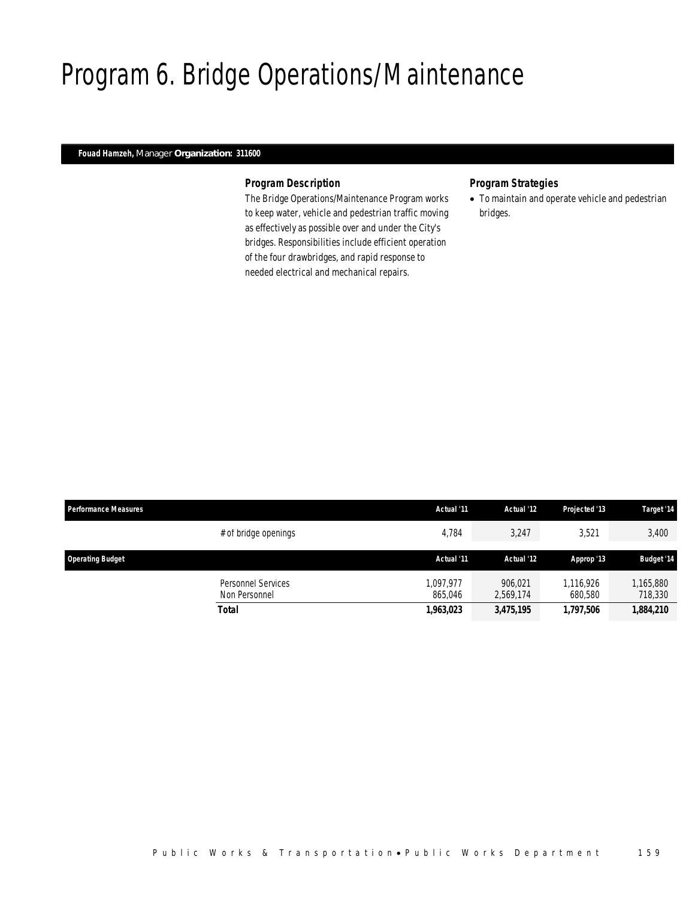# Program 6. Bridge Operations/Maintenance

**Fouad Hamzeh,** Manager **Organization: 311600**

### *Program Description*

The Bridge Operations/Maintenance Program works to keep water, vehicle and pedestrian traffic moving as effectively as possible over and under the City's bridges. Responsibilities include efficient operation of the four drawbridges, and rapid response to needed electrical and mechanical repairs.

### *Program Strategies*

- To maintain and operate vehicle and pedestrian bridges.

| Performance Measures | | Actual '11 | Actual '12 | Projected '13 | Target '14 |
|---|---|---|---|---|---|
| | # of bridge openings | 4,784 | 3,247 | 3,521 | 3,400 |

| Operating Budget | | Actual '11 | Actual '12 | Approp '13 | Budget '14 |
|---|---|---|---|---|---|
| | Personnel Services | 1,097,977 | 906,021 | 1,116,926 | 1,165,880 |
| | Non Personnel | 865,046 | 2,569,174 | 680,580 | 718,330 |
| | **Total** | **1,963,023** | **3,475,195** | **1,797,506** | **1,884,210** |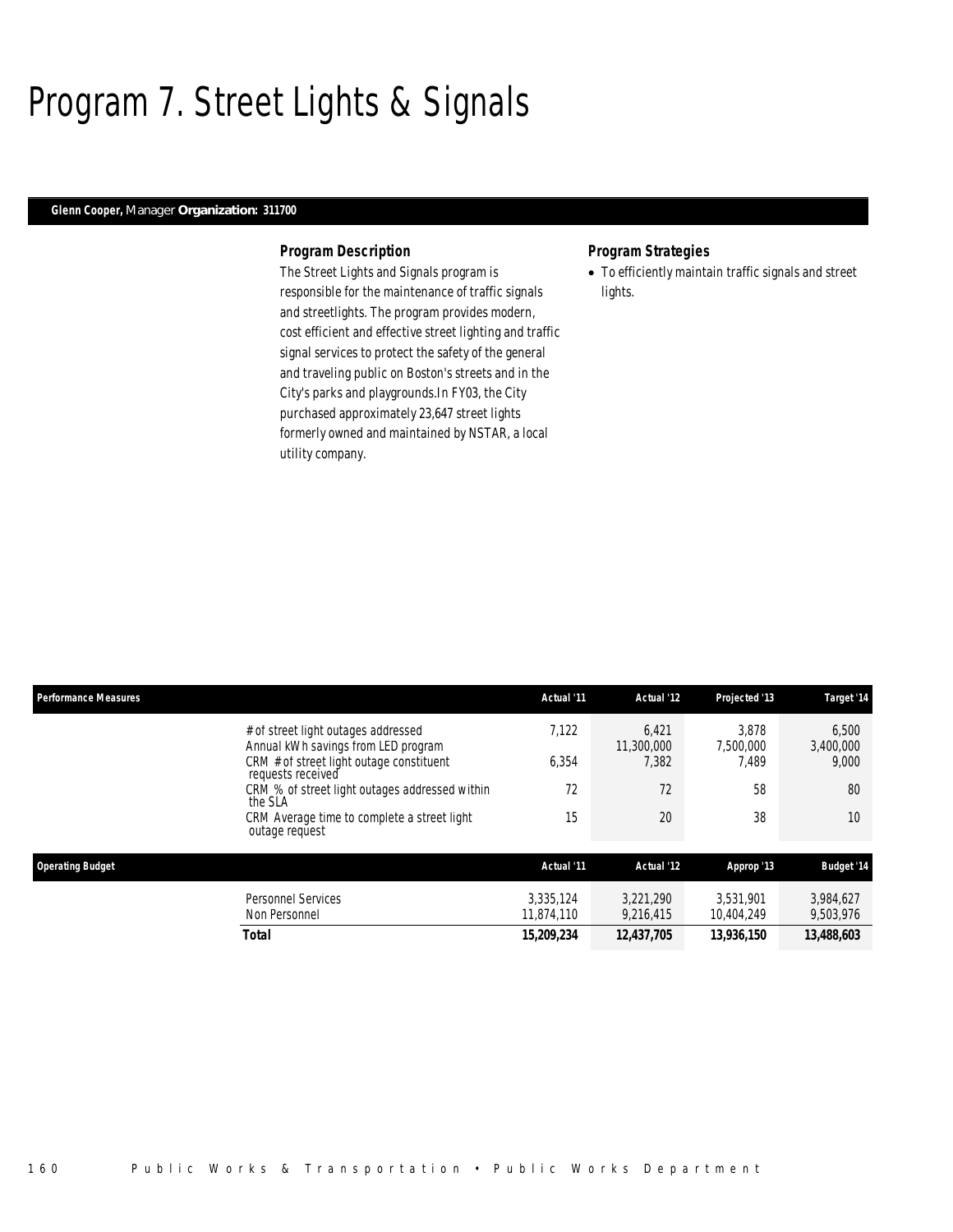# Program 7. Street Lights & Signals

**Glenn Cooper,** Manager **Organization: 311700**

### Program Description

The Street Lights and Signals program is responsible for the maintenance of traffic signals and streetlights. The program provides modern, cost efficient and effective street lighting and traffic signal services to protect the safety of the general and traveling public on Boston's streets and in the City's parks and playgrounds.In FY03, the City purchased approximately 23,647 street lights formerly owned and maintained by NSTAR, a local utility company.

### Program Strategies

- To efficiently maintain traffic signals and street lights.

| Performance Measures | Actual '11 | Actual '12 | Projected '13 | Target '14 |
|---|---|---|---|---|
| # of street light outages addressed | 7,122 | 6,421 | 3,878 | 6,500 |
| Annual kWh savings from LED program | | 11,300,000 | 7,500,000 | 3,400,000 |
| CRM # of street light outage constituent requests received | 6,354 | 7,382 | 7,489 | 9,000 |
| CRM % of street light outages addressed within the SLA | 72 | 72 | 58 | 80 |
| CRM Average time to complete a street light outage request | 15 | 20 | 38 | 10 |

| Operating Budget | Actual '11 | Actual '12 | Approp '13 | Budget '14 |
|---|---|---|---|---|
| Personnel Services | 3,335,124 | 3,221,290 | 3,531,901 | 3,984,627 |
| Non Personnel | 11,874,110 | 9,216,415 | 10,404,249 | 9,503,976 |
| **Total** | **15,209,234** | **12,437,705** | **13,936,150** | **13,488,603** |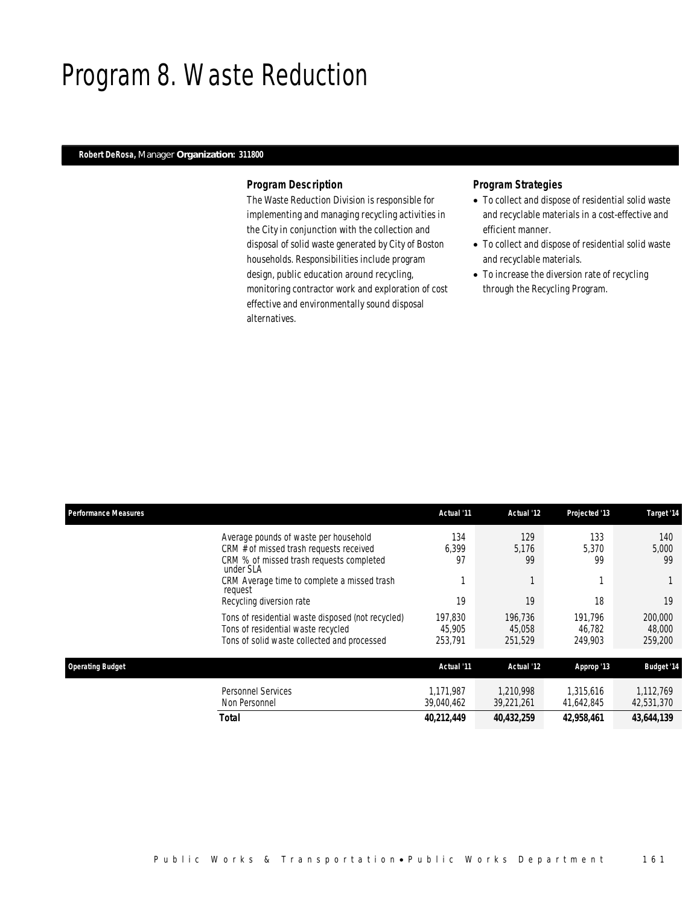# Program 8. Waste Reduction

**Robert DeRosa,** Manager **Organization: 311800**

### Program Description

The Waste Reduction Division is responsible for implementing and managing recycling activities in the City in conjunction with the collection and disposal of solid waste generated by City of Boston households. Responsibilities include program design, public education around recycling, monitoring contractor work and exploration of cost effective and environmentally sound disposal alternatives.

### Program Strategies

- To collect and dispose of residential solid waste and recyclable materials in a cost-effective and efficient manner.
- To collect and dispose of residential solid waste and recyclable materials.
- To increase the diversion rate of recycling through the Recycling Program.

| Performance Measures | Actual '11 | Actual '12 | Projected '13 | Target '14 |
|---|---|---|---|---|
| Average pounds of waste per household | 134 | 129 | 133 | 140 |
| CRM # of missed trash requests received | 6,399 | 5,176 | 5,370 | 5,000 |
| CRM % of missed trash requests completed under SLA | 97 | 99 | 99 | 99 |
| CRM Average time to complete a missed trash request | 1 | 1 | 1 | 1 |
| Recycling diversion rate | 19 | 19 | 18 | 19 |
| Tons of residential waste disposed (not recycled) | 197,830 | 196,736 | 191,796 | 200,000 |
| Tons of residential waste recycled | 45,905 | 45,058 | 46,782 | 48,000 |
| Tons of solid waste collected and processed | 253,791 | 251,529 | 249,903 | 259,200 |

| Operating Budget | Actual '11 | Actual '12 | Approp '13 | Budget '14 |
|---|---|---|---|---|
| Personnel Services | 1,171,987 | 1,210,998 | 1,315,616 | 1,112,769 |
| Non Personnel | 39,040,462 | 39,221,261 | 41,642,845 | 42,531,370 |
| **Total** | **40,212,449** | **40,432,259** | **42,958,461** | **43,644,139** |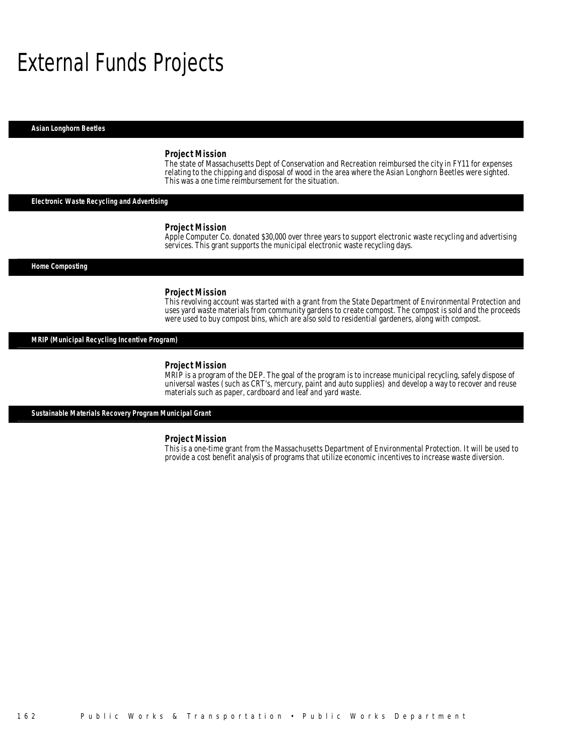# External Funds Projects

## Asian Longhorn Beetles

### Project Mission

The state of Massachusetts Dept of Conservation and Recreation reimbursed the city in FY11 for expenses relating to the chipping and disposal of wood in the area where the Asian Longhorn Beetles were sighted. This was a one time reimbursement for the situation.

## Electronic Waste Recycling and Advertising

### Project Mission

Apple Computer Co. donated $30,000 over three years to support electronic waste recycling and advertising services. This grant supports the municipal electronic waste recycling days.

## Home Composting

### Project Mission

This revolving account was started with a grant from the State Department of Environmental Protection and uses yard waste materials from community gardens to create compost. The compost is sold and the proceeds were used to buy compost bins, which are also sold to residential gardeners, along with compost.

## MRIP (Municipal Recycling Incentive Program)

### Project Mission

MRIP is a program of the DEP. The goal of the program is to increase municipal recycling, safely dispose of universal wastes (such as CRT's, mercury, paint and auto supplies) and develop a way to recover and reuse materials such as paper, cardboard and leaf and yard waste.

## Sustainable Materials Recovery Program Municipal Grant

### Project Mission

This is a one-time grant from the Massachusetts Department of Environmental Protection. It will be used to provide a cost benefit analysis of programs that utilize economic incentives to increase waste diversion.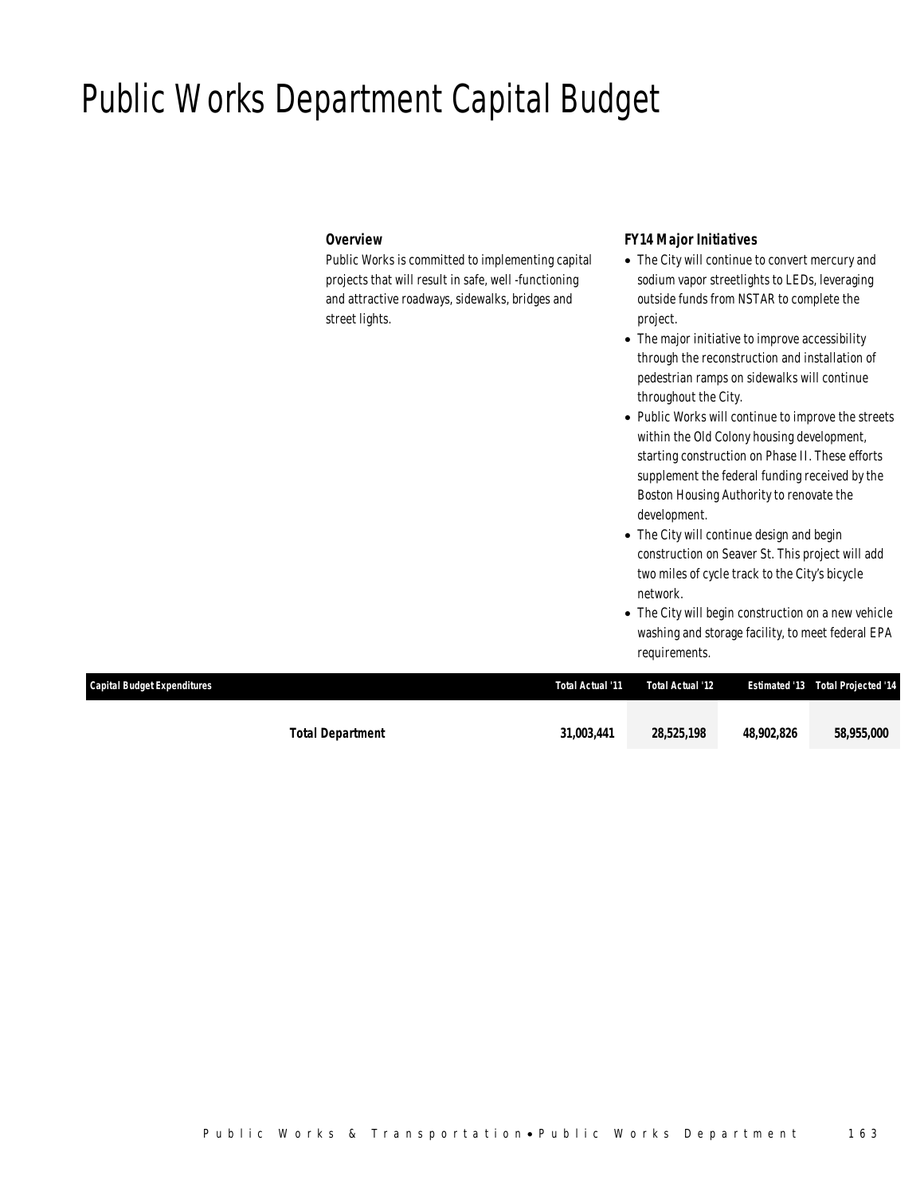# Public Works Department Capital Budget

### *Overview*

*Public Works is committed to implementing capital projects that will result in safe, well -functioning and attractive roadways, sidewalks, bridges and street lights.*

### *FY14 Major Initiatives*

- *The City will continue to convert mercury and sodium vapor streetlights to LEDs, leveraging outside funds from NSTAR to complete the project.*
- *The major initiative to improve accessibility through the reconstruction and installation of pedestrian ramps on sidewalks will continue throughout the City.*
- *Public Works will continue to improve the streets within the Old Colony housing development, starting construction on Phase II. These efforts supplement the federal funding received by the Boston Housing Authority to renovate the development.*
- *The City will continue design and begin construction on Seaver St. This project will add two miles of cycle track to the City's bicycle network.*
- *The City will begin construction on a new vehicle washing and storage facility, to meet federal EPA requirements.*

| Capital Budget Expenditures | Total Actual '11 | Total Actual '12 | Estimated '13 | Total Projected '14 |
|---|---|---|---|---|
| **Total Department** | **31,003,441** | **28,525,198** | **48,902,826** | **58,955,000** |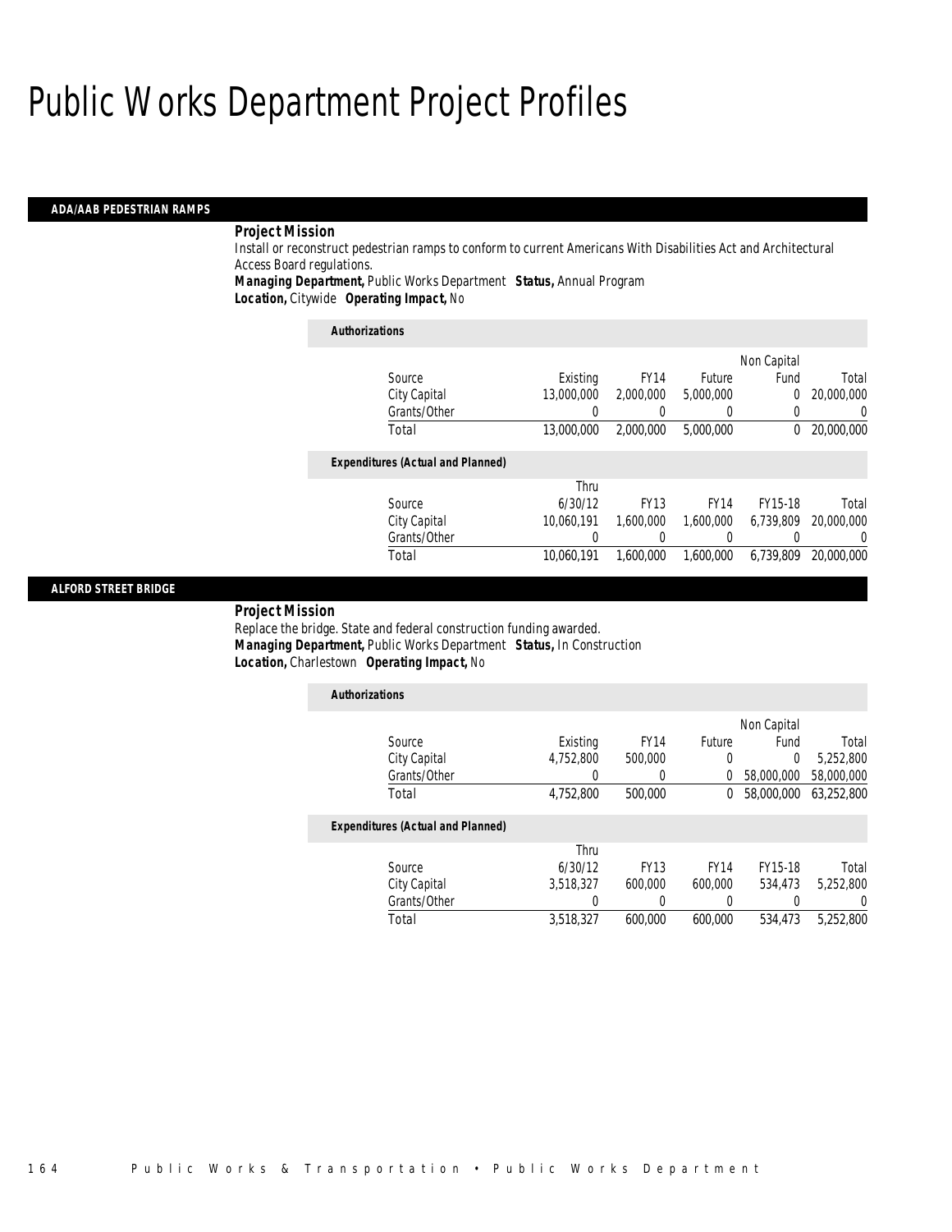# Public Works Department Project Profiles

## ADA/AAB PEDESTRIAN RAMPS

**Project Mission**

Install or reconstruct pedestrian ramps to conform to current Americans With Disabilities Act and Architectural Access Board regulations.

***Managing Department,*** Public Works Department ***Status,*** Annual Program

***Location,*** Citywide ***Operating Impact,*** No

***Authorizations***

| Source | Existing | FY14 | Future | Non Capital Fund | Total |
|---|---|---|---|---|---|
| City Capital | 13,000,000 | 2,000,000 | 5,000,000 | 0 | 20,000,000 |
| Grants/Other | 0 | 0 | 0 | 0 | 0 |
| Total | 13,000,000 | 2,000,000 | 5,000,000 | 0 | 20,000,000 |

***Expenditures (Actual and Planned)***

| Source | Thru 6/30/12 | FY13 | FY14 | FY15-18 | Total |
|---|---|---|---|---|---|
| City Capital | 10,060,191 | 1,600,000 | 1,600,000 | 6,739,809 | 20,000,000 |
| Grants/Other | 0 | 0 | 0 | 0 | 0 |
| Total | 10,060,191 | 1,600,000 | 1,600,000 | 6,739,809 | 20,000,000 |

## ALFORD STREET BRIDGE

**Project Mission**

Replace the bridge. State and federal construction funding awarded.

***Managing Department,*** Public Works Department ***Status,*** In Construction

***Location,*** Charlestown ***Operating Impact,*** No

***Authorizations***

| Source | Existing | FY14 | Future | Non Capital Fund | Total |
|---|---|---|---|---|---|
| City Capital | 4,752,800 | 500,000 | 0 | 0 | 5,252,800 |
| Grants/Other | 0 | 0 | 0 | 58,000,000 | 58,000,000 |
| Total | 4,752,800 | 500,000 | 0 | 58,000,000 | 63,252,800 |

***Expenditures (Actual and Planned)***

| Source | Thru 6/30/12 | FY13 | FY14 | FY15-18 | Total |
|---|---|---|---|---|---|
| City Capital | 3,518,327 | 600,000 | 600,000 | 534,473 | 5,252,800 |
| Grants/Other | 0 | 0 | 0 | 0 | 0 |
| Total | 3,518,327 | 600,000 | 600,000 | 534,473 | 5,252,800 |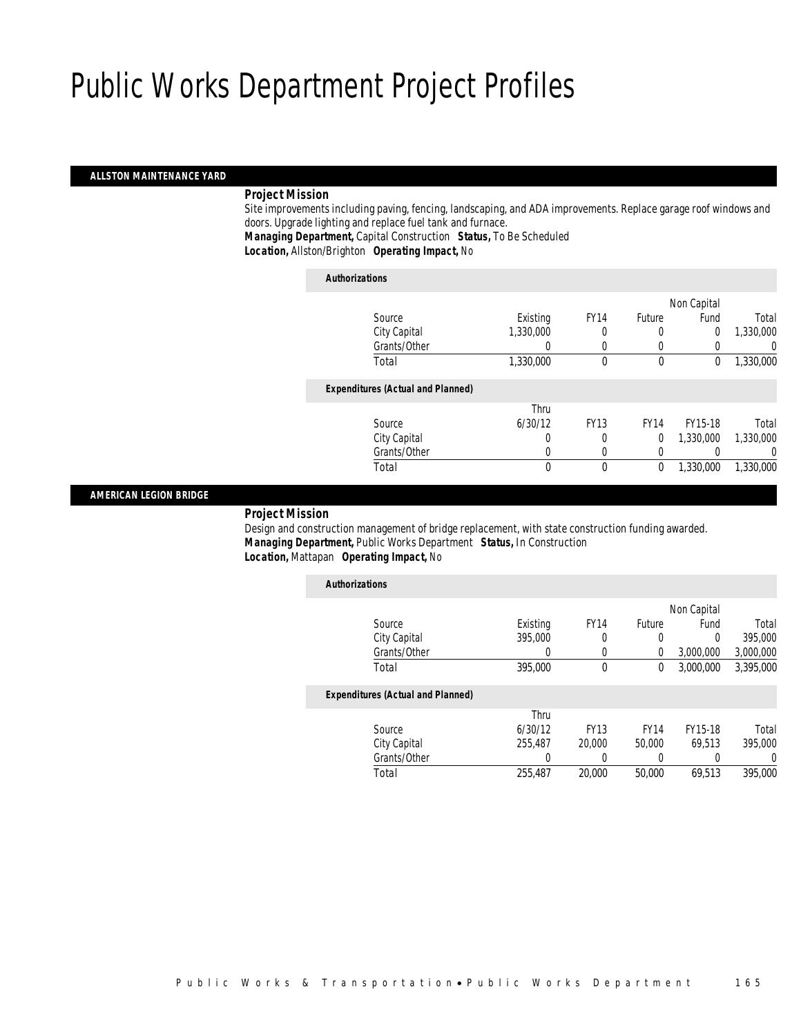# Public Works Department Project Profiles

## ALLSTON MAINTENANCE YARD

***Project Mission***

Site improvements including paving, fencing, landscaping, and ADA improvements. Replace garage roof windows and doors. Upgrade lighting and replace fuel tank and furnace.

***Managing Department,*** Capital Construction ***Status,*** To Be Scheduled

***Location,*** Allston/Brighton ***Operating Impact,*** No

***Authorizations***

| Source | Existing | FY14 | Future | Non Capital Fund | Total |
|---|---|---|---|---|---|
| City Capital | 1,330,000 | 0 | 0 | 0 | 1,330,000 |
| Grants/Other | 0 | 0 | 0 | 0 | 0 |
| Total | 1,330,000 | 0 | 0 | 0 | 1,330,000 |

***Expenditures (Actual and Planned)***

| Source | Thru 6/30/12 | FY13 | FY14 | FY15-18 | Total |
|---|---|---|---|---|---|
| City Capital | 0 | 0 | 0 | 1,330,000 | 1,330,000 |
| Grants/Other | 0 | 0 | 0 | 0 | 0 |
| Total | 0 | 0 | 0 | 1,330,000 | 1,330,000 |

## AMERICAN LEGION BRIDGE

***Project Mission***

Design and construction management of bridge replacement, with state construction funding awarded.

***Managing Department,*** Public Works Department ***Status,*** In Construction

***Location,*** Mattapan ***Operating Impact,*** No

***Authorizations***

| Source | Existing | FY14 | Future | Non Capital Fund | Total |
|---|---|---|---|---|---|
| City Capital | 395,000 | 0 | 0 | 0 | 395,000 |
| Grants/Other | 0 | 0 | 0 | 3,000,000 | 3,000,000 |
| Total | 395,000 | 0 | 0 | 3,000,000 | 3,395,000 |

***Expenditures (Actual and Planned)***

| Source | Thru 6/30/12 | FY13 | FY14 | FY15-18 | Total |
|---|---|---|---|---|---|
| City Capital | 255,487 | 20,000 | 50,000 | 69,513 | 395,000 |
| Grants/Other | 0 | 0 | 0 | 0 | 0 |
| Total | 255,487 | 20,000 | 50,000 | 69,513 | 395,000 |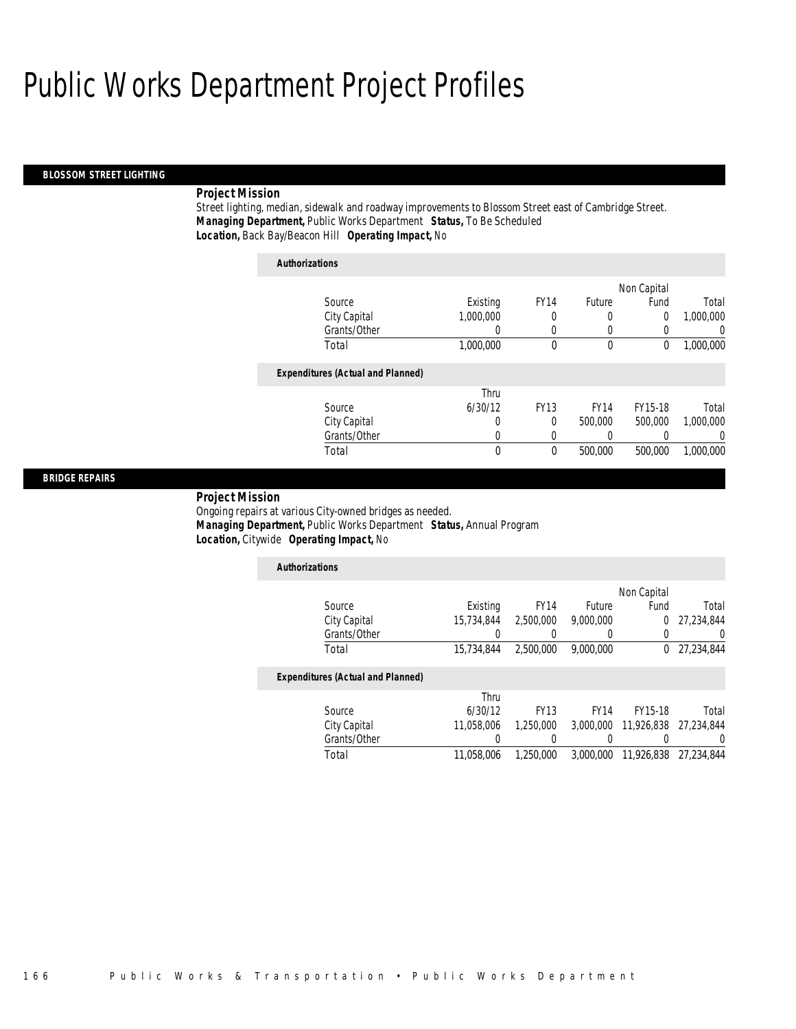# Public Works Department Project Profiles

## BLOSSOM STREET LIGHTING

**Project Mission**

Street lighting, median, sidewalk and roadway improvements to Blossom Street east of Cambridge Street.

***Managing Department,*** Public Works Department ***Status,*** To Be Scheduled

***Location,*** Back Bay/Beacon Hill ***Operating Impact,*** No

***Authorizations***

| Source | Existing | FY14 | Future | Non Capital Fund | Total |
|---|---|---|---|---|---|
| City Capital | 1,000,000 | 0 | 0 | 0 | 1,000,000 |
| Grants/Other | 0 | 0 | 0 | 0 | 0 |
| Total | 1,000,000 | 0 | 0 | 0 | 1,000,000 |

***Expenditures (Actual and Planned)***

| Source | Thru 6/30/12 | FY13 | FY14 | FY15-18 | Total |
|---|---|---|---|---|---|
| City Capital | 0 | 0 | 500,000 | 500,000 | 1,000,000 |
| Grants/Other | 0 | 0 | 0 | 0 | 0 |
| Total | 0 | 0 | 500,000 | 500,000 | 1,000,000 |

## BRIDGE REPAIRS

**Project Mission**

Ongoing repairs at various City-owned bridges as needed.

***Managing Department,*** Public Works Department ***Status,*** Annual Program

***Location,*** Citywide ***Operating Impact,*** No

***Authorizations***

| Source | Existing | FY14 | Future | Non Capital Fund | Total |
|---|---|---|---|---|---|
| City Capital | 15,734,844 | 2,500,000 | 9,000,000 | 0 | 27,234,844 |
| Grants/Other | 0 | 0 | 0 | 0 | 0 |
| Total | 15,734,844 | 2,500,000 | 9,000,000 | 0 | 27,234,844 |

***Expenditures (Actual and Planned)***

| Source | Thru 6/30/12 | FY13 | FY14 | FY15-18 | Total |
|---|---|---|---|---|---|
| City Capital | 11,058,006 | 1,250,000 | 3,000,000 | 11,926,838 | 27,234,844 |
| Grants/Other | 0 | 0 | 0 | 0 | 0 |
| Total | 11,058,006 | 1,250,000 | 3,000,000 | 11,926,838 | 27,234,844 |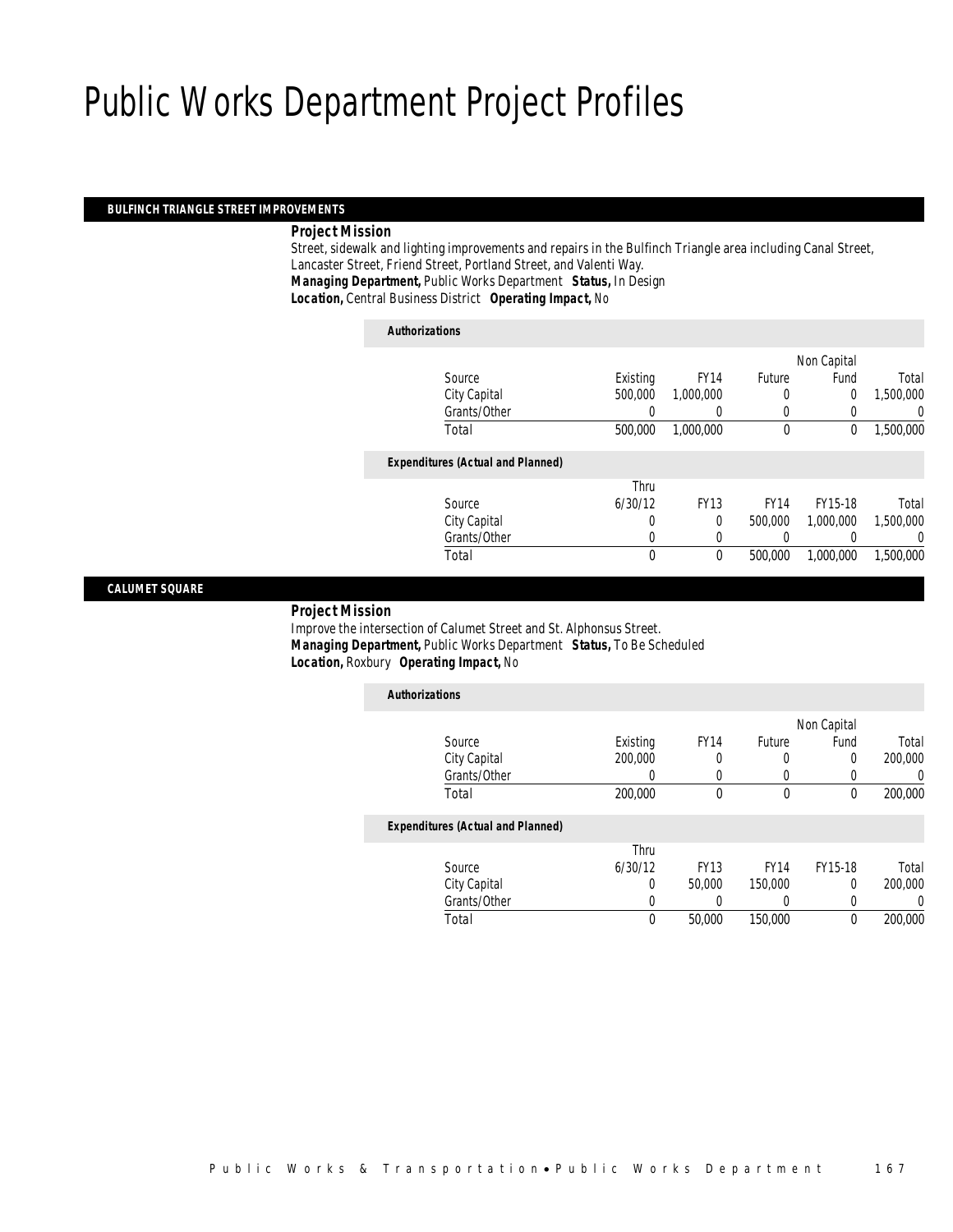# Public Works Department Project Profiles

## BULFINCH TRIANGLE STREET IMPROVEMENTS

***Project Mission***

Street, sidewalk and lighting improvements and repairs in the Bulfinch Triangle area including Canal Street, Lancaster Street, Friend Street, Portland Street, and Valenti Way.

***Managing Department,*** Public Works Department ***Status,*** In Design

***Location,*** Central Business District ***Operating Impact,*** No

***Authorizations***

| Source | Existing | FY14 | Future | Non Capital Fund | Total |
|---|---|---|---|---|---|
| City Capital | 500,000 | 1,000,000 | 0 | 0 | 1,500,000 |
| Grants/Other | 0 | 0 | 0 | 0 | 0 |
| Total | 500,000 | 1,000,000 | 0 | 0 | 1,500,000 |

***Expenditures (Actual and Planned)***

| Source | Thru 6/30/12 | FY13 | FY14 | FY15-18 | Total |
|---|---|---|---|---|---|
| City Capital | 0 | 0 | 500,000 | 1,000,000 | 1,500,000 |
| Grants/Other | 0 | 0 | 0 | 0 | 0 |
| Total | 0 | 0 | 500,000 | 1,000,000 | 1,500,000 |

## CALUMET SQUARE

***Project Mission***

Improve the intersection of Calumet Street and St. Alphonsus Street.

***Managing Department,*** Public Works Department ***Status,*** To Be Scheduled

***Location,*** Roxbury ***Operating Impact,*** No

***Authorizations***

| Source | Existing | FY14 | Future | Non Capital Fund | Total |
|---|---|---|---|---|---|
| City Capital | 200,000 | 0 | 0 | 0 | 200,000 |
| Grants/Other | 0 | 0 | 0 | 0 | 0 |
| Total | 200,000 | 0 | 0 | 0 | 200,000 |

***Expenditures (Actual and Planned)***

| Source | Thru 6/30/12 | FY13 | FY14 | FY15-18 | Total |
|---|---|---|---|---|---|
| City Capital | 0 | 50,000 | 150,000 | 0 | 200,000 |
| Grants/Other | 0 | 0 | 0 | 0 | 0 |
| Total | 0 | 50,000 | 150,000 | 0 | 200,000 |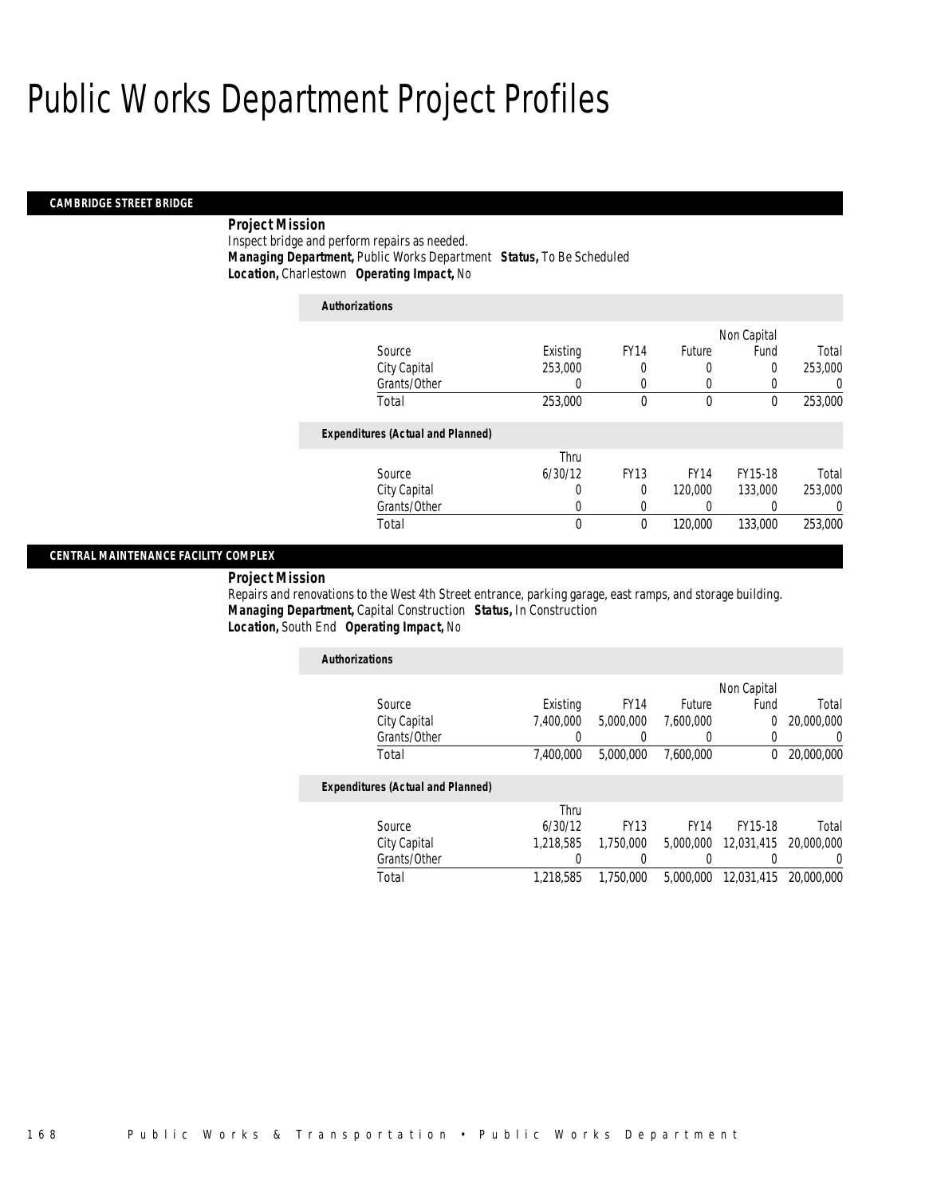# Public Works Department Project Profiles

## CAMBRIDGE STREET BRIDGE

**Project Mission**

Inspect bridge and perform repairs as needed.

***Managing Department,*** Public Works Department ***Status,*** To Be Scheduled

***Location,*** Charlestown ***Operating Impact,*** No

*Authorizations*

| Source | Existing | FY14 | Future | Non Capital Fund | Total |
|---|---|---|---|---|---|
| City Capital | 253,000 | 0 | 0 | 0 | 253,000 |
| Grants/Other | 0 | 0 | 0 | 0 | 0 |
| Total | 253,000 | 0 | 0 | 0 | 253,000 |

*Expenditures (Actual and Planned)*

| Source | Thru 6/30/12 | FY13 | FY14 | FY15-18 | Total |
|---|---|---|---|---|---|
| City Capital | 0 | 0 | 120,000 | 133,000 | 253,000 |
| Grants/Other | 0 | 0 | 0 | 0 | 0 |
| Total | 0 | 0 | 120,000 | 133,000 | 253,000 |

## CENTRAL MAINTENANCE FACILITY COMPLEX

**Project Mission**

Repairs and renovations to the West 4th Street entrance, parking garage, east ramps, and storage building.

***Managing Department,*** Capital Construction ***Status,*** In Construction

***Location,*** South End ***Operating Impact,*** No

*Authorizations*

| Source | Existing | FY14 | Future | Non Capital Fund | Total |
|---|---|---|---|---|---|
| City Capital | 7,400,000 | 5,000,000 | 7,600,000 | 0 | 20,000,000 |
| Grants/Other | 0 | 0 | 0 | 0 | 0 |
| Total | 7,400,000 | 5,000,000 | 7,600,000 | 0 | 20,000,000 |

*Expenditures (Actual and Planned)*

| Source | Thru 6/30/12 | FY13 | FY14 | FY15-18 | Total |
|---|---|---|---|---|---|
| City Capital | 1,218,585 | 1,750,000 | 5,000,000 | 12,031,415 | 20,000,000 |
| Grants/Other | 0 | 0 | 0 | 0 | 0 |
| Total | 1,218,585 | 1,750,000 | 5,000,000 | 12,031,415 | 20,000,000 |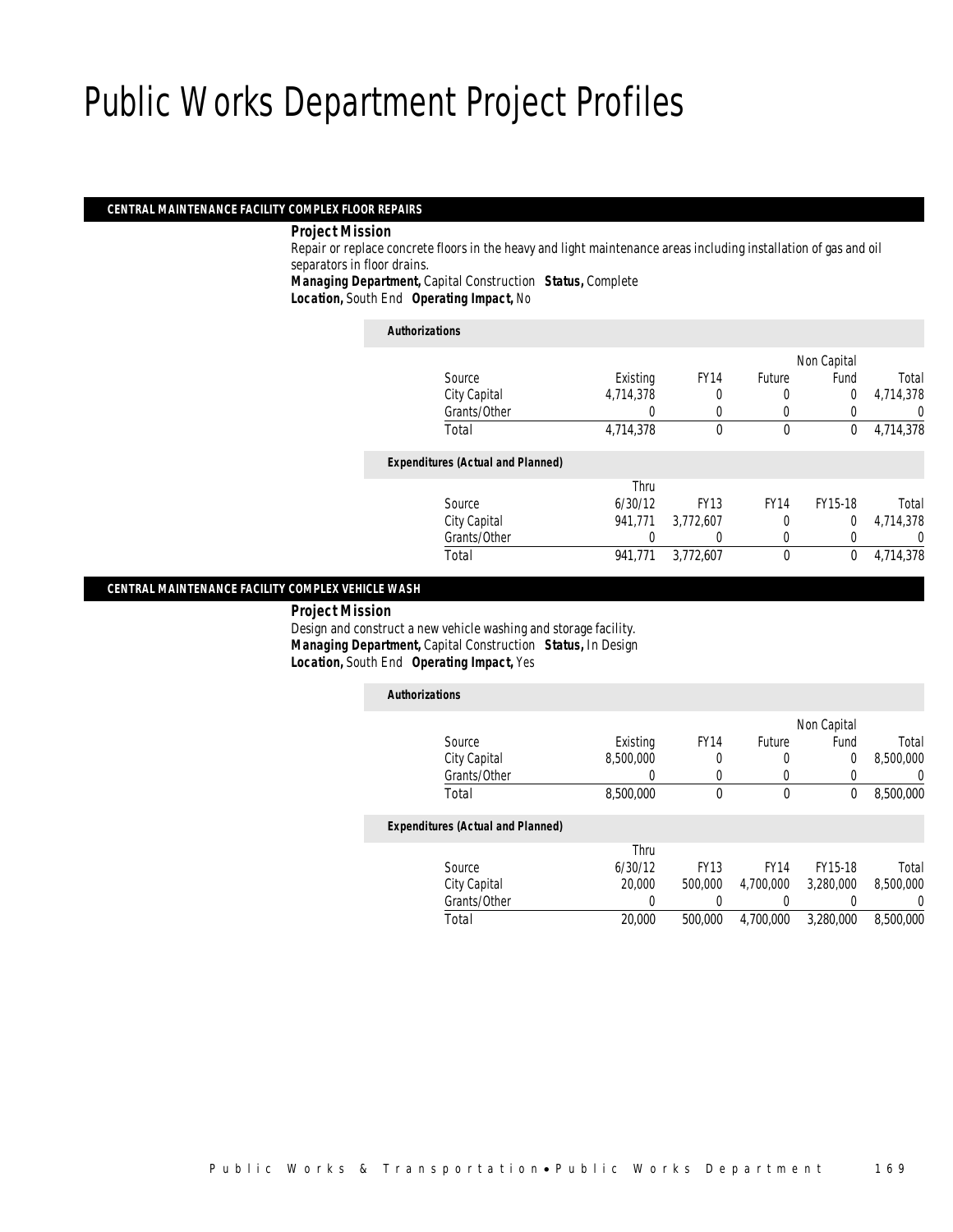# Public Works Department Project Profiles

## CENTRAL MAINTENANCE FACILITY COMPLEX FLOOR REPAIRS

**Project Mission**

Repair or replace concrete floors in the heavy and light maintenance areas including installation of gas and oil separators in floor drains.

**Managing Department,** Capital Construction **Status,** Complete

**Location,** South End **Operating Impact,** No

*Authorizations*

| Source | Existing | FY14 | Future | Non Capital Fund | Total |
|---|---|---|---|---|---|
| City Capital | 4,714,378 | 0 | 0 | 0 | 4,714,378 |
| Grants/Other | 0 | 0 | 0 | 0 | 0 |
| Total | 4,714,378 | 0 | 0 | 0 | 4,714,378 |

*Expenditures (Actual and Planned)*

| Source | Thru 6/30/12 | FY13 | FY14 | FY15-18 | Total |
|---|---|---|---|---|---|
| City Capital | 941,771 | 3,772,607 | 0 | 0 | 4,714,378 |
| Grants/Other | 0 | 0 | 0 | 0 | 0 |
| Total | 941,771 | 3,772,607 | 0 | 0 | 4,714,378 |

## CENTRAL MAINTENANCE FACILITY COMPLEX VEHICLE WASH

**Project Mission**

Design and construct a new vehicle washing and storage facility.

**Managing Department,** Capital Construction **Status,** In Design

**Location,** South End **Operating Impact,** Yes

*Authorizations*

| Source | Existing | FY14 | Future | Non Capital Fund | Total |
|---|---|---|---|---|---|
| City Capital | 8,500,000 | 0 | 0 | 0 | 8,500,000 |
| Grants/Other | 0 | 0 | 0 | 0 | 0 |
| Total | 8,500,000 | 0 | 0 | 0 | 8,500,000 |

*Expenditures (Actual and Planned)*

| Source | Thru 6/30/12 | FY13 | FY14 | FY15-18 | Total |
|---|---|---|---|---|---|
| City Capital | 20,000 | 500,000 | 4,700,000 | 3,280,000 | 8,500,000 |
| Grants/Other | 0 | 0 | 0 | 0 | 0 |
| Total | 20,000 | 500,000 | 4,700,000 | 3,280,000 | 8,500,000 |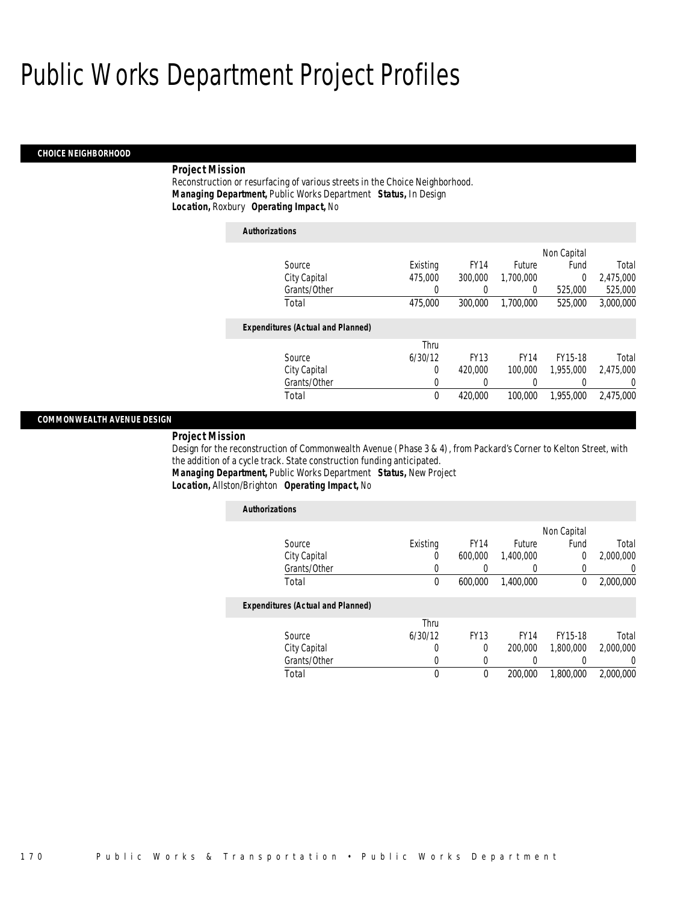# Public Works Department Project Profiles

## CHOICE NEIGHBORHOOD

**Project Mission**

Reconstruction or resurfacing of various streets in the Choice Neighborhood.

***Managing Department,*** Public Works Department ***Status,*** In Design

***Location,*** Roxbury ***Operating Impact,*** No

**Authorizations**

| Source | Existing | FY14 | Future | Non Capital Fund | Total |
|---|---|---|---|---|---|
| City Capital | 475,000 | 300,000 | 1,700,000 | 0 | 2,475,000 |
| Grants/Other | 0 | 0 | 0 | 525,000 | 525,000 |
| Total | 475,000 | 300,000 | 1,700,000 | 525,000 | 3,000,000 |

**Expenditures (Actual and Planned)**

| Source | Thru 6/30/12 | FY13 | FY14 | FY15-18 | Total |
|---|---|---|---|---|---|
| City Capital | 0 | 420,000 | 100,000 | 1,955,000 | 2,475,000 |
| Grants/Other | 0 | 0 | 0 | 0 | 0 |
| Total | 0 | 420,000 | 100,000 | 1,955,000 | 2,475,000 |

## COMMONWEALTH AVENUE DESIGN

**Project Mission**

Design for the reconstruction of Commonwealth Avenue ( Phase 3 & 4) , from Packard's Corner to Kelton Street, with the addition of a cycle track. State construction funding anticipated.

***Managing Department,*** Public Works Department ***Status,*** New Project

***Location,*** Allston/Brighton ***Operating Impact,*** No

**Authorizations**

| Source | Existing | FY14 | Future | Non Capital Fund | Total |
|---|---|---|---|---|---|
| City Capital | 0 | 600,000 | 1,400,000 | 0 | 2,000,000 |
| Grants/Other | 0 | 0 | 0 | 0 | 0 |
| Total | 0 | 600,000 | 1,400,000 | 0 | 2,000,000 |

**Expenditures (Actual and Planned)**

| Source | Thru 6/30/12 | FY13 | FY14 | FY15-18 | Total |
|---|---|---|---|---|---|
| City Capital | 0 | 0 | 200,000 | 1,800,000 | 2,000,000 |
| Grants/Other | 0 | 0 | 0 | 0 | 0 |
| Total | 0 | 0 | 200,000 | 1,800,000 | 2,000,000 |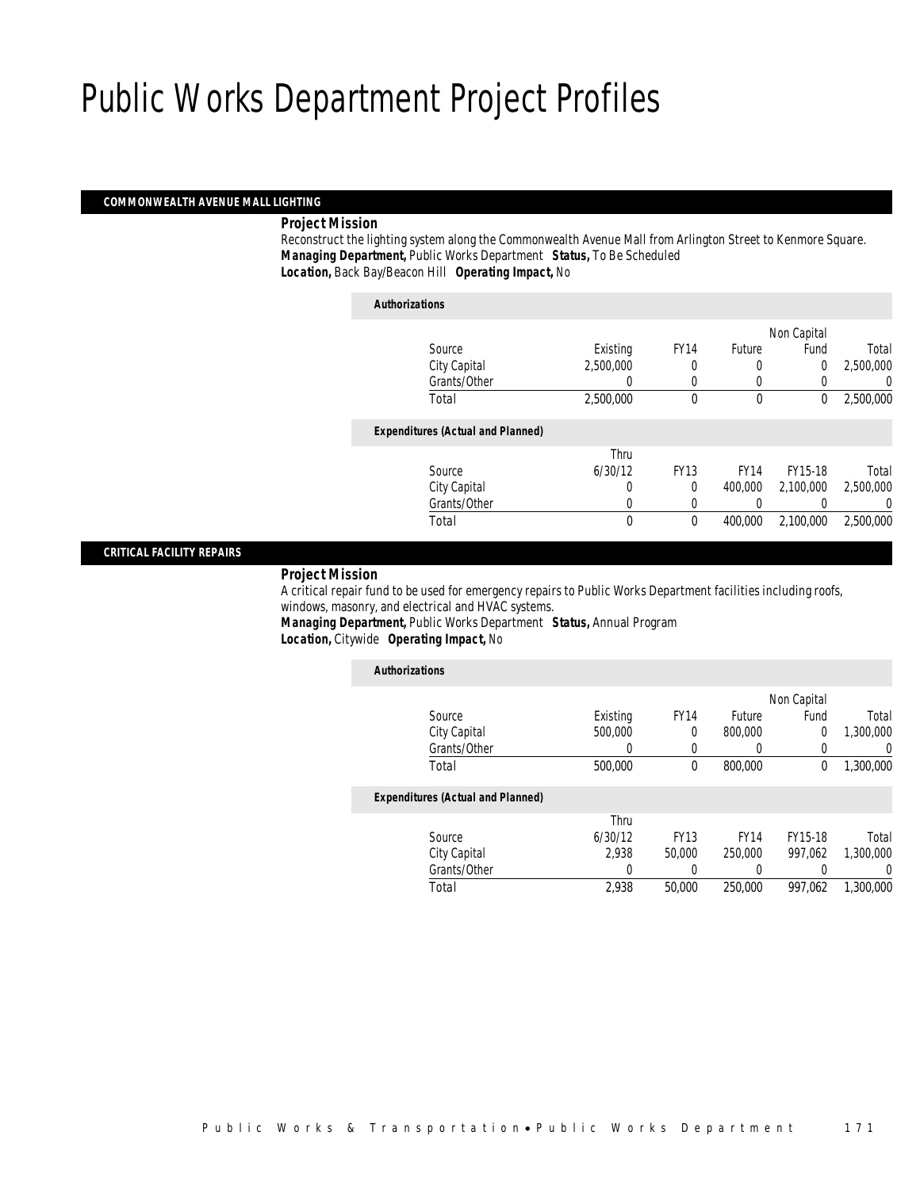# Public Works Department Project Profiles

## COMMONWEALTH AVENUE MALL LIGHTING

**Project Mission**

Reconstruct the lighting system along the Commonwealth Avenue Mall from Arlington Street to Kenmore Square.

***Managing Department,*** Public Works Department ***Status,*** To Be Scheduled

***Location,*** Back Bay/Beacon Hill ***Operating Impact,*** No

***Authorizations***

| Source | Existing | FY14 | Future | Non Capital Fund | Total |
|---|---|---|---|---|---|
| City Capital | 2,500,000 | 0 | 0 | 0 | 2,500,000 |
| Grants/Other | 0 | 0 | 0 | 0 | 0 |
| Total | 2,500,000 | 0 | 0 | 0 | 2,500,000 |

***Expenditures (Actual and Planned)***

| Source | Thru 6/30/12 | FY13 | FY14 | FY15-18 | Total |
|---|---|---|---|---|---|
| City Capital | 0 | 0 | 400,000 | 2,100,000 | 2,500,000 |
| Grants/Other | 0 | 0 | 0 | 0 | 0 |
| Total | 0 | 0 | 400,000 | 2,100,000 | 2,500,000 |

## CRITICAL FACILITY REPAIRS

**Project Mission**

A critical repair fund to be used for emergency repairs to Public Works Department facilities including roofs, windows, masonry, and electrical and HVAC systems.

***Managing Department,*** Public Works Department ***Status,*** Annual Program

***Location,*** Citywide ***Operating Impact,*** No

***Authorizations***

| Source | Existing | FY14 | Future | Non Capital Fund | Total |
|---|---|---|---|---|---|
| City Capital | 500,000 | 0 | 800,000 | 0 | 1,300,000 |
| Grants/Other | 0 | 0 | 0 | 0 | 0 |
| Total | 500,000 | 0 | 800,000 | 0 | 1,300,000 |

***Expenditures (Actual and Planned)***

| Source | Thru 6/30/12 | FY13 | FY14 | FY15-18 | Total |
|---|---|---|---|---|---|
| City Capital | 2,938 | 50,000 | 250,000 | 997,062 | 1,300,000 |
| Grants/Other | 0 | 0 | 0 | 0 | 0 |
| Total | 2,938 | 50,000 | 250,000 | 997,062 | 1,300,000 |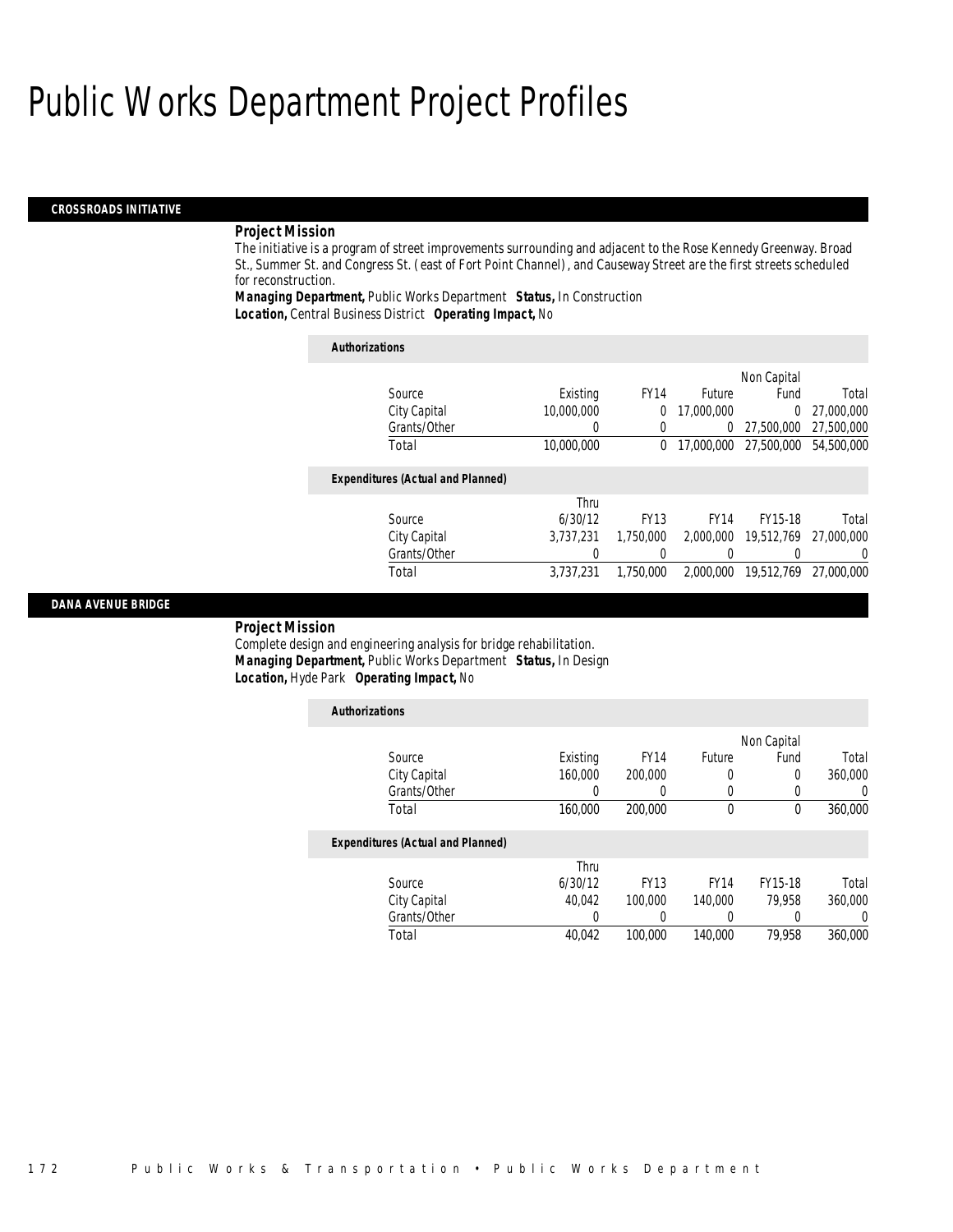# Public Works Department Project Profiles

## CROSSROADS INITIATIVE

***Project Mission***

The initiative is a program of street improvements surrounding and adjacent to the Rose Kennedy Greenway. Broad St., Summer St. and Congress St. (east of Fort Point Channel), and Causeway Street are the first streets scheduled for reconstruction.

***Managing Department,*** Public Works Department ***Status,*** In Construction
***Location,*** Central Business District ***Operating Impact,*** No

***Authorizations***

| Source | Existing | FY14 | Future | Non Capital Fund | Total |
|---|---|---|---|---|---|
| City Capital | 10,000,000 | 0 | 17,000,000 | 0 | 27,000,000 |
| Grants/Other | 0 | 0 | 0 | 27,500,000 | 27,500,000 |
| Total | 10,000,000 | 0 | 17,000,000 | 27,500,000 | 54,500,000 |

***Expenditures (Actual and Planned)***

| Source | Thru 6/30/12 | FY13 | FY14 | FY15-18 | Total |
|---|---|---|---|---|---|
| City Capital | 3,737,231 | 1,750,000 | 2,000,000 | 19,512,769 | 27,000,000 |
| Grants/Other | 0 | 0 | 0 | 0 | 0 |
| Total | 3,737,231 | 1,750,000 | 2,000,000 | 19,512,769 | 27,000,000 |

## DANA AVENUE BRIDGE

***Project Mission***

Complete design and engineering analysis for bridge rehabilitation.

***Managing Department,*** Public Works Department ***Status,*** In Design
***Location,*** Hyde Park ***Operating Impact,*** No

***Authorizations***

| Source | Existing | FY14 | Future | Non Capital Fund | Total |
|---|---|---|---|---|---|
| City Capital | 160,000 | 200,000 | 0 | 0 | 360,000 |
| Grants/Other | 0 | 0 | 0 | 0 | 0 |
| Total | 160,000 | 200,000 | 0 | 0 | 360,000 |

***Expenditures (Actual and Planned)***

| Source | Thru 6/30/12 | FY13 | FY14 | FY15-18 | Total |
|---|---|---|---|---|---|
| City Capital | 40,042 | 100,000 | 140,000 | 79,958 | 360,000 |
| Grants/Other | 0 | 0 | 0 | 0 | 0 |
| Total | 40,042 | 100,000 | 140,000 | 79,958 | 360,000 |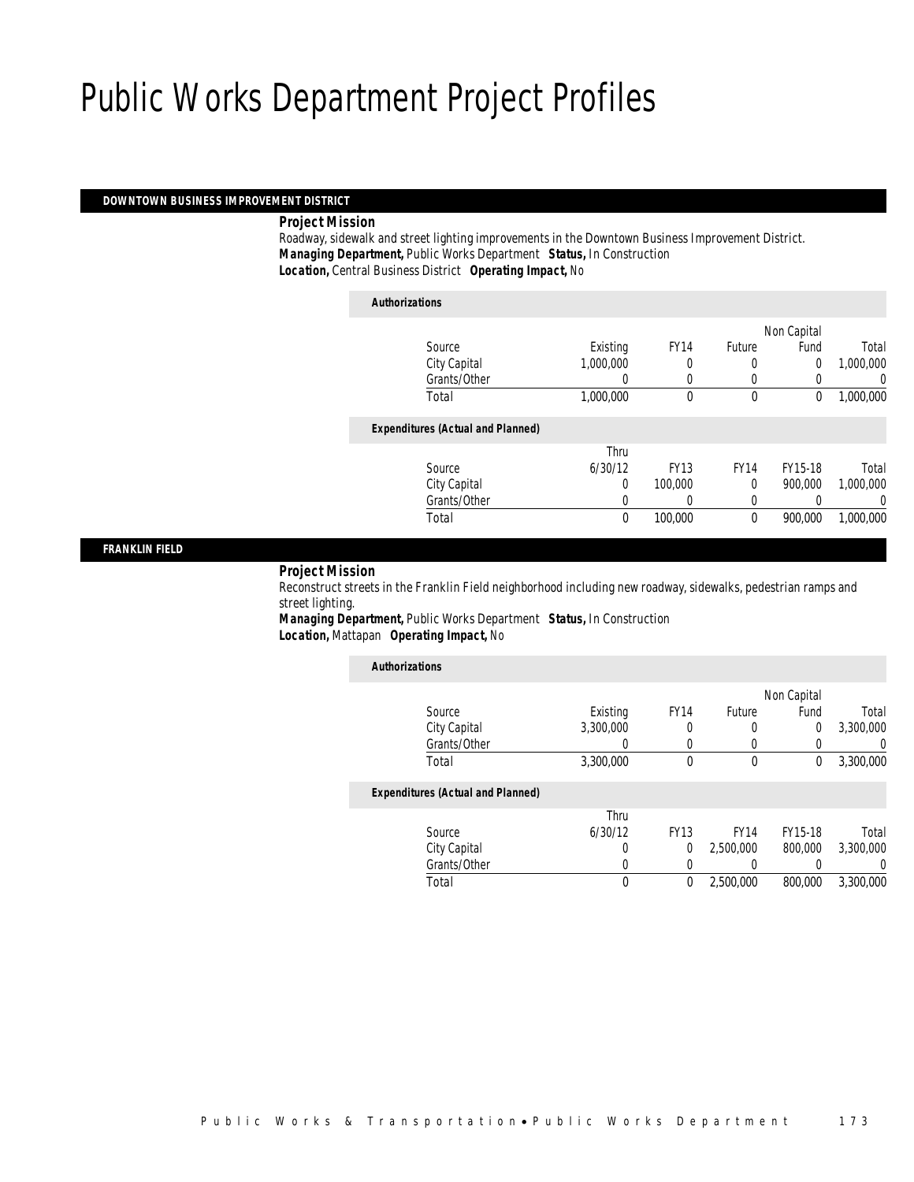# Public Works Department Project Profiles

## DOWNTOWN BUSINESS IMPROVEMENT DISTRICT

***Project Mission***

Roadway, sidewalk and street lighting improvements in the Downtown Business Improvement District.

***Managing Department,*** Public Works Department ***Status,*** In Construction

***Location,*** Central Business District ***Operating Impact,*** No

***Authorizations***

| Source | Existing | FY14 | Future | Non Capital Fund | Total |
|---|---|---|---|---|---|
| City Capital | 1,000,000 | 0 | 0 | 0 | 1,000,000 |
| Grants/Other | 0 | 0 | 0 | 0 | 0 |
| Total | 1,000,000 | 0 | 0 | 0 | 1,000,000 |

***Expenditures (Actual and Planned)***

| Source | Thru 6/30/12 | FY13 | FY14 | FY15-18 | Total |
|---|---|---|---|---|---|
| City Capital | 0 | 100,000 | 0 | 900,000 | 1,000,000 |
| Grants/Other | 0 | 0 | 0 | 0 | 0 |
| Total | 0 | 100,000 | 0 | 900,000 | 1,000,000 |

## FRANKLIN FIELD

***Project Mission***

Reconstruct streets in the Franklin Field neighborhood including new roadway, sidewalks, pedestrian ramps and street lighting.

***Managing Department,*** Public Works Department ***Status,*** In Construction

***Location,*** Mattapan ***Operating Impact,*** No

***Authorizations***

| Source | Existing | FY14 | Future | Non Capital Fund | Total |
|---|---|---|---|---|---|
| City Capital | 3,300,000 | 0 | 0 | 0 | 3,300,000 |
| Grants/Other | 0 | 0 | 0 | 0 | 0 |
| Total | 3,300,000 | 0 | 0 | 0 | 3,300,000 |

***Expenditures (Actual and Planned)***

| Source | Thru 6/30/12 | FY13 | FY14 | FY15-18 | Total |
|---|---|---|---|---|---|
| City Capital | 0 | 0 | 2,500,000 | 800,000 | 3,300,000 |
| Grants/Other | 0 | 0 | 0 | 0 | 0 |
| Total | 0 | 0 | 2,500,000 | 800,000 | 3,300,000 |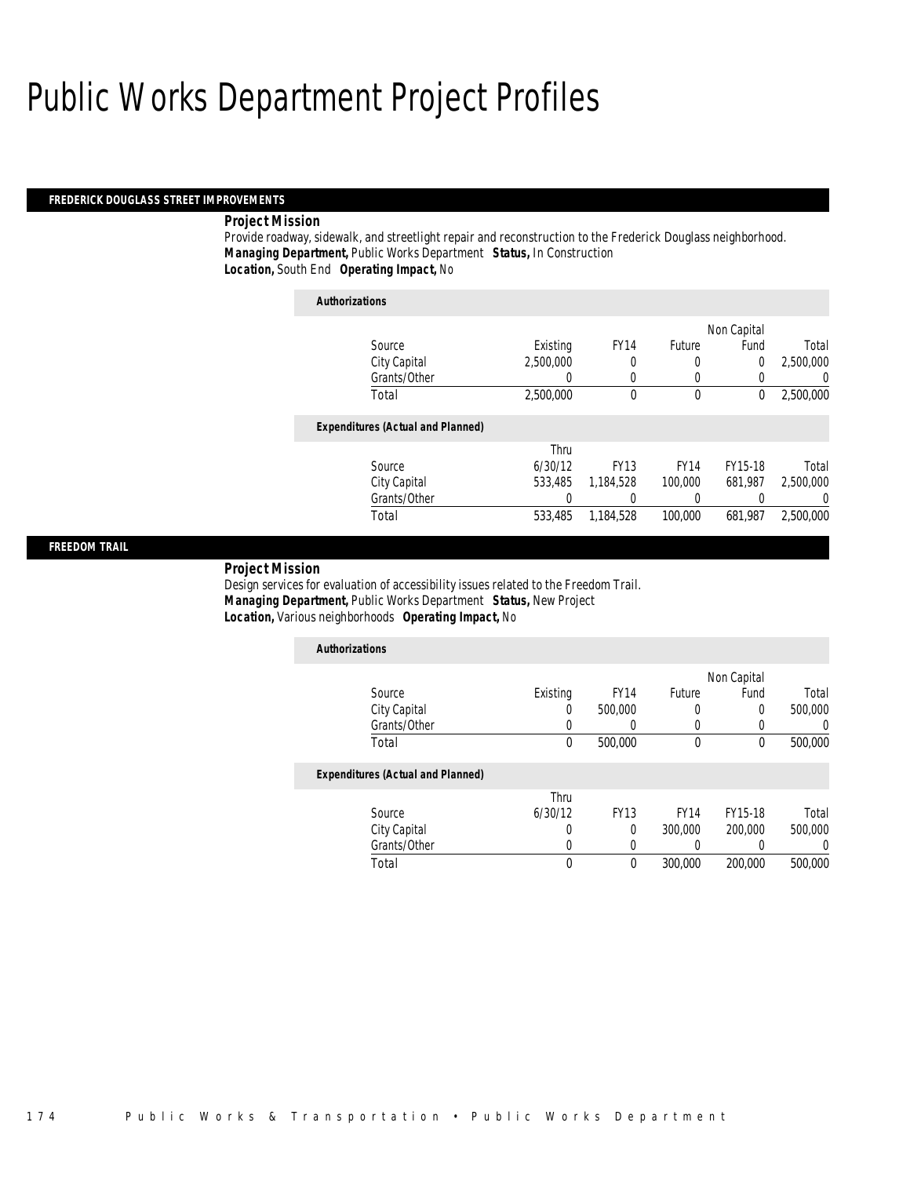# Public Works Department Project Profiles

## FREDERICK DOUGLASS STREET IMPROVEMENTS

***Project Mission***

Provide roadway, sidewalk, and streetlight repair and reconstruction to the Frederick Douglass neighborhood.

***Managing Department,*** Public Works Department ***Status,*** In Construction

***Location,*** South End ***Operating Impact,*** No

***Authorizations***

| Source | Existing | FY14 | Future | Non Capital Fund | Total |
|---|---|---|---|---|---|
| City Capital | 2,500,000 | 0 | 0 | 0 | 2,500,000 |
| Grants/Other | 0 | 0 | 0 | 0 | 0 |
| Total | 2,500,000 | 0 | 0 | 0 | 2,500,000 |

***Expenditures (Actual and Planned)***

| Source | Thru 6/30/12 | FY13 | FY14 | FY15-18 | Total |
|---|---|---|---|---|---|
| City Capital | 533,485 | 1,184,528 | 100,000 | 681,987 | 2,500,000 |
| Grants/Other | 0 | 0 | 0 | 0 | 0 |
| Total | 533,485 | 1,184,528 | 100,000 | 681,987 | 2,500,000 |

## FREEDOM TRAIL

***Project Mission***

Design services for evaluation of accessibility issues related to the Freedom Trail.

***Managing Department,*** Public Works Department ***Status,*** New Project

***Location,*** Various neighborhoods ***Operating Impact,*** No

***Authorizations***

| Source | Existing | FY14 | Future | Non Capital Fund | Total |
|---|---|---|---|---|---|
| City Capital | 0 | 500,000 | 0 | 0 | 500,000 |
| Grants/Other | 0 | 0 | 0 | 0 | 0 |
| Total | 0 | 500,000 | 0 | 0 | 500,000 |

***Expenditures (Actual and Planned)***

| Source | Thru 6/30/12 | FY13 | FY14 | FY15-18 | Total |
|---|---|---|---|---|---|
| City Capital | 0 | 0 | 300,000 | 200,000 | 500,000 |
| Grants/Other | 0 | 0 | 0 | 0 | 0 |
| Total | 0 | 0 | 300,000 | 200,000 | 500,000 |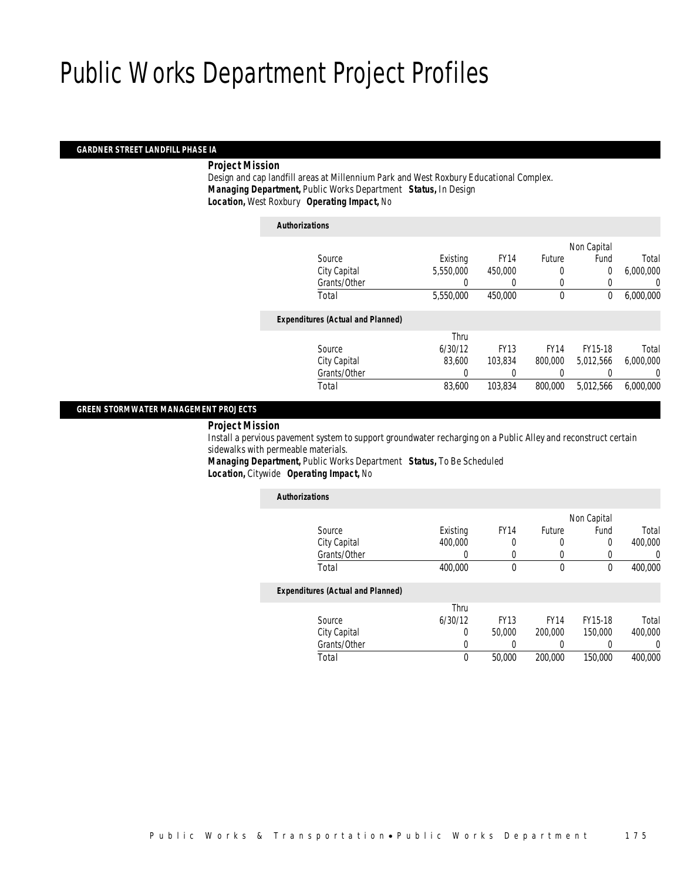# Public Works Department Project Profiles

## GARDNER STREET LANDFILL PHASE IA

***Project Mission***

Design and cap landfill areas at Millennium Park and West Roxbury Educational Complex.

***Managing Department,*** Public Works Department ***Status,*** In Design
***Location,*** West Roxbury ***Operating Impact,*** No

***Authorizations***

| Source | Existing | FY14 | Future | Non Capital Fund | Total |
|---|---|---|---|---|---|
| City Capital | 5,550,000 | 450,000 | 0 | 0 | 6,000,000 |
| Grants/Other | 0 | 0 | 0 | 0 | 0 |
| Total | 5,550,000 | 450,000 | 0 | 0 | 6,000,000 |

***Expenditures (Actual and Planned)***

| Source | Thru 6/30/12 | FY13 | FY14 | FY15-18 | Total |
|---|---|---|---|---|---|
| City Capital | 83,600 | 103,834 | 800,000 | 5,012,566 | 6,000,000 |
| Grants/Other | 0 | 0 | 0 | 0 | 0 |
| Total | 83,600 | 103,834 | 800,000 | 5,012,566 | 6,000,000 |

## GREEN STORMWATER MANAGEMENT PROJECTS

***Project Mission***

Install a pervious pavement system to support groundwater recharging on a Public Alley and reconstruct certain sidewalks with permeable materials.

***Managing Department,*** Public Works Department ***Status,*** To Be Scheduled
***Location,*** Citywide ***Operating Impact,*** No

***Authorizations***

| Source | Existing | FY14 | Future | Non Capital Fund | Total |
|---|---|---|---|---|---|
| City Capital | 400,000 | 0 | 0 | 0 | 400,000 |
| Grants/Other | 0 | 0 | 0 | 0 | 0 |
| Total | 400,000 | 0 | 0 | 0 | 400,000 |

***Expenditures (Actual and Planned)***

| Source | Thru 6/30/12 | FY13 | FY14 | FY15-18 | Total |
|---|---|---|---|---|---|
| City Capital | 0 | 50,000 | 200,000 | 150,000 | 400,000 |
| Grants/Other | 0 | 0 | 0 | 0 | 0 |
| Total | 0 | 50,000 | 200,000 | 150,000 | 400,000 |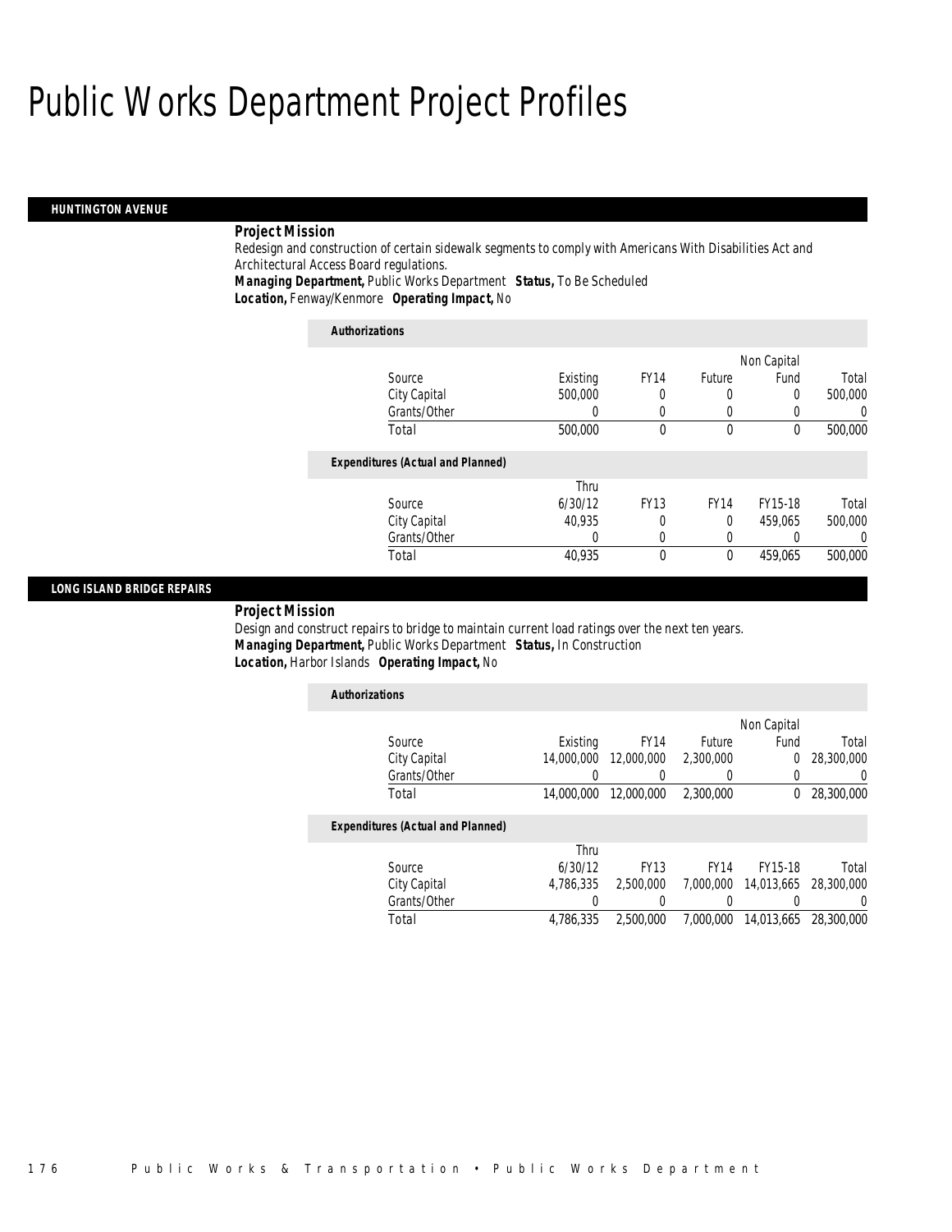# Public Works Department Project Profiles

## HUNTINGTON AVENUE

### Project Mission

Redesign and construction of certain sidewalk segments to comply with Americans With Disabilities Act and Architectural Access Board regulations.

***Managing Department,*** Public Works Department ***Status,*** To Be Scheduled
***Location,*** Fenway/Kenmore ***Operating Impact,*** No

**Authorizations**

| Source | Existing | FY14 | Future | Non Capital Fund | Total |
|---|---|---|---|---|---|
| City Capital | 500,000 | 0 | 0 | 0 | 500,000 |
| Grants/Other | 0 | 0 | 0 | 0 | 0 |
| Total | 500,000 | 0 | 0 | 0 | 500,000 |

**Expenditures (Actual and Planned)**

| Source | Thru 6/30/12 | FY13 | FY14 | FY15-18 | Total |
|---|---|---|---|---|---|
| City Capital | 40,935 | 0 | 0 | 459,065 | 500,000 |
| Grants/Other | 0 | 0 | 0 | 0 | 0 |
| Total | 40,935 | 0 | 0 | 459,065 | 500,000 |

## LONG ISLAND BRIDGE REPAIRS

### Project Mission

Design and construct repairs to bridge to maintain current load ratings over the next ten years.

***Managing Department,*** Public Works Department ***Status,*** In Construction
***Location,*** Harbor Islands ***Operating Impact,*** No

**Authorizations**

| Source | Existing | FY14 | Future | Non Capital Fund | Total |
|---|---|---|---|---|---|
| City Capital | 14,000,000 | 12,000,000 | 2,300,000 | 0 | 28,300,000 |
| Grants/Other | 0 | 0 | 0 | 0 | 0 |
| Total | 14,000,000 | 12,000,000 | 2,300,000 | 0 | 28,300,000 |

**Expenditures (Actual and Planned)**

| Source | Thru 6/30/12 | FY13 | FY14 | FY15-18 | Total |
|---|---|---|---|---|---|
| City Capital | 4,786,335 | 2,500,000 | 7,000,000 | 14,013,665 | 28,300,000 |
| Grants/Other | 0 | 0 | 0 | 0 | 0 |
| Total | 4,786,335 | 2,500,000 | 7,000,000 | 14,013,665 | 28,300,000 |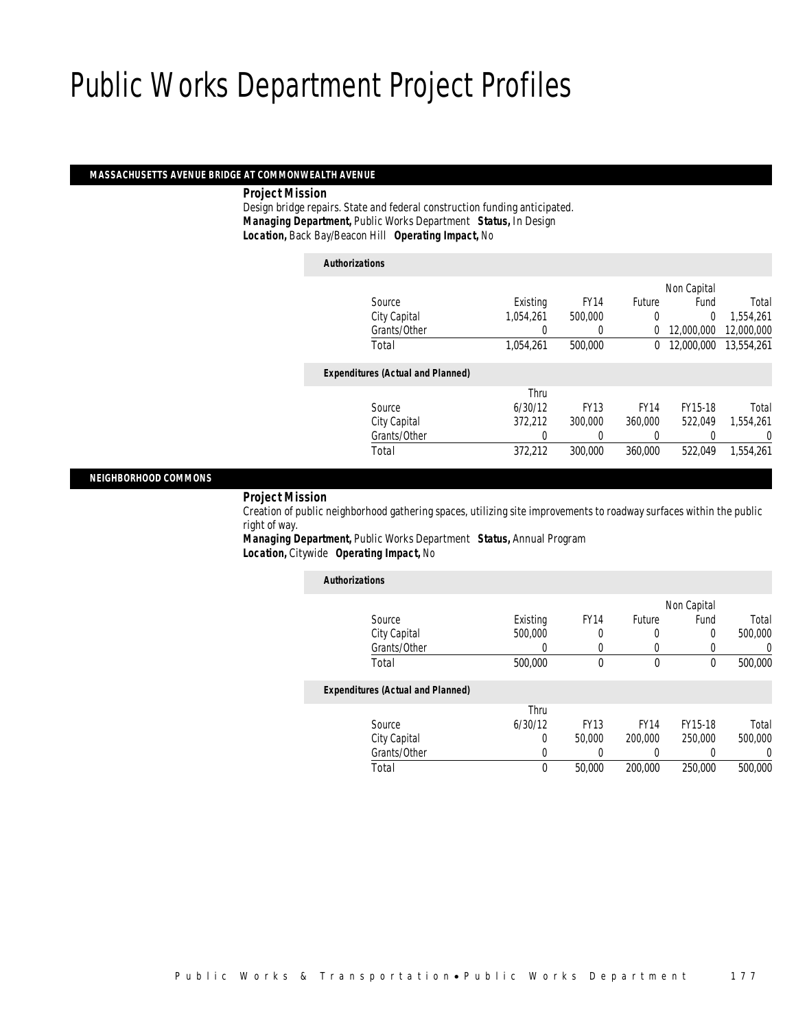# Public Works Department Project Profiles

## MASSACHUSETTS AVENUE BRIDGE AT COMMONWEALTH AVENUE

**Project Mission**

Design bridge repairs. State and federal construction funding anticipated.

***Managing Department,*** Public Works Department ***Status,*** In Design

***Location,*** Back Bay/Beacon Hill ***Operating Impact,*** No

***Authorizations***

| Source | Existing | FY14 | Future | Non Capital Fund | Total |
|---|---|---|---|---|---|
| City Capital | 1,054,261 | 500,000 | 0 | 0 | 1,554,261 |
| Grants/Other | 0 | 0 | 0 | 12,000,000 | 12,000,000 |
| Total | 1,054,261 | 500,000 | 0 | 12,000,000 | 13,554,261 |

***Expenditures (Actual and Planned)***

| Source | Thru 6/30/12 | FY13 | FY14 | FY15-18 | Total |
|---|---|---|---|---|---|
| City Capital | 372,212 | 300,000 | 360,000 | 522,049 | 1,554,261 |
| Grants/Other | 0 | 0 | 0 | 0 | 0 |
| Total | 372,212 | 300,000 | 360,000 | 522,049 | 1,554,261 |

## NEIGHBORHOOD COMMONS

**Project Mission**

Creation of public neighborhood gathering spaces, utilizing site improvements to roadway surfaces within the public right of way.

***Managing Department,*** Public Works Department ***Status,*** Annual Program

***Location,*** Citywide ***Operating Impact,*** No

***Authorizations***

| Source | Existing | FY14 | Future | Non Capital Fund | Total |
|---|---|---|---|---|---|
| City Capital | 500,000 | 0 | 0 | 0 | 500,000 |
| Grants/Other | 0 | 0 | 0 | 0 | 0 |
| Total | 500,000 | 0 | 0 | 0 | 500,000 |

***Expenditures (Actual and Planned)***

| Source | Thru 6/30/12 | FY13 | FY14 | FY15-18 | Total |
|---|---|---|---|---|---|
| City Capital | 0 | 50,000 | 200,000 | 250,000 | 500,000 |
| Grants/Other | 0 | 0 | 0 | 0 | 0 |
| Total | 0 | 50,000 | 200,000 | 250,000 | 500,000 |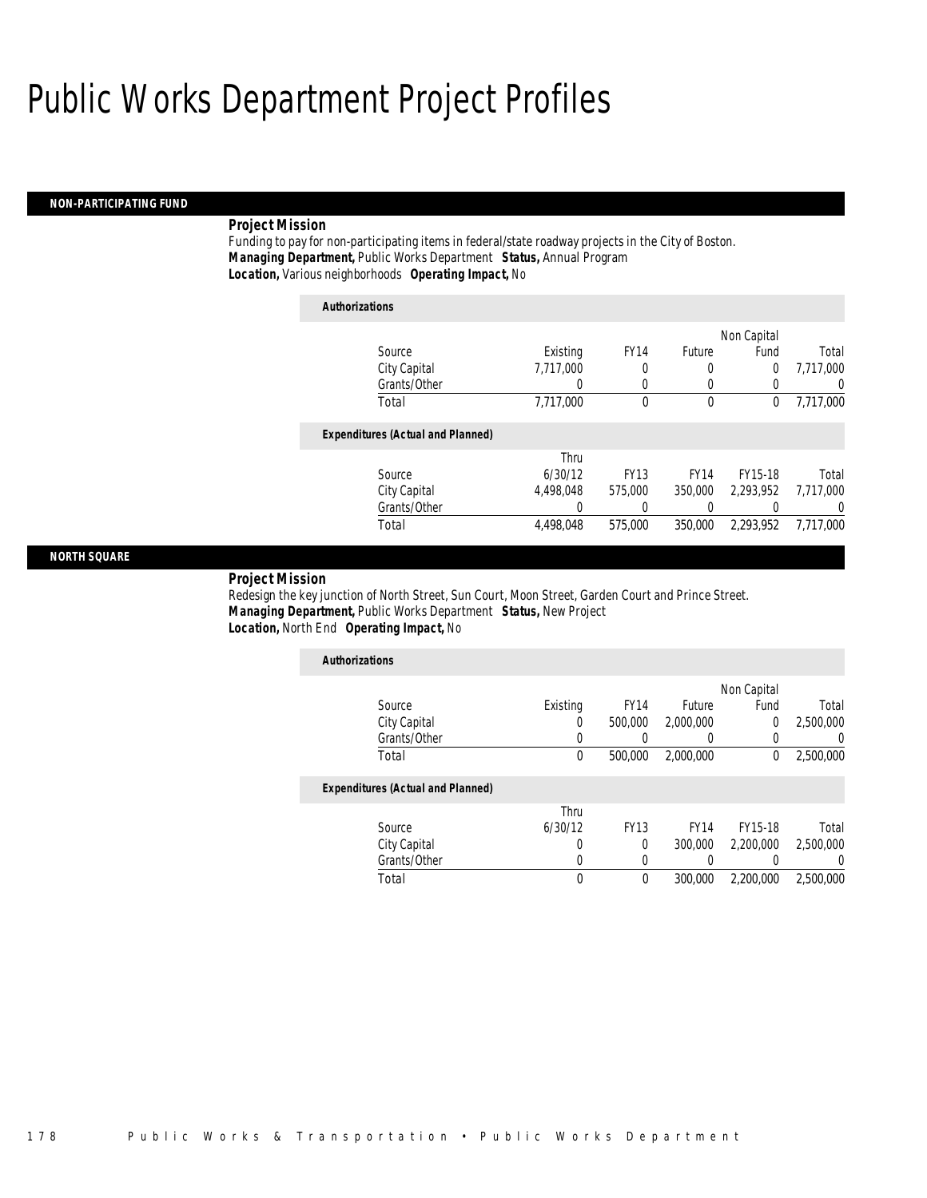# Public Works Department Project Profiles

## NON-PARTICIPATING FUND

**Project Mission**

Funding to pay for non-participating items in federal/state roadway projects in the City of Boston.

***Managing Department,*** Public Works Department ***Status,*** Annual Program

***Location,*** Various neighborhoods ***Operating Impact,*** No

***Authorizations***

| Source | Existing | FY14 | Future | Non Capital Fund | Total |
|---|---|---|---|---|---|
| City Capital | 7,717,000 | 0 | 0 | 0 | 7,717,000 |
| Grants/Other | 0 | 0 | 0 | 0 | 0 |
| Total | 7,717,000 | 0 | 0 | 0 | 7,717,000 |

***Expenditures (Actual and Planned)***

| Source | Thru 6/30/12 | FY13 | FY14 | FY15-18 | Total |
|---|---|---|---|---|---|
| City Capital | 4,498,048 | 575,000 | 350,000 | 2,293,952 | 7,717,000 |
| Grants/Other | 0 | 0 | 0 | 0 | 0 |
| Total | 4,498,048 | 575,000 | 350,000 | 2,293,952 | 7,717,000 |

## NORTH SQUARE

**Project Mission**

Redesign the key junction of North Street, Sun Court, Moon Street, Garden Court and Prince Street.

***Managing Department,*** Public Works Department ***Status,*** New Project

***Location,*** North End ***Operating Impact,*** No

***Authorizations***

| Source | Existing | FY14 | Future | Non Capital Fund | Total |
|---|---|---|---|---|---|
| City Capital | 0 | 500,000 | 2,000,000 | 0 | 2,500,000 |
| Grants/Other | 0 | 0 | 0 | 0 | 0 |
| Total | 0 | 500,000 | 2,000,000 | 0 | 2,500,000 |

***Expenditures (Actual and Planned)***

| Source | Thru 6/30/12 | FY13 | FY14 | FY15-18 | Total |
|---|---|---|---|---|---|
| City Capital | 0 | 0 | 300,000 | 2,200,000 | 2,500,000 |
| Grants/Other | 0 | 0 | 0 | 0 | 0 |
| Total | 0 | 0 | 300,000 | 2,200,000 | 2,500,000 |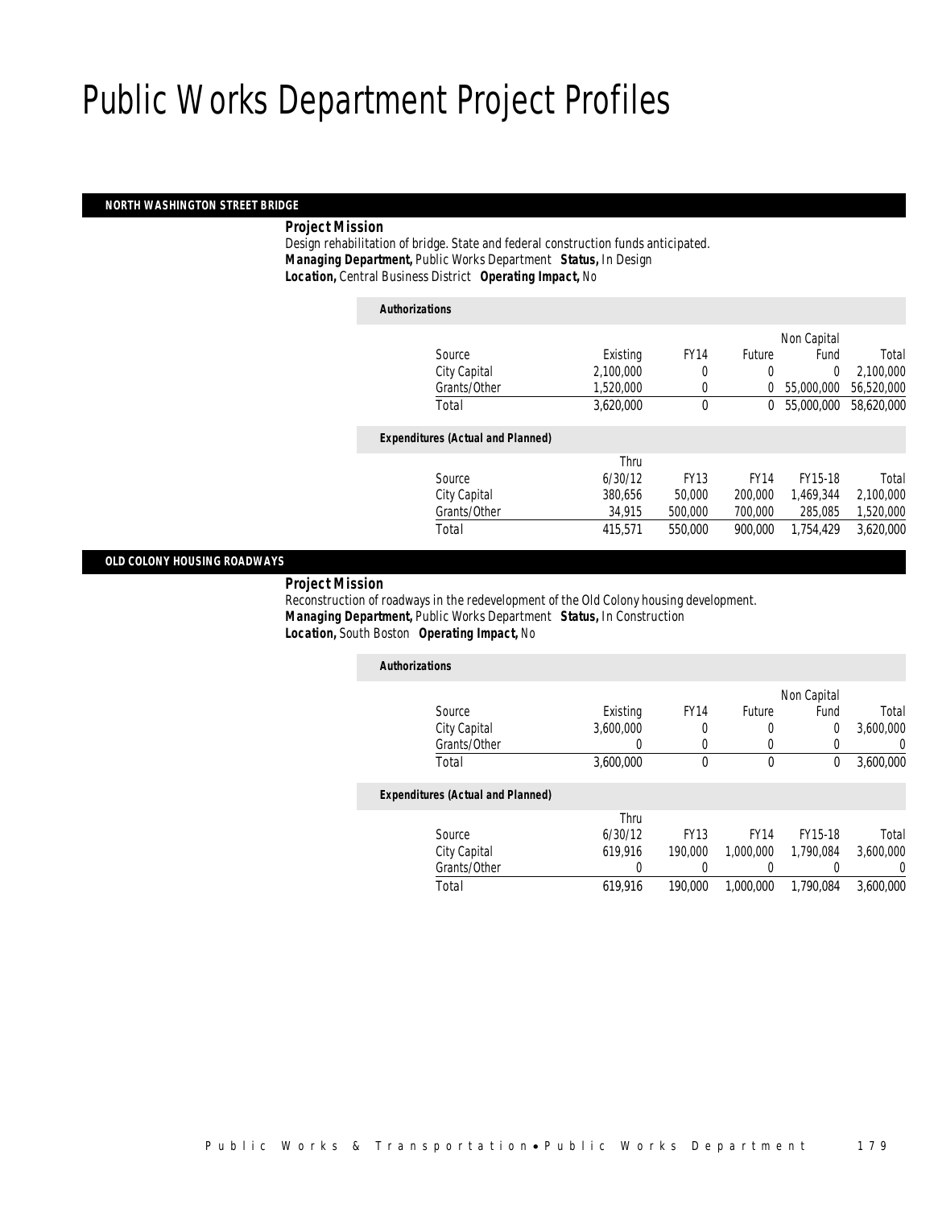# Public Works Department Project Profiles

## NORTH WASHINGTON STREET BRIDGE

***Project Mission***

Design rehabilitation of bridge. State and federal construction funds anticipated.

***Managing Department,*** Public Works Department ***Status,*** In Design

***Location,*** Central Business District ***Operating Impact,*** No

***Authorizations***

| Source | Existing | FY14 | Future | Non Capital Fund | Total |
|---|---|---|---|---|---|
| City Capital | 2,100,000 | 0 | 0 | 0 | 2,100,000 |
| Grants/Other | 1,520,000 | 0 | 0 | 55,000,000 | 56,520,000 |
| Total | 3,620,000 | 0 | 0 | 55,000,000 | 58,620,000 |

***Expenditures (Actual and Planned)***

| Source | Thru 6/30/12 | FY13 | FY14 | FY15-18 | Total |
|---|---|---|---|---|---|
| City Capital | 380,656 | 50,000 | 200,000 | 1,469,344 | 2,100,000 |
| Grants/Other | 34,915 | 500,000 | 700,000 | 285,085 | 1,520,000 |
| Total | 415,571 | 550,000 | 900,000 | 1,754,429 | 3,620,000 |

## OLD COLONY HOUSING ROADWAYS

***Project Mission***

Reconstruction of roadways in the redevelopment of the Old Colony housing development.

***Managing Department,*** Public Works Department ***Status,*** In Construction

***Location,*** South Boston ***Operating Impact,*** No

***Authorizations***

| Source | Existing | FY14 | Future | Non Capital Fund | Total |
|---|---|---|---|---|---|
| City Capital | 3,600,000 | 0 | 0 | 0 | 3,600,000 |
| Grants/Other | 0 | 0 | 0 | 0 | 0 |
| Total | 3,600,000 | 0 | 0 | 0 | 3,600,000 |

***Expenditures (Actual and Planned)***

| Source | Thru 6/30/12 | FY13 | FY14 | FY15-18 | Total |
|---|---|---|---|---|---|
| City Capital | 619,916 | 190,000 | 1,000,000 | 1,790,084 | 3,600,000 |
| Grants/Other | 0 | 0 | 0 | 0 | 0 |
| Total | 619,916 | 190,000 | 1,000,000 | 1,790,084 | 3,600,000 |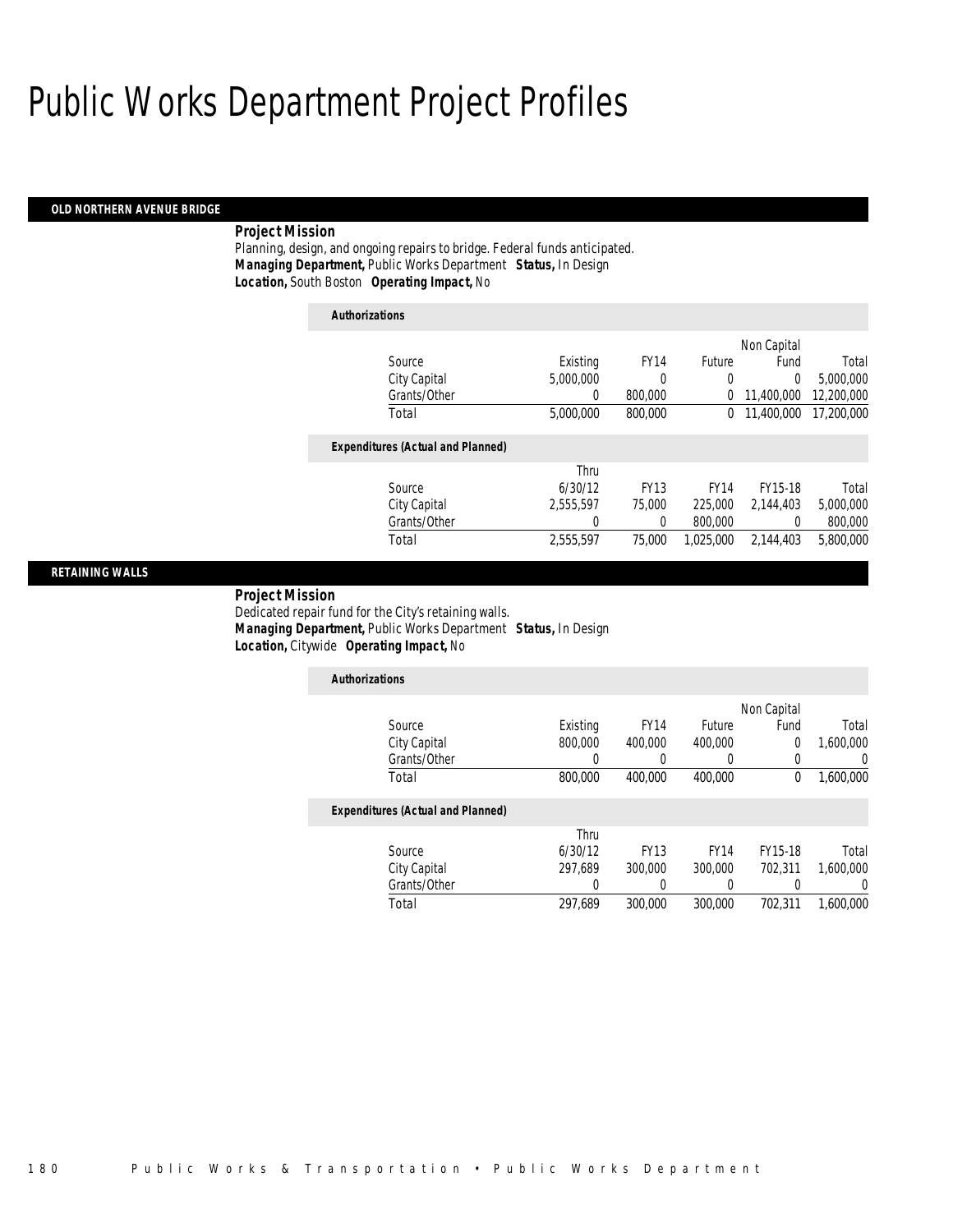# Public Works Department Project Profiles

## OLD NORTHERN AVENUE BRIDGE

**Project Mission**

Planning, design, and ongoing repairs to bridge. Federal funds anticipated.

***Managing Department,*** Public Works Department ***Status,*** In Design

***Location,*** South Boston ***Operating Impact,*** No

**Authorizations**

| Source | Existing | FY14 | Future | Non Capital Fund | Total |
|---|---|---|---|---|---|
| City Capital | 5,000,000 | 0 | 0 | 0 | 5,000,000 |
| Grants/Other | 0 | 800,000 | 0 | 11,400,000 | 12,200,000 |
| Total | 5,000,000 | 800,000 | 0 | 11,400,000 | 17,200,000 |

**Expenditures (Actual and Planned)**

| Source | Thru 6/30/12 | FY13 | FY14 | FY15-18 | Total |
|---|---|---|---|---|---|
| City Capital | 2,555,597 | 75,000 | 225,000 | 2,144,403 | 5,000,000 |
| Grants/Other | 0 | 0 | 800,000 | 0 | 800,000 |
| Total | 2,555,597 | 75,000 | 1,025,000 | 2,144,403 | 5,800,000 |

## RETAINING WALLS

**Project Mission**

Dedicated repair fund for the City's retaining walls.

***Managing Department,*** Public Works Department ***Status,*** In Design

***Location,*** Citywide ***Operating Impact,*** No

**Authorizations**

| Source | Existing | FY14 | Future | Non Capital Fund | Total |
|---|---|---|---|---|---|
| City Capital | 800,000 | 400,000 | 400,000 | 0 | 1,600,000 |
| Grants/Other | 0 | 0 | 0 | 0 | 0 |
| Total | 800,000 | 400,000 | 400,000 | 0 | 1,600,000 |

**Expenditures (Actual and Planned)**

| Source | Thru 6/30/12 | FY13 | FY14 | FY15-18 | Total |
|---|---|---|---|---|---|
| City Capital | 297,689 | 300,000 | 300,000 | 702,311 | 1,600,000 |
| Grants/Other | 0 | 0 | 0 | 0 | 0 |
| Total | 297,689 | 300,000 | 300,000 | 702,311 | 1,600,000 |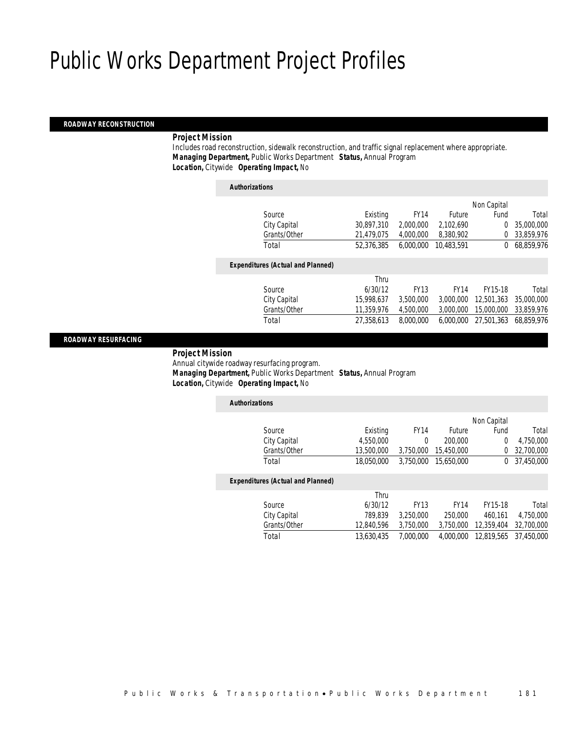# Public Works Department Project Profiles

## ROADWAY RECONSTRUCTION

**Project Mission**

Includes road reconstruction, sidewalk reconstruction, and traffic signal replacement where appropriate.

***Managing Department,*** Public Works Department ***Status,*** Annual Program

***Location,*** Citywide ***Operating Impact,*** No

***Authorizations***

| Source | Existing | FY14 | Future | Non Capital Fund | Total |
|---|---|---|---|---|---|
| City Capital | 30,897,310 | 2,000,000 | 2,102,690 | 0 | 35,000,000 |
| Grants/Other | 21,479,075 | 4,000,000 | 8,380,902 | 0 | 33,859,976 |
| Total | 52,376,385 | 6,000,000 | 10,483,591 | 0 | 68,859,976 |

***Expenditures (Actual and Planned)***

| Source | Thru 6/30/12 | FY13 | FY14 | FY15-18 | Total |
|---|---|---|---|---|---|
| City Capital | 15,998,637 | 3,500,000 | 3,000,000 | 12,501,363 | 35,000,000 |
| Grants/Other | 11,359,976 | 4,500,000 | 3,000,000 | 15,000,000 | 33,859,976 |
| Total | 27,358,613 | 8,000,000 | 6,000,000 | 27,501,363 | 68,859,976 |

## ROADWAY RESURFACING

**Project Mission**

Annual citywide roadway resurfacing program.

***Managing Department,*** Public Works Department ***Status,*** Annual Program

***Location,*** Citywide ***Operating Impact,*** No

***Authorizations***

| Source | Existing | FY14 | Future | Non Capital Fund | Total |
|---|---|---|---|---|---|
| City Capital | 4,550,000 | 0 | 200,000 | 0 | 4,750,000 |
| Grants/Other | 13,500,000 | 3,750,000 | 15,450,000 | 0 | 32,700,000 |
| Total | 18,050,000 | 3,750,000 | 15,650,000 | 0 | 37,450,000 |

***Expenditures (Actual and Planned)***

| Source | Thru 6/30/12 | FY13 | FY14 | FY15-18 | Total |
|---|---|---|---|---|---|
| City Capital | 789,839 | 3,250,000 | 250,000 | 460,161 | 4,750,000 |
| Grants/Other | 12,840,596 | 3,750,000 | 3,750,000 | 12,359,404 | 32,700,000 |
| Total | 13,630,435 | 7,000,000 | 4,000,000 | 12,819,565 | 37,450,000 |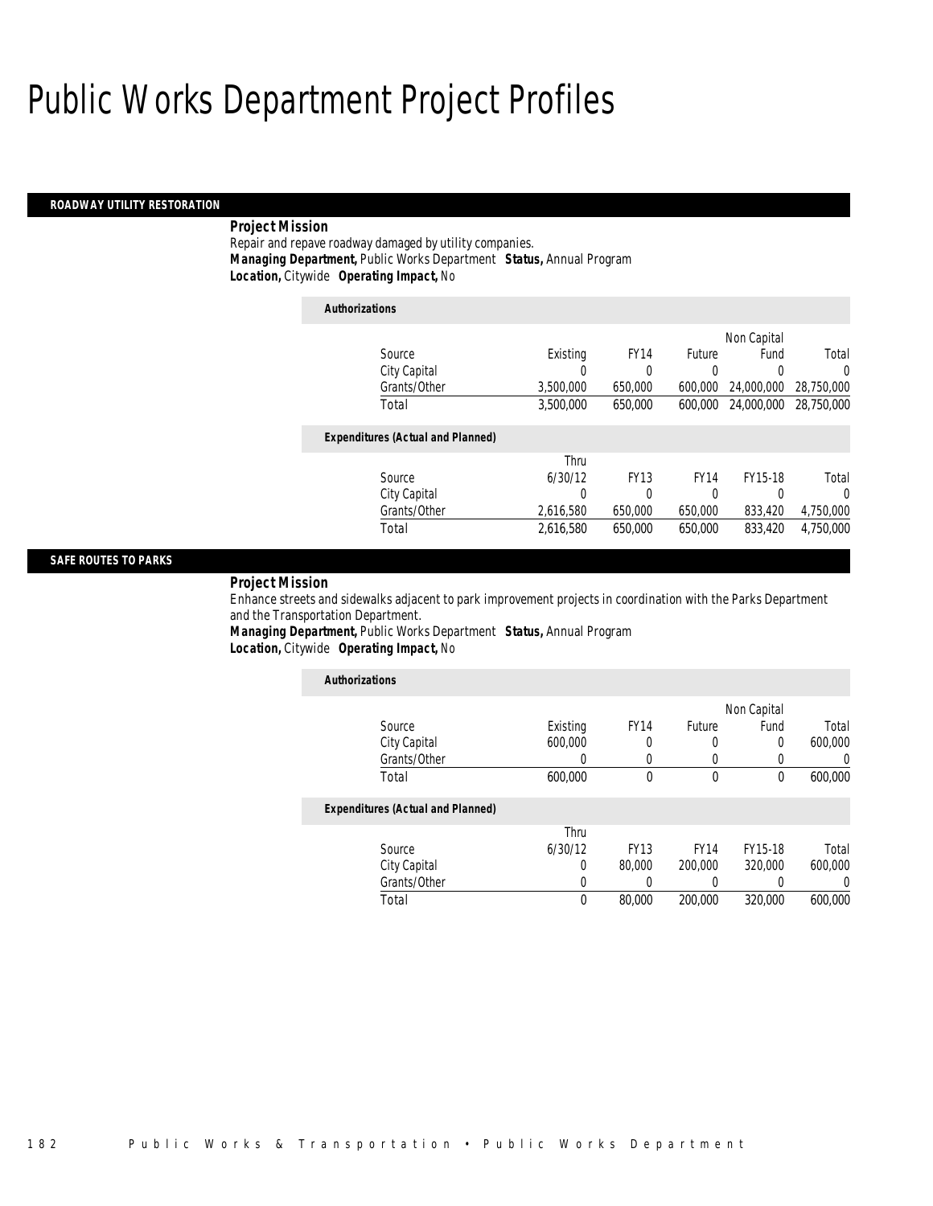# Public Works Department Project Profiles

## ROADWAY UTILITY RESTORATION

**Project Mission**

Repair and repave roadway damaged by utility companies.

***Managing Department,*** Public Works Department ***Status,*** Annual Program

***Location,*** Citywide ***Operating Impact,*** No

***Authorizations***

| Source | Existing | FY14 | Future | Non Capital Fund | Total |
|---|---|---|---|---|---|
| City Capital | 0 | 0 | 0 | 0 | 0 |
| Grants/Other | 3,500,000 | 650,000 | 600,000 | 24,000,000 | 28,750,000 |
| Total | 3,500,000 | 650,000 | 600,000 | 24,000,000 | 28,750,000 |

***Expenditures (Actual and Planned)***

| Source | Thru 6/30/12 | FY13 | FY14 | FY15-18 | Total |
|---|---|---|---|---|---|
| City Capital | 0 | 0 | 0 | 0 | 0 |
| Grants/Other | 2,616,580 | 650,000 | 650,000 | 833,420 | 4,750,000 |
| Total | 2,616,580 | 650,000 | 650,000 | 833,420 | 4,750,000 |

## SAFE ROUTES TO PARKS

**Project Mission**

Enhance streets and sidewalks adjacent to park improvement projects in coordination with the Parks Department and the Transportation Department.

***Managing Department,*** Public Works Department ***Status,*** Annual Program

***Location,*** Citywide ***Operating Impact,*** No

***Authorizations***

| Source | Existing | FY14 | Future | Non Capital Fund | Total |
|---|---|---|---|---|---|
| City Capital | 600,000 | 0 | 0 | 0 | 600,000 |
| Grants/Other | 0 | 0 | 0 | 0 | 0 |
| Total | 600,000 | 0 | 0 | 0 | 600,000 |

***Expenditures (Actual and Planned)***

| Source | Thru 6/30/12 | FY13 | FY14 | FY15-18 | Total |
|---|---|---|---|---|---|
| City Capital | 0 | 80,000 | 200,000 | 320,000 | 600,000 |
| Grants/Other | 0 | 0 | 0 | 0 | 0 |
| Total | 0 | 80,000 | 200,000 | 320,000 | 600,000 |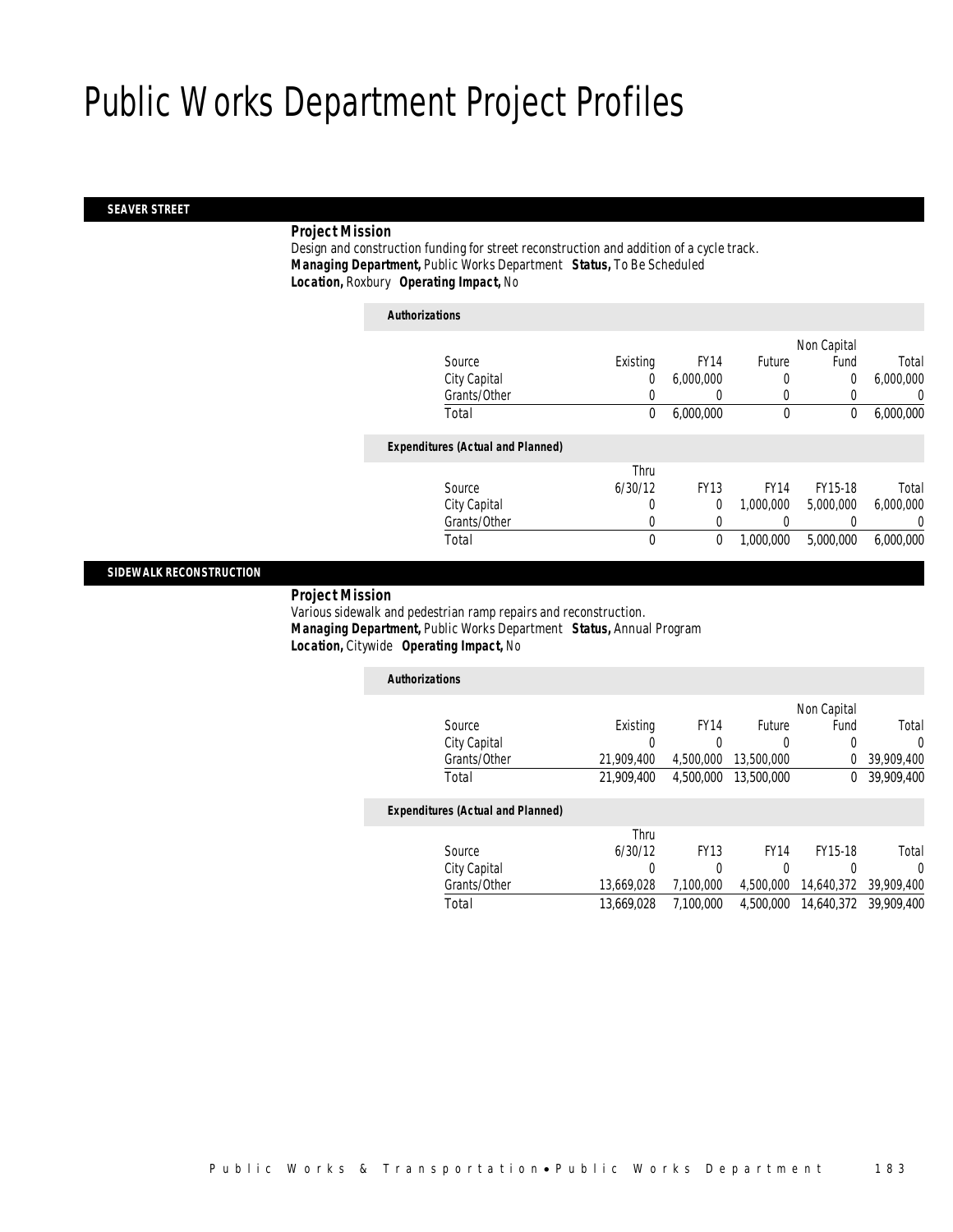# Public Works Department Project Profiles

## SEAVER STREET

***Project Mission***

Design and construction funding for street reconstruction and addition of a cycle track.

***Managing Department,*** Public Works Department ***Status,*** To Be Scheduled

***Location,*** Roxbury ***Operating Impact,*** No

***Authorizations***

| Source | Existing | FY14 | Future | Non Capital Fund | Total |
|---|---|---|---|---|---|
| City Capital | 0 | 6,000,000 | 0 | 0 | 6,000,000 |
| Grants/Other | 0 | 0 | 0 | 0 | 0 |
| Total | 0 | 6,000,000 | 0 | 0 | 6,000,000 |

***Expenditures (Actual and Planned)***

| Source | Thru 6/30/12 | FY13 | FY14 | FY15-18 | Total |
|---|---|---|---|---|---|
| City Capital | 0 | 0 | 1,000,000 | 5,000,000 | 6,000,000 |
| Grants/Other | 0 | 0 | 0 | 0 | 0 |
| Total | 0 | 0 | 1,000,000 | 5,000,000 | 6,000,000 |

## SIDEWALK RECONSTRUCTION

***Project Mission***

Various sidewalk and pedestrian ramp repairs and reconstruction.

***Managing Department,*** Public Works Department ***Status,*** Annual Program

***Location,*** Citywide ***Operating Impact,*** No

***Authorizations***

| Source | Existing | FY14 | Future | Non Capital Fund | Total |
|---|---|---|---|---|---|
| City Capital | 0 | 0 | 0 | 0 | 0 |
| Grants/Other | 21,909,400 | 4,500,000 | 13,500,000 | 0 | 39,909,400 |
| Total | 21,909,400 | 4,500,000 | 13,500,000 | 0 | 39,909,400 |

***Expenditures (Actual and Planned)***

| Source | Thru 6/30/12 | FY13 | FY14 | FY15-18 | Total |
|---|---|---|---|---|---|
| City Capital | 0 | 0 | 0 | 0 | 0 |
| Grants/Other | 13,669,028 | 7,100,000 | 4,500,000 | 14,640,372 | 39,909,400 |
| Total | 13,669,028 | 7,100,000 | 4,500,000 | 14,640,372 | 39,909,400 |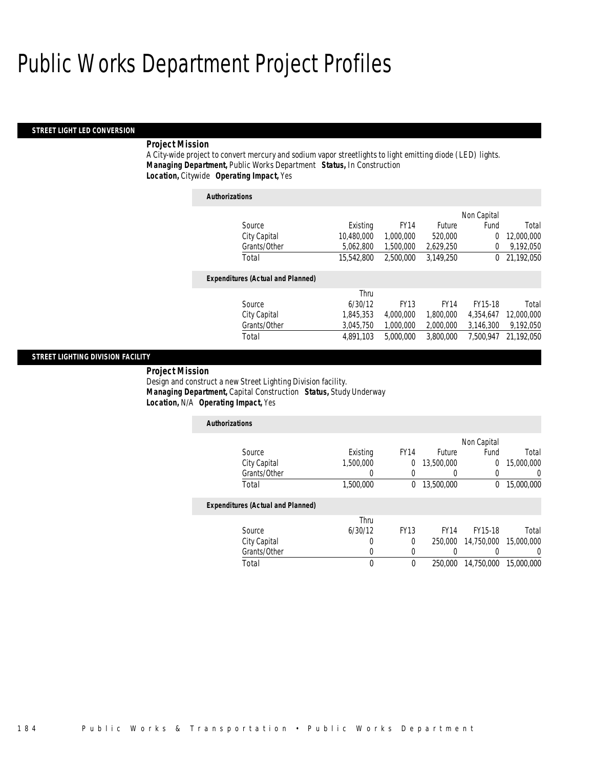# Public Works Department Project Profiles

## STREET LIGHT LED CONVERSION

**Project Mission**

A City-wide project to convert mercury and sodium vapor streetlights to light emitting diode (LED) lights.

***Managing Department,*** Public Works Department ***Status,*** In Construction
***Location,*** Citywide ***Operating Impact,*** Yes

**Authorizations**

| Source | Existing | FY14 | Future | Non Capital Fund | Total |
|---|---|---|---|---|---|
| City Capital | 10,480,000 | 1,000,000 | 520,000 | 0 | 12,000,000 |
| Grants/Other | 5,062,800 | 1,500,000 | 2,629,250 | 0 | 9,192,050 |
| Total | 15,542,800 | 2,500,000 | 3,149,250 | 0 | 21,192,050 |

**Expenditures (Actual and Planned)**

| Source | Thru 6/30/12 | FY13 | FY14 | FY15-18 | Total |
|---|---|---|---|---|---|
| City Capital | 1,845,353 | 4,000,000 | 1,800,000 | 4,354,647 | 12,000,000 |
| Grants/Other | 3,045,750 | 1,000,000 | 2,000,000 | 3,146,300 | 9,192,050 |
| Total | 4,891,103 | 5,000,000 | 3,800,000 | 7,500,947 | 21,192,050 |

## STREET LIGHTING DIVISION FACILITY

**Project Mission**

Design and construct a new Street Lighting Division facility.

***Managing Department,*** Capital Construction ***Status,*** Study Underway
***Location,*** N/A ***Operating Impact,*** Yes

**Authorizations**

| Source | Existing | FY14 | Future | Non Capital Fund | Total |
|---|---|---|---|---|---|
| City Capital | 1,500,000 | 0 | 13,500,000 | 0 | 15,000,000 |
| Grants/Other | 0 | 0 | 0 | 0 | 0 |
| Total | 1,500,000 | 0 | 13,500,000 | 0 | 15,000,000 |

**Expenditures (Actual and Planned)**

| Source | Thru 6/30/12 | FY13 | FY14 | FY15-18 | Total |
|---|---|---|---|---|---|
| City Capital | 0 | 0 | 250,000 | 14,750,000 | 15,000,000 |
| Grants/Other | 0 | 0 | 0 | 0 | 0 |
| Total | 0 | 0 | 250,000 | 14,750,000 | 15,000,000 |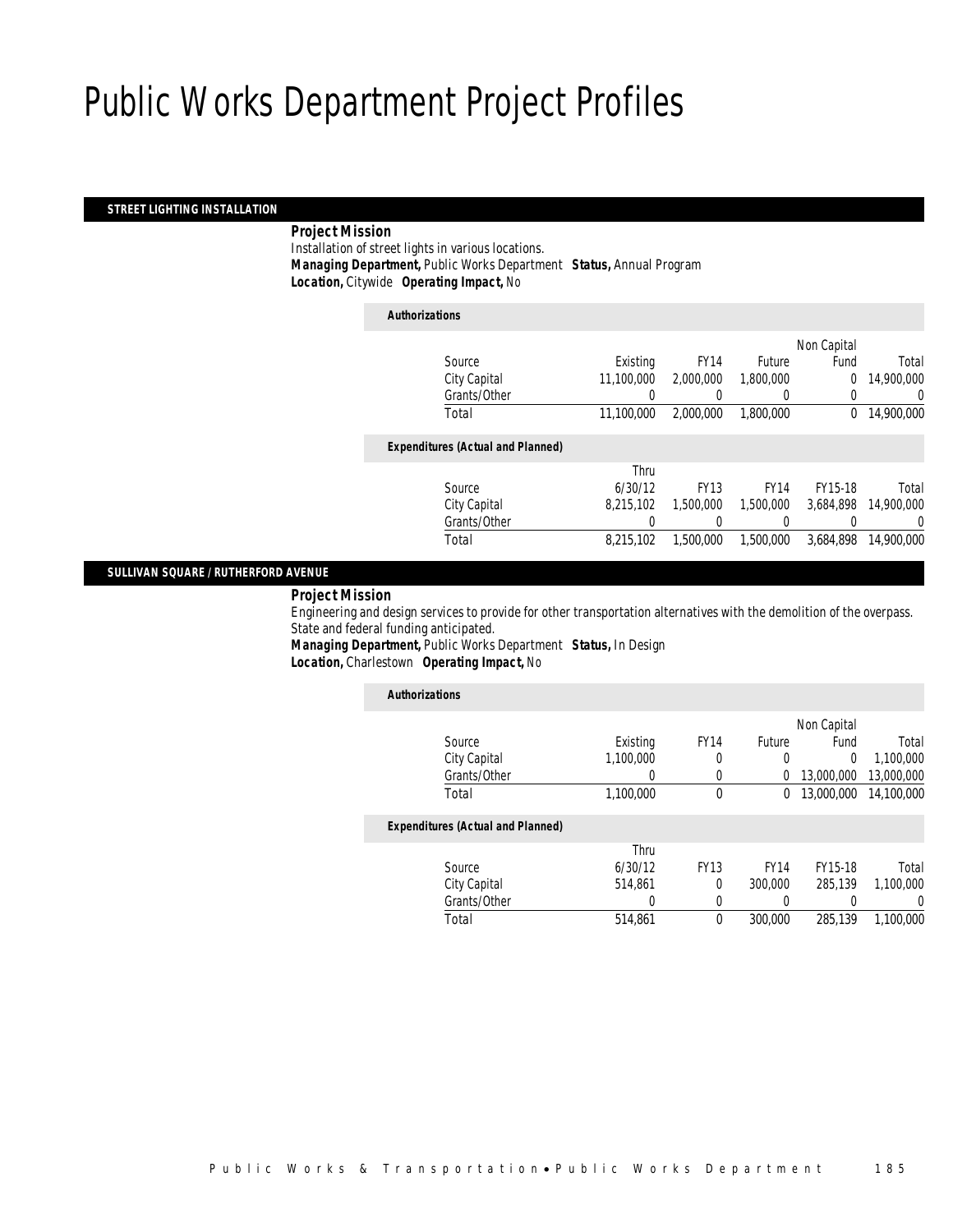# Public Works Department Project Profiles

## STREET LIGHTING INSTALLATION

***Project Mission***

Installation of street lights in various locations.

***Managing Department,*** Public Works Department ***Status,*** Annual Program

***Location,*** Citywide ***Operating Impact,*** No

***Authorizations***

| Source | Existing | FY14 | Future | Non Capital Fund | Total |
|---|---|---|---|---|---|
| City Capital | 11,100,000 | 2,000,000 | 1,800,000 | 0 | 14,900,000 |
| Grants/Other | 0 | 0 | 0 | 0 | 0 |
| Total | 11,100,000 | 2,000,000 | 1,800,000 | 0 | 14,900,000 |

***Expenditures (Actual and Planned)***

| Source | Thru 6/30/12 | FY13 | FY14 | FY15-18 | Total |
|---|---|---|---|---|---|
| City Capital | 8,215,102 | 1,500,000 | 1,500,000 | 3,684,898 | 14,900,000 |
| Grants/Other | 0 | 0 | 0 | 0 | 0 |
| Total | 8,215,102 | 1,500,000 | 1,500,000 | 3,684,898 | 14,900,000 |

## SULLIVAN SQUARE / RUTHERFORD AVENUE

***Project Mission***

Engineering and design services to provide for other transportation alternatives with the demolition of the overpass. State and federal funding anticipated.

***Managing Department,*** Public Works Department ***Status,*** In Design

***Location,*** Charlestown ***Operating Impact,*** No

***Authorizations***

| Source | Existing | FY14 | Future | Non Capital Fund | Total |
|---|---|---|---|---|---|
| City Capital | 1,100,000 | 0 | 0 | 0 | 1,100,000 |
| Grants/Other | 0 | 0 | 0 | 13,000,000 | 13,000,000 |
| Total | 1,100,000 | 0 | 0 | 13,000,000 | 14,100,000 |

***Expenditures (Actual and Planned)***

| Source | Thru 6/30/12 | FY13 | FY14 | FY15-18 | Total |
|---|---|---|---|---|---|
| City Capital | 514,861 | 0 | 300,000 | 285,139 | 1,100,000 |
| Grants/Other | 0 | 0 | 0 | 0 | 0 |
| Total | 514,861 | 0 | 300,000 | 285,139 | 1,100,000 |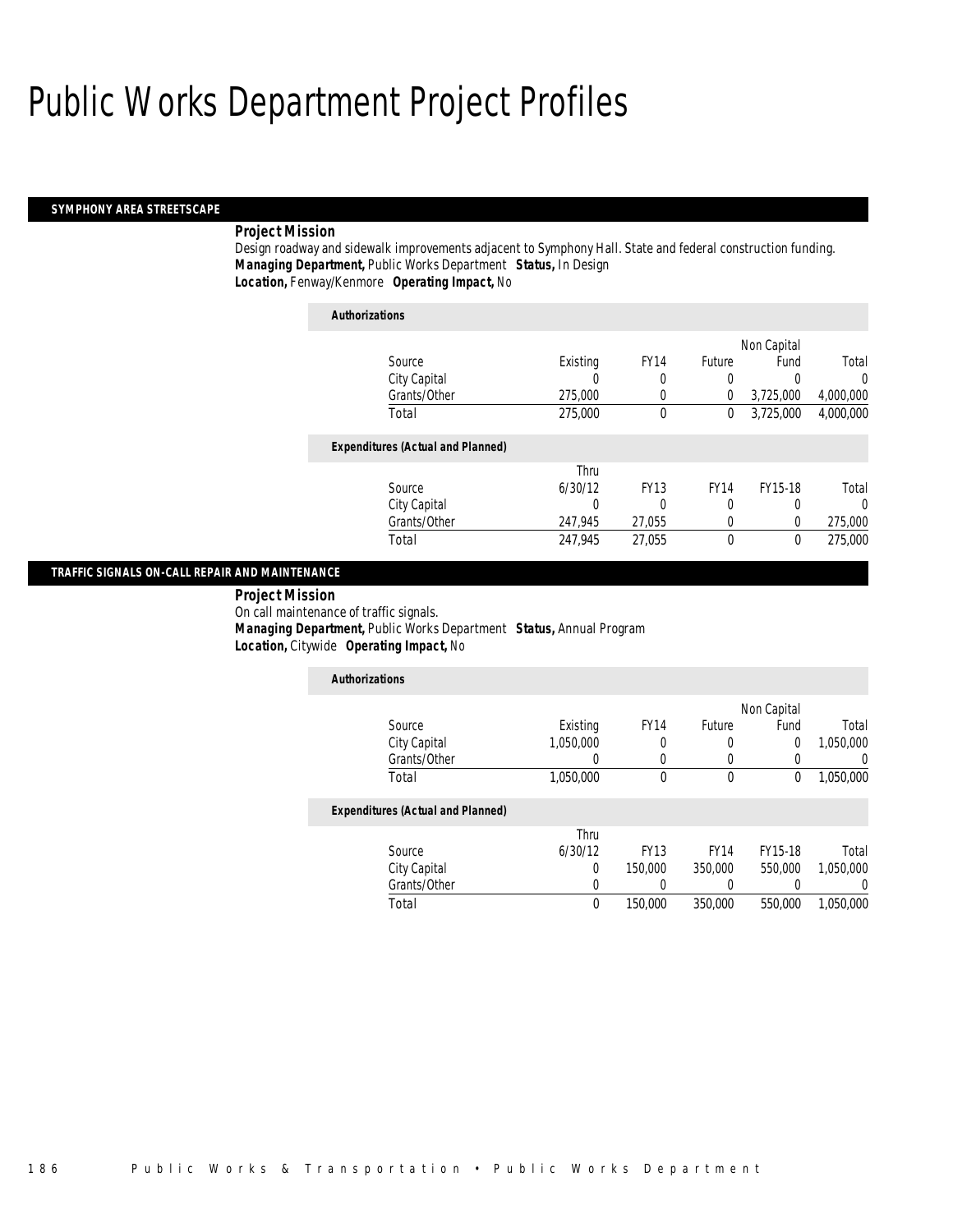# Public Works Department Project Profiles

## SYMPHONY AREA STREETSCAPE

**Project Mission**

Design roadway and sidewalk improvements adjacent to Symphony Hall. State and federal construction funding.

***Managing Department,*** Public Works Department ***Status,*** In Design

***Location,*** Fenway/Kenmore ***Operating Impact,*** No

***Authorizations***

| Source | Existing | FY14 | Future | Non Capital Fund | Total |
|---|---|---|---|---|---|
| City Capital | 0 | 0 | 0 | 0 | 0 |
| Grants/Other | 275,000 | 0 | 0 | 3,725,000 | 4,000,000 |
| Total | 275,000 | 0 | 0 | 3,725,000 | 4,000,000 |

***Expenditures (Actual and Planned)***

| Source | Thru 6/30/12 | FY13 | FY14 | FY15-18 | Total |
|---|---|---|---|---|---|
| City Capital | 0 | 0 | 0 | 0 | 0 |
| Grants/Other | 247,945 | 27,055 | 0 | 0 | 275,000 |
| Total | 247,945 | 27,055 | 0 | 0 | 275,000 |

## TRAFFIC SIGNALS ON-CALL REPAIR AND MAINTENANCE

**Project Mission**

On call maintenance of traffic signals.

***Managing Department,*** Public Works Department ***Status,*** Annual Program

***Location,*** Citywide ***Operating Impact,*** No

***Authorizations***

| Source | Existing | FY14 | Future | Non Capital Fund | Total |
|---|---|---|---|---|---|
| City Capital | 1,050,000 | 0 | 0 | 0 | 1,050,000 |
| Grants/Other | 0 | 0 | 0 | 0 | 0 |
| Total | 1,050,000 | 0 | 0 | 0 | 1,050,000 |

***Expenditures (Actual and Planned)***

| Source | Thru 6/30/12 | FY13 | FY14 | FY15-18 | Total |
|---|---|---|---|---|---|
| City Capital | 0 | 150,000 | 350,000 | 550,000 | 1,050,000 |
| Grants/Other | 0 | 0 | 0 | 0 | 0 |
| Total | 0 | 150,000 | 350,000 | 550,000 | 1,050,000 |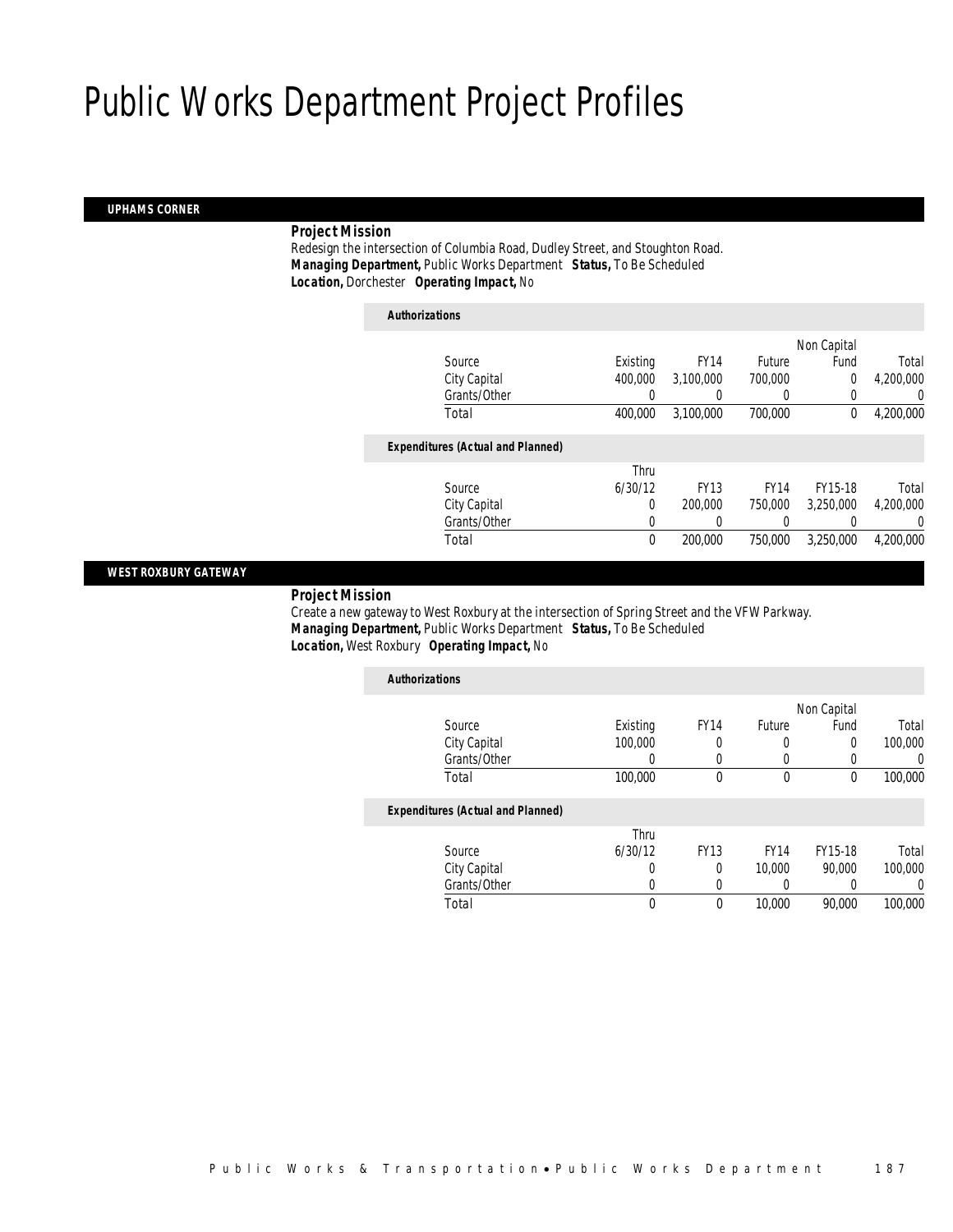# Public Works Department Project Profiles

## UPHAMS CORNER

**Project Mission**

Redesign the intersection of Columbia Road, Dudley Street, and Stoughton Road.

***Managing Department,*** Public Works Department ***Status,*** To Be Scheduled

***Location,*** Dorchester ***Operating Impact,*** No

**Authorizations**

| Source | Existing | FY14 | Future | Non Capital Fund | Total |
|---|---|---|---|---|---|
| City Capital | 400,000 | 3,100,000 | 700,000 | 0 | 4,200,000 |
| Grants/Other | 0 | 0 | 0 | 0 | 0 |
| Total | 400,000 | 3,100,000 | 700,000 | 0 | 4,200,000 |

**Expenditures (Actual and Planned)**

| Source | Thru 6/30/12 | FY13 | FY14 | FY15-18 | Total |
|---|---|---|---|---|---|
| City Capital | 0 | 200,000 | 750,000 | 3,250,000 | 4,200,000 |
| Grants/Other | 0 | 0 | 0 | 0 | 0 |
| Total | 0 | 200,000 | 750,000 | 3,250,000 | 4,200,000 |

## WEST ROXBURY GATEWAY

**Project Mission**

Create a new gateway to West Roxbury at the intersection of Spring Street and the VFW Parkway.

***Managing Department,*** Public Works Department ***Status,*** To Be Scheduled

***Location,*** West Roxbury ***Operating Impact,*** No

**Authorizations**

| Source | Existing | FY14 | Future | Non Capital Fund | Total |
|---|---|---|---|---|---|
| City Capital | 100,000 | 0 | 0 | 0 | 100,000 |
| Grants/Other | 0 | 0 | 0 | 0 | 0 |
| Total | 100,000 | 0 | 0 | 0 | 100,000 |

**Expenditures (Actual and Planned)**

| Source | Thru 6/30/12 | FY13 | FY14 | FY15-18 | Total |
|---|---|---|---|---|---|
| City Capital | 0 | 0 | 10,000 | 90,000 | 100,000 |
| Grants/Other | 0 | 0 | 0 | 0 | 0 |
| Total | 0 | 0 | 10,000 | 90,000 | 100,000 |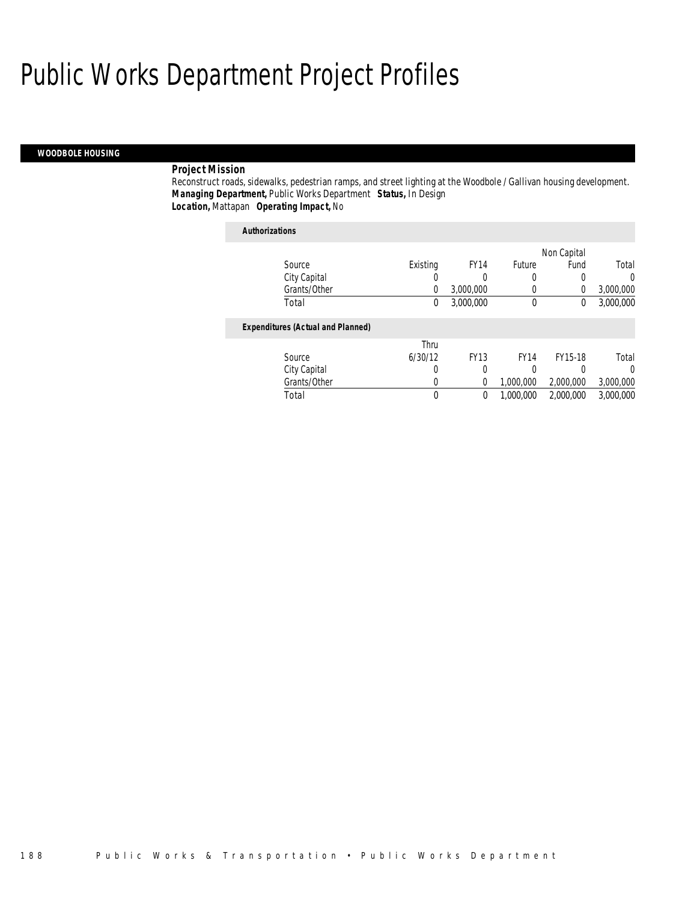# Public Works Department Project Profiles

## WOODBOLE HOUSING

**Project Mission**

Reconstruct roads, sidewalks, pedestrian ramps, and street lighting at the Woodbole / Gallivan housing development.

***Managing Department,*** Public Works Department ***Status,*** In Design

***Location,*** Mattapan ***Operating Impact,*** No

**Authorizations**

| Source | Existing | FY14 | Future | Non Capital Fund | Total |
|---|---|---|---|---|---|
| City Capital | 0 | 0 | 0 | 0 | 0 |
| Grants/Other | 0 | 3,000,000 | 0 | 0 | 3,000,000 |
| Total | 0 | 3,000,000 | 0 | 0 | 3,000,000 |

**Expenditures (Actual and Planned)**

| Source | Thru 6/30/12 | FY13 | FY14 | FY15-18 | Total |
|---|---|---|---|---|---|
| City Capital | 0 | 0 | 0 | 0 | 0 |
| Grants/Other | 0 | 0 | 1,000,000 | 2,000,000 | 3,000,000 |
| Total | 0 | 0 | 1,000,000 | 2,000,000 | 3,000,000 |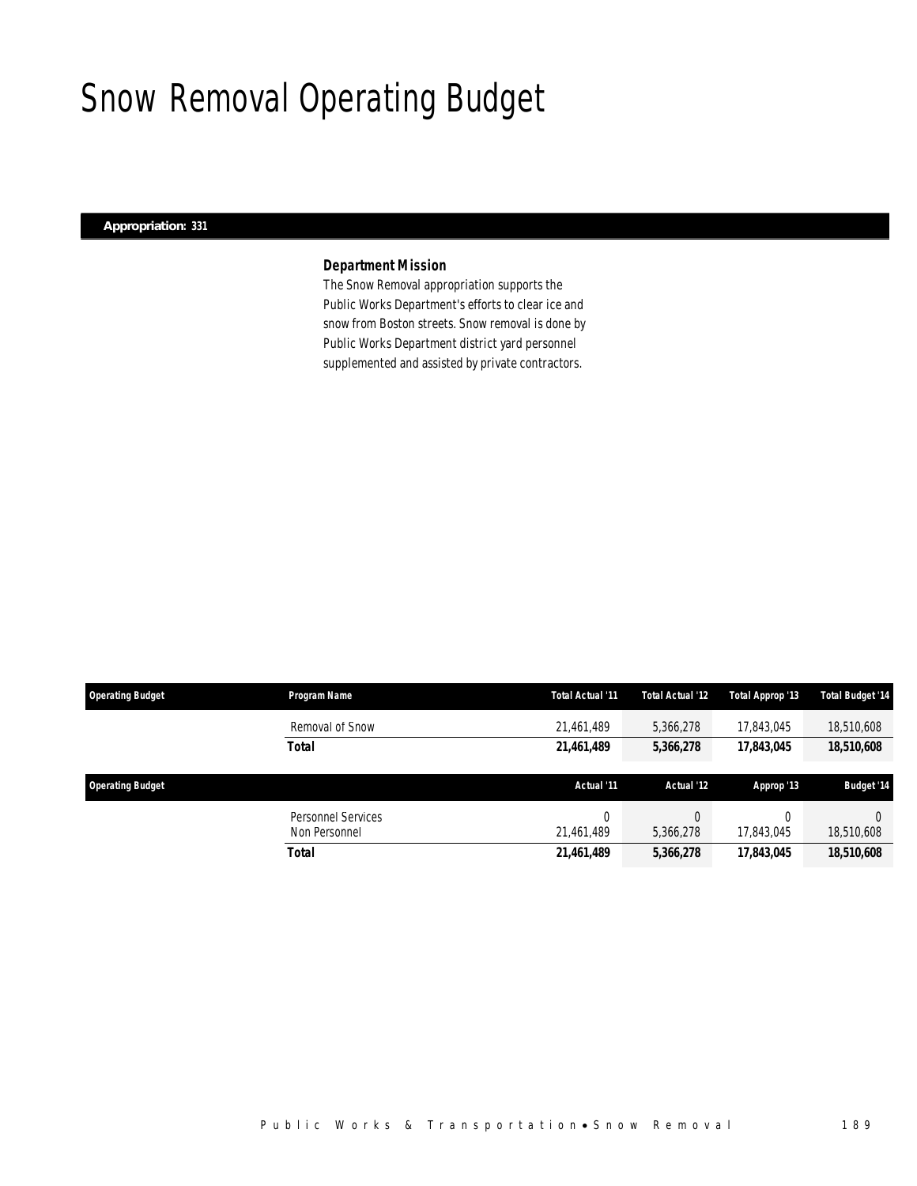# Snow Removal Operating Budget

**Appropriation: 331**

### *Department Mission*

The Snow Removal appropriation supports the Public Works Department's efforts to clear ice and snow from Boston streets. Snow removal is done by Public Works Department district yard personnel supplemented and assisted by private contractors.

| Operating Budget | Program Name | Total Actual '11 | Total Actual '12 | Total Approp '13 | Total Budget '14 |
|---|---|---|---|---|---|
| | Removal of Snow | 21,461,489 | 5,366,278 | 17,843,045 | 18,510,608 |
| | **Total** | **21,461,489** | **5,366,278** | **17,843,045** | **18,510,608** |

| Operating Budget | | Actual '11 | Actual '12 | Approp '13 | Budget '14 |
|---|---|---|---|---|---|
| | Personnel Services | 0 | 0 | 0 | 0 |
| | Non Personnel | 21,461,489 | 5,366,278 | 17,843,045 | 18,510,608 |
| | **Total** | **21,461,489** | **5,366,278** | **17,843,045** | **18,510,608** |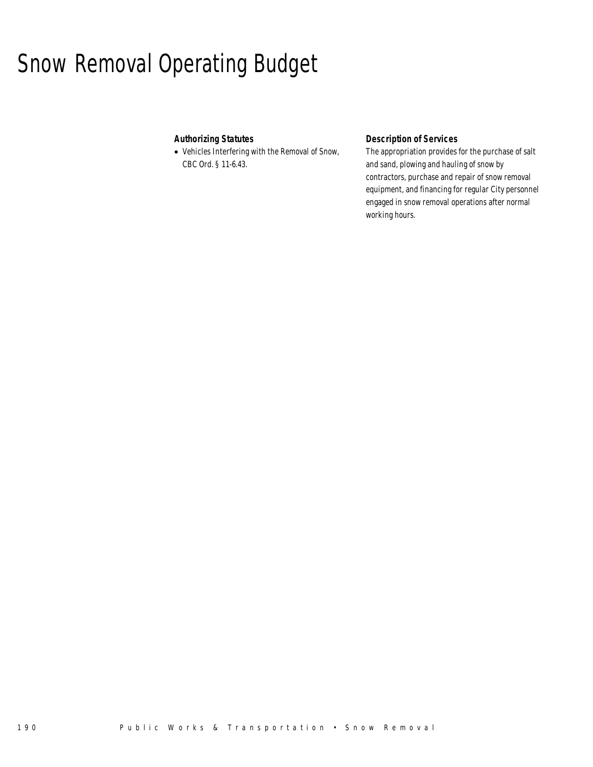# Snow Removal Operating Budget

### Authorizing Statutes

- Vehicles Interfering with the Removal of Snow, CBC Ord. § 11-6.43.

### Description of Services

The appropriation provides for the purchase of salt and sand, plowing and hauling of snow by contractors, purchase and repair of snow removal equipment, and financing for regular City personnel engaged in snow removal operations after normal working hours.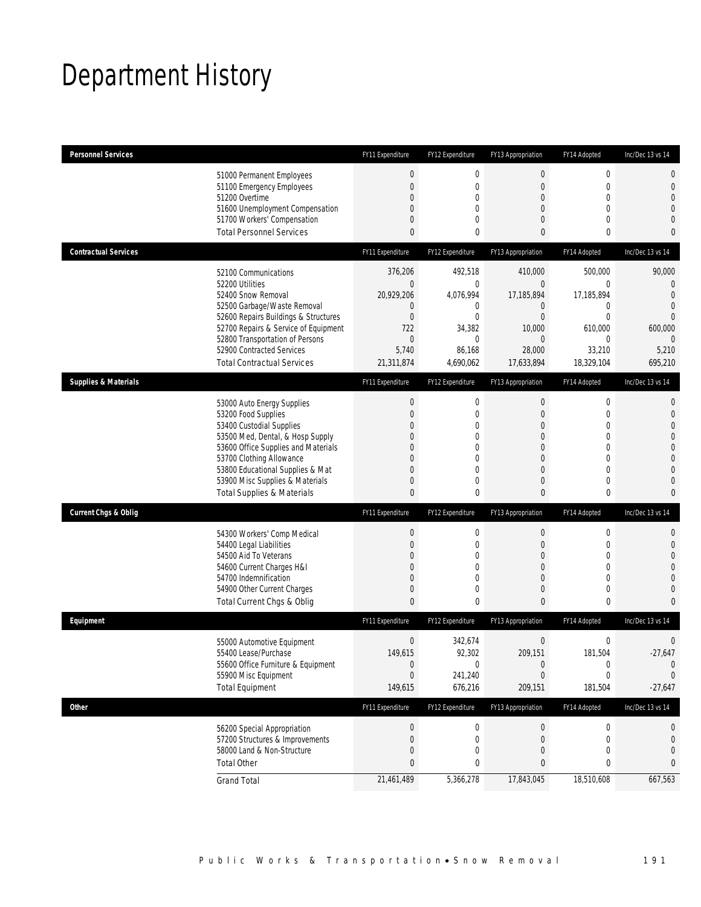# Department History

| Personnel Services | FY11 Expenditure | FY12 Expenditure | FY13 Appropriation | FY14 Adopted | Inc/Dec 13 vs 14 |
|---|---|---|---|---|---|
| 51000 Permanent Employees | 0 | 0 | 0 | 0 | 0 |
| 51100 Emergency Employees | 0 | 0 | 0 | 0 | 0 |
| 51200 Overtime | 0 | 0 | 0 | 0 | 0 |
| 51600 Unemployment Compensation | 0 | 0 | 0 | 0 | 0 |
| 51700 Workers' Compensation | 0 | 0 | 0 | 0 | 0 |
| Total Personnel Services | 0 | 0 | 0 | 0 | 0 |
| **Contractual Services** | **FY11 Expenditure** | **FY12 Expenditure** | **FY13 Appropriation** | **FY14 Adopted** | **Inc/Dec 13 vs 14** |
| 52100 Communications | 376,206 | 492,518 | 410,000 | 500,000 | 90,000 |
| 52200 Utilities | 0 | 0 | 0 | 0 | 0 |
| 52400 Snow Removal | 20,929,206 | 4,076,994 | 17,185,894 | 17,185,894 | 0 |
| 52500 Garbage/Waste Removal | 0 | 0 | 0 | 0 | 0 |
| 52600 Repairs Buildings & Structures | 0 | 0 | 0 | 0 | 0 |
| 52700 Repairs & Service of Equipment | 722 | 34,382 | 10,000 | 610,000 | 600,000 |
| 52800 Transportation of Persons | 0 | 0 | 0 | 0 | 0 |
| 52900 Contracted Services | 5,740 | 86,168 | 28,000 | 33,210 | 5,210 |
| Total Contractual Services | 21,311,874 | 4,690,062 | 17,633,894 | 18,329,104 | 695,210 |
| **Supplies & Materials** | **FY11 Expenditure** | **FY12 Expenditure** | **FY13 Appropriation** | **FY14 Adopted** | **Inc/Dec 13 vs 14** |
| 53000 Auto Energy Supplies | 0 | 0 | 0 | 0 | 0 |
| 53200 Food Supplies | 0 | 0 | 0 | 0 | 0 |
| 53400 Custodial Supplies | 0 | 0 | 0 | 0 | 0 |
| 53500 Med, Dental, & Hosp Supply | 0 | 0 | 0 | 0 | 0 |
| 53600 Office Supplies and Materials | 0 | 0 | 0 | 0 | 0 |
| 53700 Clothing Allowance | 0 | 0 | 0 | 0 | 0 |
| 53800 Educational Supplies & Mat | 0 | 0 | 0 | 0 | 0 |
| 53900 Misc Supplies & Materials | 0 | 0 | 0 | 0 | 0 |
| Total Supplies & Materials | 0 | 0 | 0 | 0 | 0 |
| **Current Chgs & Oblig** | **FY11 Expenditure** | **FY12 Expenditure** | **FY13 Appropriation** | **FY14 Adopted** | **Inc/Dec 13 vs 14** |
| 54300 Workers' Comp Medical | 0 | 0 | 0 | 0 | 0 |
| 54400 Legal Liabilities | 0 | 0 | 0 | 0 | 0 |
| 54500 Aid To Veterans | 0 | 0 | 0 | 0 | 0 |
| 54600 Current Charges H&I | 0 | 0 | 0 | 0 | 0 |
| 54700 Indemnification | 0 | 0 | 0 | 0 | 0 |
| 54900 Other Current Charges | 0 | 0 | 0 | 0 | 0 |
| Total Current Chgs & Oblig | 0 | 0 | 0 | 0 | 0 |
| **Equipment** | **FY11 Expenditure** | **FY12 Expenditure** | **FY13 Appropriation** | **FY14 Adopted** | **Inc/Dec 13 vs 14** |
| 55000 Automotive Equipment | 0 | 342,674 | 0 | 0 | 0 |
| 55400 Lease/Purchase | 149,615 | 92,302 | 209,151 | 181,504 | -27,647 |
| 55600 Office Furniture & Equipment | 0 | 0 | 0 | 0 | 0 |
| 55900 Misc Equipment | 0 | 241,240 | 0 | 0 | 0 |
| Total Equipment | 149,615 | 676,216 | 209,151 | 181,504 | -27,647 |
| **Other** | **FY11 Expenditure** | **FY12 Expenditure** | **FY13 Appropriation** | **FY14 Adopted** | **Inc/Dec 13 vs 14** |
| 56200 Special Appropriation | 0 | 0 | 0 | 0 | 0 |
| 57200 Structures & Improvements | 0 | 0 | 0 | 0 | 0 |
| 58000 Land & Non-Structure | 0 | 0 | 0 | 0 | 0 |
| Total Other | 0 | 0 | 0 | 0 | 0 |
| Grand Total | 21,461,489 | 5,366,278 | 17,843,045 | 18,510,608 | 667,563 |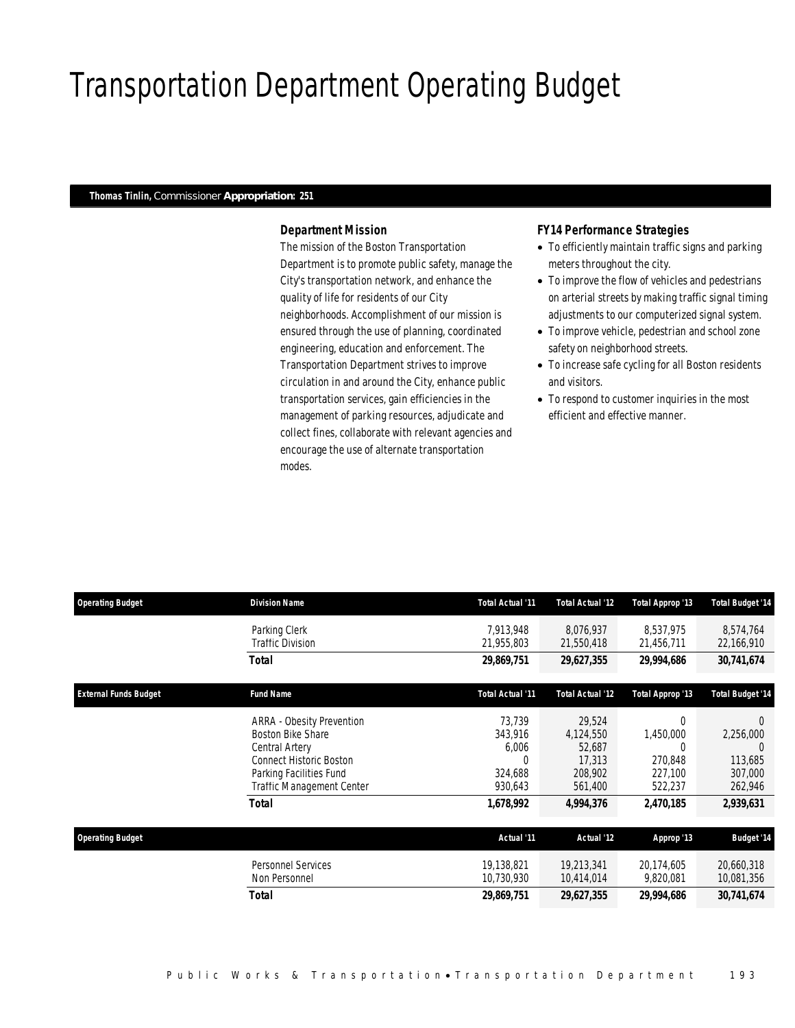# Transportation Department Operating Budget

**Thomas Tinlin,** Commissioner **Appropriation: 251**

### *Department Mission*

*The mission of the Boston Transportation Department is to promote public safety, manage the City's transportation network, and enhance the quality of life for residents of our City neighborhoods. Accomplishment of our mission is ensured through the use of planning, coordinated engineering, education and enforcement. The Transportation Department strives to improve circulation in and around the City, enhance public transportation services, gain efficiencies in the management of parking resources, adjudicate and collect fines, collaborate with relevant agencies and encourage the use of alternate transportation modes.*

### *FY14 Performance Strategies*

- *To efficiently maintain traffic signs and parking meters throughout the city.*
- *To improve the flow of vehicles and pedestrians on arterial streets by making traffic signal timing adjustments to our computerized signal system.*
- *To improve vehicle, pedestrian and school zone safety on neighborhood streets.*
- *To increase safe cycling for all Boston residents and visitors.*
- *To respond to customer inquiries in the most efficient and effective manner.*

| Operating Budget | Division Name | Total Actual '11 | Total Actual '12 | Total Approp '13 | Total Budget '14 |
|---|---|---|---|---|---|
| | Parking Clerk | 7,913,948 | 8,076,937 | 8,537,975 | 8,574,764 |
| | Traffic Division | 21,955,803 | 21,550,418 | 21,456,711 | 22,166,910 |
| | **Total** | **29,869,751** | **29,627,355** | **29,994,686** | **30,741,674** |

| External Funds Budget | Fund Name | Total Actual '11 | Total Actual '12 | Total Approp '13 | Total Budget '14 |
|---|---|---|---|---|---|
| | ARRA - Obesity Prevention | 73,739 | 29,524 | 0 | 0 |
| | Boston Bike Share | 343,916 | 4,124,550 | 1,450,000 | 2,256,000 |
| | Central Artery | 6,006 | 52,687 | 0 | 0 |
| | Connect Historic Boston | 0 | 17,313 | 270,848 | 113,685 |
| | Parking Facilities Fund | 324,688 | 208,902 | 227,100 | 307,000 |
| | Traffic Management Center | 930,643 | 561,400 | 522,237 | 262,946 |
| | **Total** | **1,678,992** | **4,994,376** | **2,470,185** | **2,939,631** |

| Operating Budget | | Actual '11 | Actual '12 | Approp '13 | Budget '14 |
|---|---|---|---|---|---|
| | Personnel Services | 19,138,821 | 19,213,341 | 20,174,605 | 20,660,318 |
| | Non Personnel | 10,730,930 | 10,414,014 | 9,820,081 | 10,081,356 |
| | **Total** | **29,869,751** | **29,627,355** | **29,994,686** | **30,741,674** |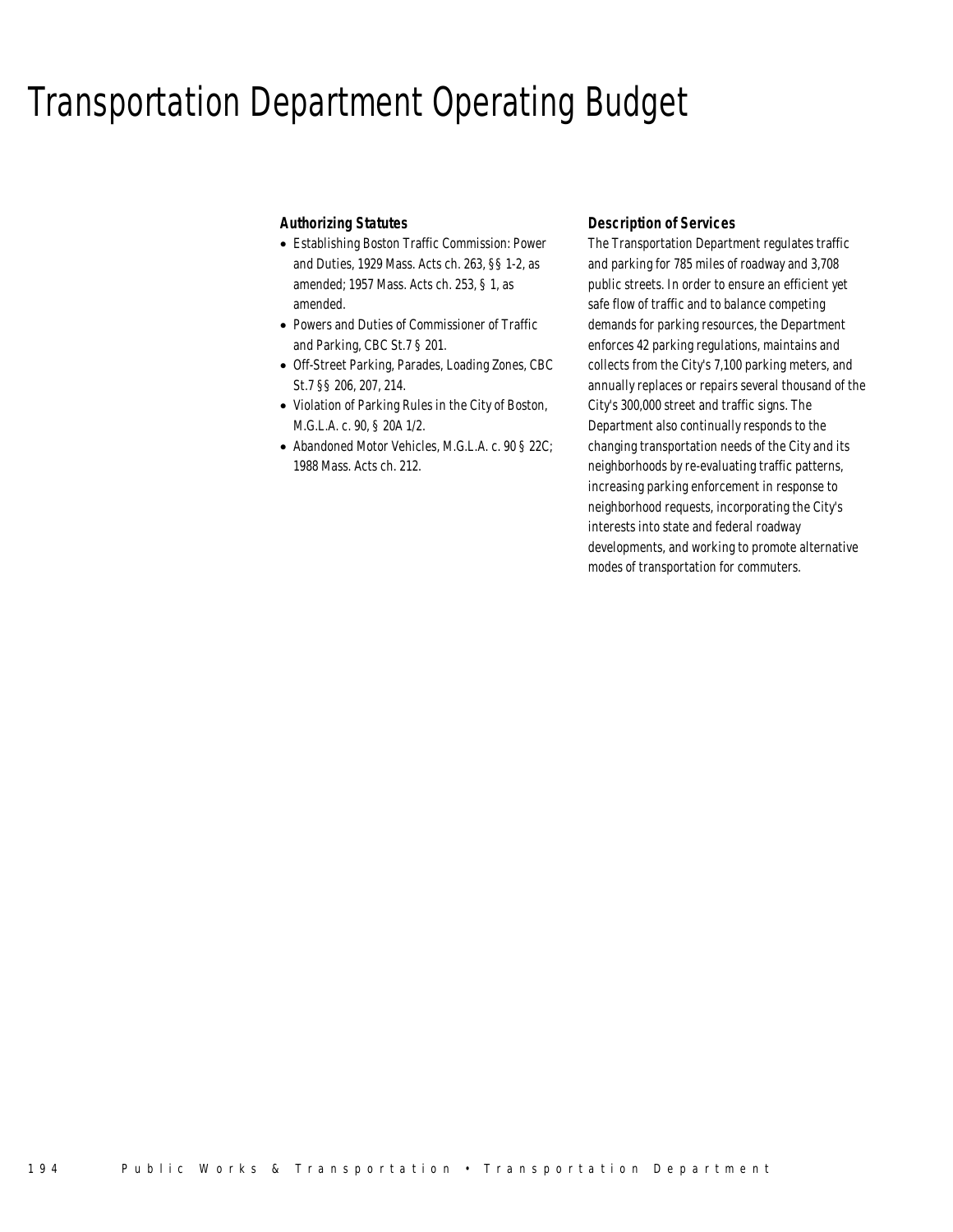# Transportation Department Operating Budget

### Authorizing Statutes

- Establishing Boston Traffic Commission: Power and Duties, 1929 Mass. Acts ch. 263, §§ 1-2, as amended; 1957 Mass. Acts ch. 253, § 1, as amended.
- Powers and Duties of Commissioner of Traffic and Parking, CBC St.7 § 201.
- Off-Street Parking, Parades, Loading Zones, CBC St.7 §§ 206, 207, 214.
- Violation of Parking Rules in the City of Boston, M.G.L.A. c. 90, § 20A 1/2.
- Abandoned Motor Vehicles, M.G.L.A. c. 90 § 22C; 1988 Mass. Acts ch. 212.

### Description of Services

The Transportation Department regulates traffic and parking for 785 miles of roadway and 3,708 public streets. In order to ensure an efficient yet safe flow of traffic and to balance competing demands for parking resources, the Department enforces 42 parking regulations, maintains and collects from the City's 7,100 parking meters, and annually replaces or repairs several thousand of the City's 300,000 street and traffic signs. The Department also continually responds to the changing transportation needs of the City and its neighborhoods by re-evaluating traffic patterns, increasing parking enforcement in response to neighborhood requests, incorporating the City's interests into state and federal roadway developments, and working to promote alternative modes of transportation for commuters.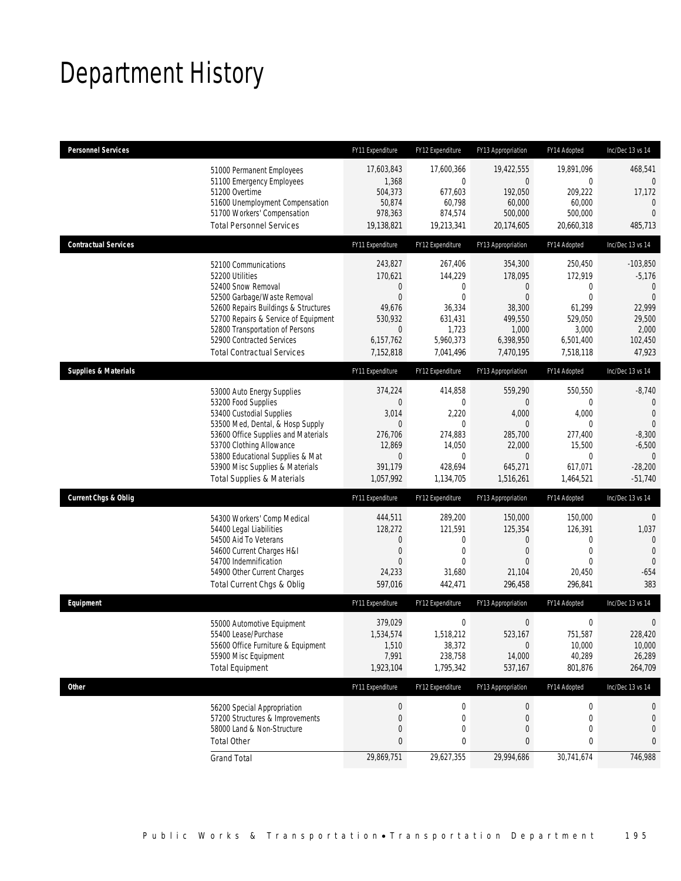# Department History

| Personnel Services | FY11 Expenditure | FY12 Expenditure | FY13 Appropriation | FY14 Adopted | Inc/Dec 13 vs 14 |
|---|---|---|---|---|---|
| 51000 Permanent Employees | 17,603,843 | 17,600,366 | 19,422,555 | 19,891,096 | 468,541 |
| 51100 Emergency Employees | 1,368 | 0 | 0 | 0 | 0 |
| 51200 Overtime | 504,373 | 677,603 | 192,050 | 209,222 | 17,172 |
| 51600 Unemployment Compensation | 50,874 | 60,798 | 60,000 | 60,000 | 0 |
| 51700 Workers' Compensation | 978,363 | 874,574 | 500,000 | 500,000 | 0 |
| Total Personnel Services | 19,138,821 | 19,213,341 | 20,174,605 | 20,660,318 | 485,713 |
| **Contractual Services** | FY11 Expenditure | FY12 Expenditure | FY13 Appropriation | FY14 Adopted | Inc/Dec 13 vs 14 |
| 52100 Communications | 243,827 | 267,406 | 354,300 | 250,450 | -103,850 |
| 52200 Utilities | 170,621 | 144,229 | 178,095 | 172,919 | -5,176 |
| 52400 Snow Removal | 0 | 0 | 0 | 0 | 0 |
| 52500 Garbage/Waste Removal | 0 | 0 | 0 | 0 | 0 |
| 52600 Repairs Buildings & Structures | 49,676 | 36,334 | 38,300 | 61,299 | 22,999 |
| 52700 Repairs & Service of Equipment | 530,932 | 631,431 | 499,550 | 529,050 | 29,500 |
| 52800 Transportation of Persons | 0 | 1,723 | 1,000 | 3,000 | 2,000 |
| 52900 Contracted Services | 6,157,762 | 5,960,373 | 6,398,950 | 6,501,400 | 102,450 |
| Total Contractual Services | 7,152,818 | 7,041,496 | 7,470,195 | 7,518,118 | 47,923 |
| **Supplies & Materials** | FY11 Expenditure | FY12 Expenditure | FY13 Appropriation | FY14 Adopted | Inc/Dec 13 vs 14 |
| 53000 Auto Energy Supplies | 374,224 | 414,858 | 559,290 | 550,550 | -8,740 |
| 53200 Food Supplies | 0 | 0 | 0 | 0 | 0 |
| 53400 Custodial Supplies | 3,014 | 2,220 | 4,000 | 4,000 | 0 |
| 53500 Med, Dental, & Hosp Supply | 0 | 0 | 0 | 0 | 0 |
| 53600 Office Supplies and Materials | 276,706 | 274,883 | 285,700 | 277,400 | -8,300 |
| 53700 Clothing Allowance | 12,869 | 14,050 | 22,000 | 15,500 | -6,500 |
| 53800 Educational Supplies & Mat | 0 | 0 | 0 | 0 | 0 |
| 53900 Misc Supplies & Materials | 391,179 | 428,694 | 645,271 | 617,071 | -28,200 |
| Total Supplies & Materials | 1,057,992 | 1,134,705 | 1,516,261 | 1,464,521 | -51,740 |
| **Current Chgs & Oblig** | FY11 Expenditure | FY12 Expenditure | FY13 Appropriation | FY14 Adopted | Inc/Dec 13 vs 14 |
| 54300 Workers' Comp Medical | 444,511 | 289,200 | 150,000 | 150,000 | 0 |
| 54400 Legal Liabilities | 128,272 | 121,591 | 125,354 | 126,391 | 1,037 |
| 54500 Aid To Veterans | 0 | 0 | 0 | 0 | 0 |
| 54600 Current Charges H&I | 0 | 0 | 0 | 0 | 0 |
| 54700 Indemnification | 0 | 0 | 0 | 0 | 0 |
| 54900 Other Current Charges | 24,233 | 31,680 | 21,104 | 20,450 | -654 |
| Total Current Chgs & Oblig | 597,016 | 442,471 | 296,458 | 296,841 | 383 |
| **Equipment** | FY11 Expenditure | FY12 Expenditure | FY13 Appropriation | FY14 Adopted | Inc/Dec 13 vs 14 |
| 55000 Automotive Equipment | 379,029 | 0 | 0 | 0 | 0 |
| 55400 Lease/Purchase | 1,534,574 | 1,518,212 | 523,167 | 751,587 | 228,420 |
| 55600 Office Furniture & Equipment | 1,510 | 38,372 | 0 | 10,000 | 10,000 |
| 55900 Misc Equipment | 7,991 | 238,758 | 14,000 | 40,289 | 26,289 |
| Total Equipment | 1,923,104 | 1,795,342 | 537,167 | 801,876 | 264,709 |
| **Other** | FY11 Expenditure | FY12 Expenditure | FY13 Appropriation | FY14 Adopted | Inc/Dec 13 vs 14 |
| 56200 Special Appropriation | 0 | 0 | 0 | 0 | 0 |
| 57200 Structures & Improvements | 0 | 0 | 0 | 0 | 0 |
| 58000 Land & Non-Structure | 0 | 0 | 0 | 0 | 0 |
| Total Other | 0 | 0 | 0 | 0 | 0 |
| Grand Total | 29,869,751 | 29,627,355 | 29,994,686 | 30,741,674 | 746,988 |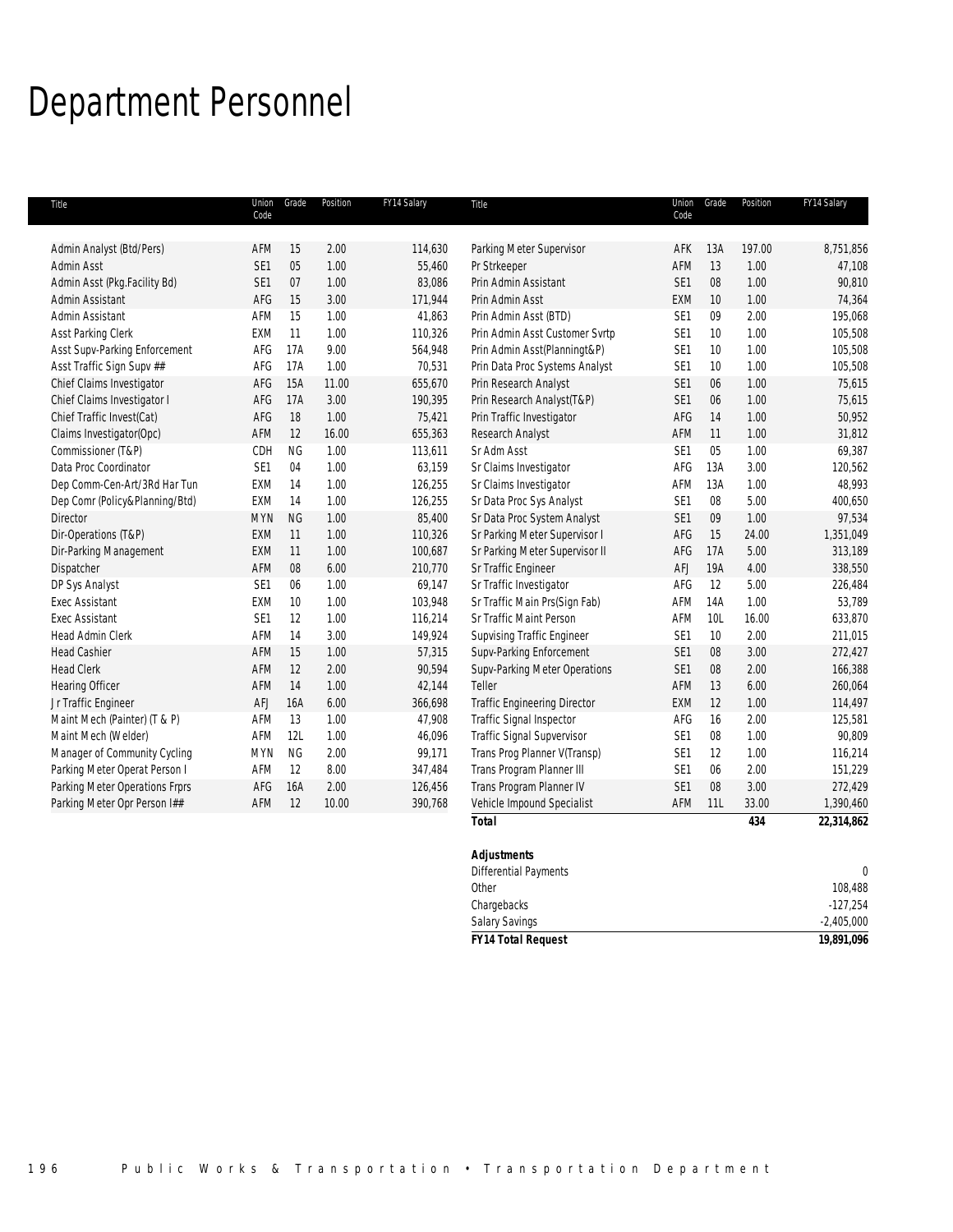# Department Personnel

| Title | Union Code | Grade | Position | FY14 Salary |
|---|---|---|---|---|
| Admin Analyst (Btd/Pers) | AFM | 15 | 2.00 | 114,630 |
| Admin Asst | SE1 | 05 | 1.00 | 55,460 |
| Admin Asst (Pkg.Facility Bd) | SE1 | 07 | 1.00 | 83,086 |
| Admin Assistant | AFG | 15 | 3.00 | 171,944 |
| Admin Assistant | AFM | 15 | 1.00 | 41,863 |
| Asst Parking Clerk | EXM | 11 | 1.00 | 110,326 |
| Asst Supv-Parking Enforcement | AFG | 17A | 9.00 | 564,948 |
| Asst Traffic Sign Supv ## | AFG | 17A | 1.00 | 70,531 |
| Chief Claims Investigator | AFG | 15A | 11.00 | 655,670 |
| Chief Claims Investigator I | AFG | 17A | 3.00 | 190,395 |
| Chief Traffic Invest(Cat) | AFG | 18 | 1.00 | 75,421 |
| Claims Investigator(Opc) | AFM | 12 | 16.00 | 655,363 |
| Commissioner (T&P) | CDH | NG | 1.00 | 113,611 |
| Data Proc Coordinator | SE1 | 04 | 1.00 | 63,159 |
| Dep Comm-Cen-Art/3Rd Har Tun | EXM | 14 | 1.00 | 126,255 |
| Dep Comr (Policy&Planning/Btd) | EXM | 14 | 1.00 | 126,255 |
| Director | MYN | NG | 1.00 | 85,400 |
| Dir-Operations (T&P) | EXM | 11 | 1.00 | 110,326 |
| Dir-Parking Management | EXM | 11 | 1.00 | 100,687 |
| Dispatcher | AFM | 08 | 6.00 | 210,770 |
| DP Sys Analyst | SE1 | 06 | 1.00 | 69,147 |
| Exec Assistant | EXM | 10 | 1.00 | 103,948 |
| Exec Assistant | SE1 | 12 | 1.00 | 116,214 |
| Head Admin Clerk | AFM | 14 | 3.00 | 149,924 |
| Head Cashier | AFM | 15 | 1.00 | 57,315 |
| Head Clerk | AFM | 12 | 2.00 | 90,594 |
| Hearing Officer | AFM | 14 | 1.00 | 42,144 |
| Jr Traffic Engineer | AFJ | 16A | 6.00 | 366,698 |
| Maint Mech (Painter) (T & P) | AFM | 13 | 1.00 | 47,908 |
| Maint Mech (Welder) | AFM | 12L | 1.00 | 46,096 |
| Manager of Community Cycling | MYN | NG | 2.00 | 99,171 |
| Parking Meter Operat Person I | AFM | 12 | 8.00 | 347,484 |
| Parking Meter Operations Frprs | AFG | 16A | 2.00 | 126,456 |
| Parking Meter Opr Person I## | AFM | 12 | 10.00 | 390,768 |
| Parking Meter Supervisor | AFK | 13A | 197.00 | 8,751,856 |
| Pr Strkeeper | AFM | 13 | 1.00 | 47,108 |
| Prin Admin Assistant | SE1 | 08 | 1.00 | 90,810 |
| Prin Admin Asst | EXM | 10 | 1.00 | 74,364 |
| Prin Admin Asst (BTD) | SE1 | 09 | 2.00 | 195,068 |
| Prin Admin Asst Customer Svrtp | SE1 | 10 | 1.00 | 105,508 |
| Prin Admin Asst(Planningt&P) | SE1 | 10 | 1.00 | 105,508 |
| Prin Data Proc Systems Analyst | SE1 | 10 | 1.00 | 105,508 |
| Prin Research Analyst | SE1 | 06 | 1.00 | 75,615 |
| Prin Research Analyst(T&P) | SE1 | 06 | 1.00 | 75,615 |
| Prin Traffic Investigator | AFG | 14 | 1.00 | 50,952 |
| Research Analyst | AFM | 11 | 1.00 | 31,812 |
| Sr Adm Asst | SE1 | 05 | 1.00 | 69,387 |
| Sr Claims Investigator | AFG | 13A | 3.00 | 120,562 |
| Sr Claims Investigator | AFM | 13A | 1.00 | 48,993 |
| Sr Data Proc Sys Analyst | SE1 | 08 | 5.00 | 400,650 |
| Sr Data Proc System Analyst | SE1 | 09 | 1.00 | 97,534 |
| Sr Parking Meter Supervisor I | AFG | 15 | 24.00 | 1,351,049 |
| Sr Parking Meter Supervisor II | AFG | 17A | 5.00 | 313,189 |
| Sr Traffic Engineer | AFJ | 19A | 4.00 | 338,550 |
| Sr Traffic Investigator | AFG | 12 | 5.00 | 226,484 |
| Sr Traffic Main Prs(Sign Fab) | AFM | 14A | 1.00 | 53,789 |
| Sr Traffic Maint Person | AFM | 10L | 16.00 | 633,870 |
| Supvising Traffic Engineer | SE1 | 10 | 2.00 | 211,015 |
| Supv-Parking Enforcement | SE1 | 08 | 3.00 | 272,427 |
| Supv-Parking Meter Operations | SE1 | 08 | 2.00 | 166,388 |
| Teller | AFM | 13 | 6.00 | 260,064 |
| Traffic Engineering Director | EXM | 12 | 1.00 | 114,497 |
| Traffic Signal Inspector | AFG | 16 | 2.00 | 125,581 |
| Traffic Signal Supvervisor | SE1 | 08 | 1.00 | 90,809 |
| Trans Prog Planner V(Transp) | SE1 | 12 | 1.00 | 116,214 |
| Trans Program Planner III | SE1 | 06 | 2.00 | 151,229 |
| Trans Program Planner IV | SE1 | 08 | 3.00 | 272,429 |
| Vehicle Impound Specialist | AFM | 11L | 33.00 | 1,390,460 |
| ***Total*** | | | **434** | **22,314,862** |

| ***Adjustments*** | |
|---|---|
| Differential Payments | 0 |
| Other | 108,488 |
| Chargebacks | -127,254 |
| Salary Savings | -2,405,000 |
| ***FY14 Total Request*** | **19,891,096** |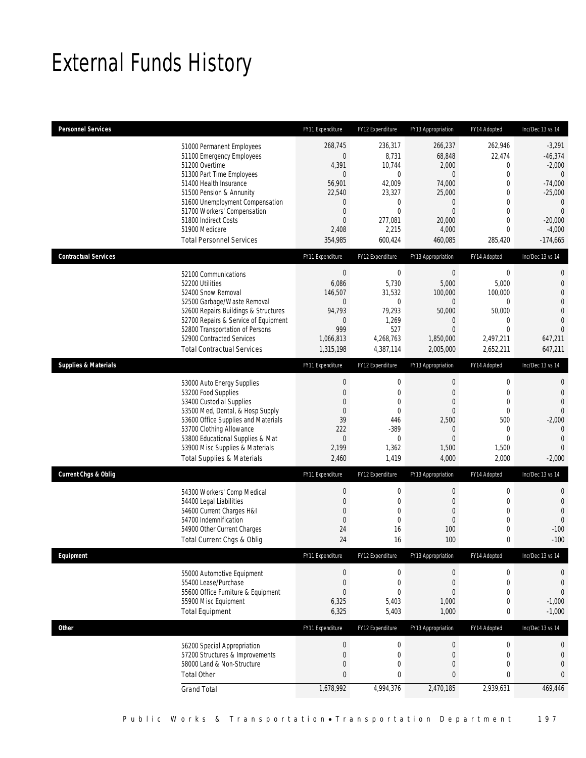# External Funds History

| Personnel Services | FY11 Expenditure | FY12 Expenditure | FY13 Appropriation | FY14 Adopted | Inc/Dec 13 vs 14 |
|---|---|---|---|---|---|
| 51000 Permanent Employees | 268,745 | 236,317 | 266,237 | 262,946 | -3,291 |
| 51100 Emergency Employees | 0 | 8,731 | 68,848 | 22,474 | -46,374 |
| 51200 Overtime | 4,391 | 10,744 | 2,000 | 0 | -2,000 |
| 51300 Part Time Employees | 0 | 0 | 0 | 0 | 0 |
| 51400 Health Insurance | 56,901 | 42,009 | 74,000 | 0 | -74,000 |
| 51500 Pension & Annunity | 22,540 | 23,327 | 25,000 | 0 | -25,000 |
| 51600 Unemployment Compensation | 0 | 0 | 0 | 0 | 0 |
| 51700 Workers' Compensation | 0 | 0 | 0 | 0 | 0 |
| 51800 Indirect Costs | 0 | 277,081 | 20,000 | 0 | -20,000 |
| 51900 Medicare | 2,408 | 2,215 | 4,000 | 0 | -4,000 |
| Total Personnel Services | 354,985 | 600,424 | 460,085 | 285,420 | -174,665 |

| Contractual Services | FY11 Expenditure | FY12 Expenditure | FY13 Appropriation | FY14 Adopted | Inc/Dec 13 vs 14 |
|---|---|---|---|---|---|
| 52100 Communications | 0 | 0 | 0 | 0 | 0 |
| 52200 Utilities | 6,086 | 5,730 | 5,000 | 5,000 | 0 |
| 52400 Snow Removal | 146,507 | 31,532 | 100,000 | 100,000 | 0 |
| 52500 Garbage/Waste Removal | 0 | 0 | 0 | 0 | 0 |
| 52600 Repairs Buildings & Structures | 94,793 | 79,293 | 50,000 | 50,000 | 0 |
| 52700 Repairs & Service of Equipment | 0 | 1,269 | 0 | 0 | 0 |
| 52800 Transportation of Persons | 999 | 527 | 0 | 0 | 0 |
| 52900 Contracted Services | 1,066,813 | 4,268,763 | 1,850,000 | 2,497,211 | 647,211 |
| Total Contractual Services | 1,315,198 | 4,387,114 | 2,005,000 | 2,652,211 | 647,211 |

| Supplies & Materials | FY11 Expenditure | FY12 Expenditure | FY13 Appropriation | FY14 Adopted | Inc/Dec 13 vs 14 |
|---|---|---|---|---|---|
| 53000 Auto Energy Supplies | 0 | 0 | 0 | 0 | 0 |
| 53200 Food Supplies | 0 | 0 | 0 | 0 | 0 |
| 53400 Custodial Supplies | 0 | 0 | 0 | 0 | 0 |
| 53500 Med, Dental, & Hosp Supply | 0 | 0 | 0 | 0 | 0 |
| 53600 Office Supplies and Materials | 39 | 446 | 2,500 | 500 | -2,000 |
| 53700 Clothing Allowance | 222 | -389 | 0 | 0 | 0 |
| 53800 Educational Supplies & Mat | 0 | 0 | 0 | 0 | 0 |
| 53900 Misc Supplies & Materials | 2,199 | 1,362 | 1,500 | 1,500 | 0 |
| Total Supplies & Materials | 2,460 | 1,419 | 4,000 | 2,000 | -2,000 |

| Current Chgs & Oblig | FY11 Expenditure | FY12 Expenditure | FY13 Appropriation | FY14 Adopted | Inc/Dec 13 vs 14 |
|---|---|---|---|---|---|
| 54300 Workers' Comp Medical | 0 | 0 | 0 | 0 | 0 |
| 54400 Legal Liabilities | 0 | 0 | 0 | 0 | 0 |
| 54600 Current Charges H&I | 0 | 0 | 0 | 0 | 0 |
| 54700 Indemnification | 0 | 0 | 0 | 0 | 0 |
| 54900 Other Current Charges | 24 | 16 | 100 | 0 | -100 |
| Total Current Chgs & Oblig | 24 | 16 | 100 | 0 | -100 |

| Equipment | FY11 Expenditure | FY12 Expenditure | FY13 Appropriation | FY14 Adopted | Inc/Dec 13 vs 14 |
|---|---|---|---|---|---|
| 55000 Automotive Equipment | 0 | 0 | 0 | 0 | 0 |
| 55400 Lease/Purchase | 0 | 0 | 0 | 0 | 0 |
| 55600 Office Furniture & Equipment | 0 | 0 | 0 | 0 | 0 |
| 55900 Misc Equipment | 6,325 | 5,403 | 1,000 | 0 | -1,000 |
| Total Equipment | 6,325 | 5,403 | 1,000 | 0 | -1,000 |

| Other | FY11 Expenditure | FY12 Expenditure | FY13 Appropriation | FY14 Adopted | Inc/Dec 13 vs 14 |
|---|---|---|---|---|---|
| 56200 Special Appropriation | 0 | 0 | 0 | 0 | 0 |
| 57200 Structures & Improvements | 0 | 0 | 0 | 0 | 0 |
| 58000 Land & Non-Structure | 0 | 0 | 0 | 0 | 0 |
| Total Other | 0 | 0 | 0 | 0 | 0 |
| Grand Total | 1,678,992 | 4,994,376 | 2,470,185 | 2,939,631 | 469,446 |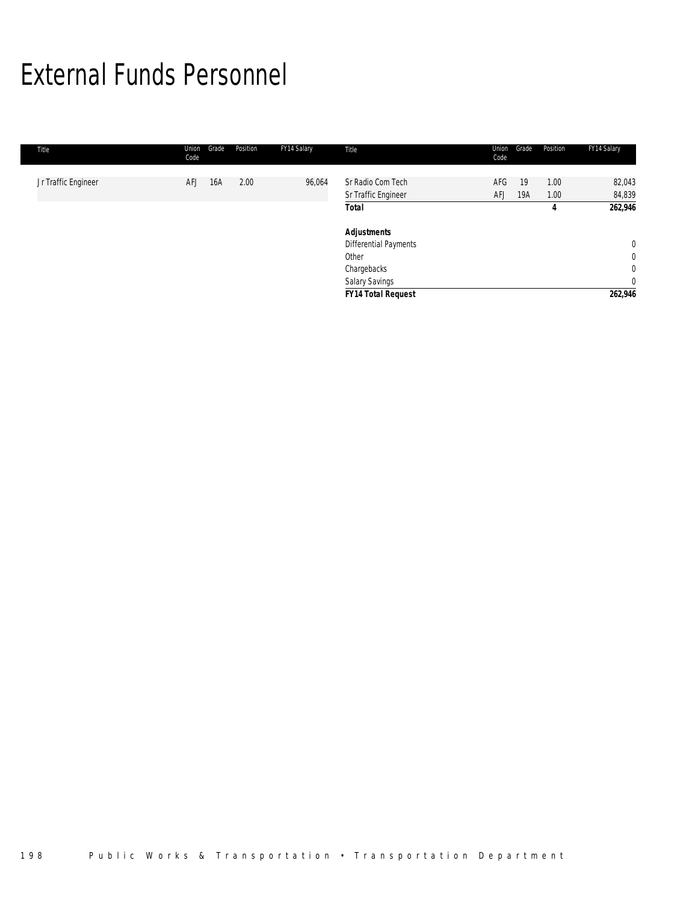# External Funds Personnel

| Title | Union Code | Grade | Position | FY14 Salary | Title | Union Code | Grade | Position | FY14 Salary |
|---|---|---|---|---|---|---|---|---|---|
| Jr Traffic Engineer | AFJ | 16A | 2.00 | 96,064 | Sr Radio Com Tech | AFG | 19 | 1.00 | 82,043 |
| | | | | | Sr Traffic Engineer | AFJ | 19A | 1.00 | 84,839 |
| | | | | | **Total** | | | **4** | **262,946** |
| | | | | | | | | | |
| | | | | | ***Adjustments*** | | | | |
| | | | | | Differential Payments | | | | 0 |
| | | | | | Other | | | | 0 |
| | | | | | Chargebacks | | | | 0 |
| | | | | | Salary Savings | | | | 0 |
| | | | | | ***FY14 Total Request*** | | | | **262,946** |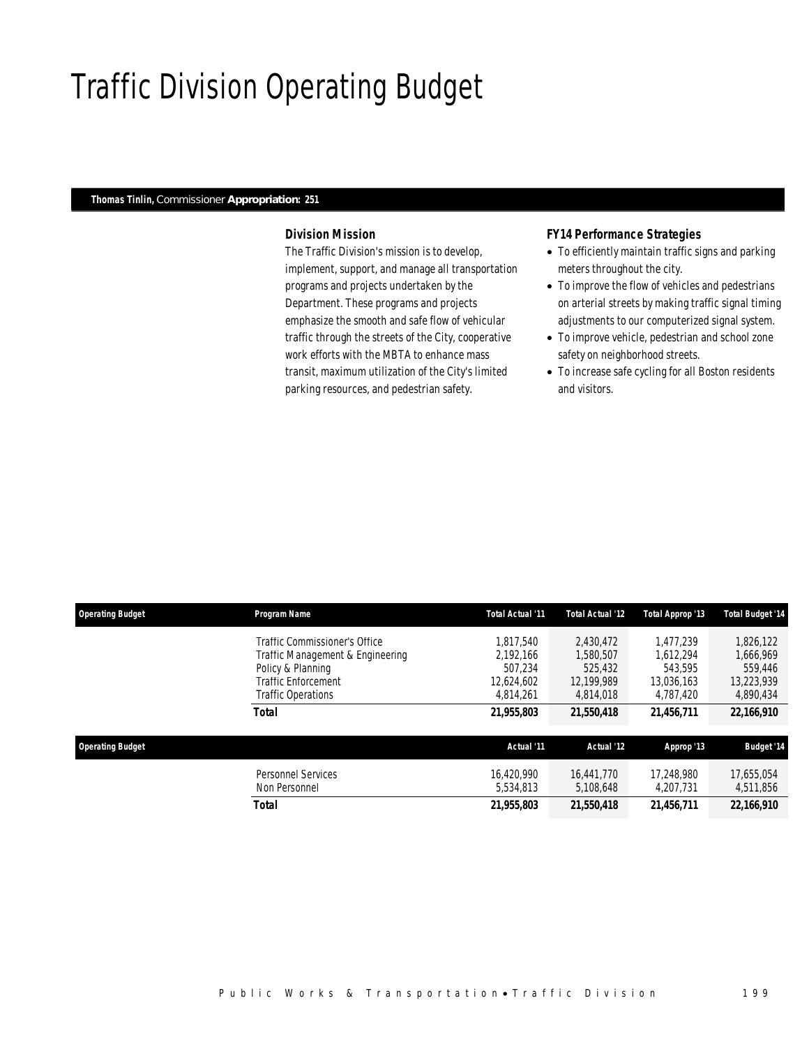# Traffic Division Operating Budget

**Thomas Tinlin,** Commissioner **Appropriation: 251**

### Division Mission

The Traffic Division's mission is to develop, implement, support, and manage all transportation programs and projects undertaken by the Department. These programs and projects emphasize the smooth and safe flow of vehicular traffic through the streets of the City, cooperative work efforts with the MBTA to enhance mass transit, maximum utilization of the City's limited parking resources, and pedestrian safety.

### FY14 Performance Strategies

- To efficiently maintain traffic signs and parking meters throughout the city.
- To improve the flow of vehicles and pedestrians on arterial streets by making traffic signal timing adjustments to our computerized signal system.
- To improve vehicle, pedestrian and school zone safety on neighborhood streets.
- To increase safe cycling for all Boston residents and visitors.

| Operating Budget | Program Name | Total Actual '11 | Total Actual '12 | Total Approp '13 | Total Budget '14 |
|---|---|---|---|---|---|
| | Traffic Commissioner's Office | 1,817,540 | 2,430,472 | 1,477,239 | 1,826,122 |
| | Traffic Management & Engineering | 2,192,166 | 1,580,507 | 1,612,294 | 1,666,969 |
| | Policy & Planning | 507,234 | 525,432 | 543,595 | 559,446 |
| | Traffic Enforcement | 12,624,602 | 12,199,989 | 13,036,163 | 13,223,939 |
| | Traffic Operations | 4,814,261 | 4,814,018 | 4,787,420 | 4,890,434 |
| | **Total** | **21,955,803** | **21,550,418** | **21,456,711** | **22,166,910** |

| Operating Budget | | Actual '11 | Actual '12 | Approp '13 | Budget '14 |
|---|---|---|---|---|---|
| | Personnel Services | 16,420,990 | 16,441,770 | 17,248,980 | 17,655,054 |
| | Non Personnel | 5,534,813 | 5,108,648 | 4,207,731 | 4,511,856 |
| | **Total** | **21,955,803** | **21,550,418** | **21,456,711** | **22,166,910** |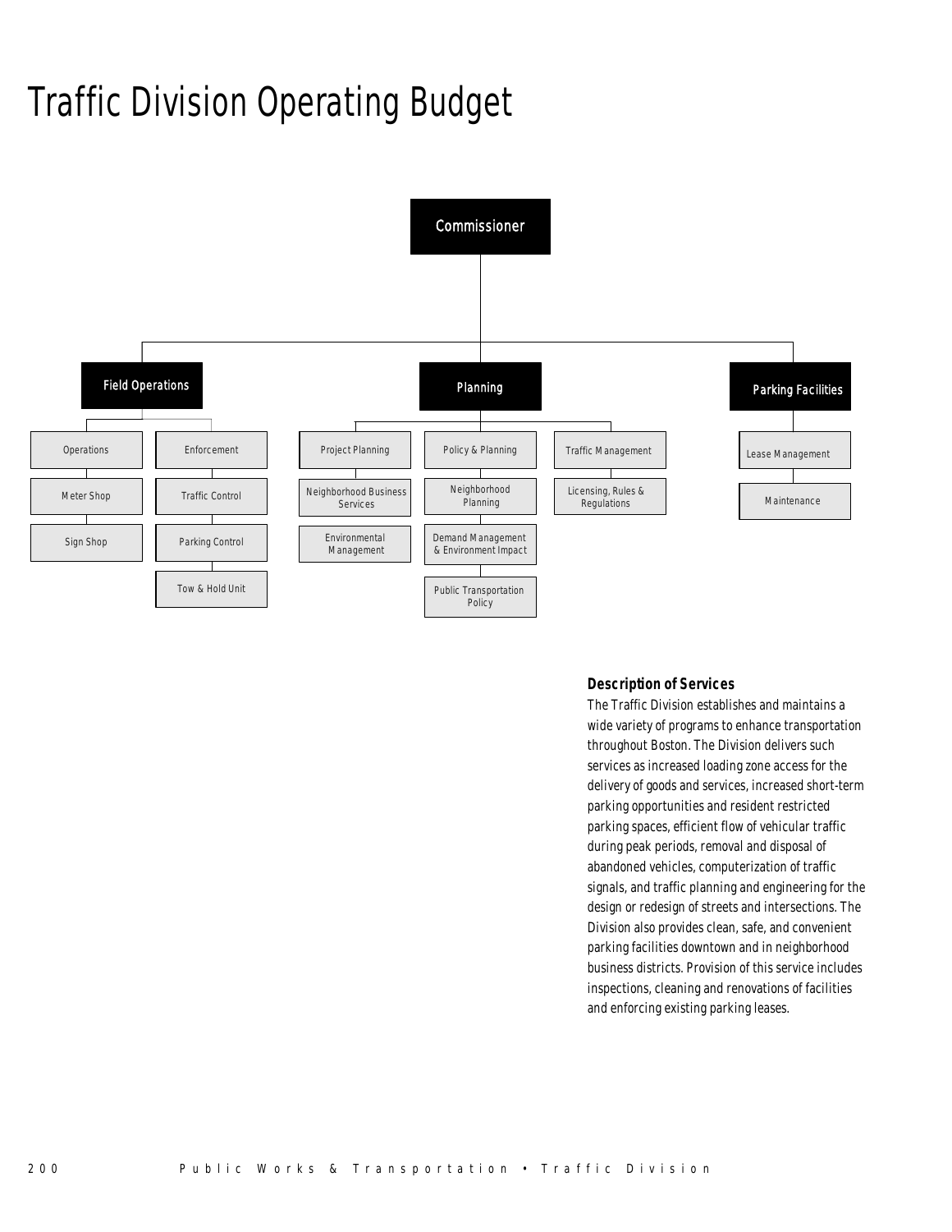# Traffic Division Operating Budget

- Commissioner
  - Field Operations
    - Operations
    - Meter Shop
    - Sign Shop
    - Enforcement
    - Traffic Control
    - Parking Control
    - Tow & Hold Unit
  - Planning
    - Project Planning
    - Neighborhood Business Services
    - Environmental Management
    - Policy & Planning
    - Neighborhood Planning
    - Demand Management & Environment Impact
    - Public Transportation Policy
    - Traffic Management
    - Licensing, Rules & Regulations
  - Parking Facilities
    - Lease Management
    - Maintenance

### Description of Services

The Traffic Division establishes and maintains a wide variety of programs to enhance transportation throughout Boston. The Division delivers such services as increased loading zone access for the delivery of goods and services, increased short-term parking opportunities and resident restricted parking spaces, efficient flow of vehicular traffic during peak periods, removal and disposal of abandoned vehicles, computerization of traffic signals, and traffic planning and engineering for the design or redesign of streets and intersections. The Division also provides clean, safe, and convenient parking facilities downtown and in neighborhood business districts. Provision of this service includes inspections, cleaning and renovations of facilities and enforcing existing parking leases.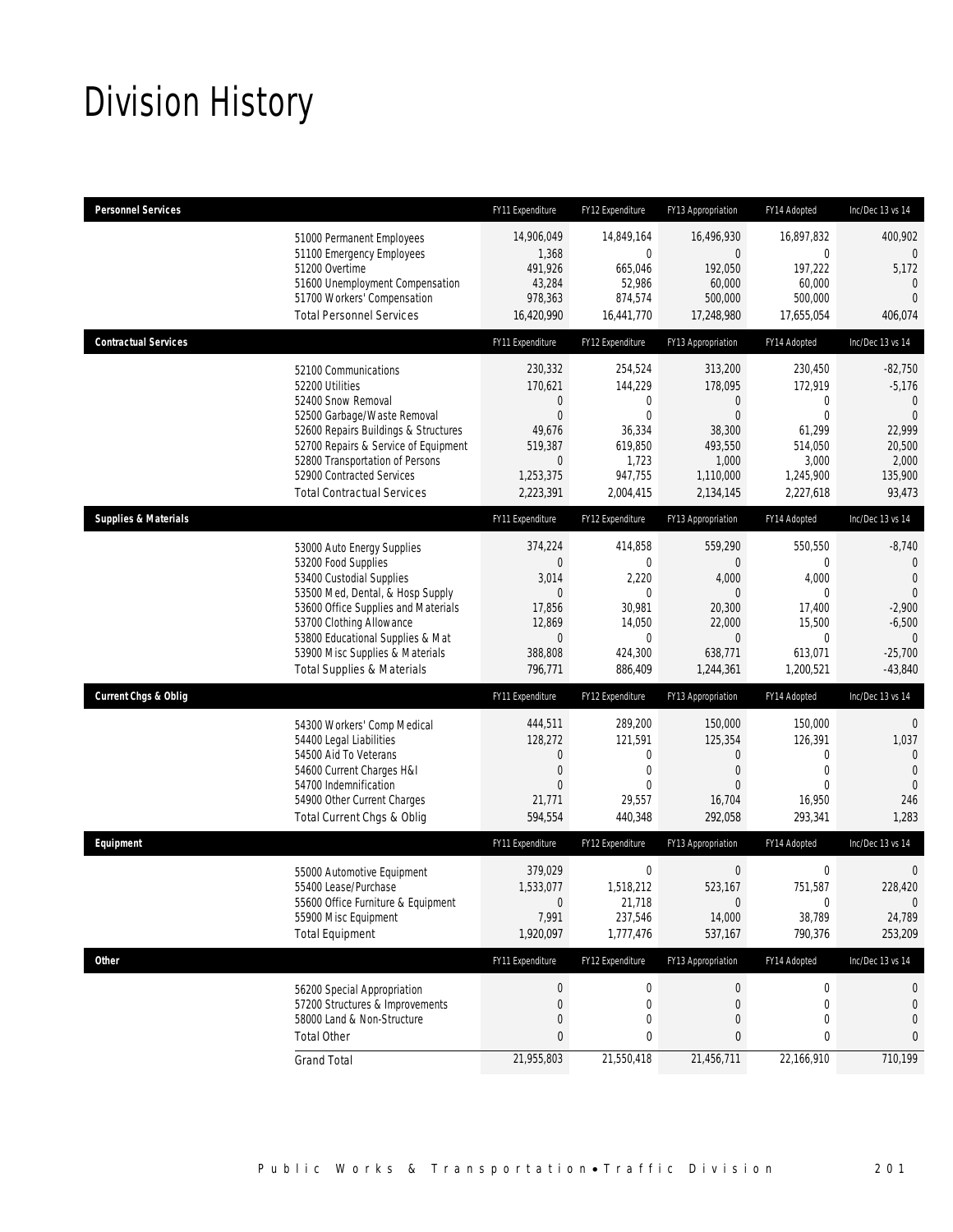# Division History

| Personnel Services | FY11 Expenditure | FY12 Expenditure | FY13 Appropriation | FY14 Adopted | Inc/Dec 13 vs 14 |
|---|---|---|---|---|---|
| 51000 Permanent Employees | 14,906,049 | 14,849,164 | 16,496,930 | 16,897,832 | 400,902 |
| 51100 Emergency Employees | 1,368 | 0 | 0 | 0 | 0 |
| 51200 Overtime | 491,926 | 665,046 | 192,050 | 197,222 | 5,172 |
| 51600 Unemployment Compensation | 43,284 | 52,986 | 60,000 | 60,000 | 0 |
| 51700 Workers' Compensation | 978,363 | 874,574 | 500,000 | 500,000 | 0 |
| Total Personnel Services | 16,420,990 | 16,441,770 | 17,248,980 | 17,655,054 | 406,074 |

| Contractual Services | FY11 Expenditure | FY12 Expenditure | FY13 Appropriation | FY14 Adopted | Inc/Dec 13 vs 14 |
|---|---|---|---|---|---|
| 52100 Communications | 230,332 | 254,524 | 313,200 | 230,450 | -82,750 |
| 52200 Utilities | 170,621 | 144,229 | 178,095 | 172,919 | -5,176 |
| 52400 Snow Removal | 0 | 0 | 0 | 0 | 0 |
| 52500 Garbage/Waste Removal | 0 | 0 | 0 | 0 | 0 |
| 52600 Repairs Buildings & Structures | 49,676 | 36,334 | 38,300 | 61,299 | 22,999 |
| 52700 Repairs & Service of Equipment | 519,387 | 619,850 | 493,550 | 514,050 | 20,500 |
| 52800 Transportation of Persons | 0 | 1,723 | 1,000 | 3,000 | 2,000 |
| 52900 Contracted Services | 1,253,375 | 947,755 | 1,110,000 | 1,245,900 | 135,900 |
| Total Contractual Services | 2,223,391 | 2,004,415 | 2,134,145 | 2,227,618 | 93,473 |

| Supplies & Materials | FY11 Expenditure | FY12 Expenditure | FY13 Appropriation | FY14 Adopted | Inc/Dec 13 vs 14 |
|---|---|---|---|---|---|
| 53000 Auto Energy Supplies | 374,224 | 414,858 | 559,290 | 550,550 | -8,740 |
| 53200 Food Supplies | 0 | 0 | 0 | 0 | 0 |
| 53400 Custodial Supplies | 3,014 | 2,220 | 4,000 | 4,000 | 0 |
| 53500 Med, Dental, & Hosp Supply | 0 | 0 | 0 | 0 | 0 |
| 53600 Office Supplies and Materials | 17,856 | 30,981 | 20,300 | 17,400 | -2,900 |
| 53700 Clothing Allowance | 12,869 | 14,050 | 22,000 | 15,500 | -6,500 |
| 53800 Educational Supplies & Mat | 0 | 0 | 0 | 0 | 0 |
| 53900 Misc Supplies & Materials | 388,808 | 424,300 | 638,771 | 613,071 | -25,700 |
| Total Supplies & Materials | 796,771 | 886,409 | 1,244,361 | 1,200,521 | -43,840 |

| Current Chgs & Oblig | FY11 Expenditure | FY12 Expenditure | FY13 Appropriation | FY14 Adopted | Inc/Dec 13 vs 14 |
|---|---|---|---|---|---|
| 54300 Workers' Comp Medical | 444,511 | 289,200 | 150,000 | 150,000 | 0 |
| 54400 Legal Liabilities | 128,272 | 121,591 | 125,354 | 126,391 | 1,037 |
| 54500 Aid To Veterans | 0 | 0 | 0 | 0 | 0 |
| 54600 Current Charges H&I | 0 | 0 | 0 | 0 | 0 |
| 54700 Indemnification | 0 | 0 | 0 | 0 | 0 |
| 54900 Other Current Charges | 21,771 | 29,557 | 16,704 | 16,950 | 246 |
| Total Current Chgs & Oblig | 594,554 | 440,348 | 292,058 | 293,341 | 1,283 |

| Equipment | FY11 Expenditure | FY12 Expenditure | FY13 Appropriation | FY14 Adopted | Inc/Dec 13 vs 14 |
|---|---|---|---|---|---|
| 55000 Automotive Equipment | 379,029 | 0 | 0 | 0 | 0 |
| 55400 Lease/Purchase | 1,533,077 | 1,518,212 | 523,167 | 751,587 | 228,420 |
| 55600 Office Furniture & Equipment | 0 | 21,718 | 0 | 0 | 0 |
| 55900 Misc Equipment | 7,991 | 237,546 | 14,000 | 38,789 | 24,789 |
| Total Equipment | 1,920,097 | 1,777,476 | 537,167 | 790,376 | 253,209 |

| Other | FY11 Expenditure | FY12 Expenditure | FY13 Appropriation | FY14 Adopted | Inc/Dec 13 vs 14 |
|---|---|---|---|---|---|
| 56200 Special Appropriation | 0 | 0 | 0 | 0 | 0 |
| 57200 Structures & Improvements | 0 | 0 | 0 | 0 | 0 |
| 58000 Land & Non-Structure | 0 | 0 | 0 | 0 | 0 |
| Total Other | 0 | 0 | 0 | 0 | 0 |
| Grand Total | 21,955,803 | 21,550,418 | 21,456,711 | 22,166,910 | 710,199 |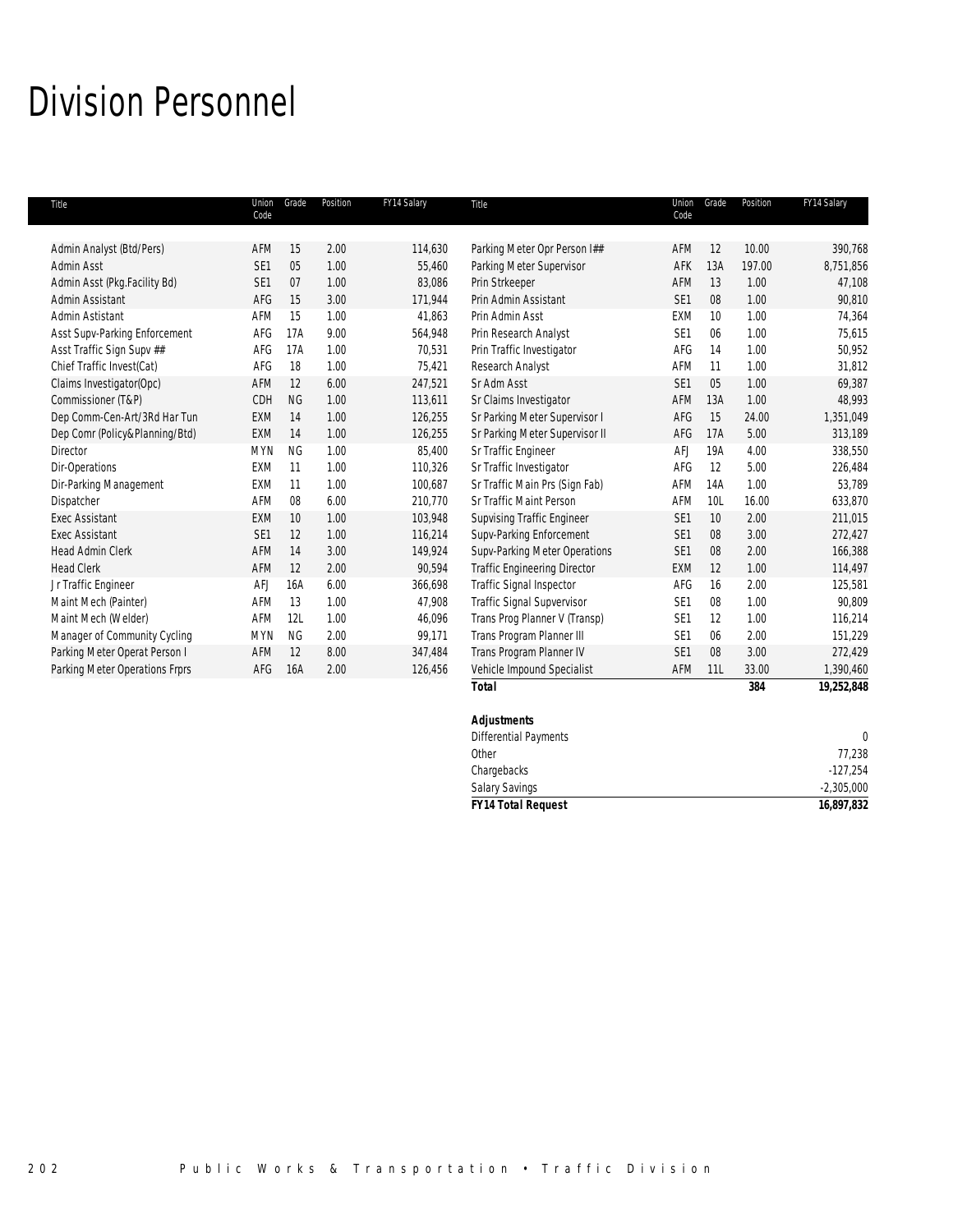# Division Personnel

| Title | Union Code | Grade | Position | FY14 Salary | Title | Union Code | Grade | Position | FY14 Salary |
|---|---|---|---|---|---|---|---|---|---|
| Admin Analyst (Btd/Pers) | AFM | 15 | 2.00 | 114,630 | Parking Meter Opr Person I## | AFM | 12 | 10.00 | 390,768 |
| Admin Asst | SE1 | 05 | 1.00 | 55,460 | Parking Meter Supervisor | AFK | 13A | 197.00 | 8,751,856 |
| Admin Asst (Pkg.Facility Bd) | SE1 | 07 | 1.00 | 83,086 | Prin Strkeeper | AFM | 13 | 1.00 | 47,108 |
| Admin Assistant | AFG | 15 | 3.00 | 171,944 | Prin Admin Assistant | SE1 | 08 | 1.00 | 90,810 |
| Admin Astistant | AFM | 15 | 1.00 | 41,863 | Prin Admin Asst | EXM | 10 | 1.00 | 74,364 |
| Asst Supv-Parking Enforcement | AFG | 17A | 9.00 | 564,948 | Prin Research Analyst | SE1 | 06 | 1.00 | 75,615 |
| Asst Traffic Sign Supv ## | AFG | 17A | 1.00 | 70,531 | Prin Traffic Investigator | AFG | 14 | 1.00 | 50,952 |
| Chief Traffic Invest(Cat) | AFG | 18 | 1.00 | 75,421 | Research Analyst | AFM | 11 | 1.00 | 31,812 |
| Claims Investigator(Opc) | AFM | 12 | 6.00 | 247,521 | Sr Adm Asst | SE1 | 05 | 1.00 | 69,387 |
| Commissioner (T&P) | CDH | NG | 1.00 | 113,611 | Sr Claims Investigator | AFM | 13A | 1.00 | 48,993 |
| Dep Comm-Cen-Art/3Rd Har Tun | EXM | 14 | 1.00 | 126,255 | Sr Parking Meter Supervisor I | AFG | 15 | 24.00 | 1,351,049 |
| Dep Comr (Policy&Planning/Btd) | EXM | 14 | 1.00 | 126,255 | Sr Parking Meter Supervisor II | AFG | 17A | 5.00 | 313,189 |
| Director | MYN | NG | 1.00 | 85,400 | Sr Traffic Engineer | AFJ | 19A | 4.00 | 338,550 |
| Dir-Operations | EXM | 11 | 1.00 | 110,326 | Sr Traffic Investigator | AFG | 12 | 5.00 | 226,484 |
| Dir-Parking Management | EXM | 11 | 1.00 | 100,687 | Sr Traffic Main Prs (Sign Fab) | AFM | 14A | 1.00 | 53,789 |
| Dispatcher | AFM | 08 | 6.00 | 210,770 | Sr Traffic Maint Person | AFM | 10L | 16.00 | 633,870 |
| Exec Assistant | EXM | 10 | 1.00 | 103,948 | Supvising Traffic Engineer | SE1 | 10 | 2.00 | 211,015 |
| Exec Assistant | SE1 | 12 | 1.00 | 116,214 | Supv-Parking Enforcement | SE1 | 08 | 3.00 | 272,427 |
| Head Admin Clerk | AFM | 14 | 3.00 | 149,924 | Supv-Parking Meter Operations | SE1 | 08 | 2.00 | 166,388 |
| Head Clerk | AFM | 12 | 2.00 | 90,594 | Traffic Engineering Director | EXM | 12 | 1.00 | 114,497 |
| Jr Traffic Engineer | AFJ | 16A | 6.00 | 366,698 | Traffic Signal Inspector | AFG | 16 | 2.00 | 125,581 |
| Maint Mech (Painter) | AFM | 13 | 1.00 | 47,908 | Traffic Signal Supvervisor | SE1 | 08 | 1.00 | 90,809 |
| Maint Mech (Welder) | AFM | 12L | 1.00 | 46,096 | Trans Prog Planner V (Transp) | SE1 | 12 | 1.00 | 116,214 |
| Manager of Community Cycling | MYN | NG | 2.00 | 99,171 | Trans Program Planner III | SE1 | 06 | 2.00 | 151,229 |
| Parking Meter Operat Person I | AFM | 12 | 8.00 | 347,484 | Trans Program Planner IV | SE1 | 08 | 3.00 | 272,429 |
| Parking Meter Operations Frprs | AFG | 16A | 2.00 | 126,456 | Vehicle Impound Specialist | AFM | 11L | 33.00 | 1,390,460 |
| | | | | | ***Total*** | | | **384** | **19,252,848** |

| ***Adjustments*** | |
|---|---|
| Differential Payments | 0 |
| Other | 77,238 |
| Chargebacks | -127,254 |
| Salary Savings | -2,305,000 |
| ***FY14 Total Request*** | **16,897,832** |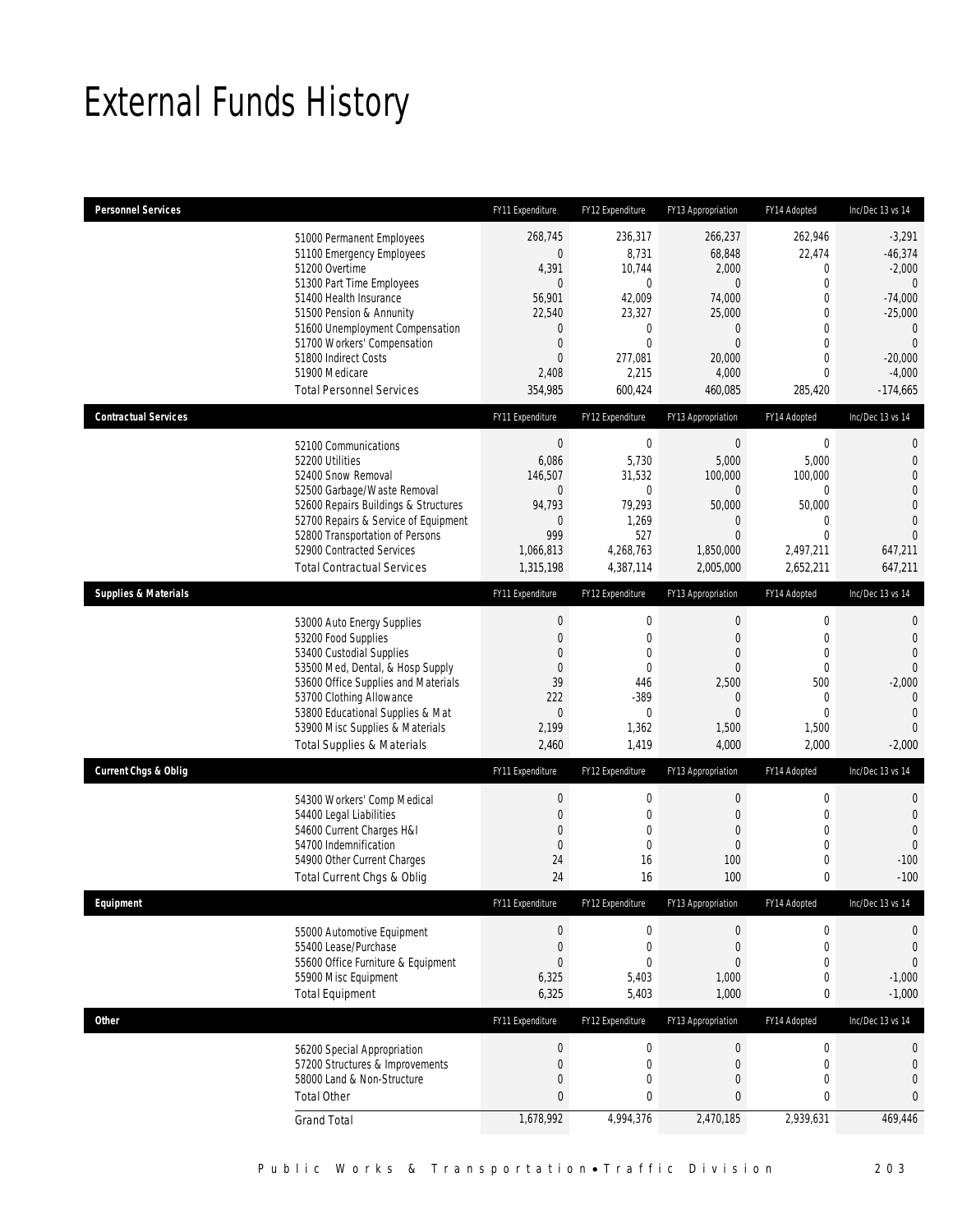# External Funds History

| Personnel Services | FY11 Expenditure | FY12 Expenditure | FY13 Appropriation | FY14 Adopted | Inc/Dec 13 vs 14 |
|---|---|---|---|---|---|
| 51000 Permanent Employees | 268,745 | 236,317 | 266,237 | 262,946 | -3,291 |
| 51100 Emergency Employees | 0 | 8,731 | 68,848 | 22,474 | -46,374 |
| 51200 Overtime | 4,391 | 10,744 | 2,000 | 0 | -2,000 |
| 51300 Part Time Employees | 0 | 0 | 0 | 0 | 0 |
| 51400 Health Insurance | 56,901 | 42,009 | 74,000 | 0 | -74,000 |
| 51500 Pension & Annunity | 22,540 | 23,327 | 25,000 | 0 | -25,000 |
| 51600 Unemployment Compensation | 0 | 0 | 0 | 0 | 0 |
| 51700 Workers' Compensation | 0 | 0 | 0 | 0 | 0 |
| 51800 Indirect Costs | 0 | 277,081 | 20,000 | 0 | -20,000 |
| 51900 Medicare | 2,408 | 2,215 | 4,000 | 0 | -4,000 |
| Total Personnel Services | 354,985 | 600,424 | 460,085 | 285,420 | -174,665 |

| Contractual Services | FY11 Expenditure | FY12 Expenditure | FY13 Appropriation | FY14 Adopted | Inc/Dec 13 vs 14 |
|---|---|---|---|---|---|
| 52100 Communications | 0 | 0 | 0 | 0 | 0 |
| 52200 Utilities | 6,086 | 5,730 | 5,000 | 5,000 | 0 |
| 52400 Snow Removal | 146,507 | 31,532 | 100,000 | 100,000 | 0 |
| 52500 Garbage/Waste Removal | 0 | 0 | 0 | 0 | 0 |
| 52600 Repairs Buildings & Structures | 94,793 | 79,293 | 50,000 | 50,000 | 0 |
| 52700 Repairs & Service of Equipment | 0 | 1,269 | 0 | 0 | 0 |
| 52800 Transportation of Persons | 999 | 527 | 0 | 0 | 0 |
| 52900 Contracted Services | 1,066,813 | 4,268,763 | 1,850,000 | 2,497,211 | 647,211 |
| Total Contractual Services | 1,315,198 | 4,387,114 | 2,005,000 | 2,652,211 | 647,211 |

| Supplies & Materials | FY11 Expenditure | FY12 Expenditure | FY13 Appropriation | FY14 Adopted | Inc/Dec 13 vs 14 |
|---|---|---|---|---|---|
| 53000 Auto Energy Supplies | 0 | 0 | 0 | 0 | 0 |
| 53200 Food Supplies | 0 | 0 | 0 | 0 | 0 |
| 53400 Custodial Supplies | 0 | 0 | 0 | 0 | 0 |
| 53500 Med, Dental, & Hosp Supply | 0 | 0 | 0 | 0 | 0 |
| 53600 Office Supplies and Materials | 39 | 446 | 2,500 | 500 | -2,000 |
| 53700 Clothing Allowance | 222 | -389 | 0 | 0 | 0 |
| 53800 Educational Supplies & Mat | 0 | 0 | 0 | 0 | 0 |
| 53900 Misc Supplies & Materials | 2,199 | 1,362 | 1,500 | 1,500 | 0 |
| Total Supplies & Materials | 2,460 | 1,419 | 4,000 | 2,000 | -2,000 |

| Current Chgs & Oblig | FY11 Expenditure | FY12 Expenditure | FY13 Appropriation | FY14 Adopted | Inc/Dec 13 vs 14 |
|---|---|---|---|---|---|
| 54300 Workers' Comp Medical | 0 | 0 | 0 | 0 | 0 |
| 54400 Legal Liabilities | 0 | 0 | 0 | 0 | 0 |
| 54600 Current Charges H&I | 0 | 0 | 0 | 0 | 0 |
| 54700 Indemnification | 0 | 0 | 0 | 0 | 0 |
| 54900 Other Current Charges | 24 | 16 | 100 | 0 | -100 |
| Total Current Chgs & Oblig | 24 | 16 | 100 | 0 | -100 |

| Equipment | FY11 Expenditure | FY12 Expenditure | FY13 Appropriation | FY14 Adopted | Inc/Dec 13 vs 14 |
|---|---|---|---|---|---|
| 55000 Automotive Equipment | 0 | 0 | 0 | 0 | 0 |
| 55400 Lease/Purchase | 0 | 0 | 0 | 0 | 0 |
| 55600 Office Furniture & Equipment | 0 | 0 | 0 | 0 | 0 |
| 55900 Misc Equipment | 6,325 | 5,403 | 1,000 | 0 | -1,000 |
| Total Equipment | 6,325 | 5,403 | 1,000 | 0 | -1,000 |

| Other | FY11 Expenditure | FY12 Expenditure | FY13 Appropriation | FY14 Adopted | Inc/Dec 13 vs 14 |
|---|---|---|---|---|---|
| 56200 Special Appropriation | 0 | 0 | 0 | 0 | 0 |
| 57200 Structures & Improvements | 0 | 0 | 0 | 0 | 0 |
| 58000 Land & Non-Structure | 0 | 0 | 0 | 0 | 0 |
| Total Other | 0 | 0 | 0 | 0 | 0 |
| Grand Total | 1,678,992 | 4,994,376 | 2,470,185 | 2,939,631 | 469,446 |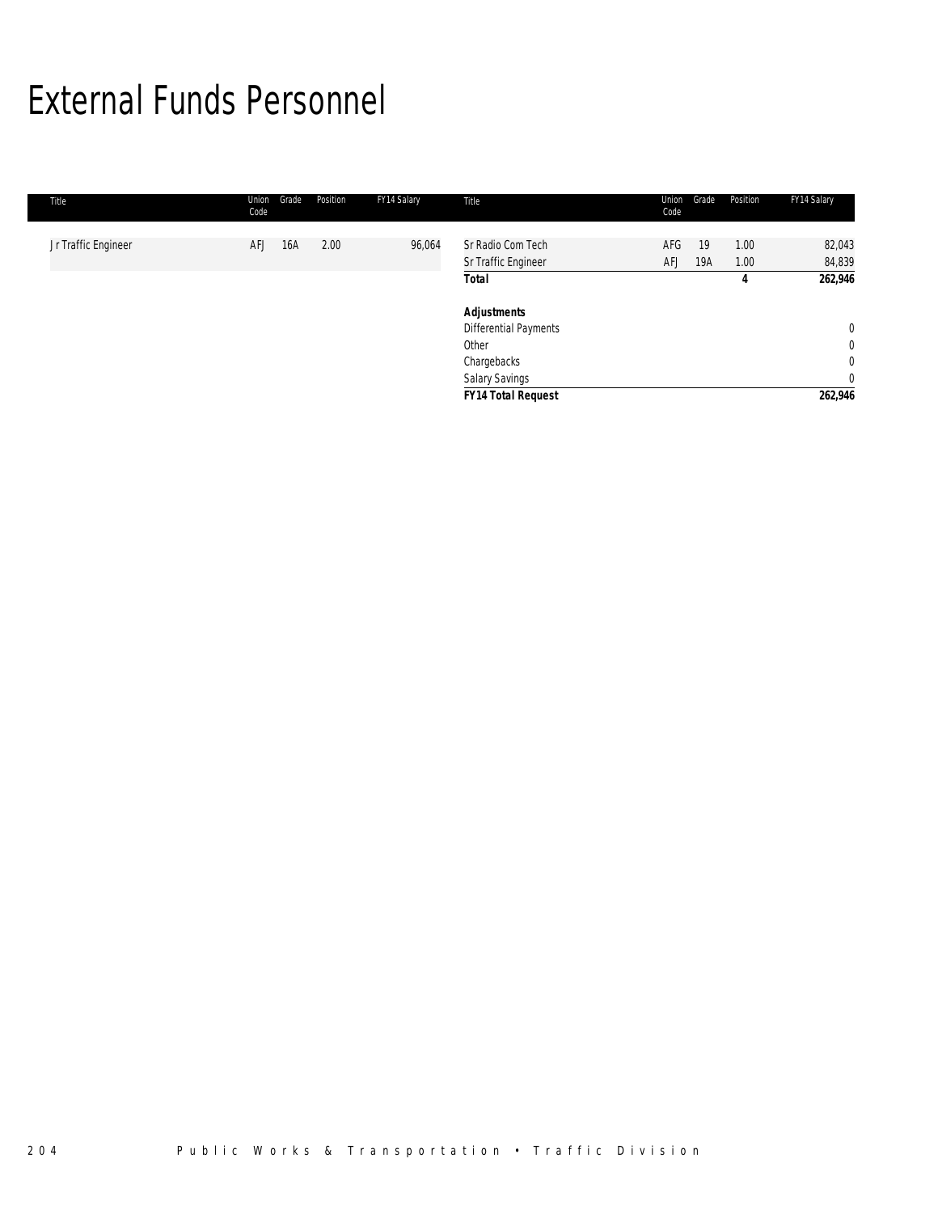# External Funds Personnel

| Title | Union Code | Grade | Position | FY14 Salary | Title | Union Code | Grade | Position | FY14 Salary |
|---|---|---|---|---|---|---|---|---|---|
| Jr Traffic Engineer | AFJ | 16A | 2.00 | 96,064 | Sr Radio Com Tech | AFG | 19 | 1.00 | 82,043 |
| | | | | | Sr Traffic Engineer | AFJ | 19A | 1.00 | 84,839 |
| | | | | | **Total** | | | **4** | **262,946** |
| | | | | | | | | | |
| | | | | | ***Adjustments*** | | | | |
| | | | | | Differential Payments | | | | 0 |
| | | | | | Other | | | | 0 |
| | | | | | Chargebacks | | | | 0 |
| | | | | | Salary Savings | | | | 0 |
| | | | | | ***FY14 Total Request*** | | | | **262,946** |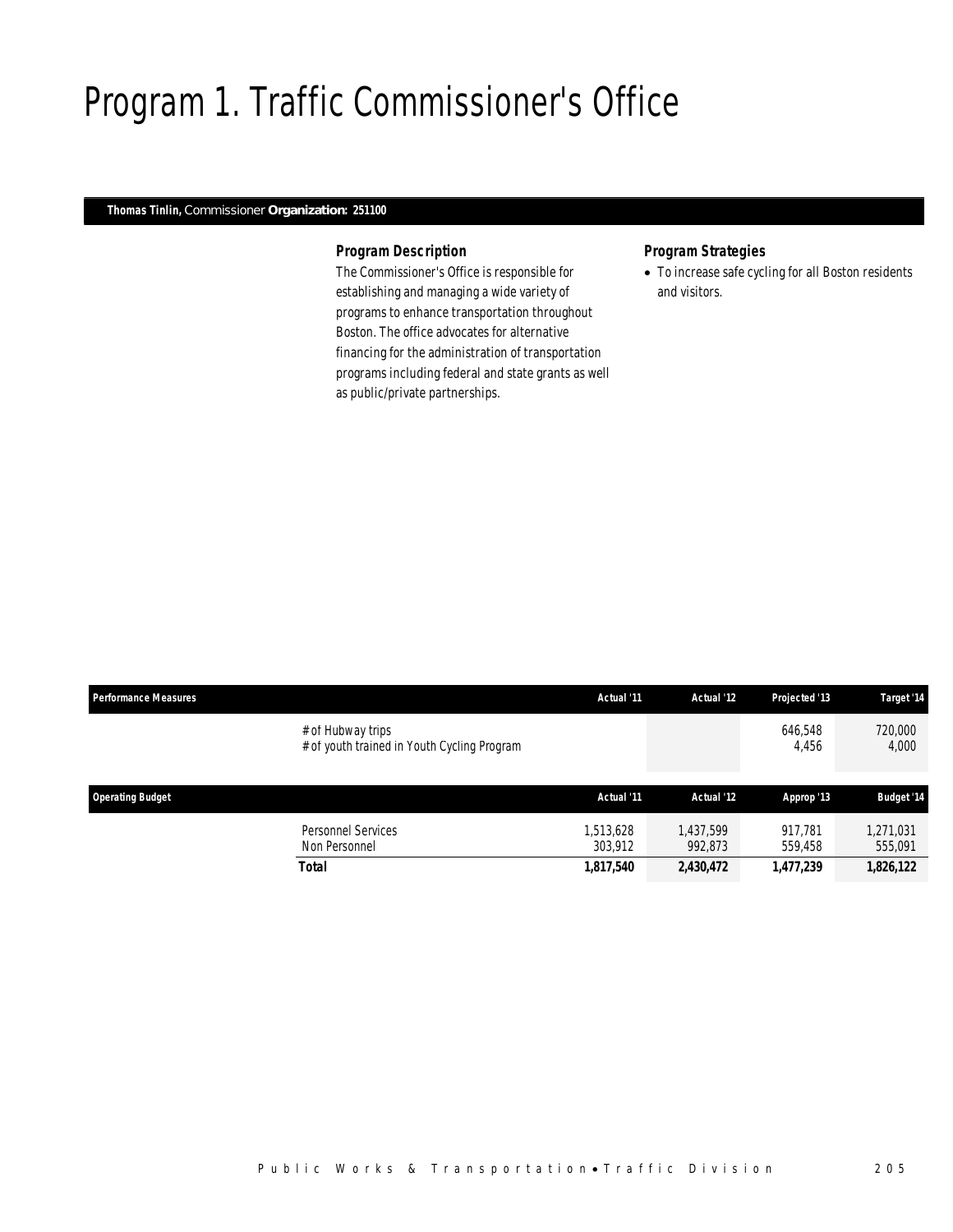# Program 1. Traffic Commissioner's Office

**Thomas Tinlin,** Commissioner **Organization: 251100**

### Program Description

The Commissioner's Office is responsible for establishing and managing a wide variety of programs to enhance transportation throughout Boston. The office advocates for alternative financing for the administration of transportation programs including federal and state grants as well as public/private partnerships.

### Program Strategies

- To increase safe cycling for all Boston residents and visitors.

| Performance Measures | Actual '11 | Actual '12 | Projected '13 | Target '14 |
|---|---|---|---|---|
| # of Hubway trips | | | 646,548 | 720,000 |
| # of youth trained in Youth Cycling Program | | | 4,456 | 4,000 |

| Operating Budget | Actual '11 | Actual '12 | Approp '13 | Budget '14 |
|---|---|---|---|---|
| Personnel Services | 1,513,628 | 1,437,599 | 917,781 | 1,271,031 |
| Non Personnel | 303,912 | 992,873 | 559,458 | 555,091 |
| **Total** | **1,817,540** | **2,430,472** | **1,477,239** | **1,826,122** |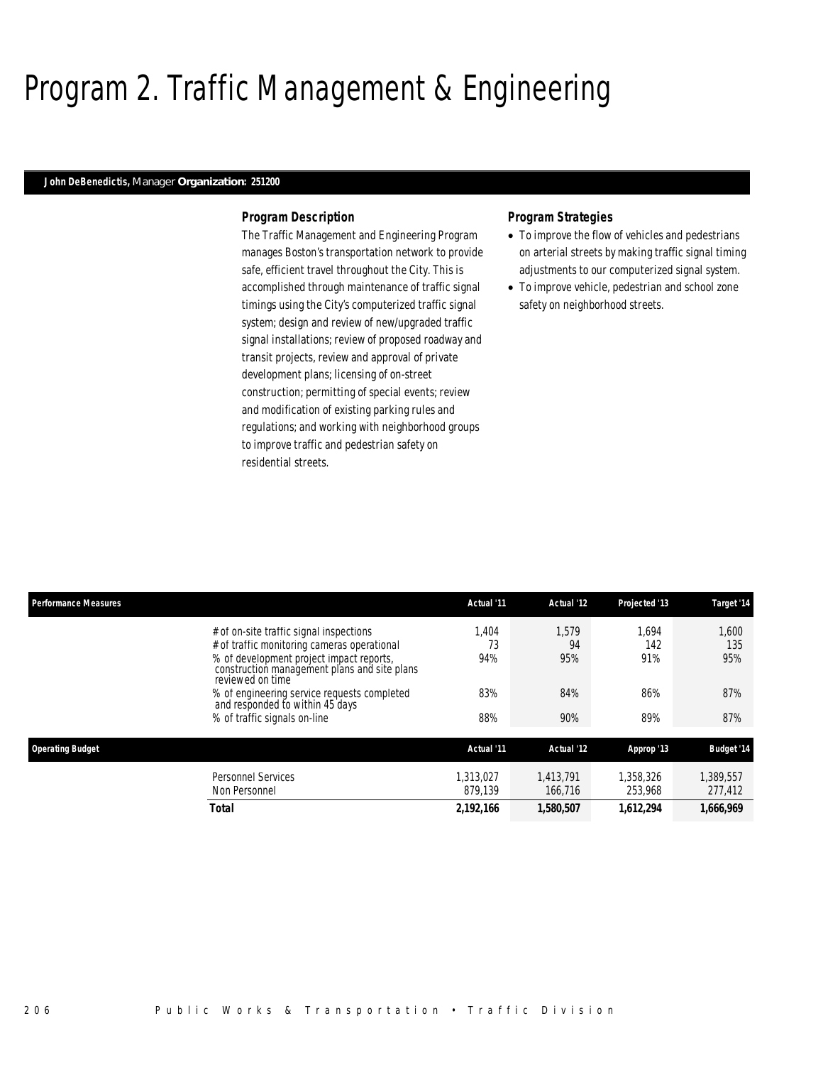# Program 2. Traffic Management & Engineering

**John DeBenedictis,** Manager **Organization: 251200**

### Program Description

The Traffic Management and Engineering Program manages Boston's transportation network to provide safe, efficient travel throughout the City. This is accomplished through maintenance of traffic signal timings using the City's computerized traffic signal system; design and review of new/upgraded traffic signal installations; review of proposed roadway and transit projects, review and approval of private development plans; licensing of on-street construction; permitting of special events; review and modification of existing parking rules and regulations; and working with neighborhood groups to improve traffic and pedestrian safety on residential streets.

### Program Strategies

- To improve the flow of vehicles and pedestrians on arterial streets by making traffic signal timing adjustments to our computerized signal system.
- To improve vehicle, pedestrian and school zone safety on neighborhood streets.

| Performance Measures | Actual '11 | Actual '12 | Projected '13 | Target '14 |
|---|---|---|---|---|
| # of on-site traffic signal inspections | 1,404 | 1,579 | 1,694 | 1,600 |
| # of traffic monitoring cameras operational | 73 | 94 | 142 | 135 |
| % of development project impact reports, construction management plans and site plans reviewed on time | 94% | 95% | 91% | 95% |
| % of engineering service requests completed and responded to within 45 days | 83% | 84% | 86% | 87% |
| % of traffic signals on-line | 88% | 90% | 89% | 87% |

| Operating Budget | Actual '11 | Actual '12 | Approp '13 | Budget '14 |
|---|---|---|---|---|
| Personnel Services | 1,313,027 | 1,413,791 | 1,358,326 | 1,389,557 |
| Non Personnel | 879,139 | 166,716 | 253,968 | 277,412 |
| **Total** | **2,192,166** | **1,580,507** | **1,612,294** | **1,666,969** |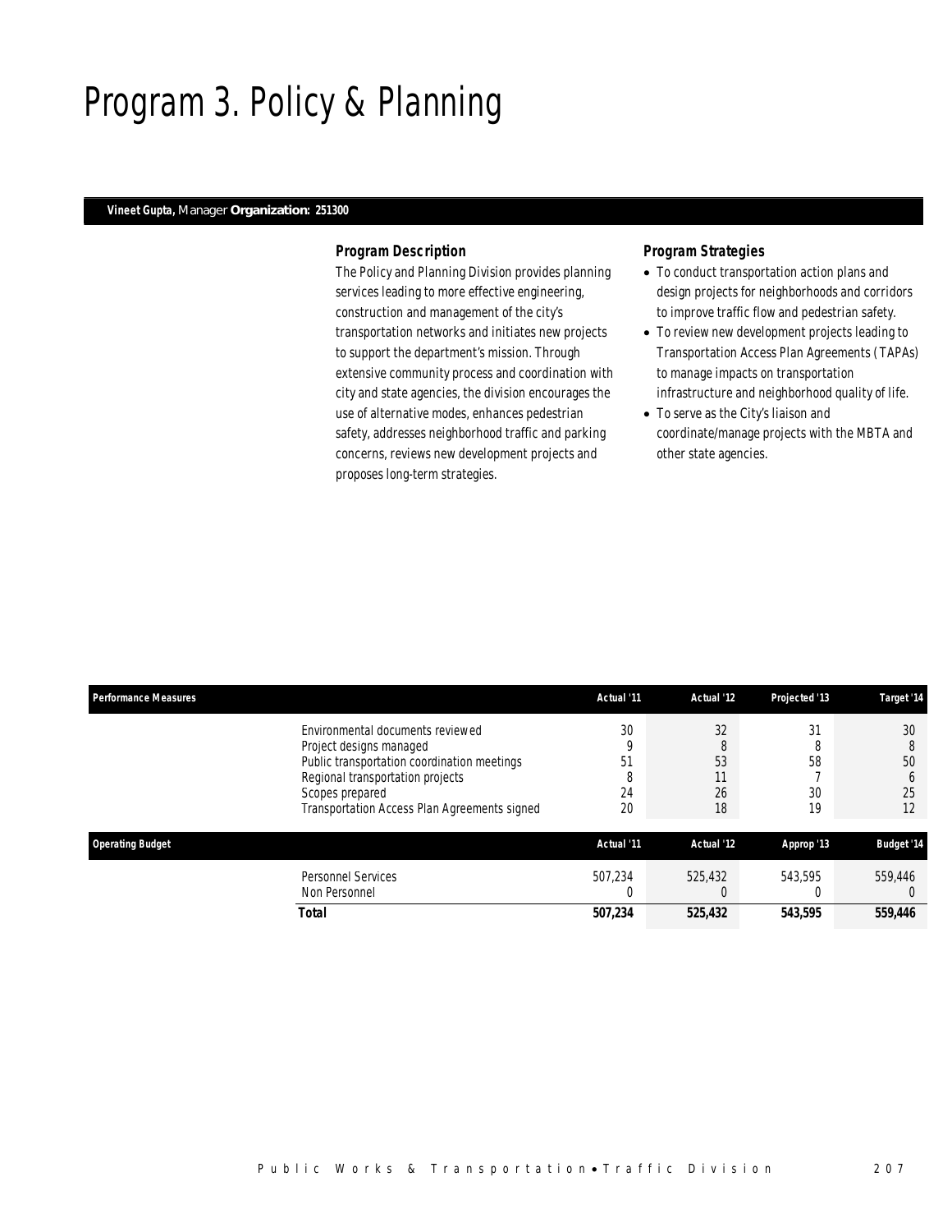# Program 3. Policy & Planning

**Vineet Gupta,** Manager **Organization: 251300**

### Program Description

The Policy and Planning Division provides planning services leading to more effective engineering, construction and management of the city's transportation networks and initiates new projects to support the department's mission. Through extensive community process and coordination with city and state agencies, the division encourages the use of alternative modes, enhances pedestrian safety, addresses neighborhood traffic and parking concerns, reviews new development projects and proposes long-term strategies.

### Program Strategies

- To conduct transportation action plans and design projects for neighborhoods and corridors to improve traffic flow and pedestrian safety.
- To review new development projects leading to Transportation Access Plan Agreements (TAPAs) to manage impacts on transportation infrastructure and neighborhood quality of life.
- To serve as the City's liaison and coordinate/manage projects with the MBTA and other state agencies.

| Performance Measures | Actual '11 | Actual '12 | Projected '13 | Target '14 |
|---|---|---|---|---|
| Environmental documents reviewed | 30 | 32 | 31 | 30 |
| Project designs managed | 9 | 8 | 8 | 8 |
| Public transportation coordination meetings | 51 | 53 | 58 | 50 |
| Regional transportation projects | 8 | 11 | 7 | 6 |
| Scopes prepared | 24 | 26 | 30 | 25 |
| Transportation Access Plan Agreements signed | 20 | 18 | 19 | 12 |

| Operating Budget | Actual '11 | Actual '12 | Approp '13 | Budget '14 |
|---|---|---|---|---|
| Personnel Services | 507,234 | 525,432 | 543,595 | 559,446 |
| Non Personnel | 0 | 0 | 0 | 0 |
| **Total** | **507,234** | **525,432** | **543,595** | **559,446** |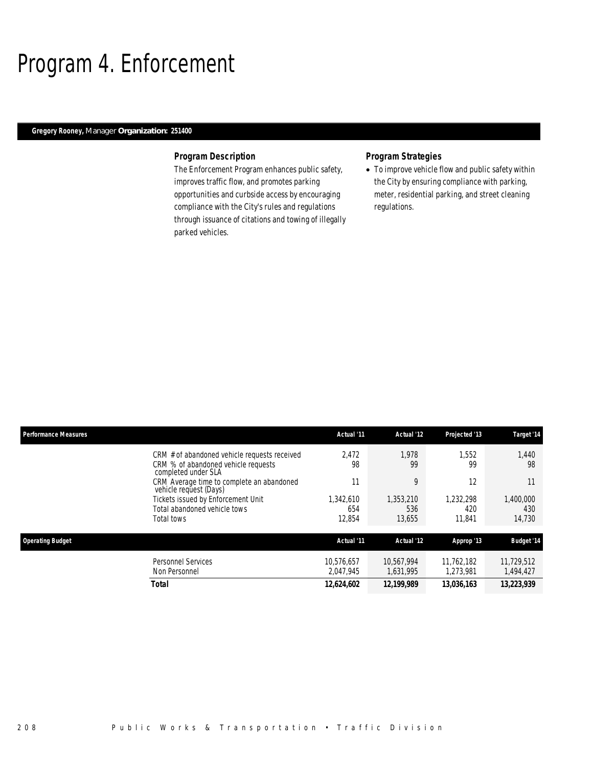# Program 4. Enforcement

**Gregory Rooney,** Manager **Organization: 251400**

### Program Description

The Enforcement Program enhances public safety, improves traffic flow, and promotes parking opportunities and curbside access by encouraging compliance with the City's rules and regulations through issuance of citations and towing of illegally parked vehicles.

### Program Strategies

- To improve vehicle flow and public safety within the City by ensuring compliance with parking, meter, residential parking, and street cleaning regulations.

| Performance Measures | Actual '11 | Actual '12 | Projected '13 | Target '14 |
|---|---|---|---|---|
| CRM # of abandoned vehicle requests received | 2,472 | 1,978 | 1,552 | 1,440 |
| CRM % of abandoned vehicle requests completed under SLA | 98 | 99 | 99 | 98 |
| CRM Average time to complete an abandoned vehicle request (Days) | 11 | 9 | 12 | 11 |
| Tickets issued by Enforcement Unit | 1,342,610 | 1,353,210 | 1,232,298 | 1,400,000 |
| Total abandoned vehicle tows | 654 | 536 | 420 | 430 |
| Total tows | 12,854 | 13,655 | 11,841 | 14,730 |

| Operating Budget | Actual '11 | Actual '12 | Approp '13 | Budget '14 |
|---|---|---|---|---|
| Personnel Services | 10,576,657 | 10,567,994 | 11,762,182 | 11,729,512 |
| Non Personnel | 2,047,945 | 1,631,995 | 1,273,981 | 1,494,427 |
| **Total** | **12,624,602** | **12,199,989** | **13,036,163** | **13,223,939** |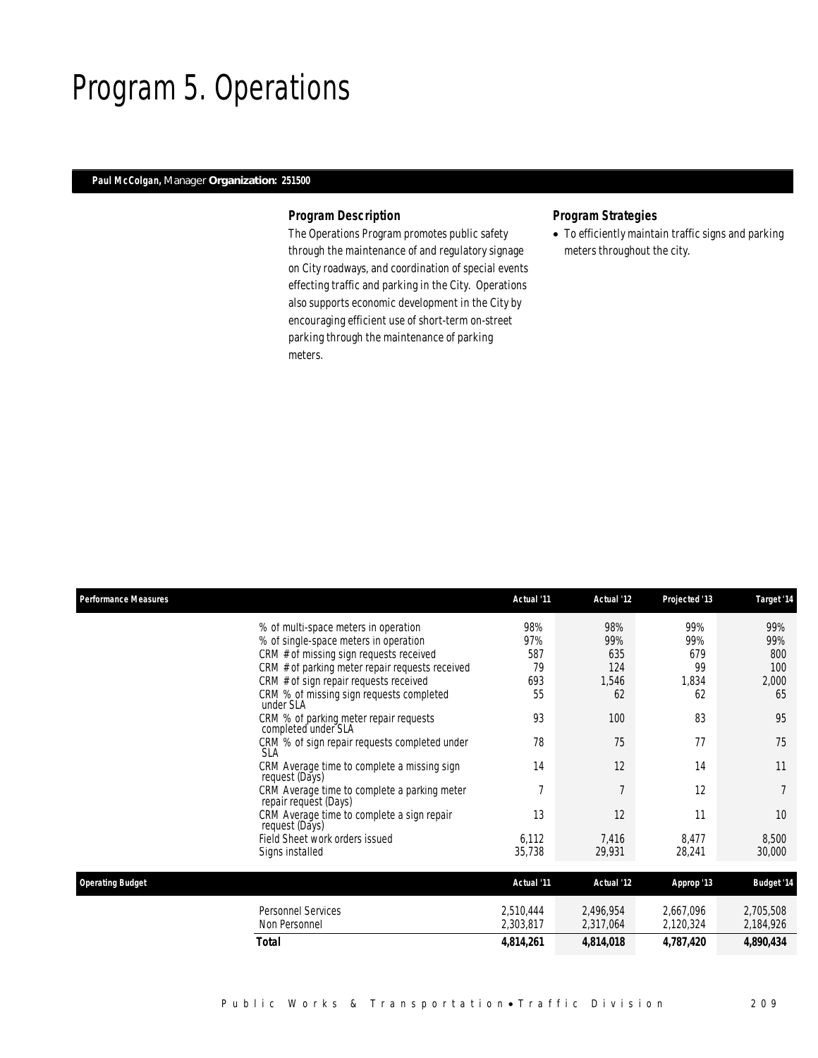# Program 5. Operations

**Paul McColgan,** Manager **Organization: 251500**

### Program Description

The Operations Program promotes public safety through the maintenance of and regulatory signage on City roadways, and coordination of special events effecting traffic and parking in the City. Operations also supports economic development in the City by encouraging efficient use of short-term on-street parking through the maintenance of parking meters.

### Program Strategies

- To efficiently maintain traffic signs and parking meters throughout the city.

| Performance Measures | Actual '11 | Actual '12 | Projected '13 | Target '14 |
|---|---|---|---|---|
| % of multi-space meters in operation | 98% | 98% | 99% | 99% |
| % of single-space meters in operation | 97% | 99% | 99% | 99% |
| CRM # of missing sign requests received | 587 | 635 | 679 | 800 |
| CRM # of parking meter repair requests received | 79 | 124 | 99 | 100 |
| CRM # of sign repair requests received | 693 | 1,546 | 1,834 | 2,000 |
| CRM % of missing sign requests completed under SLA | 55 | 62 | 62 | 65 |
| CRM % of parking meter repair requests completed under SLA | 93 | 100 | 83 | 95 |
| CRM % of sign repair requests completed under SLA | 78 | 75 | 77 | 75 |
| CRM Average time to complete a missing sign request (Days) | 14 | 12 | 14 | 11 |
| CRM Average time to complete a parking meter repair request (Days) | 7 | 7 | 12 | 7 |
| CRM Average time to complete a sign repair request (Days) | 13 | 12 | 11 | 10 |
| Field Sheet work orders issued | 6,112 | 7,416 | 8,477 | 8,500 |
| Signs installed | 35,738 | 29,931 | 28,241 | 30,000 |

| Operating Budget | Actual '11 | Actual '12 | Approp '13 | Budget '14 |
|---|---|---|---|---|
| Personnel Services | 2,510,444 | 2,496,954 | 2,667,096 | 2,705,508 |
| Non Personnel | 2,303,817 | 2,317,064 | 2,120,324 | 2,184,926 |
| **Total** | **4,814,261** | **4,814,018** | **4,787,420** | **4,890,434** |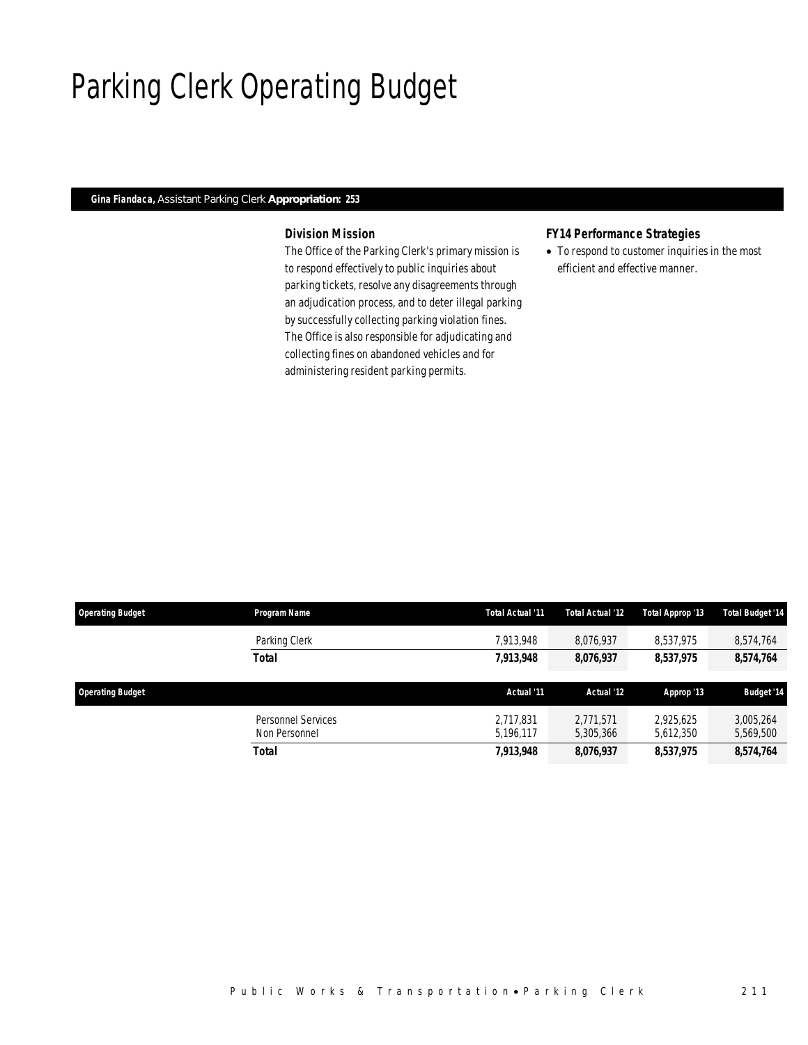# Parking Clerk Operating Budget

***Gina Fiandaca,*** Assistant Parking Clerk **Appropriation: 253**

### *Division Mission*

*The Office of the Parking Clerk's primary mission is to respond effectively to public inquiries about parking tickets, resolve any disagreements through an adjudication process, and to deter illegal parking by successfully collecting parking violation fines. The Office is also responsible for adjudicating and collecting fines on abandoned vehicles and for administering resident parking permits.*

### *FY14 Performance Strategies*

- *To respond to customer inquiries in the most efficient and effective manner.*

| Operating Budget | Program Name | Total Actual '11 | Total Actual '12 | Total Approp '13 | Total Budget '14 |
|---|---|---|---|---|---|
| | Parking Clerk | 7,913,948 | 8,076,937 | 8,537,975 | 8,574,764 |
| | **Total** | **7,913,948** | **8,076,937** | **8,537,975** | **8,574,764** |

| Operating Budget | | Actual '11 | Actual '12 | Approp '13 | Budget '14 |
|---|---|---|---|---|---|
| | Personnel Services | 2,717,831 | 2,771,571 | 2,925,625 | 3,005,264 |
| | Non Personnel | 5,196,117 | 5,305,366 | 5,612,350 | 5,569,500 |
| | **Total** | **7,913,948** | **8,076,937** | **8,537,975** | **8,574,764** |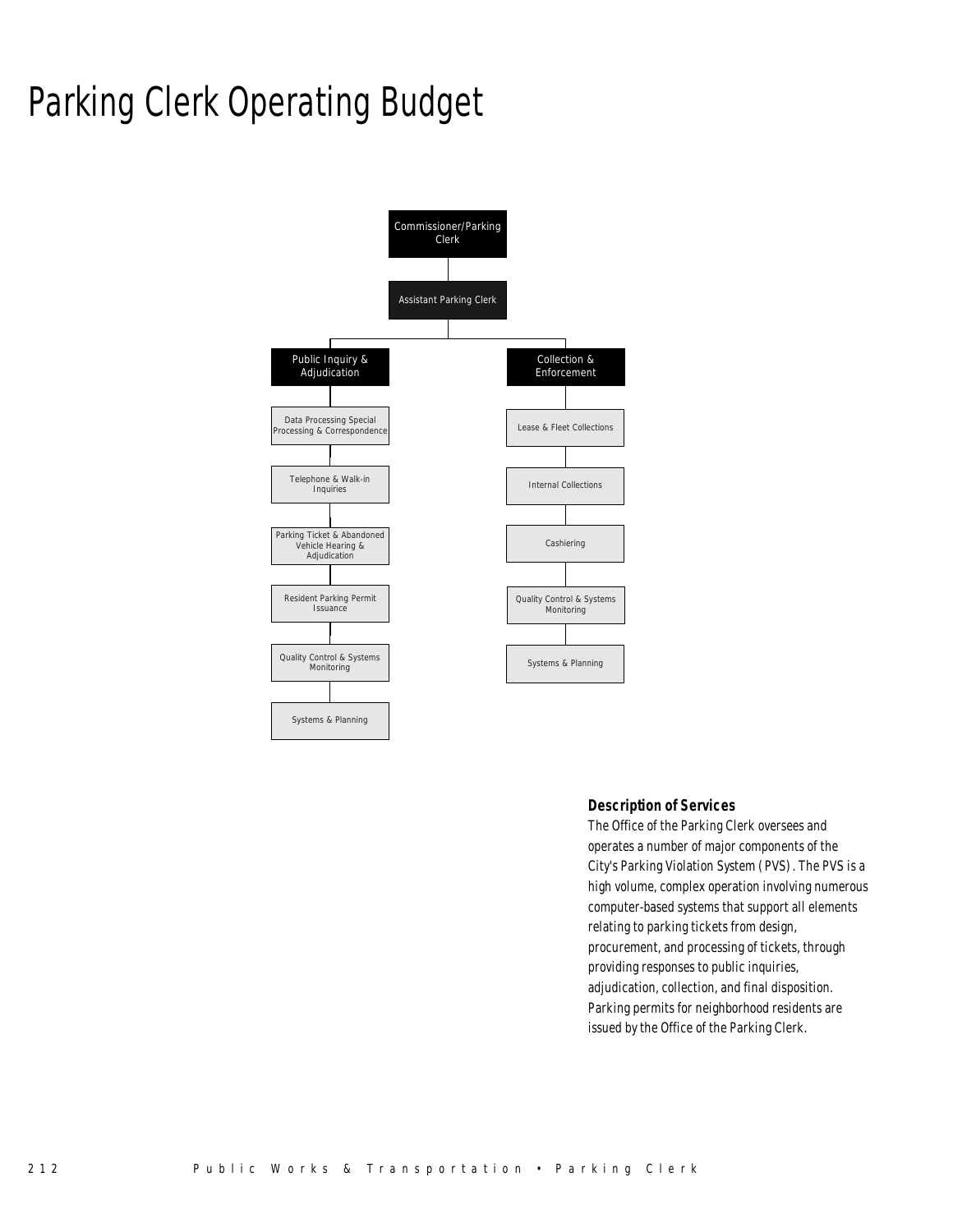# Parking Clerk Operating Budget

- Commissioner/Parking Clerk
  - Assistant Parking Clerk
    - Public Inquiry & Adjudication
      - Data Processing Special Processing & Correspondence
      - Telephone & Walk-in Inquiries
      - Parking Ticket & Abandoned Vehicle Hearing & Adjudication
      - Resident Parking Permit Issuance
      - Quality Control & Systems Monitoring
      - Systems & Planning
    - Collection & Enforcement
      - Lease & Fleet Collections
      - Internal Collections
      - Cashiering
      - Quality Control & Systems Monitoring
      - Systems & Planning

### Description of Services

The Office of the Parking Clerk oversees and operates a number of major components of the City's Parking Violation System (PVS). The PVS is a high volume, complex operation involving numerous computer-based systems that support all elements relating to parking tickets from design, procurement, and processing of tickets, through providing responses to public inquiries, adjudication, collection, and final disposition. Parking permits for neighborhood residents are issued by the Office of the Parking Clerk.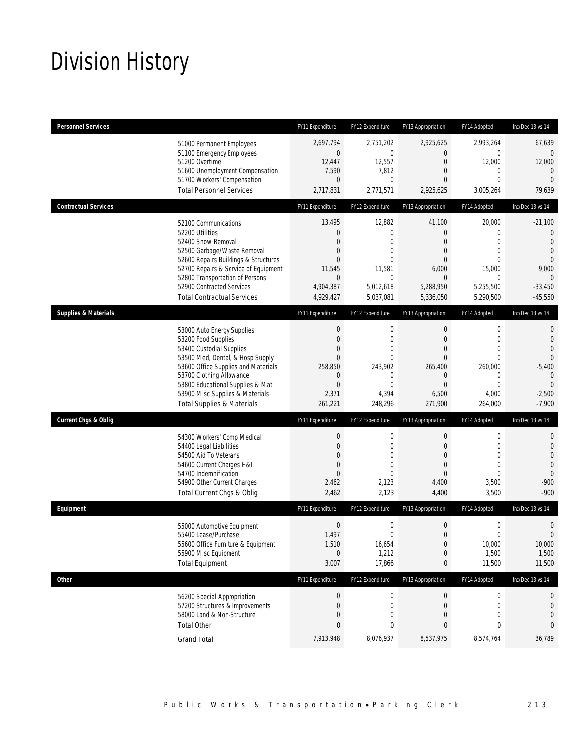# Division History

| Personnel Services | FY11 Expenditure | FY12 Expenditure | FY13 Appropriation | FY14 Adopted | Inc/Dec 13 vs 14 |
|---|---|---|---|---|---|
| 51000 Permanent Employees | 2,697,794 | 2,751,202 | 2,925,625 | 2,993,264 | 67,639 |
| 51100 Emergency Employees | 0 | 0 | 0 | 0 | 0 |
| 51200 Overtime | 12,447 | 12,557 | 0 | 12,000 | 12,000 |
| 51600 Unemployment Compensation | 7,590 | 7,812 | 0 | 0 | 0 |
| 51700 Workers' Compensation | 0 | 0 | 0 | 0 | 0 |
| Total Personnel Services | 2,717,831 | 2,771,571 | 2,925,625 | 3,005,264 | 79,639 |

| Contractual Services | FY11 Expenditure | FY12 Expenditure | FY13 Appropriation | FY14 Adopted | Inc/Dec 13 vs 14 |
|---|---|---|---|---|---|
| 52100 Communications | 13,495 | 12,882 | 41,100 | 20,000 | -21,100 |
| 52200 Utilities | 0 | 0 | 0 | 0 | 0 |
| 52400 Snow Removal | 0 | 0 | 0 | 0 | 0 |
| 52500 Garbage/Waste Removal | 0 | 0 | 0 | 0 | 0 |
| 52600 Repairs Buildings & Structures | 0 | 0 | 0 | 0 | 0 |
| 52700 Repairs & Service of Equipment | 11,545 | 11,581 | 6,000 | 15,000 | 9,000 |
| 52800 Transportation of Persons | 0 | 0 | 0 | 0 | 0 |
| 52900 Contracted Services | 4,904,387 | 5,012,618 | 5,288,950 | 5,255,500 | -33,450 |
| Total Contractual Services | 4,929,427 | 5,037,081 | 5,336,050 | 5,290,500 | -45,550 |

| Supplies & Materials | FY11 Expenditure | FY12 Expenditure | FY13 Appropriation | FY14 Adopted | Inc/Dec 13 vs 14 |
|---|---|---|---|---|---|
| 53000 Auto Energy Supplies | 0 | 0 | 0 | 0 | 0 |
| 53200 Food Supplies | 0 | 0 | 0 | 0 | 0 |
| 53400 Custodial Supplies | 0 | 0 | 0 | 0 | 0 |
| 53500 Med, Dental, & Hosp Supply | 0 | 0 | 0 | 0 | 0 |
| 53600 Office Supplies and Materials | 258,850 | 243,902 | 265,400 | 260,000 | -5,400 |
| 53700 Clothing Allowance | 0 | 0 | 0 | 0 | 0 |
| 53800 Educational Supplies & Mat | 0 | 0 | 0 | 0 | 0 |
| 53900 Misc Supplies & Materials | 2,371 | 4,394 | 6,500 | 4,000 | -2,500 |
| Total Supplies & Materials | 261,221 | 248,296 | 271,900 | 264,000 | -7,900 |

| Current Chgs & Oblig | FY11 Expenditure | FY12 Expenditure | FY13 Appropriation | FY14 Adopted | Inc/Dec 13 vs 14 |
|---|---|---|---|---|---|
| 54300 Workers' Comp Medical | 0 | 0 | 0 | 0 | 0 |
| 54400 Legal Liabilities | 0 | 0 | 0 | 0 | 0 |
| 54500 Aid To Veterans | 0 | 0 | 0 | 0 | 0 |
| 54600 Current Charges H&I | 0 | 0 | 0 | 0 | 0 |
| 54700 Indemnification | 0 | 0 | 0 | 0 | 0 |
| 54900 Other Current Charges | 2,462 | 2,123 | 4,400 | 3,500 | -900 |
| Total Current Chgs & Oblig | 2,462 | 2,123 | 4,400 | 3,500 | -900 |

| Equipment | FY11 Expenditure | FY12 Expenditure | FY13 Appropriation | FY14 Adopted | Inc/Dec 13 vs 14 |
|---|---|---|---|---|---|
| 55000 Automotive Equipment | 0 | 0 | 0 | 0 | 0 |
| 55400 Lease/Purchase | 1,497 | 0 | 0 | 0 | 0 |
| 55600 Office Furniture & Equipment | 1,510 | 16,654 | 0 | 10,000 | 10,000 |
| 55900 Misc Equipment | 0 | 1,212 | 0 | 1,500 | 1,500 |
| Total Equipment | 3,007 | 17,866 | 0 | 11,500 | 11,500 |

| Other | FY11 Expenditure | FY12 Expenditure | FY13 Appropriation | FY14 Adopted | Inc/Dec 13 vs 14 |
|---|---|---|---|---|---|
| 56200 Special Appropriation | 0 | 0 | 0 | 0 | 0 |
| 57200 Structures & Improvements | 0 | 0 | 0 | 0 | 0 |
| 58000 Land & Non-Structure | 0 | 0 | 0 | 0 | 0 |
| Total Other | 0 | 0 | 0 | 0 | 0 |
| Grand Total | 7,913,948 | 8,076,937 | 8,537,975 | 8,574,764 | 36,789 |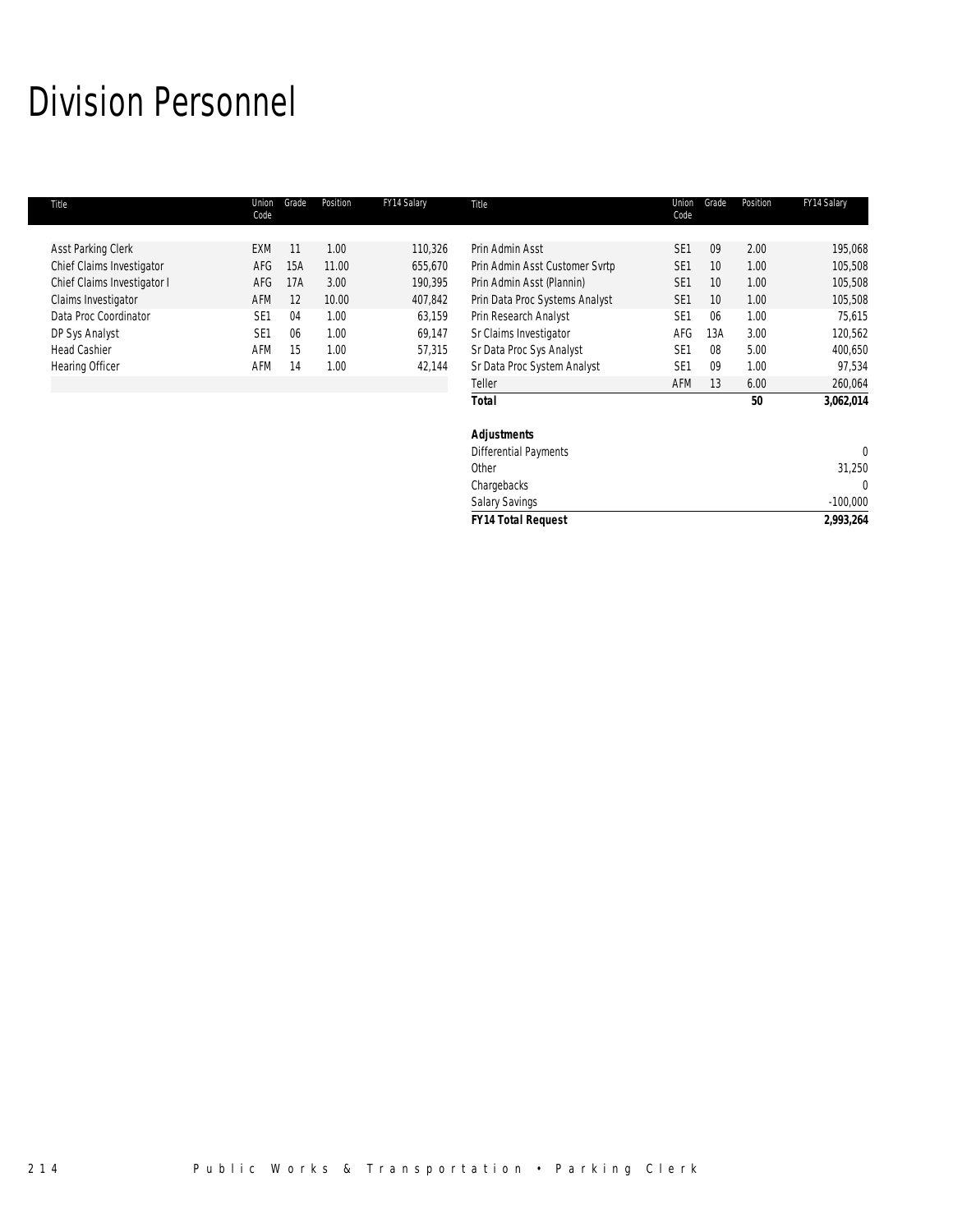# Division Personnel

| Title | Union Code | Grade | Position | FY14 Salary | Title | Union Code | Grade | Position | FY14 Salary |
|---|---|---|---|---|---|---|---|---|---|
| Asst Parking Clerk | EXM | 11 | 1.00 | 110,326 | Prin Admin Asst | SE1 | 09 | 2.00 | 195,068 |
| Chief Claims Investigator | AFG | 15A | 11.00 | 655,670 | Prin Admin Asst Customer Svrtp | SE1 | 10 | 1.00 | 105,508 |
| Chief Claims Investigator I | AFG | 17A | 3.00 | 190,395 | Prin Admin Asst (Plannin) | SE1 | 10 | 1.00 | 105,508 |
| Claims Investigator | AFM | 12 | 10.00 | 407,842 | Prin Data Proc Systems Analyst | SE1 | 10 | 1.00 | 105,508 |
| Data Proc Coordinator | SE1 | 04 | 1.00 | 63,159 | Prin Research Analyst | SE1 | 06 | 1.00 | 75,615 |
| DP Sys Analyst | SE1 | 06 | 1.00 | 69,147 | Sr Claims Investigator | AFG | 13A | 3.00 | 120,562 |
| Head Cashier | AFM | 15 | 1.00 | 57,315 | Sr Data Proc Sys Analyst | SE1 | 08 | 5.00 | 400,650 |
| Hearing Officer | AFM | 14 | 1.00 | 42,144 | Sr Data Proc System Analyst | SE1 | 09 | 1.00 | 97,534 |
| | | | | | Teller | AFM | 13 | 6.00 | 260,064 |
| | | | | | **Total** | | | **50** | **3,062,014** |

| ***Adjustments*** | |
|---|---|
| Differential Payments | 0 |
| Other | 31,250 |
| Chargebacks | 0 |
| Salary Savings | -100,000 |
| ***FY14 Total Request*** | **2,993,264** |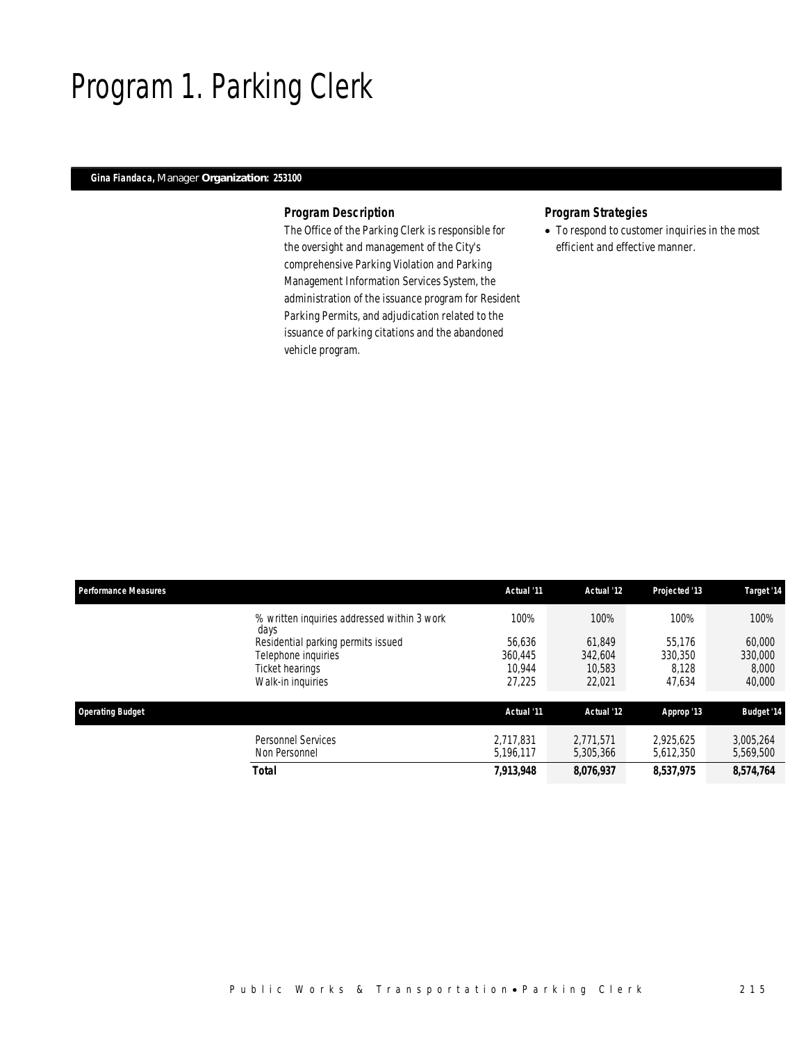# Program 1. Parking Clerk

**Gina Fiandaca,** Manager **Organization: 253100**

### Program Description

The Office of the Parking Clerk is responsible for the oversight and management of the City's comprehensive Parking Violation and Parking Management Information Services System, the administration of the issuance program for Resident Parking Permits, and adjudication related to the issuance of parking citations and the abandoned vehicle program.

### Program Strategies

- To respond to customer inquiries in the most efficient and effective manner.

| Performance Measures | Actual '11 | Actual '12 | Projected '13 | Target '14 |
|---|---|---|---|---|
| % written inquiries addressed within 3 work days | 100% | 100% | 100% | 100% |
| Residential parking permits issued | 56,636 | 61,849 | 55,176 | 60,000 |
| Telephone inquiries | 360,445 | 342,604 | 330,350 | 330,000 |
| Ticket hearings | 10,944 | 10,583 | 8,128 | 8,000 |
| Walk-in inquiries | 27,225 | 22,021 | 47,634 | 40,000 |

| Operating Budget | Actual '11 | Actual '12 | Approp '13 | Budget '14 |
|---|---|---|---|---|
| Personnel Services | 2,717,831 | 2,771,571 | 2,925,625 | 3,005,264 |
| Non Personnel | 5,196,117 | 5,305,366 | 5,612,350 | 5,569,500 |
| **Total** | **7,913,948** | **8,076,937** | **8,537,975** | **8,574,764** |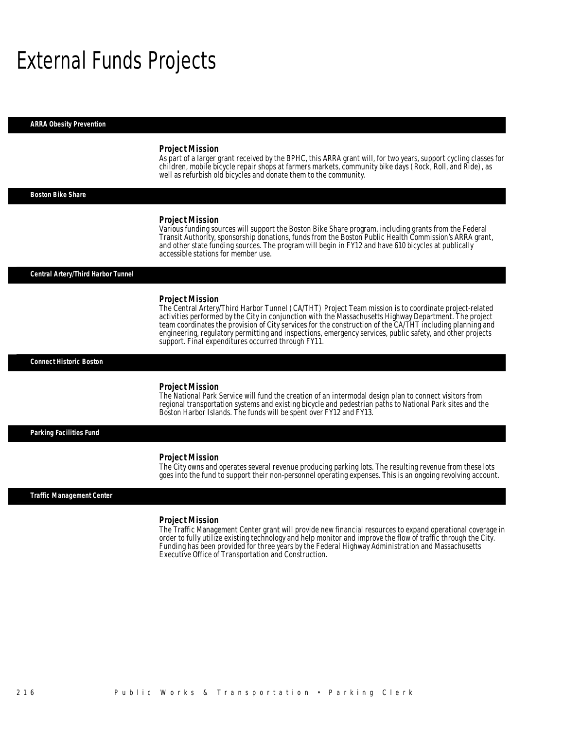# External Funds Projects

## ARRA Obesity Prevention

### Project Mission

As part of a larger grant received by the BPHC, this ARRA grant will, for two years, support cycling classes for children, mobile bicycle repair shops at farmers markets, community bike days (Rock, Roll, and Ride), as well as refurbish old bicycles and donate them to the community.

## Boston Bike Share

### Project Mission

Various funding sources will support the Boston Bike Share program, including grants from the Federal Transit Authority, sponsorship donations, funds from the Boston Public Health Commission's ARRA grant, and other state funding sources. The program will begin in FY12 and have 610 bicycles at publically accessible stations for member use.

## Central Artery/Third Harbor Tunnel

### Project Mission

The Central Artery/Third Harbor Tunnel (CA/THT) Project Team mission is to coordinate project-related activities performed by the City in conjunction with the Massachusetts Highway Department. The project team coordinates the provision of City services for the construction of the CA/THT including planning and engineering, regulatory permitting and inspections, emergency services, public safety, and other projects support. Final expenditures occurred through FY11.

## Connect Historic Boston

### Project Mission

The National Park Service will fund the creation of an intermodal design plan to connect visitors from regional transportation systems and existing bicycle and pedestrian paths to National Park sites and the Boston Harbor Islands. The funds will be spent over FY12 and FY13.

## Parking Facilities Fund

### Project Mission

The City owns and operates several revenue producing parking lots. The resulting revenue from these lots goes into the fund to support their non-personnel operating expenses. This is an ongoing revolving account.

## Traffic Management Center

### Project Mission

The Traffic Management Center grant will provide new financial resources to expand operational coverage in order to fully utilize existing technology and help monitor and improve the flow of traffic through the City. Funding has been provided for three years by the Federal Highway Administration and Massachusetts Executive Office of Transportation and Construction.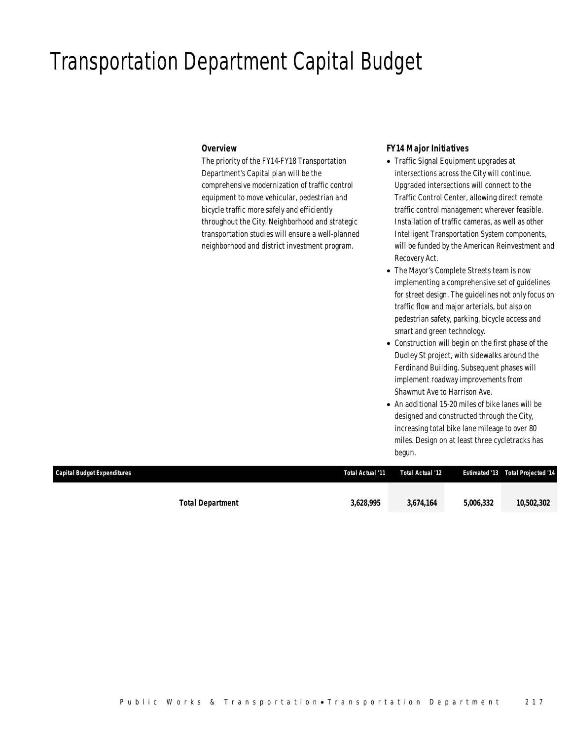# Transportation Department Capital Budget

### Overview

The priority of the FY14-FY18 Transportation Department's Capital plan will be the comprehensive modernization of traffic control equipment to move vehicular, pedestrian and bicycle traffic more safely and efficiently throughout the City. Neighborhood and strategic transportation studies will ensure a well-planned neighborhood and district investment program.

### FY14 Major Initiatives

- Traffic Signal Equipment upgrades at intersections across the City will continue. Upgraded intersections will connect to the Traffic Control Center, allowing direct remote traffic control management wherever feasible. Installation of traffic cameras, as well as other Intelligent Transportation System components, will be funded by the American Reinvestment and Recovery Act.
- The Mayor's Complete Streets team is now implementing a comprehensive set of guidelines for street design. The guidelines not only focus on traffic flow and major arterials, but also on pedestrian safety, parking, bicycle access and smart and green technology.
- Construction will begin on the first phase of the Dudley St project, with sidewalks around the Ferdinand Building. Subsequent phases will implement roadway improvements from Shawmut Ave to Harrison Ave.
- An additional 15-20 miles of bike lanes will be designed and constructed through the City, increasing total bike lane mileage to over 80 miles. Design on at least three cycletracks has begun.

| Capital Budget Expenditures | Total Actual '11 | Total Actual '12 | Estimated '13 | Total Projected '14 |
|---|---|---|---|---|
| **Total Department** | **3,628,995** | **3,674,164** | **5,006,332** | **10,502,302** |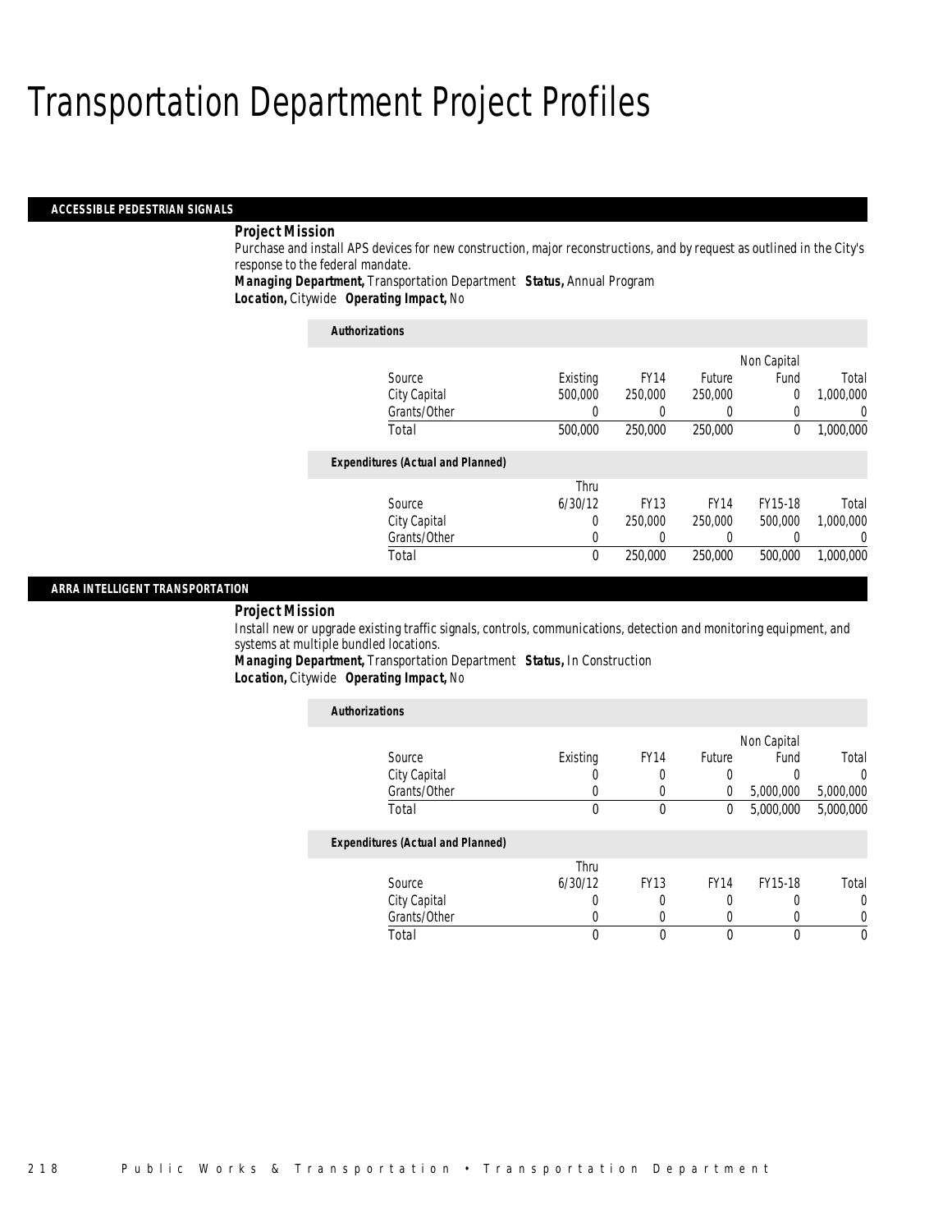# Transportation Department Project Profiles

## ACCESSIBLE PEDESTRIAN SIGNALS

***Project Mission***

Purchase and install APS devices for new construction, major reconstructions, and by request as outlined in the City's response to the federal mandate.

***Managing Department,*** Transportation Department ***Status,*** Annual Program

***Location,*** Citywide ***Operating Impact,*** No

***Authorizations***

| Source | Existing | FY14 | Future | Non Capital Fund | Total |
|---|---|---|---|---|---|
| City Capital | 500,000 | 250,000 | 250,000 | 0 | 1,000,000 |
| Grants/Other | 0 | 0 | 0 | 0 | 0 |
| Total | 500,000 | 250,000 | 250,000 | 0 | 1,000,000 |

***Expenditures (Actual and Planned)***

| Source | Thru 6/30/12 | FY13 | FY14 | FY15-18 | Total |
|---|---|---|---|---|---|
| City Capital | 0 | 250,000 | 250,000 | 500,000 | 1,000,000 |
| Grants/Other | 0 | 0 | 0 | 0 | 0 |
| Total | 0 | 250,000 | 250,000 | 500,000 | 1,000,000 |

## ARRA INTELLIGENT TRANSPORTATION

***Project Mission***

Install new or upgrade existing traffic signals, controls, communications, detection and monitoring equipment, and systems at multiple bundled locations.

***Managing Department,*** Transportation Department ***Status,*** In Construction

***Location,*** Citywide ***Operating Impact,*** No

***Authorizations***

| Source | Existing | FY14 | Future | Non Capital Fund | Total |
|---|---|---|---|---|---|
| City Capital | 0 | 0 | 0 | 0 | 0 |
| Grants/Other | 0 | 0 | 0 | 5,000,000 | 5,000,000 |
| Total | 0 | 0 | 0 | 5,000,000 | 5,000,000 |

***Expenditures (Actual and Planned)***

| Source | Thru 6/30/12 | FY13 | FY14 | FY15-18 | Total |
|---|---|---|---|---|---|
| City Capital | 0 | 0 | 0 | 0 | 0 |
| Grants/Other | 0 | 0 | 0 | 0 | 0 |
| Total | 0 | 0 | 0 | 0 | 0 |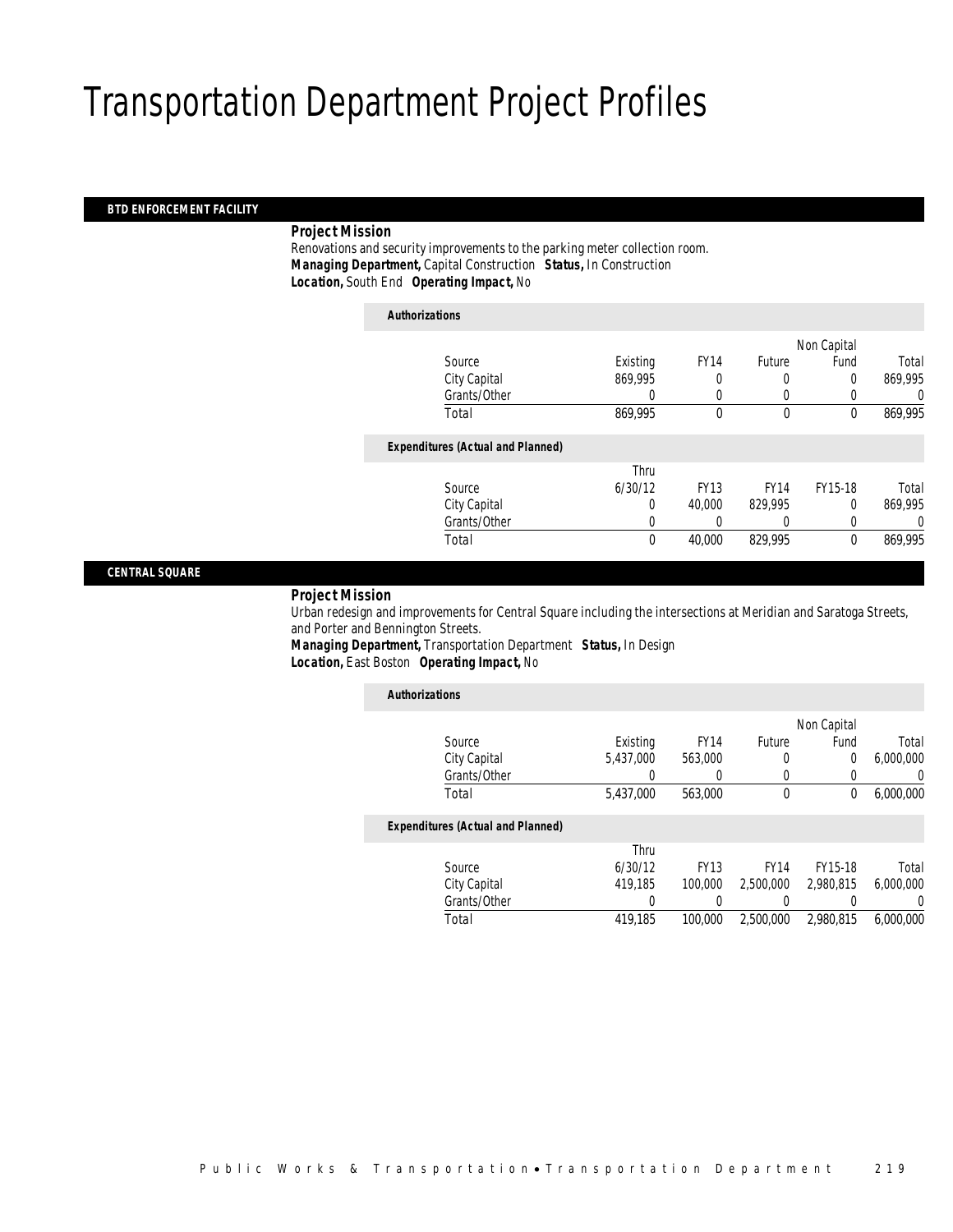# Transportation Department Project Profiles

## BTD ENFORCEMENT FACILITY

***Project Mission***

Renovations and security improvements to the parking meter collection room.

***Managing Department,*** Capital Construction ***Status,*** In Construction

***Location,*** South End ***Operating Impact,*** No

***Authorizations***

| Source | Existing | FY14 | Future | Non Capital Fund | Total |
|---|---|---|---|---|---|
| City Capital | 869,995 | 0 | 0 | 0 | 869,995 |
| Grants/Other | 0 | 0 | 0 | 0 | 0 |
| Total | 869,995 | 0 | 0 | 0 | 869,995 |

***Expenditures (Actual and Planned)***

| Source | Thru 6/30/12 | FY13 | FY14 | FY15-18 | Total |
|---|---|---|---|---|---|
| City Capital | 0 | 40,000 | 829,995 | 0 | 869,995 |
| Grants/Other | 0 | 0 | 0 | 0 | 0 |
| Total | 0 | 40,000 | 829,995 | 0 | 869,995 |

## CENTRAL SQUARE

***Project Mission***

Urban redesign and improvements for Central Square including the intersections at Meridian and Saratoga Streets, and Porter and Bennington Streets.

***Managing Department,*** Transportation Department ***Status,*** In Design

***Location,*** East Boston ***Operating Impact,*** No

***Authorizations***

| Source | Existing | FY14 | Future | Non Capital Fund | Total |
|---|---|---|---|---|---|
| City Capital | 5,437,000 | 563,000 | 0 | 0 | 6,000,000 |
| Grants/Other | 0 | 0 | 0 | 0 | 0 |
| Total | 5,437,000 | 563,000 | 0 | 0 | 6,000,000 |

***Expenditures (Actual and Planned)***

| Source | Thru 6/30/12 | FY13 | FY14 | FY15-18 | Total |
|---|---|---|---|---|---|
| City Capital | 419,185 | 100,000 | 2,500,000 | 2,980,815 | 6,000,000 |
| Grants/Other | 0 | 0 | 0 | 0 | 0 |
| Total | 419,185 | 100,000 | 2,500,000 | 2,980,815 | 6,000,000 |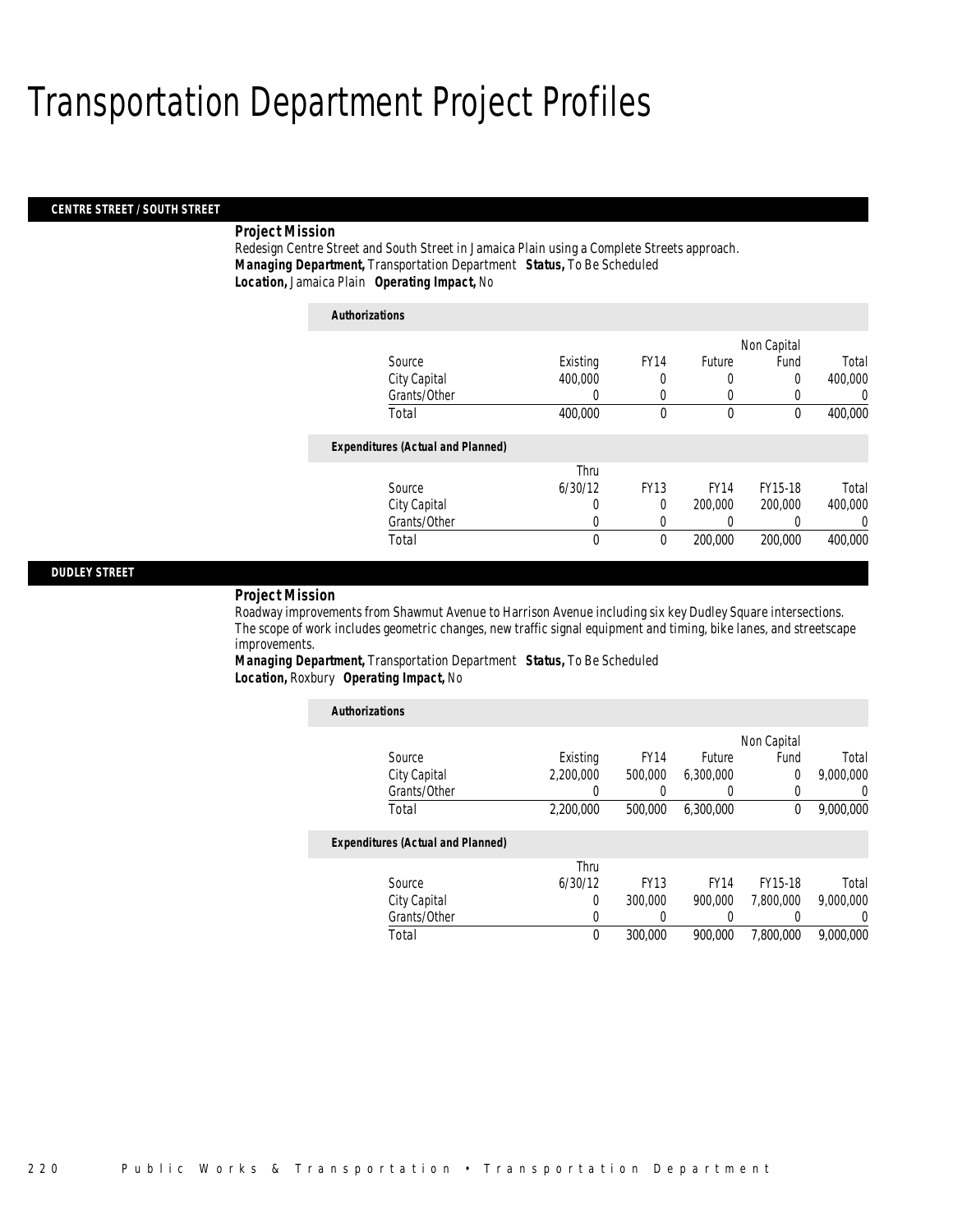# Transportation Department Project Profiles

## CENTRE STREET / SOUTH STREET

***Project Mission***

Redesign Centre Street and South Street in Jamaica Plain using a Complete Streets approach.

***Managing Department,*** Transportation Department ***Status,*** To Be Scheduled
***Location,*** Jamaica Plain ***Operating Impact,*** No

***Authorizations***

| Source | Existing | FY14 | Future | Non Capital Fund | Total |
|---|---|---|---|---|---|
| City Capital | 400,000 | 0 | 0 | 0 | 400,000 |
| Grants/Other | 0 | 0 | 0 | 0 | 0 |
| Total | 400,000 | 0 | 0 | 0 | 400,000 |

***Expenditures (Actual and Planned)***

| Source | Thru 6/30/12 | FY13 | FY14 | FY15-18 | Total |
|---|---|---|---|---|---|
| City Capital | 0 | 0 | 200,000 | 200,000 | 400,000 |
| Grants/Other | 0 | 0 | 0 | 0 | 0 |
| Total | 0 | 0 | 200,000 | 200,000 | 400,000 |

## DUDLEY STREET

***Project Mission***

Roadway improvements from Shawmut Avenue to Harrison Avenue including six key Dudley Square intersections. The scope of work includes geometric changes, new traffic signal equipment and timing, bike lanes, and streetscape improvements.

***Managing Department,*** Transportation Department ***Status,*** To Be Scheduled
***Location,*** Roxbury ***Operating Impact,*** No

***Authorizations***

| Source | Existing | FY14 | Future | Non Capital Fund | Total |
|---|---|---|---|---|---|
| City Capital | 2,200,000 | 500,000 | 6,300,000 | 0 | 9,000,000 |
| Grants/Other | 0 | 0 | 0 | 0 | 0 |
| Total | 2,200,000 | 500,000 | 6,300,000 | 0 | 9,000,000 |

***Expenditures (Actual and Planned)***

| Source | Thru 6/30/12 | FY13 | FY14 | FY15-18 | Total |
|---|---|---|---|---|---|
| City Capital | 0 | 300,000 | 900,000 | 7,800,000 | 9,000,000 |
| Grants/Other | 0 | 0 | 0 | 0 | 0 |
| Total | 0 | 300,000 | 900,000 | 7,800,000 | 9,000,000 |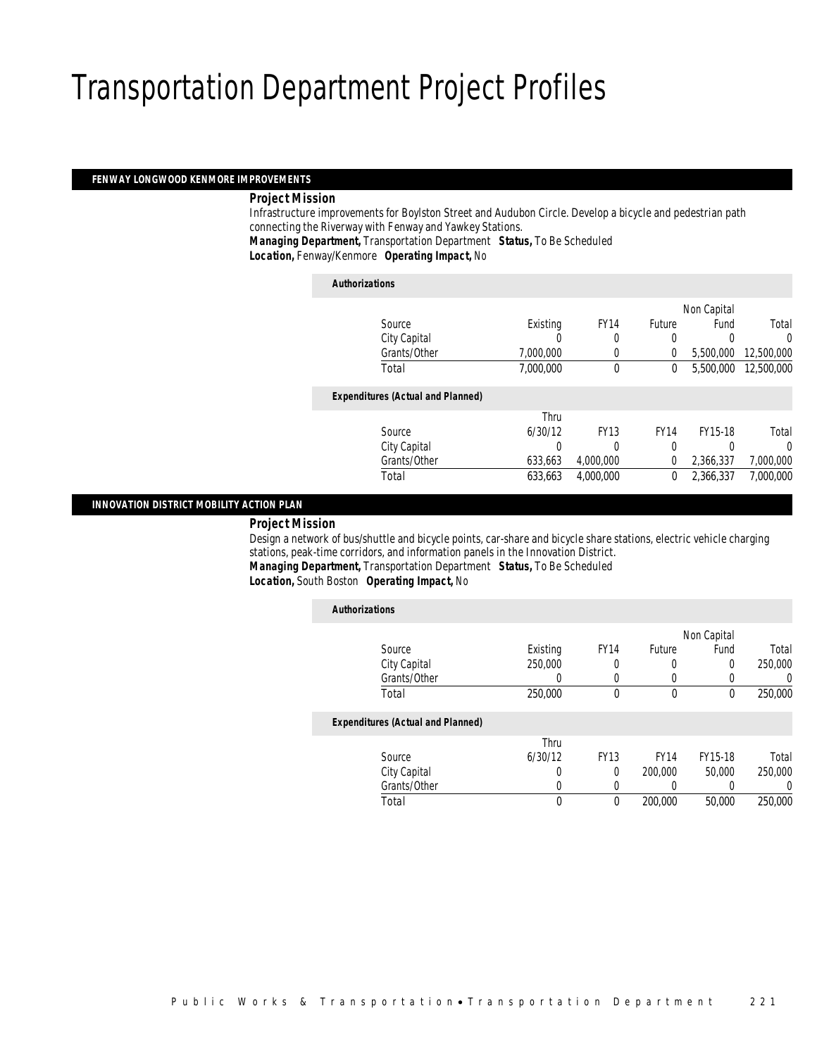# Transportation Department Project Profiles

## FENWAY LONGWOOD KENMORE IMPROVEMENTS

**Project Mission**

Infrastructure improvements for Boylston Street and Audubon Circle. Develop a bicycle and pedestrian path connecting the Riverway with Fenway and Yawkey Stations.

**Managing Department,** Transportation Department **Status,** To Be Scheduled

**Location,** Fenway/Kenmore **Operating Impact,** No

*Authorizations*

| Source | Existing | FY14 | Future | Non Capital Fund | Total |
|---|---|---|---|---|---|
| City Capital | 0 | 0 | 0 | 0 | 0 |
| Grants/Other | 7,000,000 | 0 | 0 | 5,500,000 | 12,500,000 |
| Total | 7,000,000 | 0 | 0 | 5,500,000 | 12,500,000 |

*Expenditures (Actual and Planned)*

| Source | Thru 6/30/12 | FY13 | FY14 | FY15-18 | Total |
|---|---|---|---|---|---|
| City Capital | 0 | 0 | 0 | 0 | 0 |
| Grants/Other | 633,663 | 4,000,000 | 0 | 2,366,337 | 7,000,000 |
| Total | 633,663 | 4,000,000 | 0 | 2,366,337 | 7,000,000 |

## INNOVATION DISTRICT MOBILITY ACTION PLAN

**Project Mission**

Design a network of bus/shuttle and bicycle points, car-share and bicycle share stations, electric vehicle charging stations, peak-time corridors, and information panels in the Innovation District.

**Managing Department,** Transportation Department **Status,** To Be Scheduled

**Location,** South Boston **Operating Impact,** No

*Authorizations*

| Source | Existing | FY14 | Future | Non Capital Fund | Total |
|---|---|---|---|---|---|
| City Capital | 250,000 | 0 | 0 | 0 | 250,000 |
| Grants/Other | 0 | 0 | 0 | 0 | 0 |
| Total | 250,000 | 0 | 0 | 0 | 250,000 |

*Expenditures (Actual and Planned)*

| Source | Thru 6/30/12 | FY13 | FY14 | FY15-18 | Total |
|---|---|---|---|---|---|
| City Capital | 0 | 0 | 200,000 | 50,000 | 250,000 |
| Grants/Other | 0 | 0 | 0 | 0 | 0 |
| Total | 0 | 0 | 200,000 | 50,000 | 250,000 |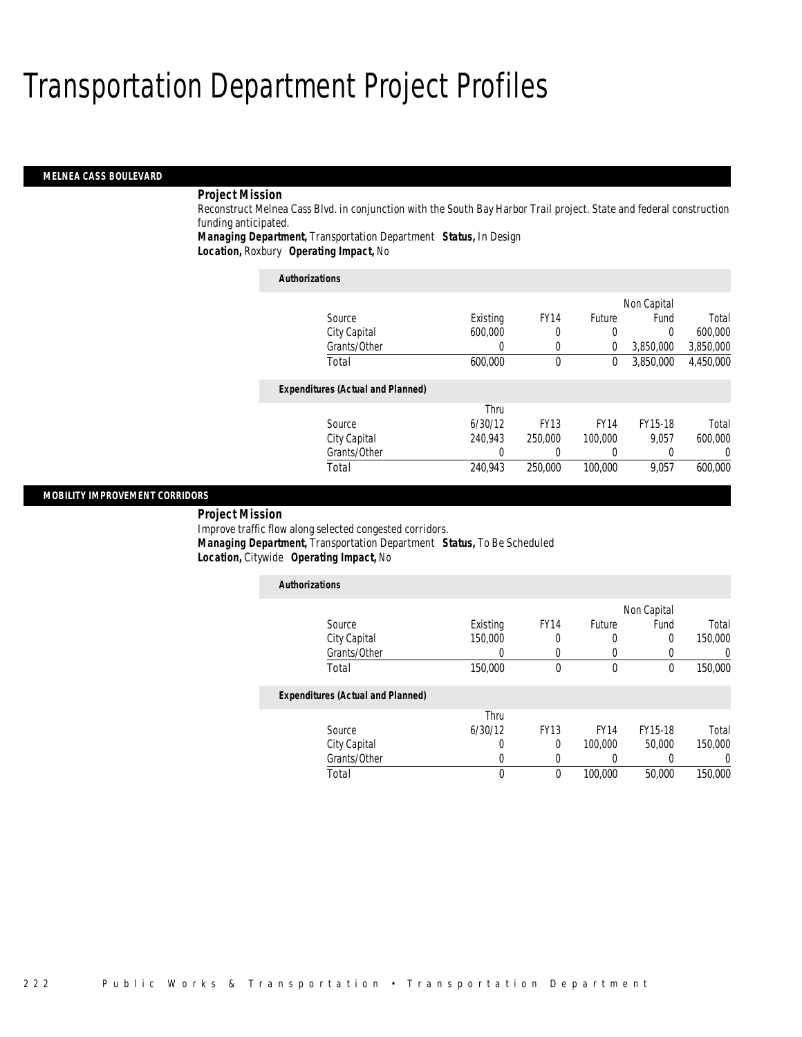# Transportation Department Project Profiles

## MELNEA CASS BOULEVARD

**Project Mission**

Reconstruct Melnea Cass Blvd. in conjunction with the South Bay Harbor Trail project. State and federal construction funding anticipated.

***Managing Department,*** Transportation Department ***Status,*** In Design

***Location,*** Roxbury ***Operating Impact,*** No

**Authorizations**

| Source | Existing | FY14 | Future | Non Capital Fund | Total |
|---|---|---|---|---|---|
| City Capital | 600,000 | 0 | 0 | 0 | 600,000 |
| Grants/Other | 0 | 0 | 0 | 3,850,000 | 3,850,000 |
| Total | 600,000 | 0 | 0 | 3,850,000 | 4,450,000 |

**Expenditures (Actual and Planned)**

| Source | Thru 6/30/12 | FY13 | FY14 | FY15-18 | Total |
|---|---|---|---|---|---|
| City Capital | 240,943 | 250,000 | 100,000 | 9,057 | 600,000 |
| Grants/Other | 0 | 0 | 0 | 0 | 0 |
| Total | 240,943 | 250,000 | 100,000 | 9,057 | 600,000 |

## MOBILITY IMPROVEMENT CORRIDORS

**Project Mission**

Improve traffic flow along selected congested corridors.

***Managing Department,*** Transportation Department ***Status,*** To Be Scheduled

***Location,*** Citywide ***Operating Impact,*** No

**Authorizations**

| Source | Existing | FY14 | Future | Non Capital Fund | Total |
|---|---|---|---|---|---|
| City Capital | 150,000 | 0 | 0 | 0 | 150,000 |
| Grants/Other | 0 | 0 | 0 | 0 | 0 |
| Total | 150,000 | 0 | 0 | 0 | 150,000 |

**Expenditures (Actual and Planned)**

| Source | Thru 6/30/12 | FY13 | FY14 | FY15-18 | Total |
|---|---|---|---|---|---|
| City Capital | 0 | 0 | 100,000 | 50,000 | 150,000 |
| Grants/Other | 0 | 0 | 0 | 0 | 0 |
| Total | 0 | 0 | 100,000 | 50,000 | 150,000 |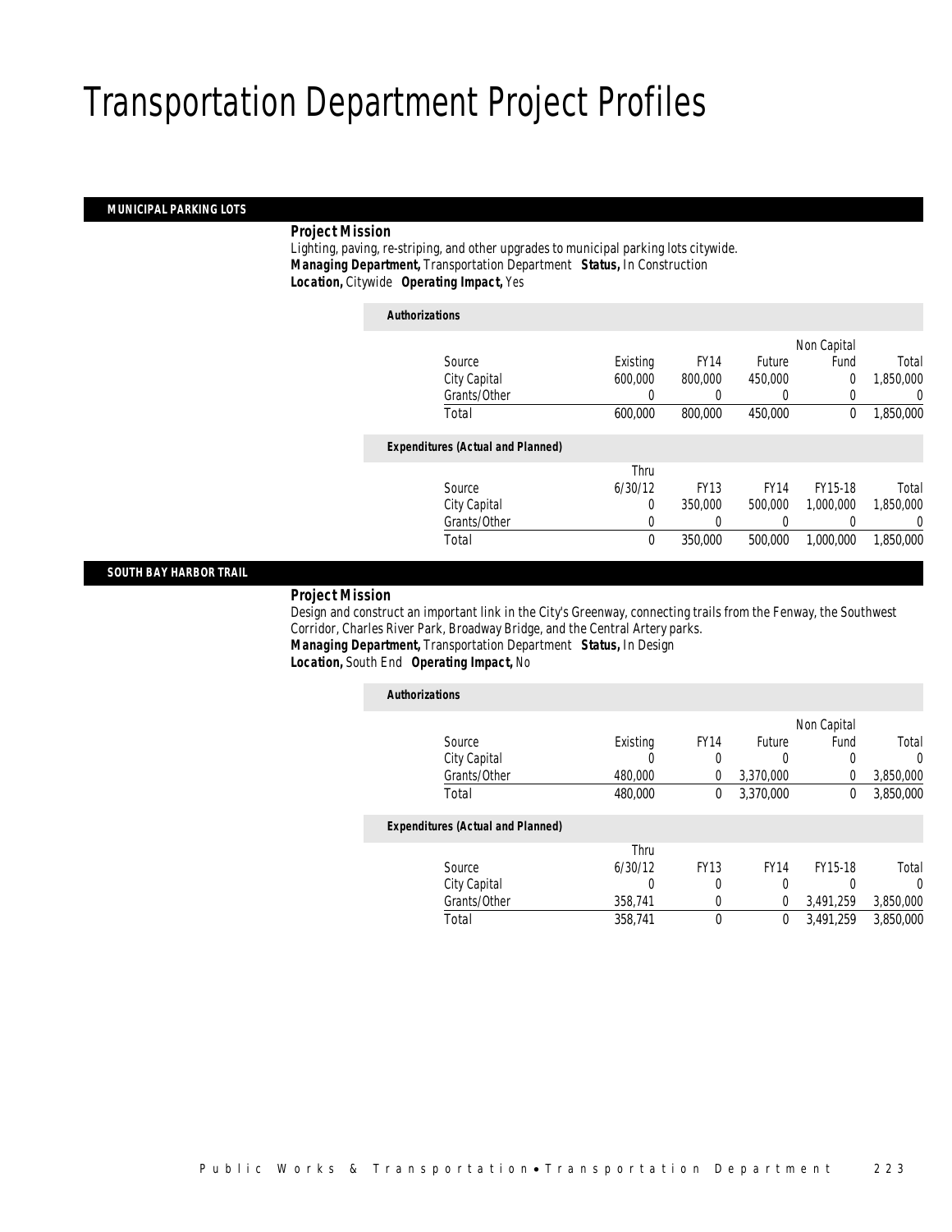# Transportation Department Project Profiles

## MUNICIPAL PARKING LOTS

***Project Mission***

Lighting, paving, re-striping, and other upgrades to municipal parking lots citywide.

***Managing Department,*** Transportation Department ***Status,*** In Construction

***Location,*** Citywide ***Operating Impact,*** Yes

***Authorizations***

| Source | Existing | FY14 | Future | Non Capital Fund | Total |
|---|---|---|---|---|---|
| City Capital | 600,000 | 800,000 | 450,000 | 0 | 1,850,000 |
| Grants/Other | 0 | 0 | 0 | 0 | 0 |
| Total | 600,000 | 800,000 | 450,000 | 0 | 1,850,000 |

***Expenditures (Actual and Planned)***

| Source | Thru 6/30/12 | FY13 | FY14 | FY15-18 | Total |
|---|---|---|---|---|---|
| City Capital | 0 | 350,000 | 500,000 | 1,000,000 | 1,850,000 |
| Grants/Other | 0 | 0 | 0 | 0 | 0 |
| Total | 0 | 350,000 | 500,000 | 1,000,000 | 1,850,000 |

## SOUTH BAY HARBOR TRAIL

***Project Mission***

Design and construct an important link in the City's Greenway, connecting trails from the Fenway, the Southwest Corridor, Charles River Park, Broadway Bridge, and the Central Artery parks.

***Managing Department,*** Transportation Department ***Status,*** In Design

***Location,*** South End ***Operating Impact,*** No

***Authorizations***

| Source | Existing | FY14 | Future | Non Capital Fund | Total |
|---|---|---|---|---|---|
| City Capital | 0 | 0 | 0 | 0 | 0 |
| Grants/Other | 480,000 | 0 | 3,370,000 | 0 | 3,850,000 |
| Total | 480,000 | 0 | 3,370,000 | 0 | 3,850,000 |

***Expenditures (Actual and Planned)***

| Source | Thru 6/30/12 | FY13 | FY14 | FY15-18 | Total |
|---|---|---|---|---|---|
| City Capital | 0 | 0 | 0 | 0 | 0 |
| Grants/Other | 358,741 | 0 | 0 | 3,491,259 | 3,850,000 |
| Total | 358,741 | 0 | 0 | 3,491,259 | 3,850,000 |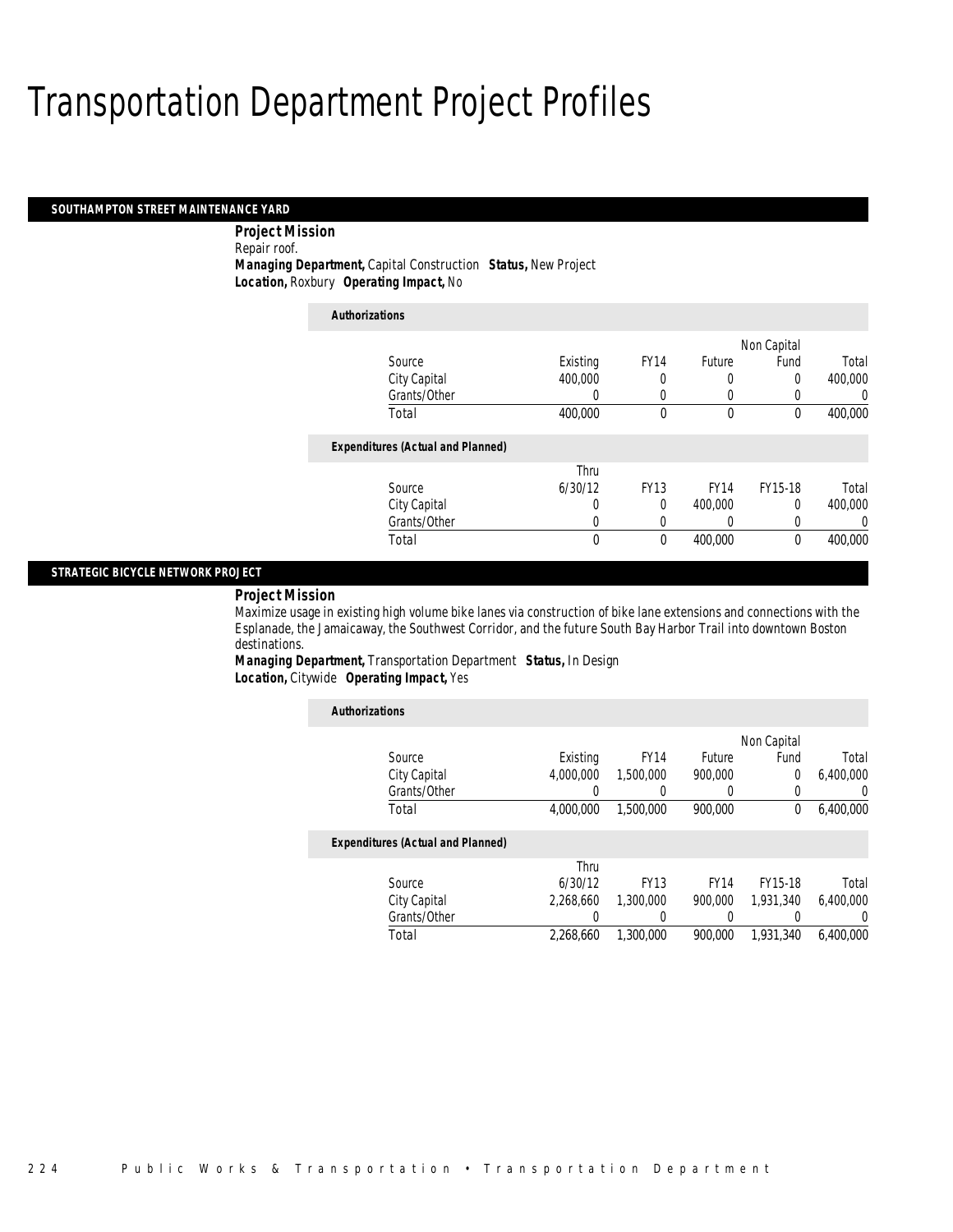# Transportation Department Project Profiles

## SOUTHAMPTON STREET MAINTENANCE YARD

**Project Mission**
Repair roof.
***Managing Department,*** Capital Construction ***Status,*** New Project
***Location,*** Roxbury ***Operating Impact,*** No

**Authorizations**

| Source | Existing | FY14 | Future | Non Capital Fund | Total |
|---|---|---|---|---|---|
| City Capital | 400,000 | 0 | 0 | 0 | 400,000 |
| Grants/Other | 0 | 0 | 0 | 0 | 0 |
| Total | 400,000 | 0 | 0 | 0 | 400,000 |

**Expenditures (Actual and Planned)**

| Source | Thru 6/30/12 | FY13 | FY14 | FY15-18 | Total |
|---|---|---|---|---|---|
| City Capital | 0 | 0 | 400,000 | 0 | 400,000 |
| Grants/Other | 0 | 0 | 0 | 0 | 0 |
| Total | 0 | 0 | 400,000 | 0 | 400,000 |

## STRATEGIC BICYCLE NETWORK PROJECT

**Project Mission**
Maximize usage in existing high volume bike lanes via construction of bike lane extensions and connections with the Esplanade, the Jamaicaway, the Southwest Corridor, and the future South Bay Harbor Trail into downtown Boston destinations.
***Managing Department,*** Transportation Department ***Status,*** In Design
***Location,*** Citywide ***Operating Impact,*** Yes

**Authorizations**

| Source | Existing | FY14 | Future | Non Capital Fund | Total |
|---|---|---|---|---|---|
| City Capital | 4,000,000 | 1,500,000 | 900,000 | 0 | 6,400,000 |
| Grants/Other | 0 | 0 | 0 | 0 | 0 |
| Total | 4,000,000 | 1,500,000 | 900,000 | 0 | 6,400,000 |

**Expenditures (Actual and Planned)**

| Source | Thru 6/30/12 | FY13 | FY14 | FY15-18 | Total |
|---|---|---|---|---|---|
| City Capital | 2,268,660 | 1,300,000 | 900,000 | 1,931,340 | 6,400,000 |
| Grants/Other | 0 | 0 | 0 | 0 | 0 |
| Total | 2,268,660 | 1,300,000 | 900,000 | 1,931,340 | 6,400,000 |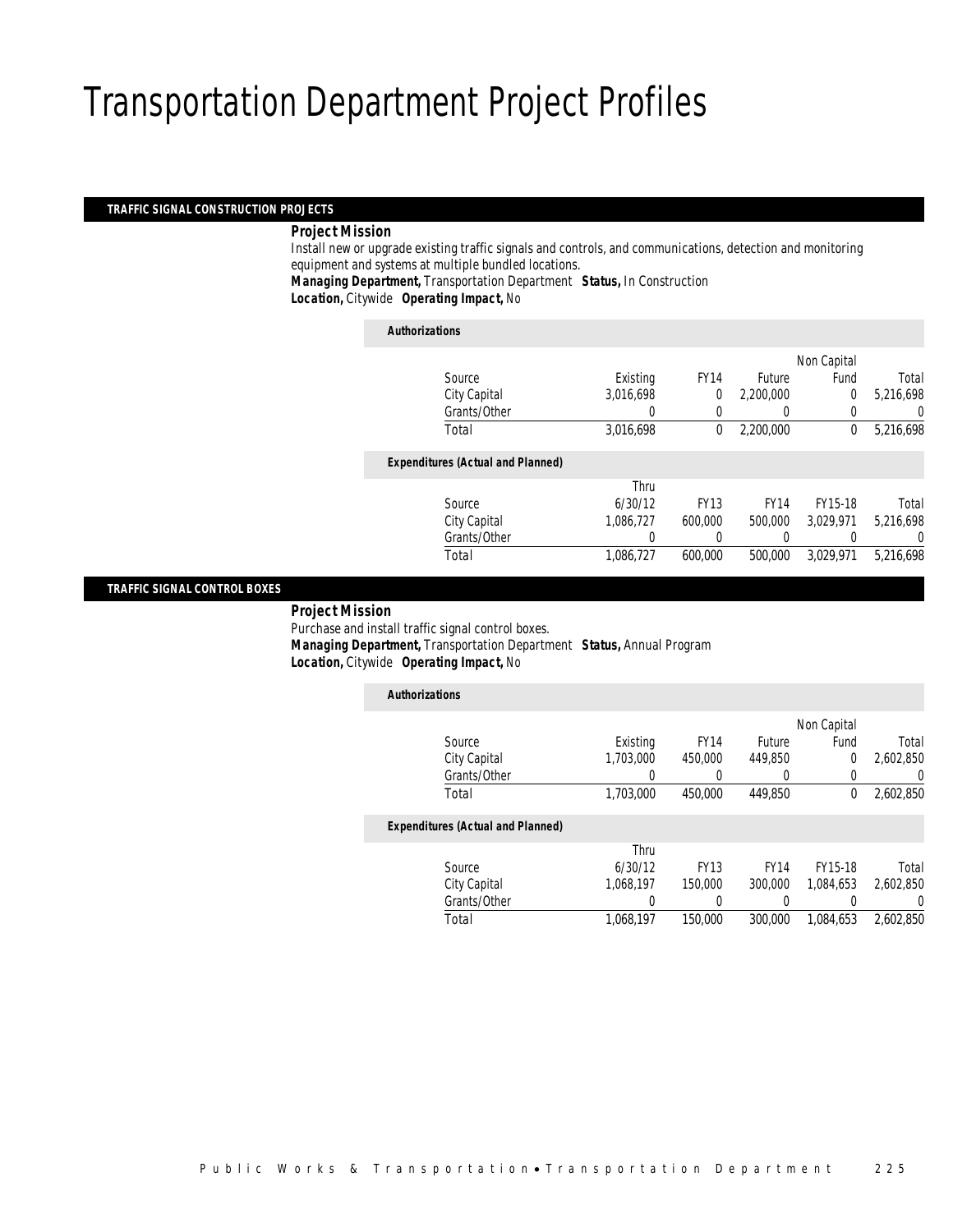# Transportation Department Project Profiles

## TRAFFIC SIGNAL CONSTRUCTION PROJECTS

**Project Mission**

Install new or upgrade existing traffic signals and controls, and communications, detection and monitoring equipment and systems at multiple bundled locations.

***Managing Department,*** Transportation Department ***Status,*** In Construction

***Location,*** Citywide ***Operating Impact,*** No

*Authorizations*

| Source | Existing | FY14 | Future | Non Capital Fund | Total |
|---|---|---|---|---|---|
| City Capital | 3,016,698 | 0 | 2,200,000 | 0 | 5,216,698 |
| Grants/Other | 0 | 0 | 0 | 0 | 0 |
| Total | 3,016,698 | 0 | 2,200,000 | 0 | 5,216,698 |

*Expenditures (Actual and Planned)*

| Source | Thru 6/30/12 | FY13 | FY14 | FY15-18 | Total |
|---|---|---|---|---|---|
| City Capital | 1,086,727 | 600,000 | 500,000 | 3,029,971 | 5,216,698 |
| Grants/Other | 0 | 0 | 0 | 0 | 0 |
| Total | 1,086,727 | 600,000 | 500,000 | 3,029,971 | 5,216,698 |

## TRAFFIC SIGNAL CONTROL BOXES

**Project Mission**

Purchase and install traffic signal control boxes.

***Managing Department,*** Transportation Department ***Status,*** Annual Program

***Location,*** Citywide ***Operating Impact,*** No

*Authorizations*

| Source | Existing | FY14 | Future | Non Capital Fund | Total |
|---|---|---|---|---|---|
| City Capital | 1,703,000 | 450,000 | 449,850 | 0 | 2,602,850 |
| Grants/Other | 0 | 0 | 0 | 0 | 0 |
| Total | 1,703,000 | 450,000 | 449,850 | 0 | 2,602,850 |

*Expenditures (Actual and Planned)*

| Source | Thru 6/30/12 | FY13 | FY14 | FY15-18 | Total |
|---|---|---|---|---|---|
| City Capital | 1,068,197 | 150,000 | 300,000 | 1,084,653 | 2,602,850 |
| Grants/Other | 0 | 0 | 0 | 0 | 0 |
| Total | 1,068,197 | 150,000 | 300,000 | 1,084,653 | 2,602,850 |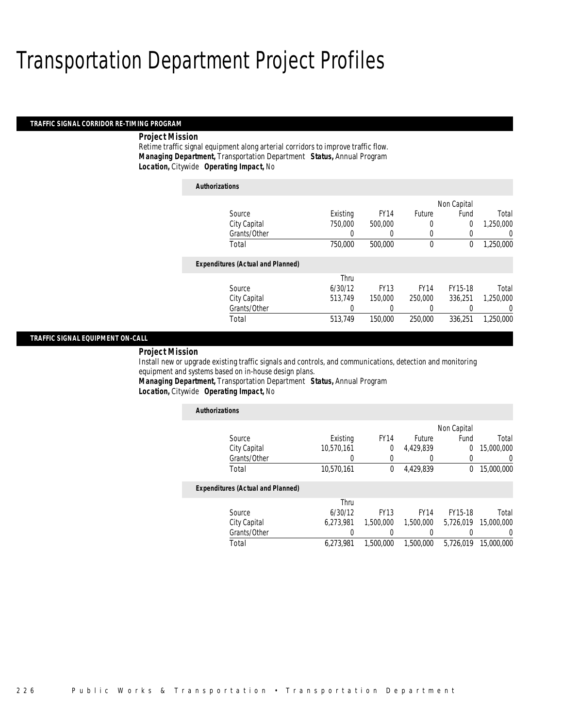# Transportation Department Project Profiles

## TRAFFIC SIGNAL CORRIDOR RE-TIMING PROGRAM

**Project Mission**

Retime traffic signal equipment along arterial corridors to improve traffic flow.

***Managing Department,*** Transportation Department ***Status,*** Annual Program

***Location,*** Citywide ***Operating Impact,*** No

***Authorizations***

| Source | Existing | FY14 | Future | Non Capital Fund | Total |
|---|---|---|---|---|---|
| City Capital | 750,000 | 500,000 | 0 | 0 | 1,250,000 |
| Grants/Other | 0 | 0 | 0 | 0 | 0 |
| Total | 750,000 | 500,000 | 0 | 0 | 1,250,000 |

***Expenditures (Actual and Planned)***

| Source | Thru 6/30/12 | FY13 | FY14 | FY15-18 | Total |
|---|---|---|---|---|---|
| City Capital | 513,749 | 150,000 | 250,000 | 336,251 | 1,250,000 |
| Grants/Other | 0 | 0 | 0 | 0 | 0 |
| Total | 513,749 | 150,000 | 250,000 | 336,251 | 1,250,000 |

## TRAFFIC SIGNAL EQUIPMENT ON-CALL

**Project Mission**

Install new or upgrade existing traffic signals and controls, and communications, detection and monitoring equipment and systems based on in-house design plans.

***Managing Department,*** Transportation Department ***Status,*** Annual Program

***Location,*** Citywide ***Operating Impact,*** No

***Authorizations***

| Source | Existing | FY14 | Future | Non Capital Fund | Total |
|---|---|---|---|---|---|
| City Capital | 10,570,161 | 0 | 4,429,839 | 0 | 15,000,000 |
| Grants/Other | 0 | 0 | 0 | 0 | 0 |
| Total | 10,570,161 | 0 | 4,429,839 | 0 | 15,000,000 |

***Expenditures (Actual and Planned)***

| Source | Thru 6/30/12 | FY13 | FY14 | FY15-18 | Total |
|---|---|---|---|---|---|
| City Capital | 6,273,981 | 1,500,000 | 1,500,000 | 5,726,019 | 15,000,000 |
| Grants/Other | 0 | 0 | 0 | 0 | 0 |
| Total | 6,273,981 | 1,500,000 | 1,500,000 | 5,726,019 | 15,000,000 |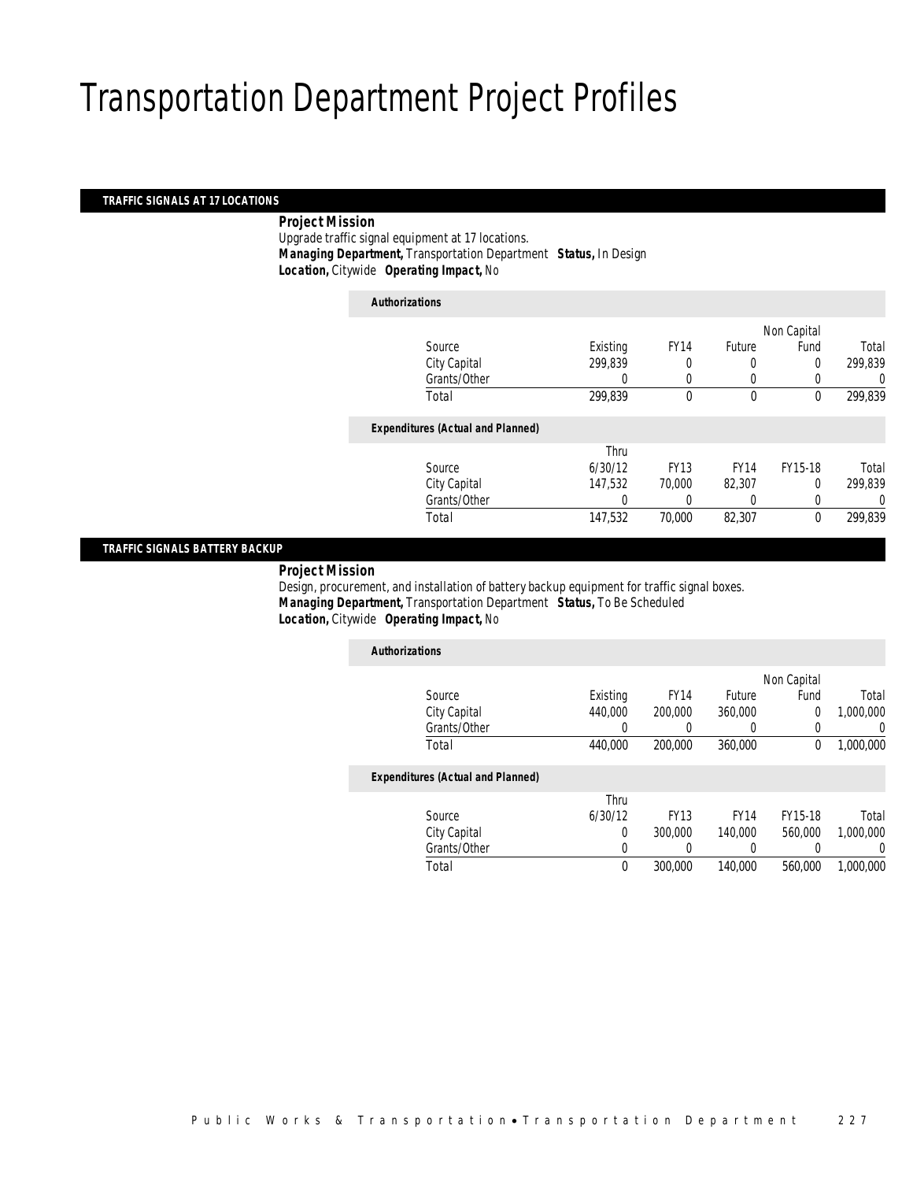# Transportation Department Project Profiles

## TRAFFIC SIGNALS AT 17 LOCATIONS

***Project Mission***
Upgrade traffic signal equipment at 17 locations.
***Managing Department,*** Transportation Department ***Status,*** In Design
***Location,*** Citywide ***Operating Impact,*** No

***Authorizations***

| Source | Existing | FY14 | Future | Non Capital Fund | Total |
|---|---|---|---|---|---|
| City Capital | 299,839 | 0 | 0 | 0 | 299,839 |
| Grants/Other | 0 | 0 | 0 | 0 | 0 |
| Total | 299,839 | 0 | 0 | 0 | 299,839 |

***Expenditures (Actual and Planned)***

| Source | Thru 6/30/12 | FY13 | FY14 | FY15-18 | Total |
|---|---|---|---|---|---|
| City Capital | 147,532 | 70,000 | 82,307 | 0 | 299,839 |
| Grants/Other | 0 | 0 | 0 | 0 | 0 |
| Total | 147,532 | 70,000 | 82,307 | 0 | 299,839 |

## TRAFFIC SIGNALS BATTERY BACKUP

***Project Mission***
Design, procurement, and installation of battery backup equipment for traffic signal boxes.
***Managing Department,*** Transportation Department ***Status,*** To Be Scheduled
***Location,*** Citywide ***Operating Impact,*** No

***Authorizations***

| Source | Existing | FY14 | Future | Non Capital Fund | Total |
|---|---|---|---|---|---|
| City Capital | 440,000 | 200,000 | 360,000 | 0 | 1,000,000 |
| Grants/Other | 0 | 0 | 0 | 0 | 0 |
| Total | 440,000 | 200,000 | 360,000 | 0 | 1,000,000 |

***Expenditures (Actual and Planned)***

| Source | Thru 6/30/12 | FY13 | FY14 | FY15-18 | Total |
|---|---|---|---|---|---|
| City Capital | 0 | 300,000 | 140,000 | 560,000 | 1,000,000 |
| Grants/Other | 0 | 0 | 0 | 0 | 0 |
| Total | 0 | 300,000 | 140,000 | 560,000 | 1,000,000 |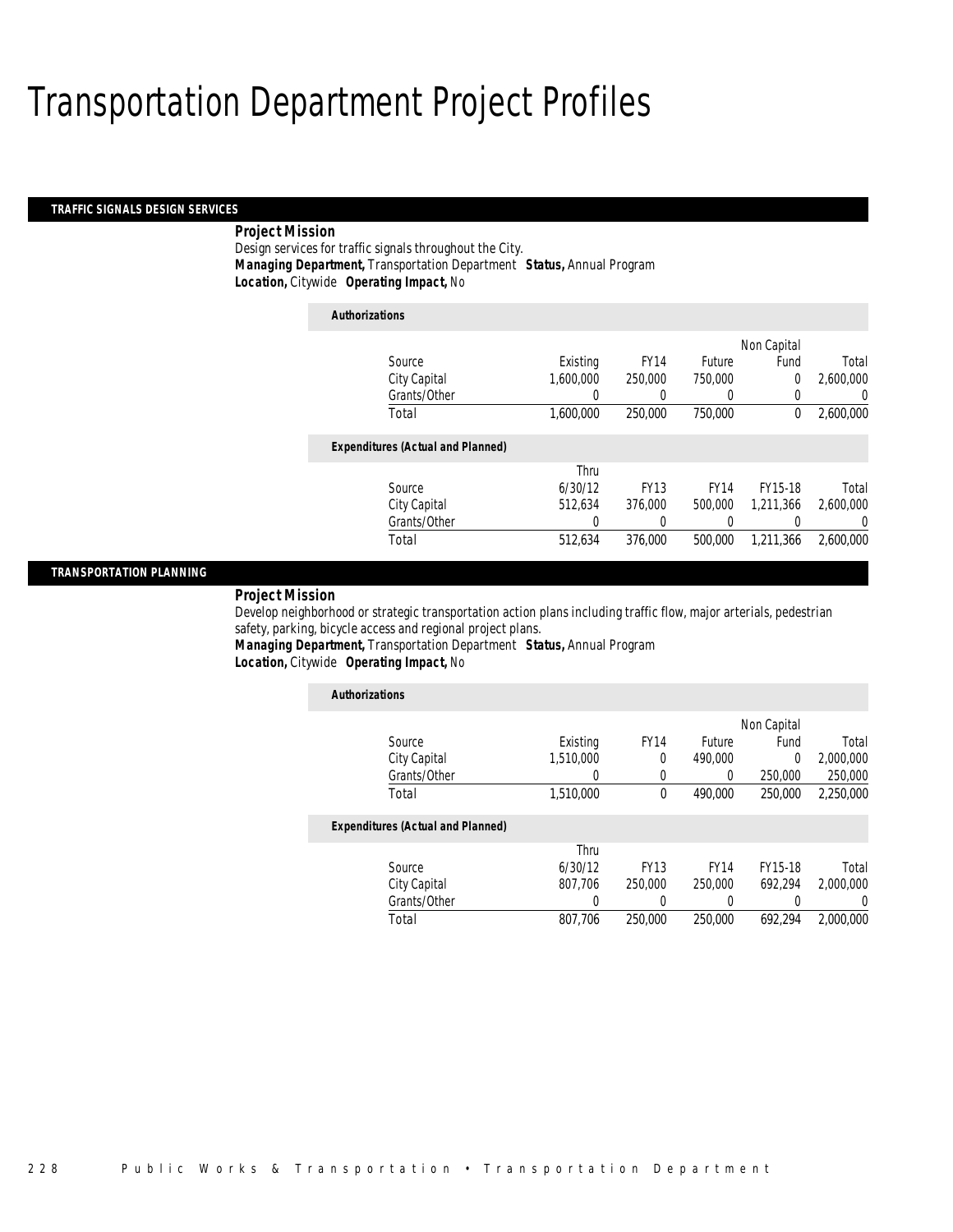# Transportation Department Project Profiles

## TRAFFIC SIGNALS DESIGN SERVICES

**Project Mission**

Design services for traffic signals throughout the City.

***Managing Department,*** Transportation Department ***Status,*** Annual Program

***Location,*** Citywide ***Operating Impact,*** No

***Authorizations***

| Source | Existing | FY14 | Future | Non Capital Fund | Total |
|---|---|---|---|---|---|
| City Capital | 1,600,000 | 250,000 | 750,000 | 0 | 2,600,000 |
| Grants/Other | 0 | 0 | 0 | 0 | 0 |
| Total | 1,600,000 | 250,000 | 750,000 | 0 | 2,600,000 |

***Expenditures (Actual and Planned)***

| Source | Thru 6/30/12 | FY13 | FY14 | FY15-18 | Total |
|---|---|---|---|---|---|
| City Capital | 512,634 | 376,000 | 500,000 | 1,211,366 | 2,600,000 |
| Grants/Other | 0 | 0 | 0 | 0 | 0 |
| Total | 512,634 | 376,000 | 500,000 | 1,211,366 | 2,600,000 |

## TRANSPORTATION PLANNING

**Project Mission**

Develop neighborhood or strategic transportation action plans including traffic flow, major arterials, pedestrian safety, parking, bicycle access and regional project plans.

***Managing Department,*** Transportation Department ***Status,*** Annual Program

***Location,*** Citywide ***Operating Impact,*** No

***Authorizations***

| Source | Existing | FY14 | Future | Non Capital Fund | Total |
|---|---|---|---|---|---|
| City Capital | 1,510,000 | 0 | 490,000 | 0 | 2,000,000 |
| Grants/Other | 0 | 0 | 0 | 250,000 | 250,000 |
| Total | 1,510,000 | 0 | 490,000 | 250,000 | 2,250,000 |

***Expenditures (Actual and Planned)***

| Source | Thru 6/30/12 | FY13 | FY14 | FY15-18 | Total |
|---|---|---|---|---|---|
| City Capital | 807,706 | 250,000 | 250,000 | 692,294 | 2,000,000 |
| Grants/Other | 0 | 0 | 0 | 0 | 0 |
| Total | 807,706 | 250,000 | 250,000 | 692,294 | 2,000,000 |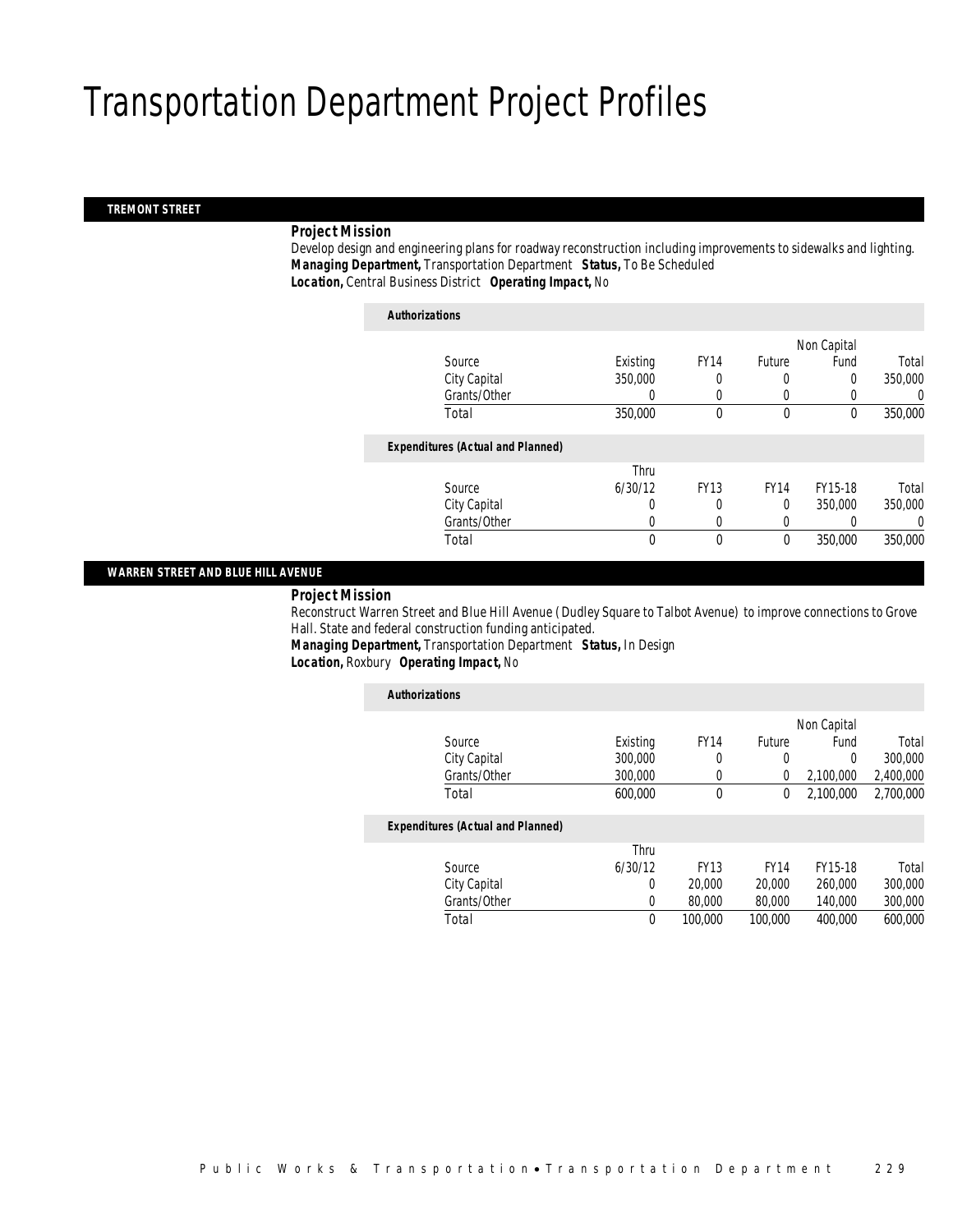# Transportation Department Project Profiles

## TREMONT STREET

**Project Mission**

Develop design and engineering plans for roadway reconstruction including improvements to sidewalks and lighting.

***Managing Department,*** Transportation Department ***Status,*** To Be Scheduled

***Location,*** Central Business District ***Operating Impact,*** No

***Authorizations***

| Source | Existing | FY14 | Future | Non Capital Fund | Total |
|---|---|---|---|---|---|
| City Capital | 350,000 | 0 | 0 | 0 | 350,000 |
| Grants/Other | 0 | 0 | 0 | 0 | 0 |
| Total | 350,000 | 0 | 0 | 0 | 350,000 |

***Expenditures (Actual and Planned)***

| Source | Thru 6/30/12 | FY13 | FY14 | FY15-18 | Total |
|---|---|---|---|---|---|
| City Capital | 0 | 0 | 0 | 350,000 | 350,000 |
| Grants/Other | 0 | 0 | 0 | 0 | 0 |
| Total | 0 | 0 | 0 | 350,000 | 350,000 |

## WARREN STREET AND BLUE HILL AVENUE

**Project Mission**

Reconstruct Warren Street and Blue Hill Avenue (Dudley Square to Talbot Avenue) to improve connections to Grove Hall. State and federal construction funding anticipated.

***Managing Department,*** Transportation Department ***Status,*** In Design

***Location,*** Roxbury ***Operating Impact,*** No

***Authorizations***

| Source | Existing | FY14 | Future | Non Capital Fund | Total |
|---|---|---|---|---|---|
| City Capital | 300,000 | 0 | 0 | 0 | 300,000 |
| Grants/Other | 300,000 | 0 | 0 | 2,100,000 | 2,400,000 |
| Total | 600,000 | 0 | 0 | 2,100,000 | 2,700,000 |

***Expenditures (Actual and Planned)***

| Source | Thru 6/30/12 | FY13 | FY14 | FY15-18 | Total |
|---|---|---|---|---|---|
| City Capital | 0 | 20,000 | 20,000 | 260,000 | 300,000 |
| Grants/Other | 0 | 80,000 | 80,000 | 140,000 | 300,000 |
| Total | 0 | 100,000 | 100,000 | 400,000 | 600,000 |